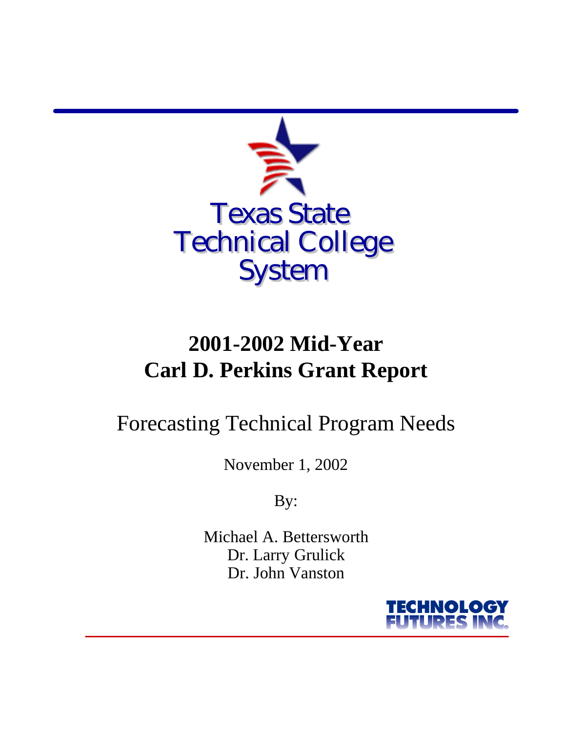Texas State
Technical College
System

# 2001-2002 Mid-Year
# Carl D. Perkins Grant Report

## Forecasting Technical Program Needs

November 1, 2002

By:

Michael A. Bettersworth
Dr. Larry Grulick
Dr. John Vanston

TECHNOLOGY FUTURES INC.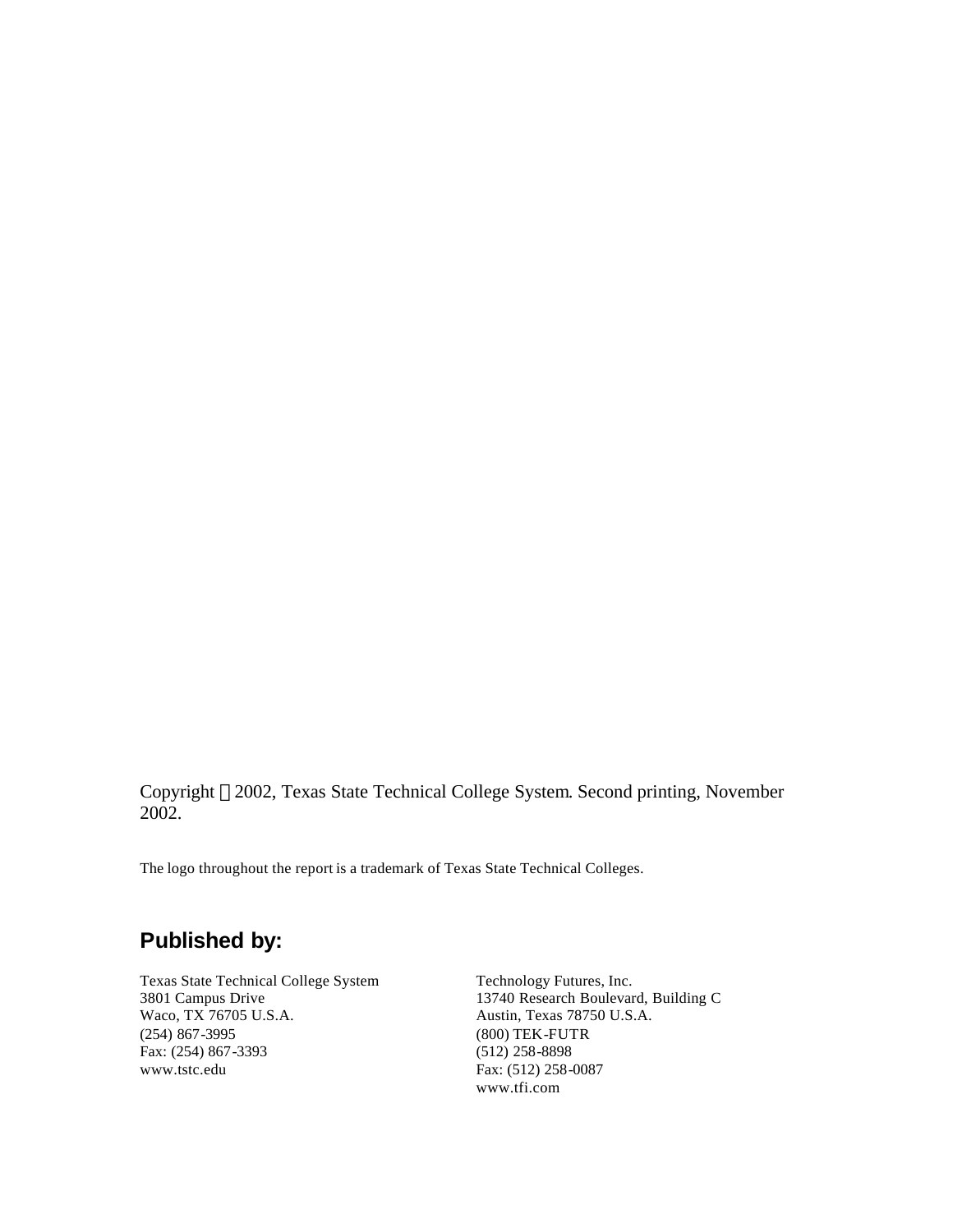Copyright © 2002, Texas State Technical College System. Second printing, November 2002.

The logo throughout the report is a trademark of Texas State Technical Colleges.

## Published by:

Texas State Technical College System
3801 Campus Drive
Waco, TX 76705 U.S.A.
(254) 867-3995
Fax: (254) 867-3393
www.tstc.edu

Technology Futures, Inc.
13740 Research Boulevard, Building C
Austin, Texas 78750 U.S.A.
(800) TEK-FUTR
(512) 258-8898
Fax: (512) 258-0087
www.tfi.com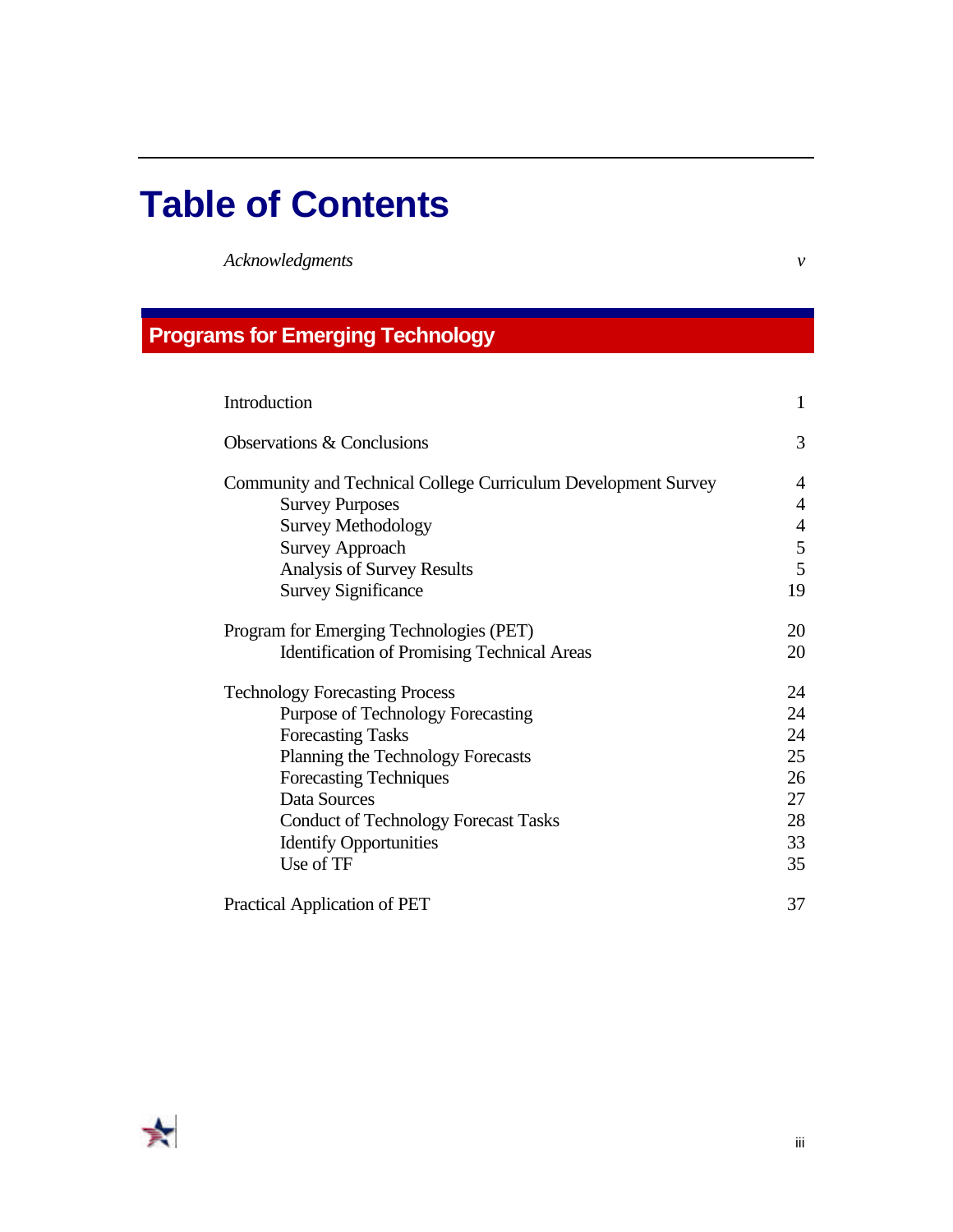# Table of Contents

| | |
|---|---|
| *Acknowledgments* | *v* |

## Programs for Emerging Technology

| | |
|---|---|
| Introduction | 1 |
| Observations & Conclusions | 3 |
| Community and Technical College Curriculum Development Survey | 4 |
| Survey Purposes | 4 |
| Survey Methodology | 4 |
| Survey Approach | 5 |
| Analysis of Survey Results | 5 |
| Survey Significance | 19 |
| Program for Emerging Technologies (PET) | 20 |
| Identification of Promising Technical Areas | 20 |
| Technology Forecasting Process | 24 |
| Purpose of Technology Forecasting | 24 |
| Forecasting Tasks | 24 |
| Planning the Technology Forecasts | 25 |
| Forecasting Techniques | 26 |
| Data Sources | 27 |
| Conduct of Technology Forecast Tasks | 28 |
| Identify Opportunities | 33 |
| Use of TF | 35 |
| Practical Application of PET | 37 |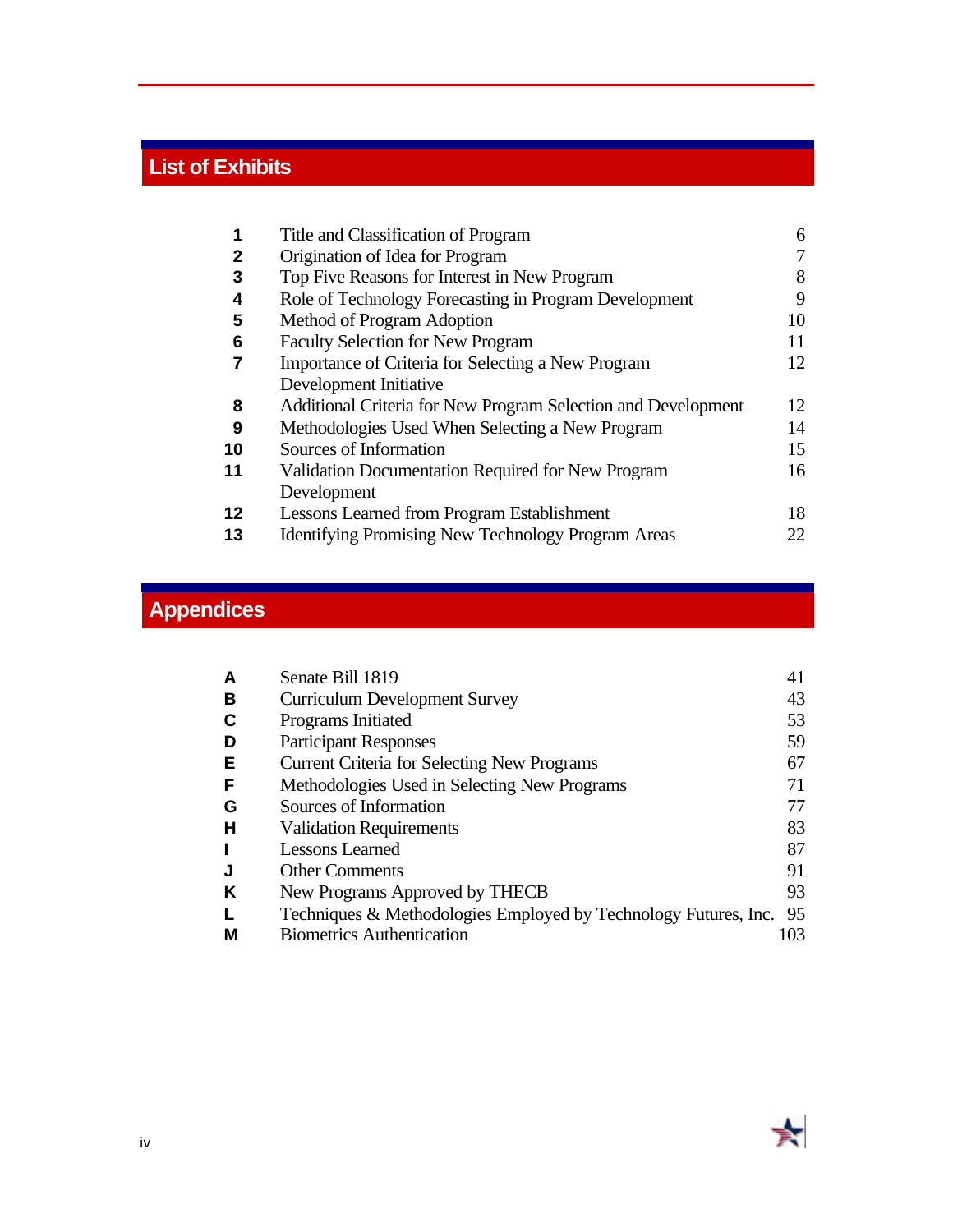## List of Exhibits

| | | |
|---|---|---|
| **1** | Title and Classification of Program | 6 |
| **2** | Origination of Idea for Program | 7 |
| **3** | Top Five Reasons for Interest in New Program | 8 |
| **4** | Role of Technology Forecasting in Program Development | 9 |
| **5** | Method of Program Adoption | 10 |
| **6** | Faculty Selection for New Program | 11 |
| **7** | Importance of Criteria for Selecting a New Program Development Initiative | 12 |
| **8** | Additional Criteria for New Program Selection and Development | 12 |
| **9** | Methodologies Used When Selecting a New Program | 14 |
| **10** | Sources of Information | 15 |
| **11** | Validation Documentation Required for New Program Development | 16 |
| **12** | Lessons Learned from Program Establishment | 18 |
| **13** | Identifying Promising New Technology Program Areas | 22 |

## Appendices

| | | |
|---|---|---|
| **A** | Senate Bill 1819 | 41 |
| **B** | Curriculum Development Survey | 43 |
| **C** | Programs Initiated | 53 |
| **D** | Participant Responses | 59 |
| **E** | Current Criteria for Selecting New Programs | 67 |
| **F** | Methodologies Used in Selecting New Programs | 71 |
| **G** | Sources of Information | 77 |
| **H** | Validation Requirements | 83 |
| **I** | Lessons Learned | 87 |
| **J** | Other Comments | 91 |
| **K** | New Programs Approved by THECB | 93 |
| **L** | Techniques & Methodologies Employed by Technology Futures, Inc. | 95 |
| **M** | Biometrics Authentication | 103 |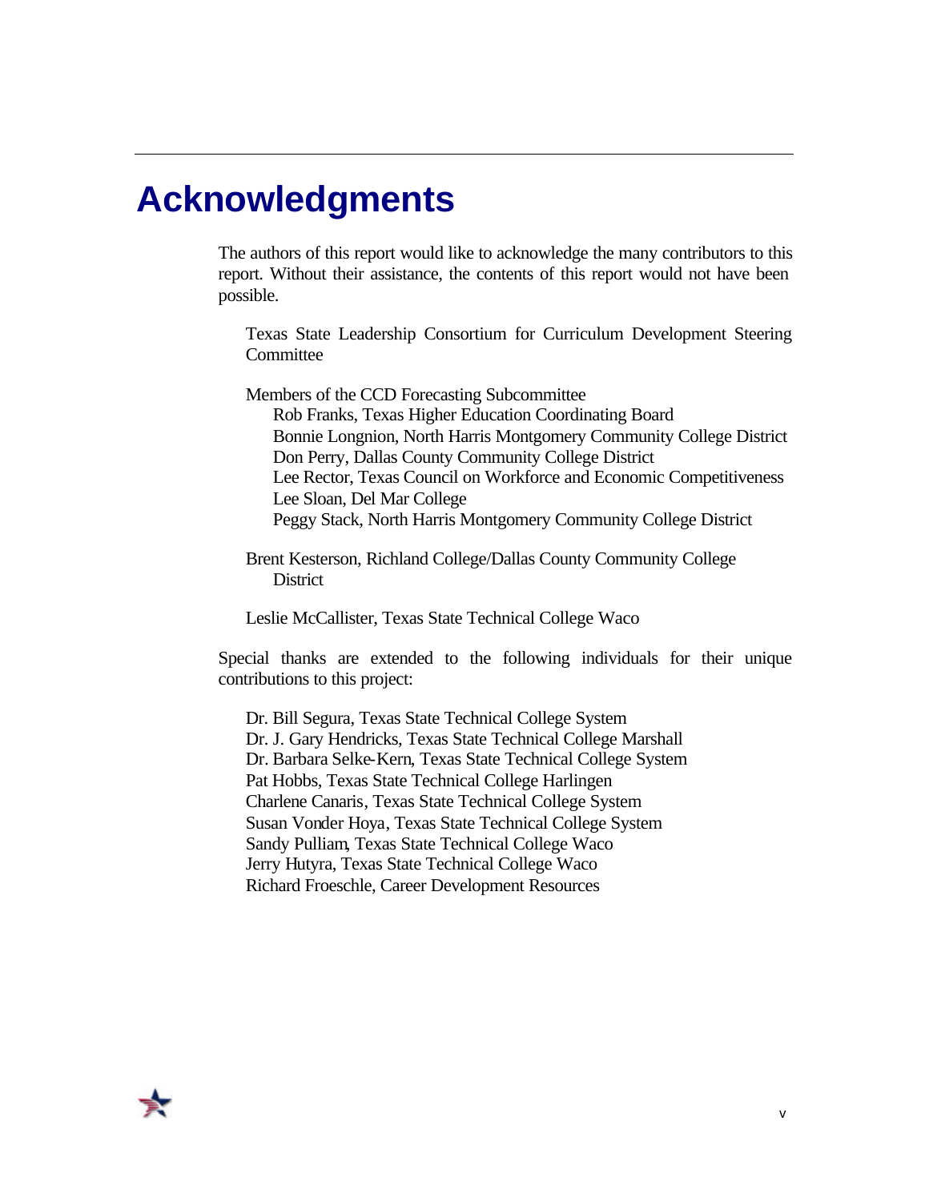# Acknowledgments

The authors of this report would like to acknowledge the many contributors to this report. Without their assistance, the contents of this report would not have been possible.

Texas State Leadership Consortium for Curriculum Development Steering Committee

Members of the CCD Forecasting Subcommittee

- Rob Franks, Texas Higher Education Coordinating Board
- Bonnie Longnion, North Harris Montgomery Community College District
- Don Perry, Dallas County Community College District
- Lee Rector, Texas Council on Workforce and Economic Competitiveness
- Lee Sloan, Del Mar College
- Peggy Stack, North Harris Montgomery Community College District

Brent Kesterson, Richland College/Dallas County Community College District

Leslie McCallister, Texas State Technical College Waco

Special thanks are extended to the following individuals for their unique contributions to this project:

- Dr. Bill Segura, Texas State Technical College System
- Dr. J. Gary Hendricks, Texas State Technical College Marshall
- Dr. Barbara Selke-Kern, Texas State Technical College System
- Pat Hobbs, Texas State Technical College Harlingen
- Charlene Canaris, Texas State Technical College System
- Susan Vonder Hoya, Texas State Technical College System
- Sandy Pulliam, Texas State Technical College Waco
- Jerry Hutyra, Texas State Technical College Waco
- Richard Froeschle, Career Development Resources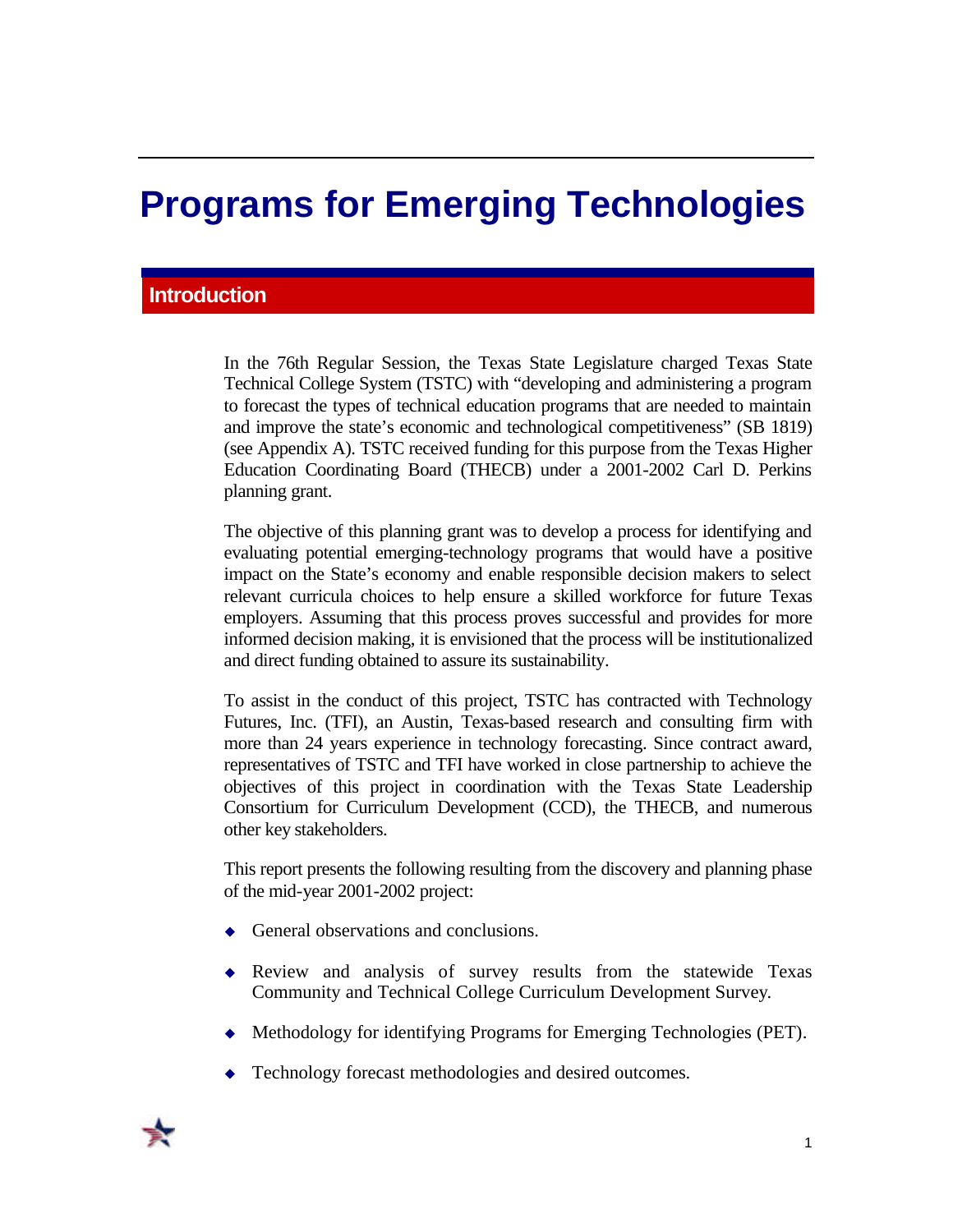# Programs for Emerging Technologies

## Introduction

In the 76th Regular Session, the Texas State Legislature charged Texas State Technical College System (TSTC) with "developing and administering a program to forecast the types of technical education programs that are needed to maintain and improve the state's economic and technological competitiveness" (SB 1819) (see Appendix A). TSTC received funding for this purpose from the Texas Higher Education Coordinating Board (THECB) under a 2001-2002 Carl D. Perkins planning grant.

The objective of this planning grant was to develop a process for identifying and evaluating potential emerging-technology programs that would have a positive impact on the State's economy and enable responsible decision makers to select relevant curricula choices to help ensure a skilled workforce for future Texas employers. Assuming that this process proves successful and provides for more informed decision making, it is envisioned that the process will be institutionalized and direct funding obtained to assure its sustainability.

To assist in the conduct of this project, TSTC has contracted with Technology Futures, Inc. (TFI), an Austin, Texas-based research and consulting firm with more than 24 years experience in technology forecasting. Since contract award, representatives of TSTC and TFI have worked in close partnership to achieve the objectives of this project in coordination with the Texas State Leadership Consortium for Curriculum Development (CCD), the THECB, and numerous other key stakeholders.

This report presents the following resulting from the discovery and planning phase of the mid-year 2001-2002 project:

- General observations and conclusions.
- Review and analysis of survey results from the statewide Texas Community and Technical College Curriculum Development Survey.
- Methodology for identifying Programs for Emerging Technologies (PET).
- Technology forecast methodologies and desired outcomes.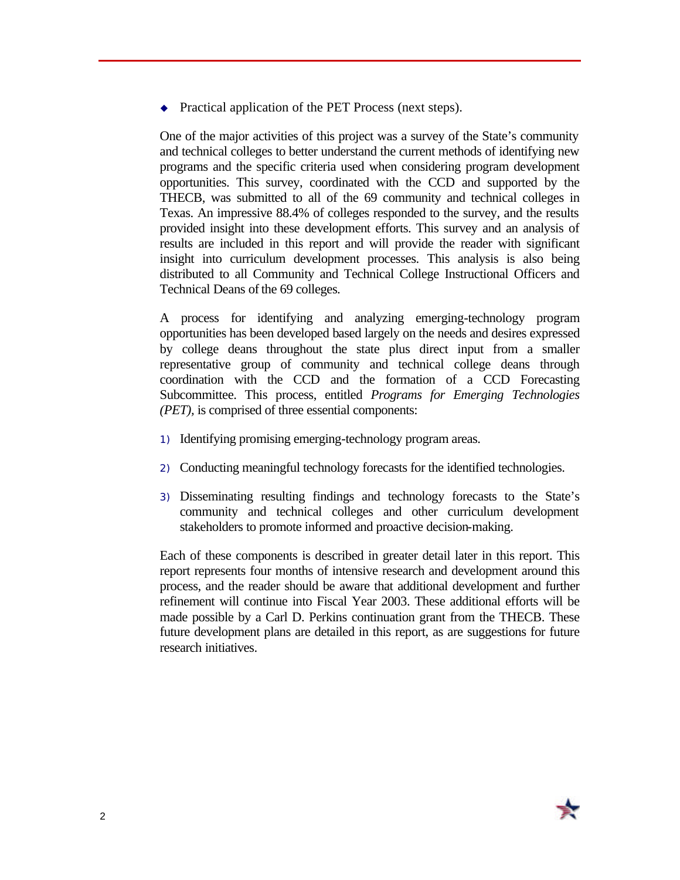- Practical application of the PET Process (next steps).

One of the major activities of this project was a survey of the State's community and technical colleges to better understand the current methods of identifying new programs and the specific criteria used when considering program development opportunities. This survey, coordinated with the CCD and supported by the THECB, was submitted to all of the 69 community and technical colleges in Texas. An impressive 88.4% of colleges responded to the survey, and the results provided insight into these development efforts. This survey and an analysis of results are included in this report and will provide the reader with significant insight into curriculum development processes. This analysis is also being distributed to all Community and Technical College Instructional Officers and Technical Deans of the 69 colleges.

A process for identifying and analyzing emerging-technology program opportunities has been developed based largely on the needs and desires expressed by college deans throughout the state plus direct input from a smaller representative group of community and technical college deans through coordination with the CCD and the formation of a CCD Forecasting Subcommittee. This process, entitled *Programs for Emerging Technologies (PET),* is comprised of three essential components:

1) Identifying promising emerging-technology program areas.

2) Conducting meaningful technology forecasts for the identified technologies.

3) Disseminating resulting findings and technology forecasts to the State's community and technical colleges and other curriculum development stakeholders to promote informed and proactive decision-making.

Each of these components is described in greater detail later in this report. This report represents four months of intensive research and development around this process, and the reader should be aware that additional development and further refinement will continue into Fiscal Year 2003. These additional efforts will be made possible by a Carl D. Perkins continuation grant from the THECB. These future development plans are detailed in this report, as are suggestions for future research initiatives.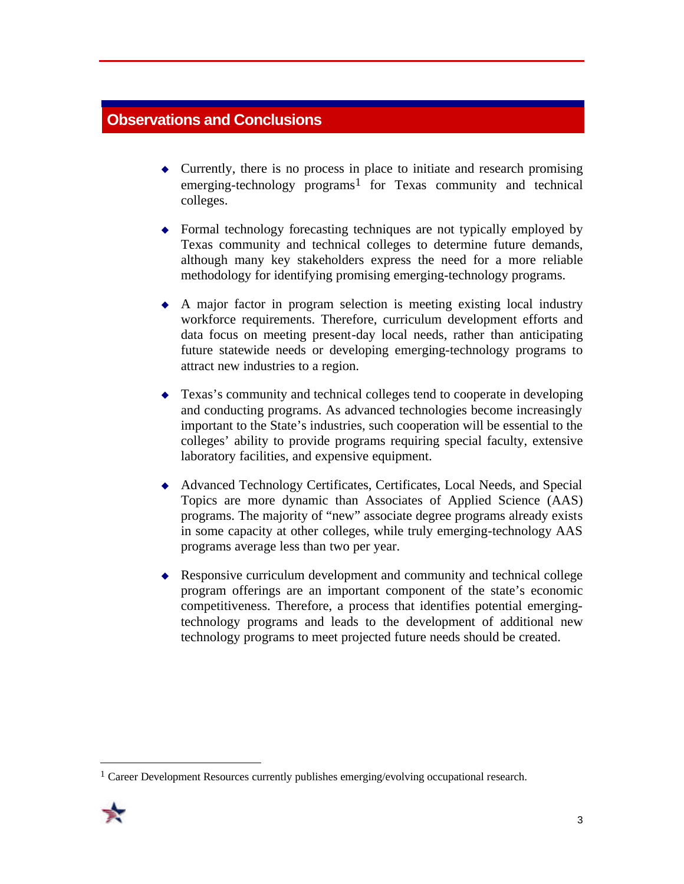## Observations and Conclusions

- Currently, there is no process in place to initiate and research promising emerging-technology programs[1] for Texas community and technical colleges.

- Formal technology forecasting techniques are not typically employed by Texas community and technical colleges to determine future demands, although many key stakeholders express the need for a more reliable methodology for identifying promising emerging-technology programs.

- A major factor in program selection is meeting existing local industry workforce requirements. Therefore, curriculum development efforts and data focus on meeting present-day local needs, rather than anticipating future statewide needs or developing emerging-technology programs to attract new industries to a region.

- Texas's community and technical colleges tend to cooperate in developing and conducting programs. As advanced technologies become increasingly important to the State's industries, such cooperation will be essential to the colleges' ability to provide programs requiring special faculty, extensive laboratory facilities, and expensive equipment.

- Advanced Technology Certificates, Certificates, Local Needs, and Special Topics are more dynamic than Associates of Applied Science (AAS) programs. The majority of "new" associate degree programs already exists in some capacity at other colleges, while truly emerging-technology AAS programs average less than two per year.

- Responsive curriculum development and community and technical college program offerings are an important component of the state's economic competitiveness. Therefore, a process that identifies potential emerging-technology programs and leads to the development of additional new technology programs to meet projected future needs should be created.

---

[1] Career Development Resources currently publishes emerging/evolving occupational research.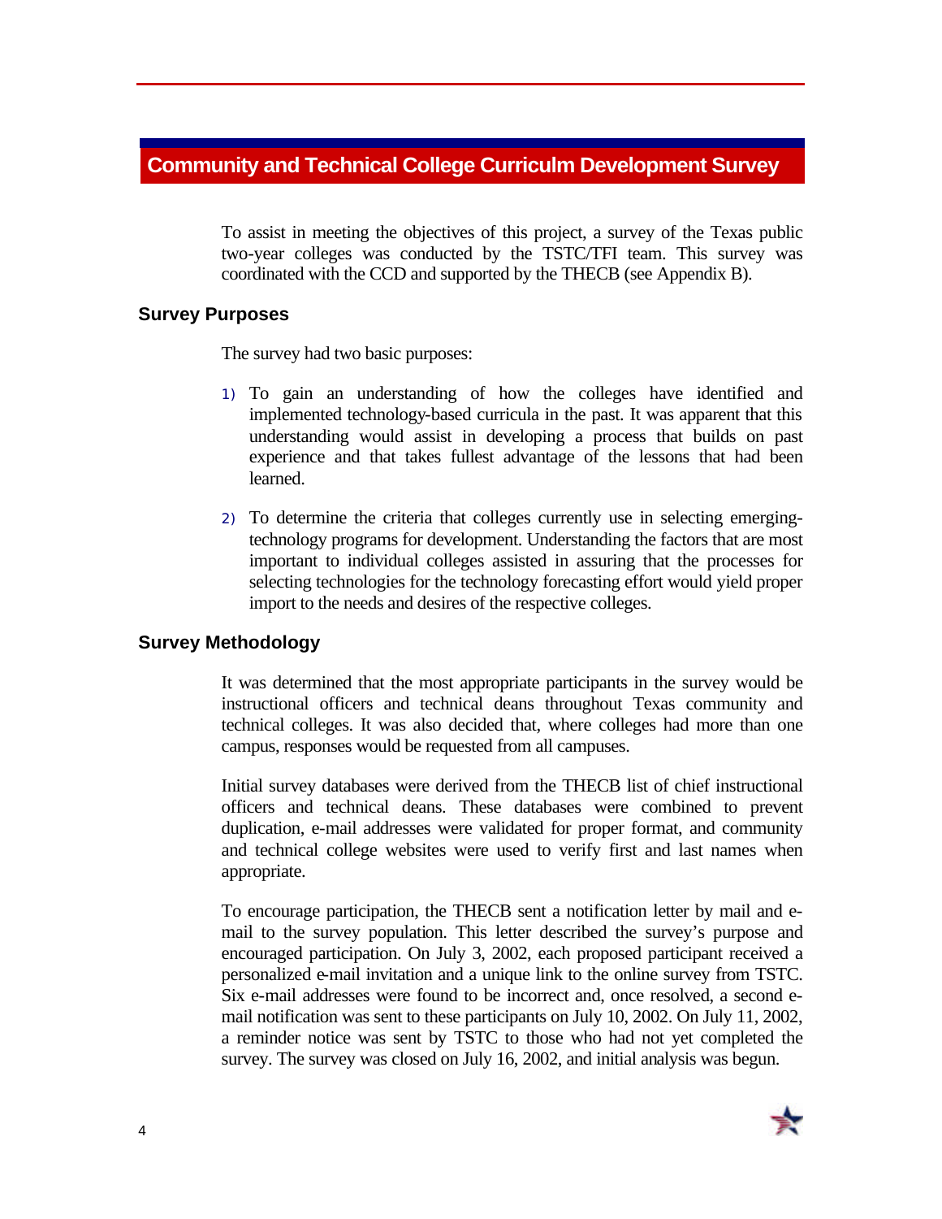# Community and Technical College Curriculm Development Survey

To assist in meeting the objectives of this project, a survey of the Texas public two-year colleges was conducted by the TSTC/TFI team. This survey was coordinated with the CCD and supported by the THECB (see Appendix B).

## Survey Purposes

The survey had two basic purposes:

1) To gain an understanding of how the colleges have identified and implemented technology-based curricula in the past. It was apparent that this understanding would assist in developing a process that builds on past experience and that takes fullest advantage of the lessons that had been learned.

2) To determine the criteria that colleges currently use in selecting emerging-technology programs for development. Understanding the factors that are most important to individual colleges assisted in assuring that the processes for selecting technologies for the technology forecasting effort would yield proper import to the needs and desires of the respective colleges.

## Survey Methodology

It was determined that the most appropriate participants in the survey would be instructional officers and technical deans throughout Texas community and technical colleges. It was also decided that, where colleges had more than one campus, responses would be requested from all campuses.

Initial survey databases were derived from the THECB list of chief instructional officers and technical deans. These databases were combined to prevent duplication, e-mail addresses were validated for proper format, and community and technical college websites were used to verify first and last names when appropriate.

To encourage participation, the THECB sent a notification letter by mail and e-mail to the survey population. This letter described the survey's purpose and encouraged participation. On July 3, 2002, each proposed participant received a personalized e-mail invitation and a unique link to the online survey from TSTC. Six e-mail addresses were found to be incorrect and, once resolved, a second e-mail notification was sent to these participants on July 10, 2002. On July 11, 2002, a reminder notice was sent by TSTC to those who had not yet completed the survey. The survey was closed on July 16, 2002, and initial analysis was begun.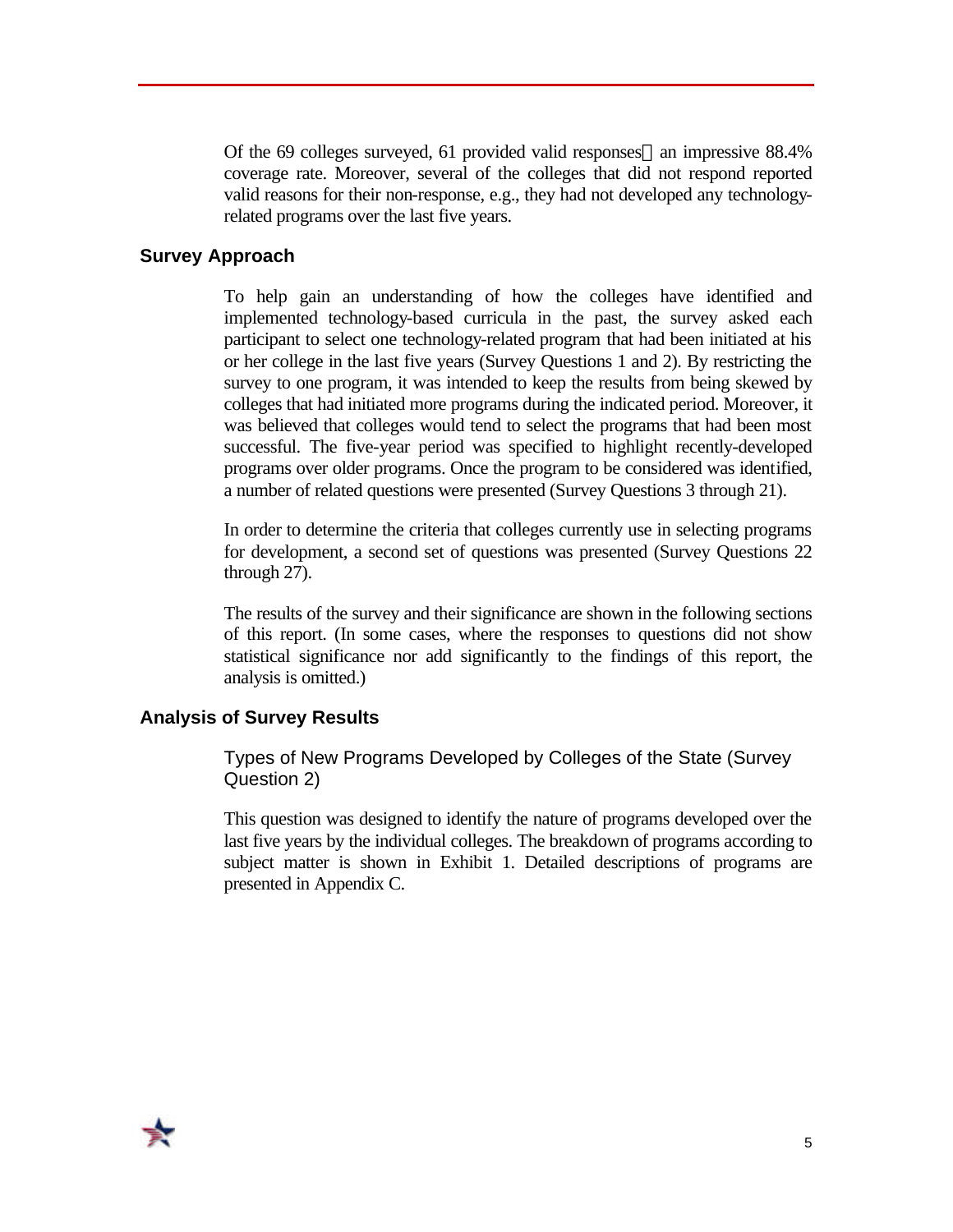Of the 69 colleges surveyed, 61 provided valid responses — an impressive 88.4% coverage rate. Moreover, several of the colleges that did not respond reported valid reasons for their non-response, e.g., they had not developed any technology-related programs over the last five years.

## Survey Approach

To help gain an understanding of how the colleges have identified and implemented technology-based curricula in the past, the survey asked each participant to select one technology-related program that had been initiated at his or her college in the last five years (Survey Questions 1 and 2). By restricting the survey to one program, it was intended to keep the results from being skewed by colleges that had initiated more programs during the indicated period. Moreover, it was believed that colleges would tend to select the programs that had been most successful. The five-year period was specified to highlight recently-developed programs over older programs. Once the program to be considered was identified, a number of related questions were presented (Survey Questions 3 through 21).

In order to determine the criteria that colleges currently use in selecting programs for development, a second set of questions was presented (Survey Questions 22 through 27).

The results of the survey and their significance are shown in the following sections of this report. (In some cases, where the responses to questions did not show statistical significance nor add significantly to the findings of this report, the analysis is omitted.)

## Analysis of Survey Results

### Types of New Programs Developed by Colleges of the State (Survey Question 2)

This question was designed to identify the nature of programs developed over the last five years by the individual colleges. The breakdown of programs according to subject matter is shown in Exhibit 1. Detailed descriptions of programs are presented in Appendix C.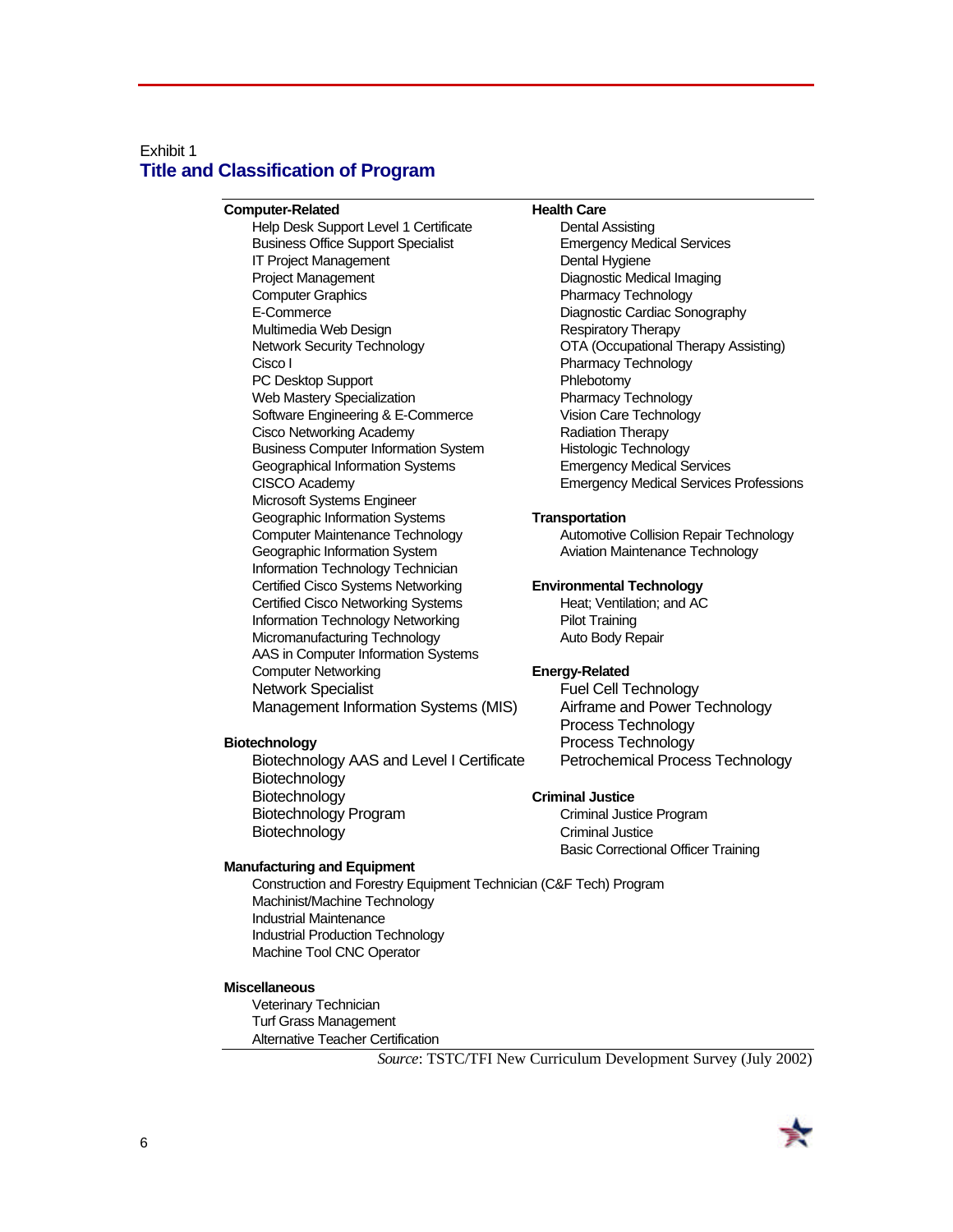Exhibit 1

## Title and Classification of Program

**Computer-Related**

- Help Desk Support Level 1 Certificate
- Business Office Support Specialist
- IT Project Management
- Project Management
- Computer Graphics
- E-Commerce
- Multimedia Web Design
- Network Security Technology
- Cisco I
- PC Desktop Support
- Web Mastery Specialization
- Software Engineering & E-Commerce
- Cisco Networking Academy
- Business Computer Information System
- Geographical Information Systems
- CISCO Academy
- Microsoft Systems Engineer
- Geographic Information Systems
- Computer Maintenance Technology
- Geographic Information System
- Information Technology Technician
- Certified Cisco Systems Networking
- Certified Cisco Networking Systems
- Information Technology Networking
- Micromanufacturing Technology
- AAS in Computer Information Systems
- Computer Networking
- Network Specialist
- Management Information Systems (MIS)

**Biotechnology**

- Biotechnology AAS and Level I Certificate
- Biotechnology
- Biotechnology
- Biotechnology Program
- Biotechnology

**Manufacturing and Equipment**

- Construction and Forestry Equipment Technician (C&F Tech) Program
- Machinist/Machine Technology
- Industrial Maintenance
- Industrial Production Technology
- Machine Tool CNC Operator

**Miscellaneous**

- Veterinary Technician
- Turf Grass Management
- Alternative Teacher Certification

**Health Care**

- Dental Assisting
- Emergency Medical Services
- Dental Hygiene
- Diagnostic Medical Imaging
- Pharmacy Technology
- Diagnostic Cardiac Sonography
- Respiratory Therapy
- OTA (Occupational Therapy Assisting)
- Pharmacy Technology
- Phlebotomy
- Pharmacy Technology
- Vision Care Technology
- Radiation Therapy
- Histologic Technology
- Emergency Medical Services
- Emergency Medical Services Professions

**Transportation**

- Automotive Collision Repair Technology
- Aviation Maintenance Technology

**Environmental Technology**

- Heat; Ventilation; and AC
- Pilot Training
- Auto Body Repair

**Energy-Related**

- Fuel Cell Technology
- Airframe and Power Technology
- Process Technology
- Process Technology
- Petrochemical Process Technology

**Criminal Justice**

- Criminal Justice Program
- Criminal Justice
- Basic Correctional Officer Training

*Source*: TSTC/TFI New Curriculum Development Survey (July 2002)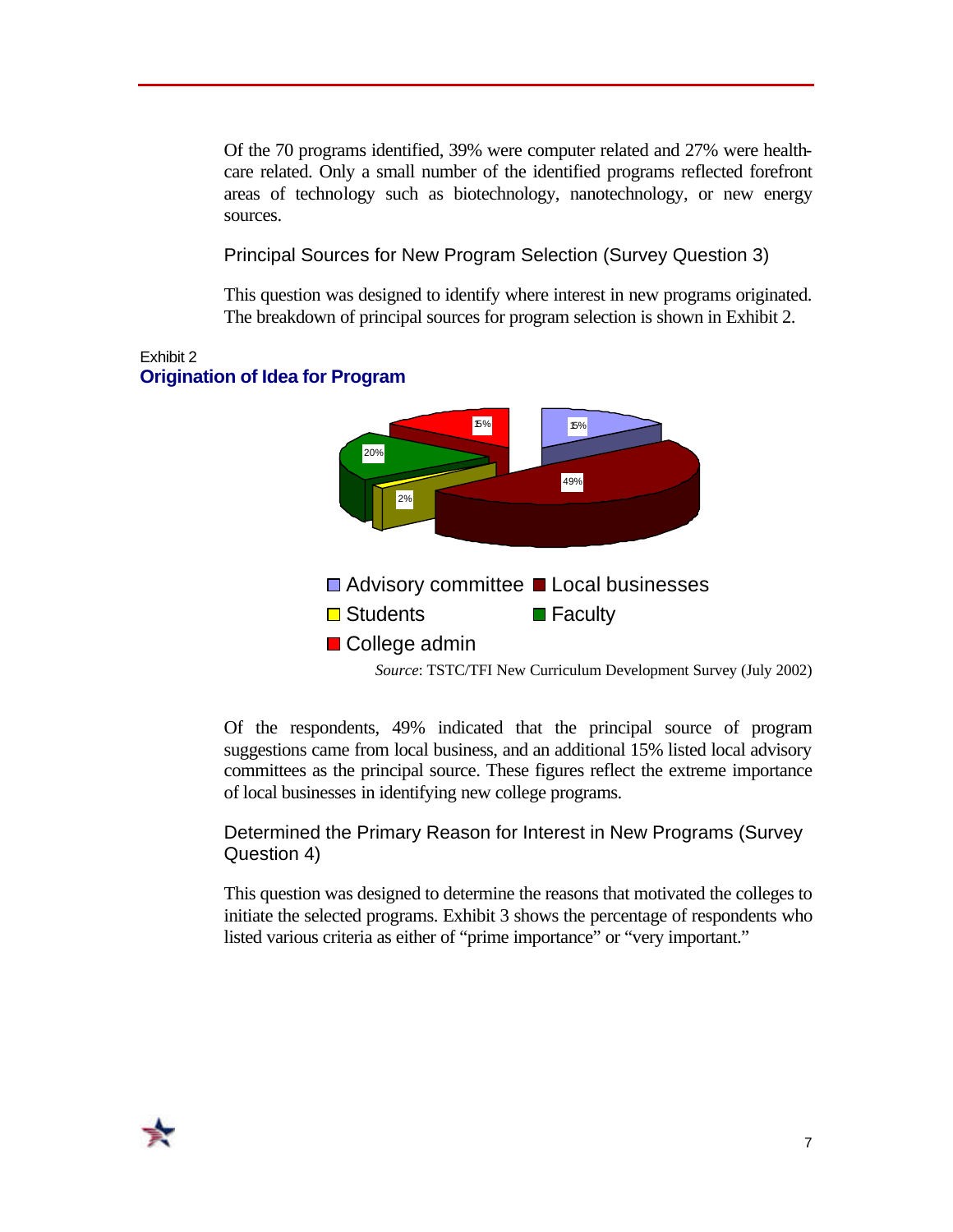Of the 70 programs identified, 39% were computer related and 27% were health-care related. Only a small number of the identified programs reflected forefront areas of technology such as biotechnology, nanotechnology, or new energy sources.

### Principal Sources for New Program Selection (Survey Question 3)

This question was designed to identify where interest in new programs originated. The breakdown of principal sources for program selection is shown in Exhibit 2.

Exhibit 2

**Origination of Idea for Program**

| Source | Percentage |
| --- | --- |
| Advisory committee | 15% |
| Local businesses | 49% |
| Students | 2% |
| Faculty | 20% |
| College admin | 15% |

*Source*: TSTC/TFI New Curriculum Development Survey (July 2002)

Of the respondents, 49% indicated that the principal source of program suggestions came from local business, and an additional 15% listed local advisory committees as the principal source. These figures reflect the extreme importance of local businesses in identifying new college programs.

### Determined the Primary Reason for Interest in New Programs (Survey Question 4)

This question was designed to determine the reasons that motivated the colleges to initiate the selected programs. Exhibit 3 shows the percentage of respondents who listed various criteria as either of "prime importance" or "very important."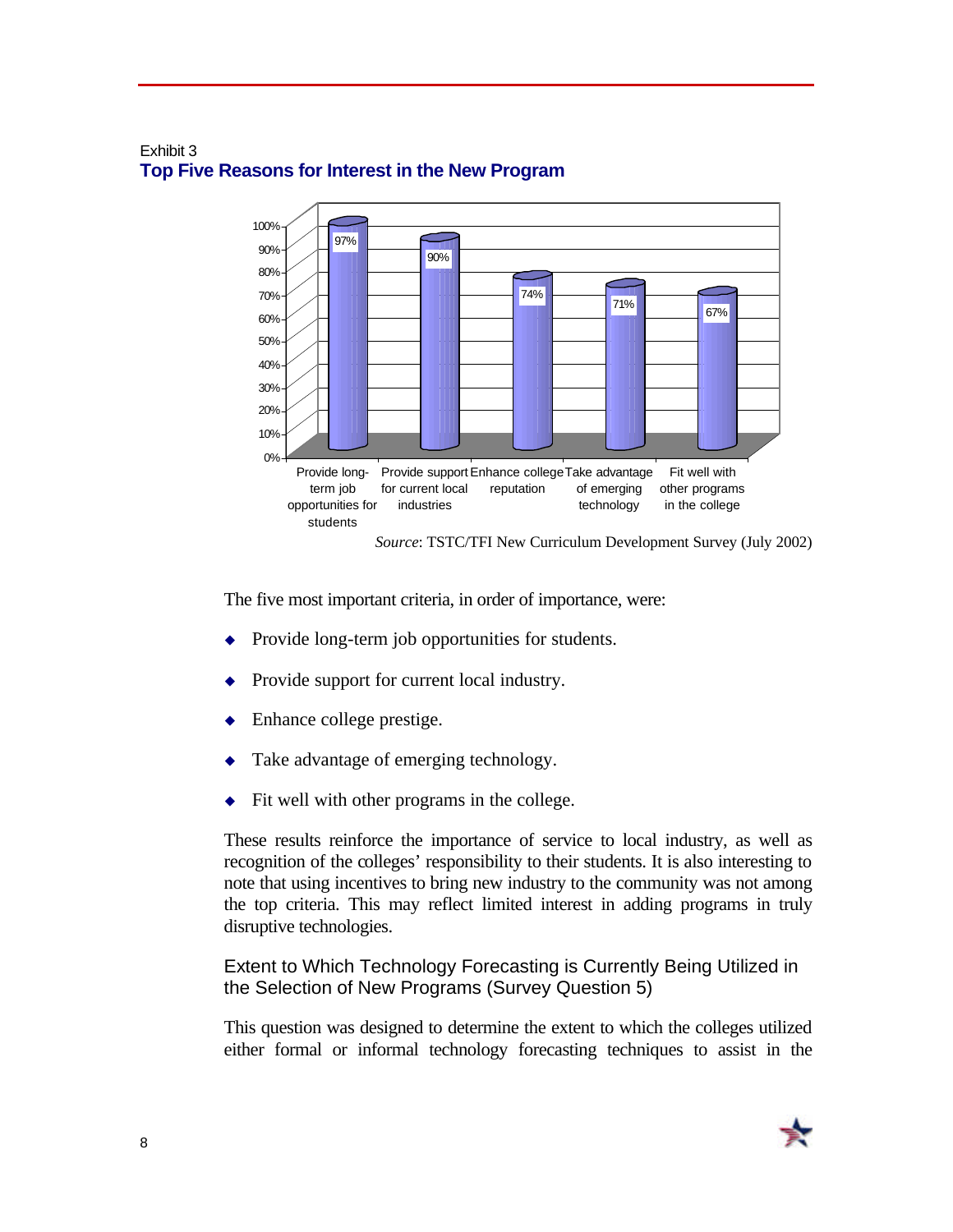Exhibit 3

**Top Five Reasons for Interest in the New Program**

| Reason | Percentage |
| --- | --- |
| Provide long-term job opportunities for students | 97% |
| Provide support for current local industries | 90% |
| Enhance college reputation | 74% |
| Take advantage of emerging technology | 71% |
| Fit well with other programs in the college | 67% |

*Source*: TSTC/TFI New Curriculum Development Survey (July 2002)

The five most important criteria, in order of importance, were:

- Provide long-term job opportunities for students.
- Provide support for current local industry.
- Enhance college prestige.
- Take advantage of emerging technology.
- Fit well with other programs in the college.

These results reinforce the importance of service to local industry, as well as recognition of the colleges' responsibility to their students. It is also interesting to note that using incentives to bring new industry to the community was not among the top criteria. This may reflect limited interest in adding programs in truly disruptive technologies.

### Extent to Which Technology Forecasting is Currently Being Utilized in the Selection of New Programs (Survey Question 5)

This question was designed to determine the extent to which the colleges utilized either formal or informal technology forecasting techniques to assist in the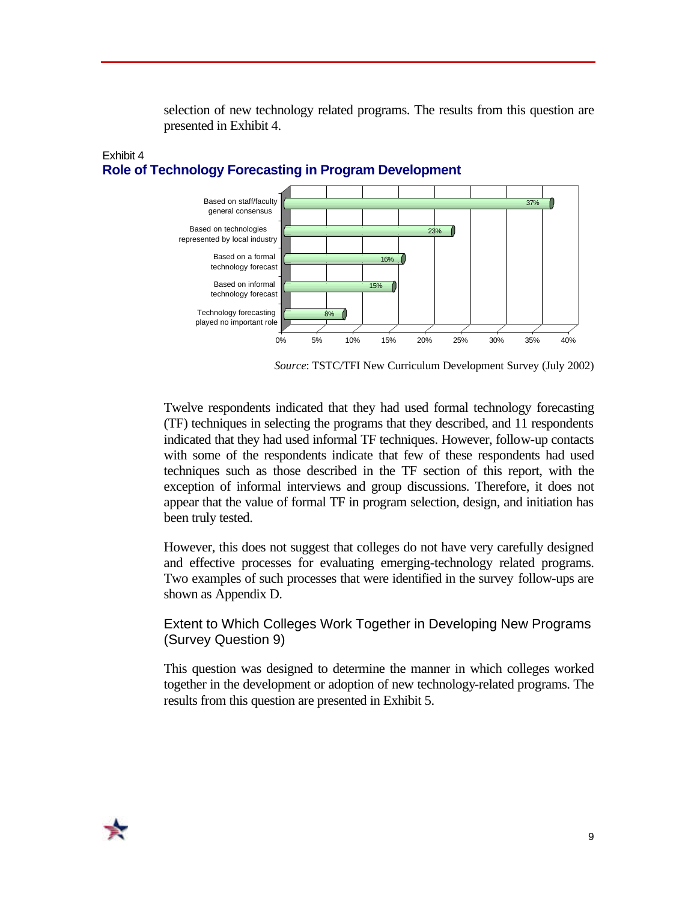selection of new technology related programs. The results from this question are presented in Exhibit 4.

Exhibit 4

**Role of Technology Forecasting in Program Development**

| Response | Percent |
|---|---|
| Based on staff/faculty general consensus | 37% |
| Based on technologies represented by local industry | 23% |
| Based on a formal technology forecast | 16% |
| Based on informal technology forecast | 15% |
| Technology forecasting played no important role | 8% |

*Source*: TSTC/TFI New Curriculum Development Survey (July 2002)

Twelve respondents indicated that they had used formal technology forecasting (TF) techniques in selecting the programs that they described, and 11 respondents indicated that they had used informal TF techniques. However, follow-up contacts with some of the respondents indicate that few of these respondents had used techniques such as those described in the TF section of this report, with the exception of informal interviews and group discussions. Therefore, it does not appear that the value of formal TF in program selection, design, and initiation has been truly tested.

However, this does not suggest that colleges do not have very carefully designed and effective processes for evaluating emerging-technology related programs. Two examples of such processes that were identified in the survey follow-ups are shown as Appendix D.

### Extent to Which Colleges Work Together in Developing New Programs (Survey Question 9)

This question was designed to determine the manner in which colleges worked together in the development or adoption of new technology-related programs. The results from this question are presented in Exhibit 5.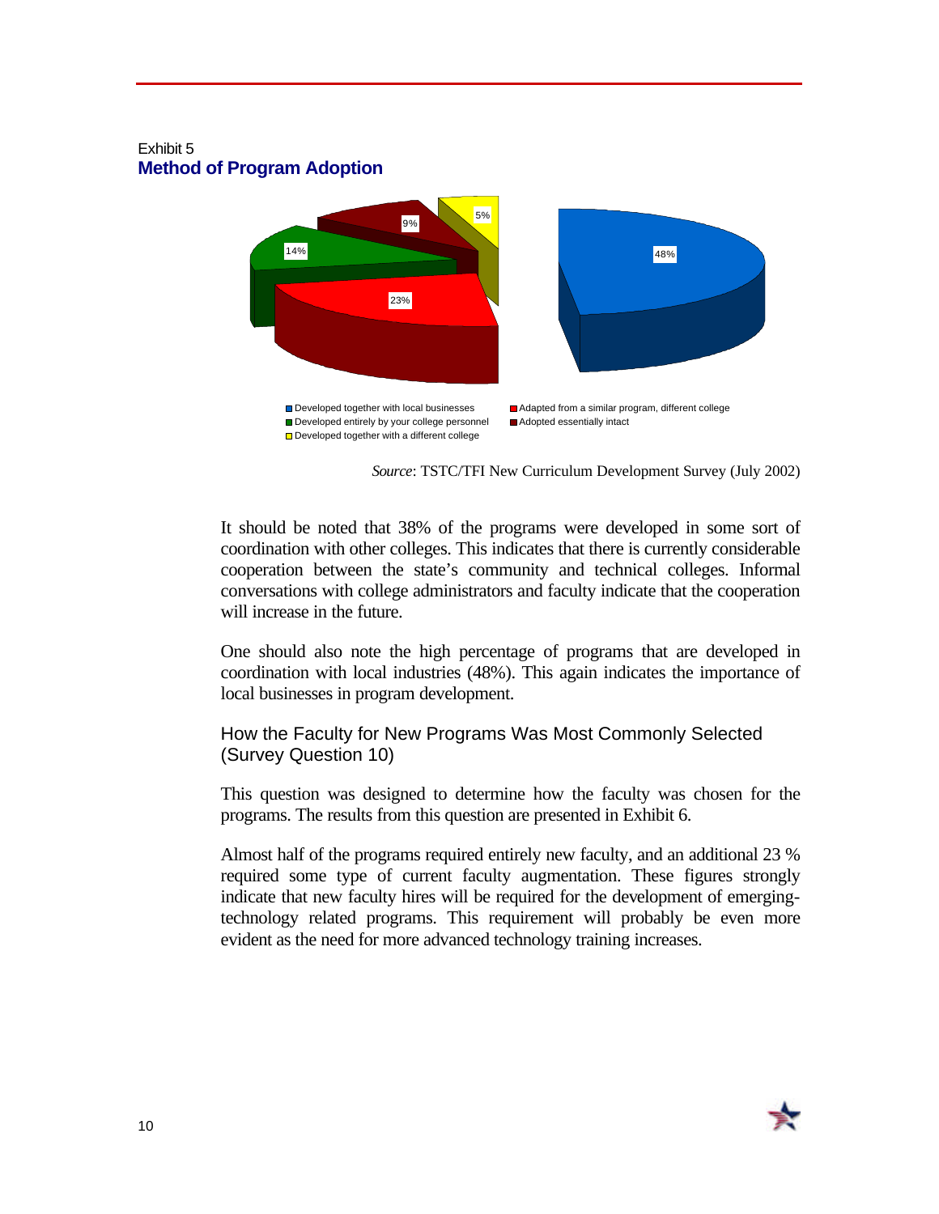Exhibit 5

## Method of Program Adoption

| Method | Percentage |
|---|---|
| Developed together with local businesses | 48% |
| Adapted from a similar program, different college | 23% |
| Developed entirely by your college personnel | 14% |
| Adopted essentially intact | 9% |
| Developed together with a different college | 5% |

*Source*: TSTC/TFI New Curriculum Development Survey (July 2002)

It should be noted that 38% of the programs were developed in some sort of coordination with other colleges. This indicates that there is currently considerable cooperation between the state's community and technical colleges. Informal conversations with college administrators and faculty indicate that the cooperation will increase in the future.

One should also note the high percentage of programs that are developed in coordination with local industries (48%). This again indicates the importance of local businesses in program development.

### How the Faculty for New Programs Was Most Commonly Selected (Survey Question 10)

This question was designed to determine how the faculty was chosen for the programs. The results from this question are presented in Exhibit 6.

Almost half of the programs required entirely new faculty, and an additional 23 % required some type of current faculty augmentation. These figures strongly indicate that new faculty hires will be required for the development of emerging-technology related programs. This requirement will probably be even more evident as the need for more advanced technology training increases.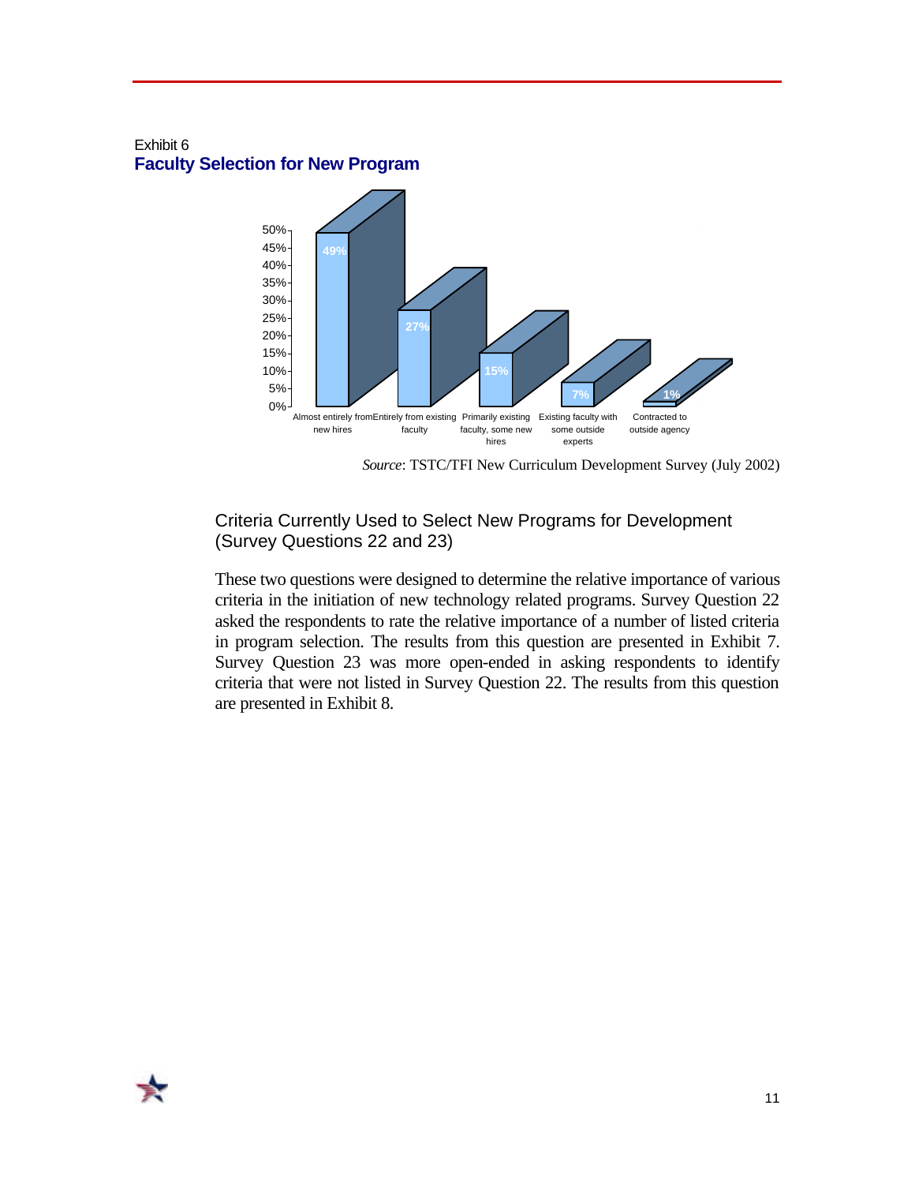Exhibit 6

**Faculty Selection for New Program**

| Faculty Selection | Percentage |
|---|---|
| Almost entirely from new hires | 49% |
| Entirely from existing faculty | 27% |
| Primarily existing faculty, some new hires | 15% |
| Existing faculty with some outside experts | 7% |
| Contracted to outside agency | 1% |

*Source*: TSTC/TFI New Curriculum Development Survey (July 2002)

## Criteria Currently Used to Select New Programs for Development (Survey Questions 22 and 23)

These two questions were designed to determine the relative importance of various criteria in the initiation of new technology related programs. Survey Question 22 asked the respondents to rate the relative importance of a number of listed criteria in program selection. The results from this question are presented in Exhibit 7. Survey Question 23 was more open-ended in asking respondents to identify criteria that were not listed in Survey Question 22. The results from this question are presented in Exhibit 8.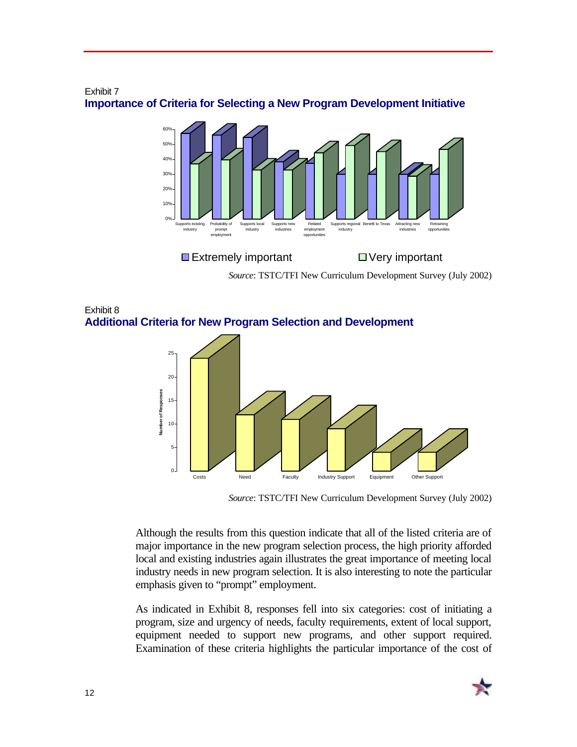Exhibit 7

### Importance of Criteria for Selecting a New Program Development Initiative

Source: TSTC/TFI New Curriculum Development Survey (July 2002)

Exhibit 8

### Additional Criteria for New Program Selection and Development

Source: TSTC/TFI New Curriculum Development Survey (July 2002)

Although the results from this question indicate that all of the listed criteria are of major importance in the new program selection process, the high priority afforded local and existing industries again illustrates the great importance of meeting local industry needs in new program selection. It is also interesting to note the particular emphasis given to "prompt" employment.

As indicated in Exhibit 8, responses fell into six categories: cost of initiating a program, size and urgency of needs, faculty requirements, extent of local support, equipment needed to support new programs, and other support required. Examination of these criteria highlights the particular importance of the cost of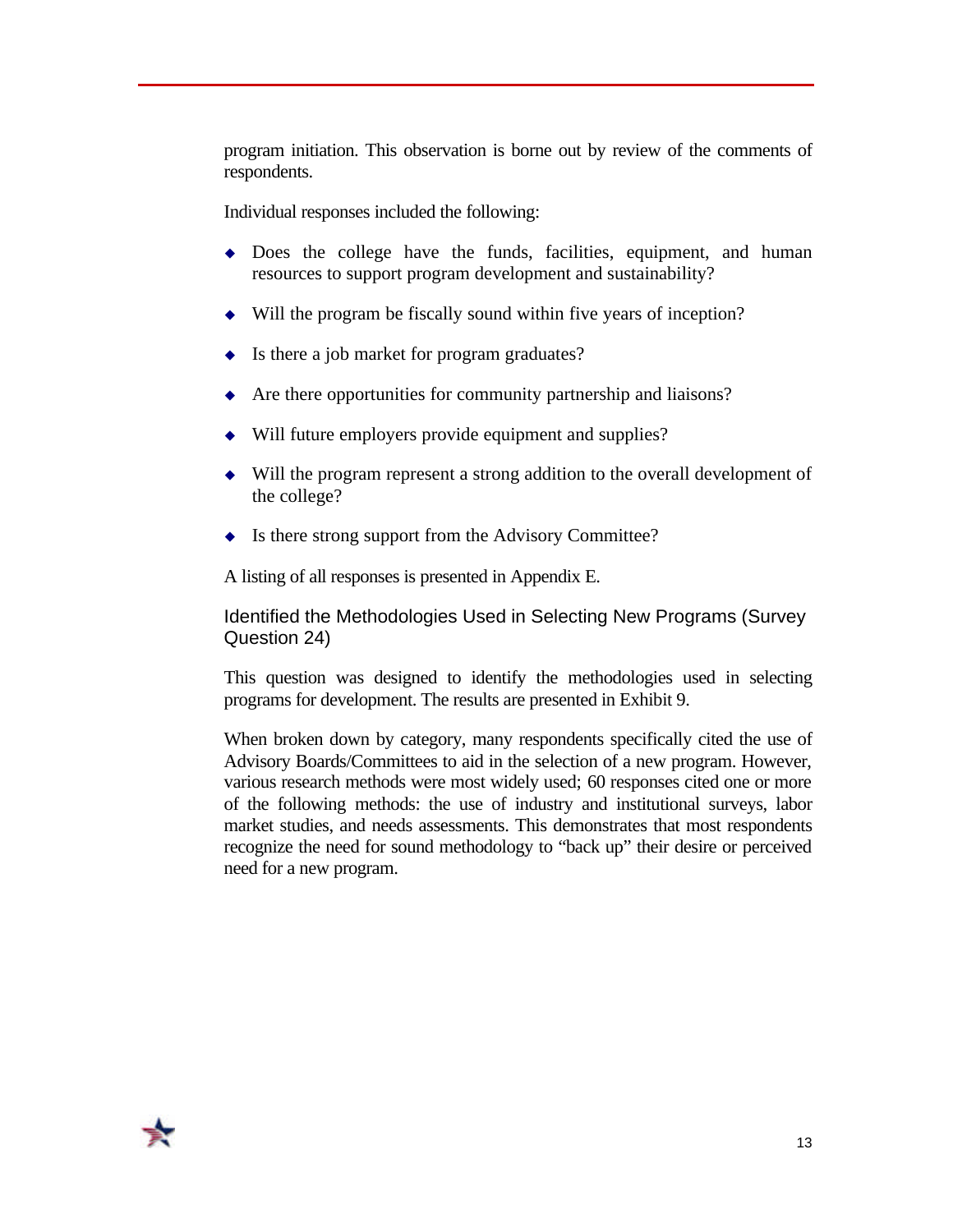program initiation. This observation is borne out by review of the comments of respondents.

Individual responses included the following:

- Does the college have the funds, facilities, equipment, and human resources to support program development and sustainability?
- Will the program be fiscally sound within five years of inception?
- Is there a job market for program graduates?
- Are there opportunities for community partnership and liaisons?
- Will future employers provide equipment and supplies?
- Will the program represent a strong addition to the overall development of the college?
- Is there strong support from the Advisory Committee?

A listing of all responses is presented in Appendix E.

### Identified the Methodologies Used in Selecting New Programs (Survey Question 24)

This question was designed to identify the methodologies used in selecting programs for development. The results are presented in Exhibit 9.

When broken down by category, many respondents specifically cited the use of Advisory Boards/Committees to aid in the selection of a new program. However, various research methods were most widely used; 60 responses cited one or more of the following methods: the use of industry and institutional surveys, labor market studies, and needs assessments. This demonstrates that most respondents recognize the need for sound methodology to "back up" their desire or perceived need for a new program.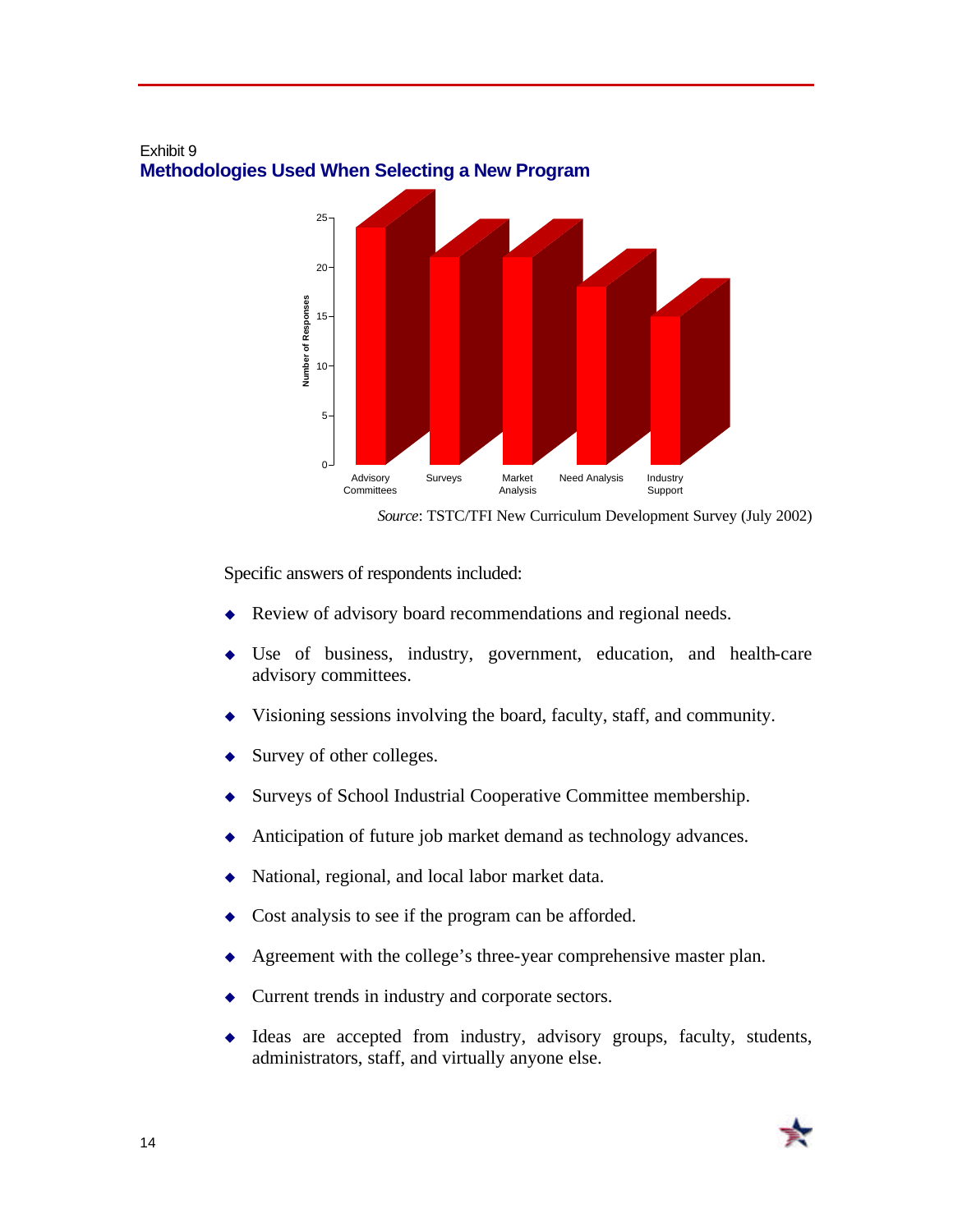Exhibit 9

**Methodologies Used When Selecting a New Program**

| Methodology | Number of Responses |
| --- | --- |
| Advisory Committees | 24 |
| Surveys | 21 |
| Market Analysis | 21 |
| Need Analysis | 18 |
| Industry Support | 15 |

*Source*: TSTC/TFI New Curriculum Development Survey (July 2002)

Specific answers of respondents included:

- Review of advisory board recommendations and regional needs.
- Use of business, industry, government, education, and health-care advisory committees.
- Visioning sessions involving the board, faculty, staff, and community.
- Survey of other colleges.
- Surveys of School Industrial Cooperative Committee membership.
- Anticipation of future job market demand as technology advances.
- National, regional, and local labor market data.
- Cost analysis to see if the program can be afforded.
- Agreement with the college's three-year comprehensive master plan.
- Current trends in industry and corporate sectors.
- Ideas are accepted from industry, advisory groups, faculty, students, administrators, staff, and virtually anyone else.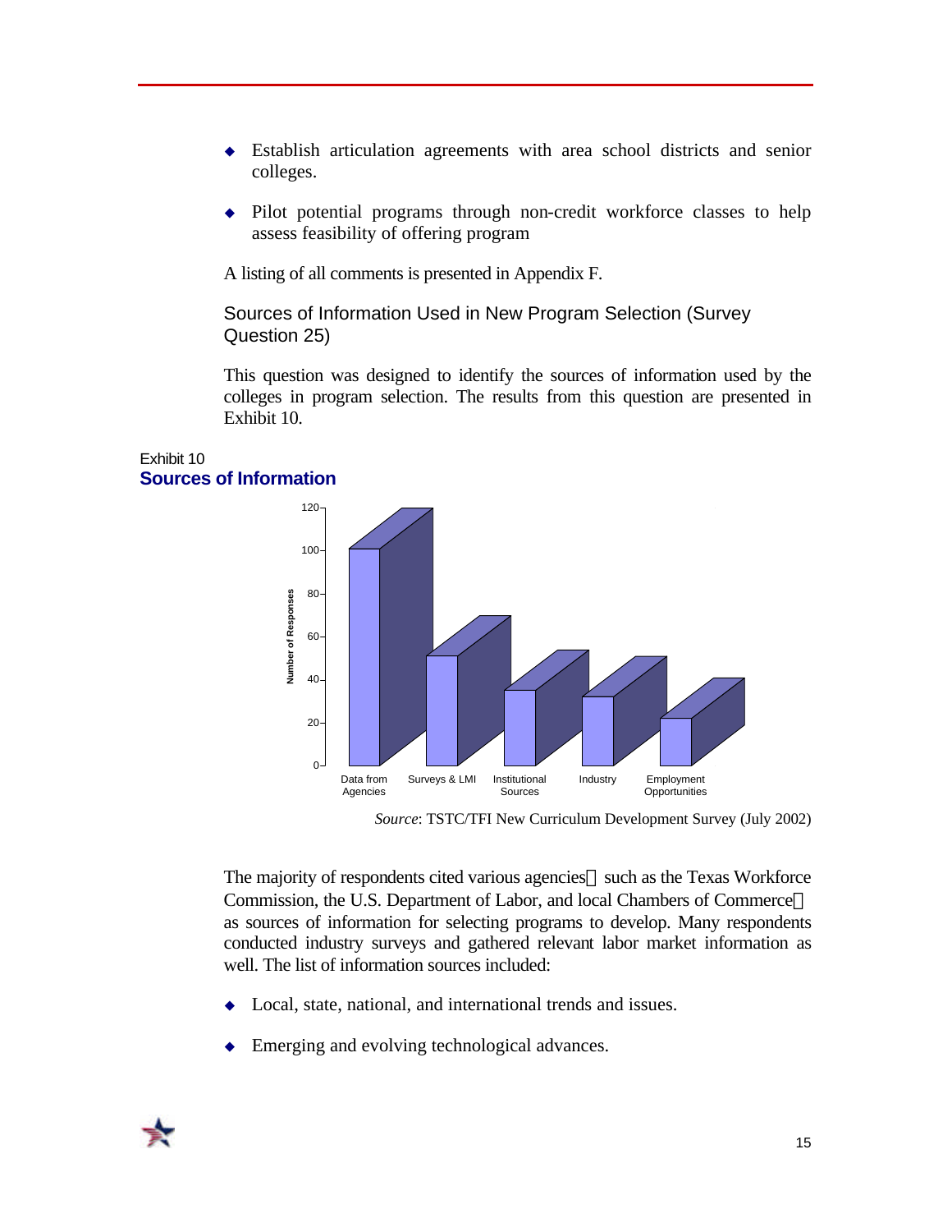- Establish articulation agreements with area school districts and senior colleges.

- Pilot potential programs through non-credit workforce classes to help assess feasibility of offering program

A listing of all comments is presented in Appendix F.

### Sources of Information Used in New Program Selection (Survey Question 25)

This question was designed to identify the sources of information used by the colleges in program selection. The results from this question are presented in Exhibit 10.

Exhibit 10

**Sources of Information**

*Source*: TSTC/TFI New Curriculum Development Survey (July 2002)

The majority of respondents cited various agencies such as the Texas Workforce Commission, the U.S. Department of Labor, and local Chambers of Commerce as sources of information for selecting programs to develop. Many respondents conducted industry surveys and gathered relevant labor market information as well. The list of information sources included:

- Local, state, national, and international trends and issues.

- Emerging and evolving technological advances.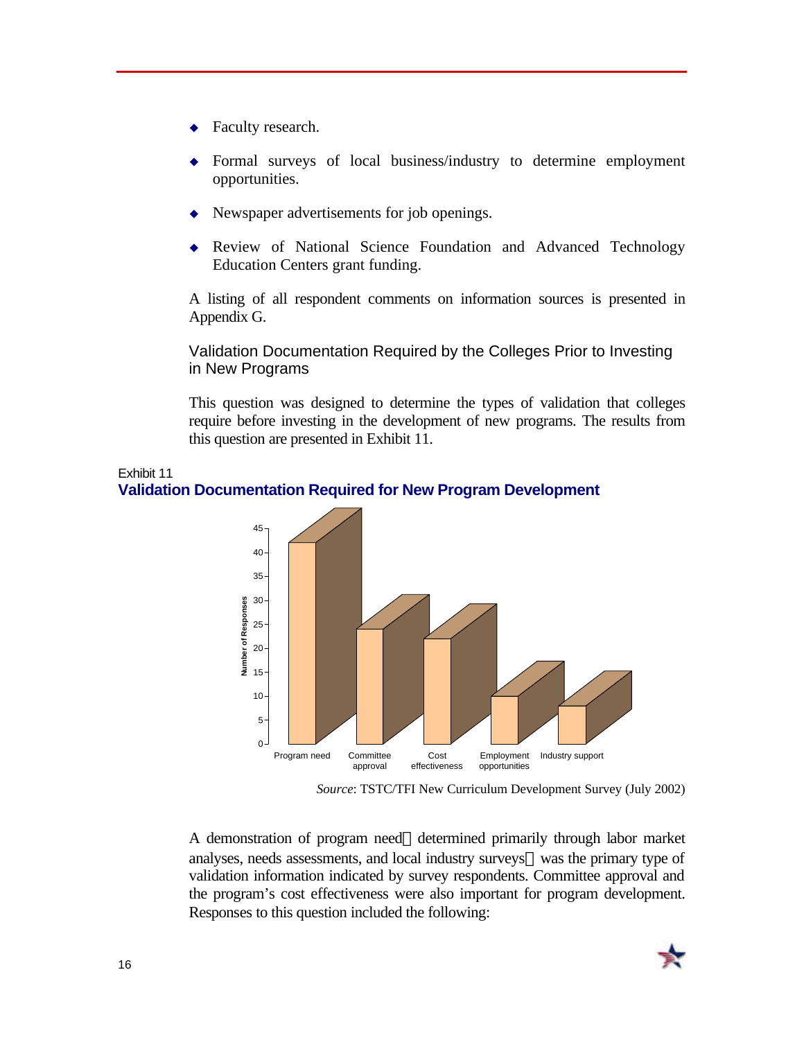- Faculty research.
- Formal surveys of local business/industry to determine employment opportunities.
- Newspaper advertisements for job openings.
- Review of National Science Foundation and Advanced Technology Education Centers grant funding.

A listing of all respondent comments on information sources is presented in Appendix G.

### Validation Documentation Required by the Colleges Prior to Investing in New Programs

This question was designed to determine the types of validation that colleges require before investing in the development of new programs. The results from this question are presented in Exhibit 11.

Exhibit 11
**Validation Documentation Required for New Program Development**

| Validation type | Number of Responses (approx.) |
|---|---|
| Program need | 42 |
| Committee approval | 24 |
| Cost effectiveness | 22 |
| Employment opportunities | 10 |
| Industry support | 8 |

*Source*: TSTC/TFI New Curriculum Development Survey (July 2002)

A demonstration of program need—determined primarily through labor market analyses, needs assessments, and local industry surveys—was the primary type of validation information indicated by survey respondents. Committee approval and the program's cost effectiveness were also important for program development. Responses to this question included the following: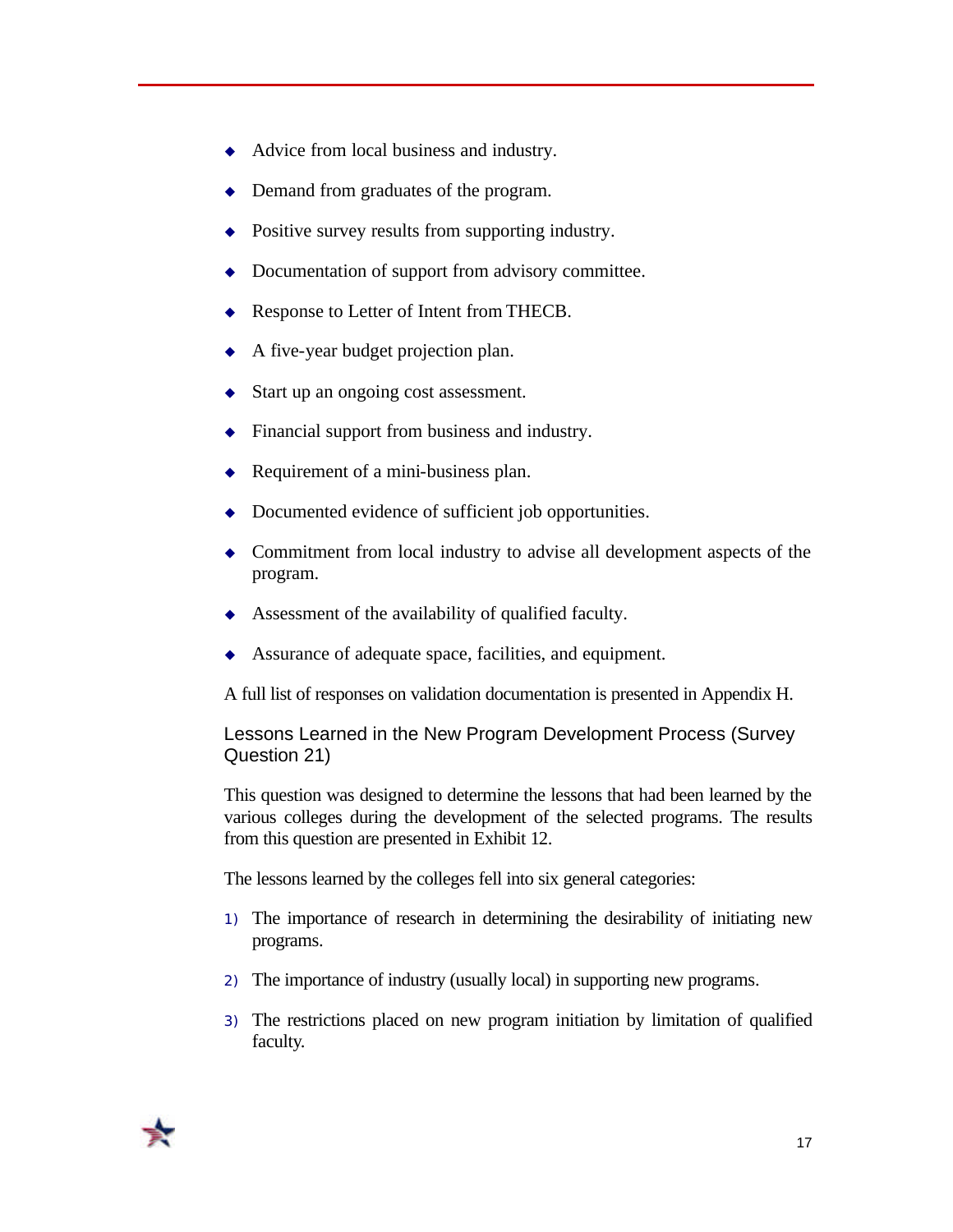- Advice from local business and industry.
- Demand from graduates of the program.
- Positive survey results from supporting industry.
- Documentation of support from advisory committee.
- Response to Letter of Intent from THECB.
- A five-year budget projection plan.
- Start up an ongoing cost assessment.
- Financial support from business and industry.
- Requirement of a mini-business plan.
- Documented evidence of sufficient job opportunities.
- Commitment from local industry to advise all development aspects of the program.
- Assessment of the availability of qualified faculty.
- Assurance of adequate space, facilities, and equipment.

A full list of responses on validation documentation is presented in Appendix H.

### Lessons Learned in the New Program Development Process (Survey Question 21)

This question was designed to determine the lessons that had been learned by the various colleges during the development of the selected programs. The results from this question are presented in Exhibit 12.

The lessons learned by the colleges fell into six general categories:

1) The importance of research in determining the desirability of initiating new programs.
2) The importance of industry (usually local) in supporting new programs.
3) The restrictions placed on new program initiation by limitation of qualified faculty.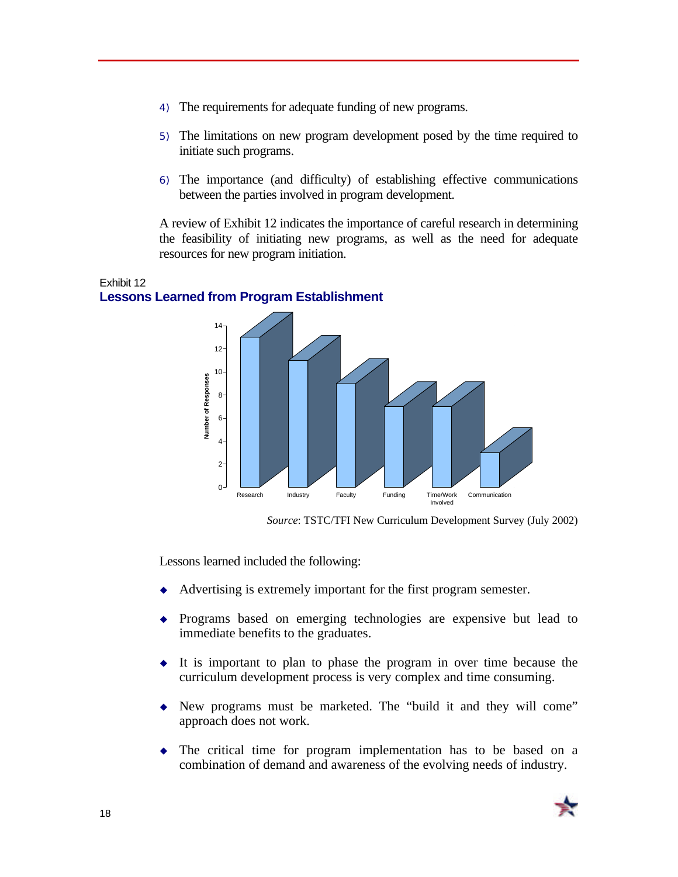4) The requirements for adequate funding of new programs.

5) The limitations on new program development posed by the time required to initiate such programs.

6) The importance (and difficulty) of establishing effective communications between the parties involved in program development.

A review of Exhibit 12 indicates the importance of careful research in determining the feasibility of initiating new programs, as well as the need for adequate resources for new program initiation.

Exhibit 12
**Lessons Learned from Program Establishment**

| Lesson | Number of Responses |
|---|---|
| Research | 13 |
| Industry | 11 |
| Faculty | 9 |
| Funding | 7 |
| Time/Work Involved | 7 |
| Communication | 3 |

*Source*: TSTC/TFI New Curriculum Development Survey (July 2002)

Lessons learned included the following:

- Advertising is extremely important for the first program semester.
- Programs based on emerging technologies are expensive but lead to immediate benefits to the graduates.
- It is important to plan to phase the program in over time because the curriculum development process is very complex and time consuming.
- New programs must be marketed. The "build it and they will come" approach does not work.
- The critical time for program implementation has to be based on a combination of demand and awareness of the evolving needs of industry.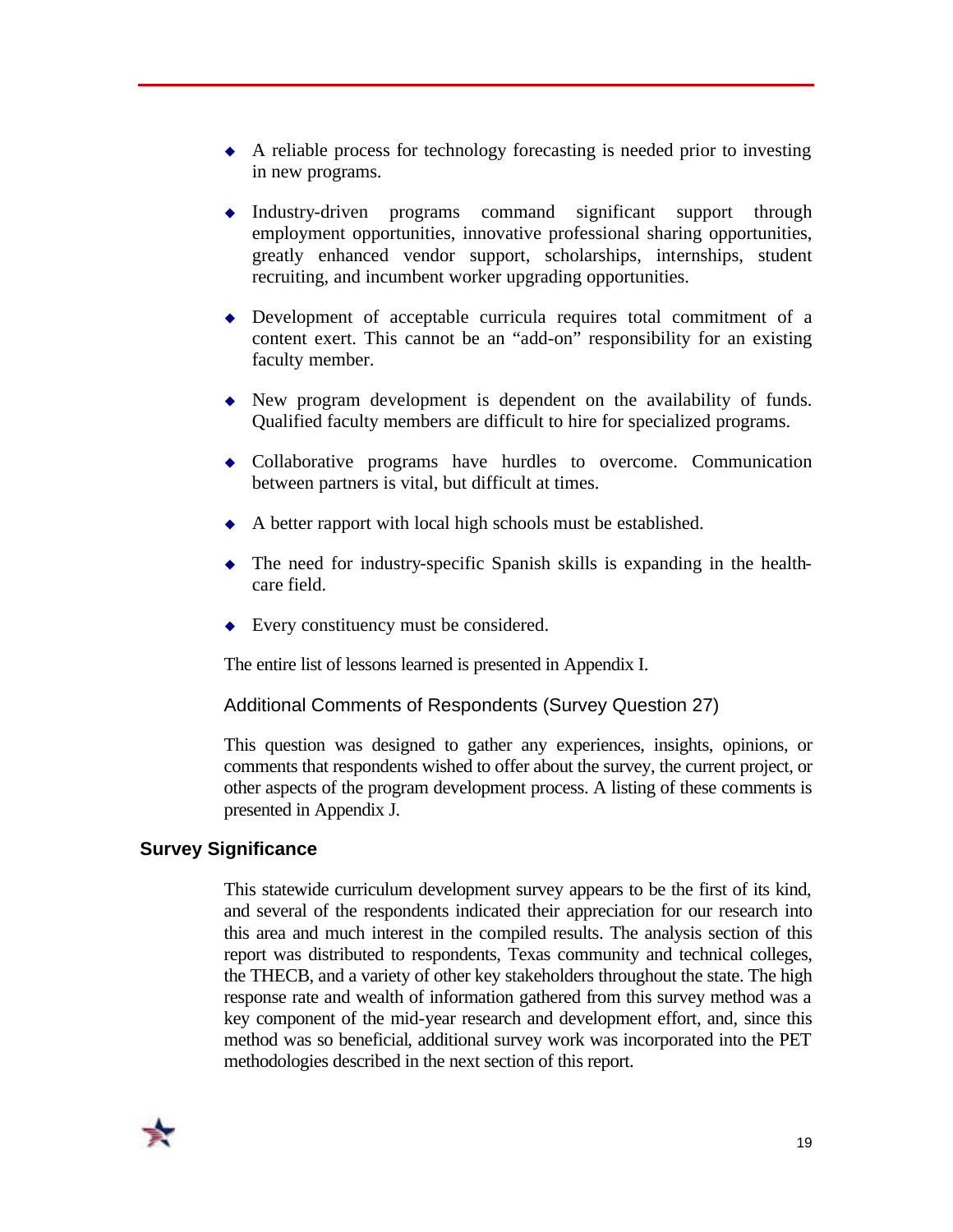- A reliable process for technology forecasting is needed prior to investing in new programs.

- Industry-driven programs command significant support through employment opportunities, innovative professional sharing opportunities, greatly enhanced vendor support, scholarships, internships, student recruiting, and incumbent worker upgrading opportunities.

- Development of acceptable curricula requires total commitment of a content exert. This cannot be an "add-on" responsibility for an existing faculty member.

- New program development is dependent on the availability of funds. Qualified faculty members are difficult to hire for specialized programs.

- Collaborative programs have hurdles to overcome. Communication between partners is vital, but difficult at times.

- A better rapport with local high schools must be established.

- The need for industry-specific Spanish skills is expanding in the health-care field.

- Every constituency must be considered.

The entire list of lessons learned is presented in Appendix I.

### Additional Comments of Respondents (Survey Question 27)

This question was designed to gather any experiences, insights, opinions, or comments that respondents wished to offer about the survey, the current project, or other aspects of the program development process. A listing of these comments is presented in Appendix J.

## Survey Significance

This statewide curriculum development survey appears to be the first of its kind, and several of the respondents indicated their appreciation for our research into this area and much interest in the compiled results. The analysis section of this report was distributed to respondents, Texas community and technical colleges, the THECB, and a variety of other key stakeholders throughout the state. The high response rate and wealth of information gathered from this survey method was a key component of the mid-year research and development effort, and, since this method was so beneficial, additional survey work was incorporated into the PET methodologies described in the next section of this report.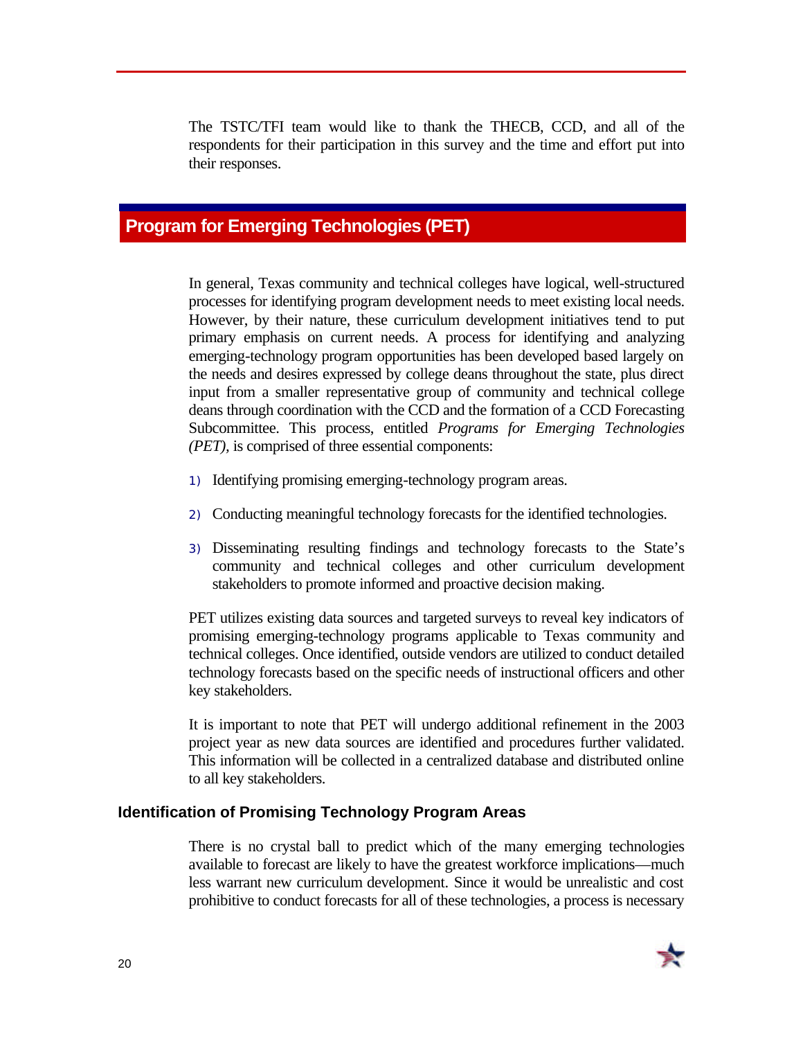The TSTC/TFI team would like to thank the THECB, CCD, and all of the respondents for their participation in this survey and the time and effort put into their responses.

# Program for Emerging Technologies (PET)

In general, Texas community and technical colleges have logical, well-structured processes for identifying program development needs to meet existing local needs. However, by their nature, these curriculum development initiatives tend to put primary emphasis on current needs. A process for identifying and analyzing emerging-technology program opportunities has been developed based largely on the needs and desires expressed by college deans throughout the state, plus direct input from a smaller representative group of community and technical college deans through coordination with the CCD and the formation of a CCD Forecasting Subcommittee. This process, entitled *Programs for Emerging Technologies (PET),* is comprised of three essential components:

1) Identifying promising emerging-technology program areas.

2) Conducting meaningful technology forecasts for the identified technologies.

3) Disseminating resulting findings and technology forecasts to the State's community and technical colleges and other curriculum development stakeholders to promote informed and proactive decision making.

PET utilizes existing data sources and targeted surveys to reveal key indicators of promising emerging-technology programs applicable to Texas community and technical colleges. Once identified, outside vendors are utilized to conduct detailed technology forecasts based on the specific needs of instructional officers and other key stakeholders.

It is important to note that PET will undergo additional refinement in the 2003 project year as new data sources are identified and procedures further validated. This information will be collected in a centralized database and distributed online to all key stakeholders.

## Identification of Promising Technology Program Areas

There is no crystal ball to predict which of the many emerging technologies available to forecast are likely to have the greatest workforce implications—much less warrant new curriculum development. Since it would be unrealistic and cost prohibitive to conduct forecasts for all of these technologies, a process is necessary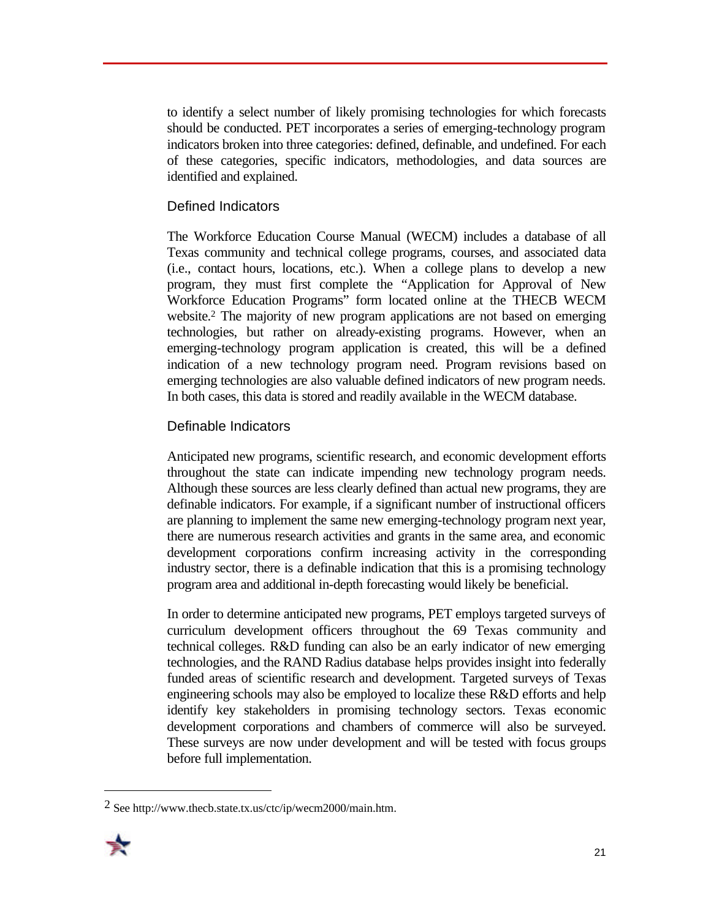to identify a select number of likely promising technologies for which forecasts should be conducted. PET incorporates a series of emerging-technology program indicators broken into three categories: defined, definable, and undefined. For each of these categories, specific indicators, methodologies, and data sources are identified and explained.

### Defined Indicators

The Workforce Education Course Manual (WECM) includes a database of all Texas community and technical college programs, courses, and associated data (i.e., contact hours, locations, etc.). When a college plans to develop a new program, they must first complete the "Application for Approval of New Workforce Education Programs" form located online at the THECB WECM website.[2] The majority of new program applications are not based on emerging technologies, but rather on already-existing programs. However, when an emerging-technology program application is created, this will be a defined indication of a new technology program need. Program revisions based on emerging technologies are also valuable defined indicators of new program needs. In both cases, this data is stored and readily available in the WECM database.

### Definable Indicators

Anticipated new programs, scientific research, and economic development efforts throughout the state can indicate impending new technology program needs. Although these sources are less clearly defined than actual new programs, they are definable indicators. For example, if a significant number of instructional officers are planning to implement the same new emerging-technology program next year, there are numerous research activities and grants in the same area, and economic development corporations confirm increasing activity in the corresponding industry sector, there is a definable indication that this is a promising technology program area and additional in-depth forecasting would likely be beneficial.

In order to determine anticipated new programs, PET employs targeted surveys of curriculum development officers throughout the 69 Texas community and technical colleges. R&D funding can also be an early indicator of new emerging technologies, and the RAND Radius database helps provides insight into federally funded areas of scientific research and development. Targeted surveys of Texas engineering schools may also be employed to localize these R&D efforts and help identify key stakeholders in promising technology sectors. Texas economic development corporations and chambers of commerce will also be surveyed. These surveys are now under development and will be tested with focus groups before full implementation.

---

[2] See http://www.thecb.state.tx.us/ctc/ip/wecm2000/main.htm.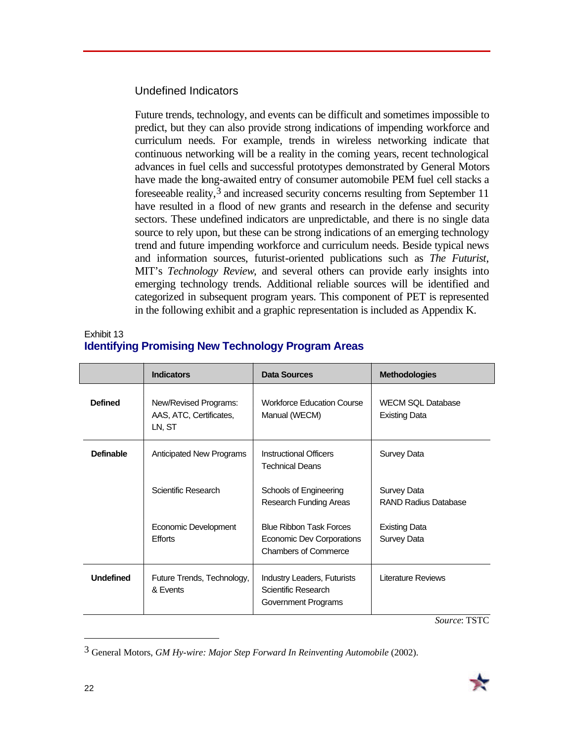### Undefined Indicators

Future trends, technology, and events can be difficult and sometimes impossible to predict, but they can also provide strong indications of impending workforce and curriculum needs. For example, trends in wireless networking indicate that continuous networking will be a reality in the coming years, recent technological advances in fuel cells and successful prototypes demonstrated by General Motors have made the long-awaited entry of consumer automobile PEM fuel cell stacks a foreseeable reality,[3] and increased security concerns resulting from September 11 have resulted in a flood of new grants and research in the defense and security sectors. These undefined indicators are unpredictable, and there is no single data source to rely upon, but these can be strong indications of an emerging technology trend and future impending workforce and curriculum needs. Beside typical news and information sources, futurist-oriented publications such as *The Futurist*, MIT's *Technology Review*, and several others can provide early insights into emerging technology trends. Additional reliable sources will be identified and categorized in subsequent program years. This component of PET is represented in the following exhibit and a graphic representation is included as Appendix K.

Exhibit 13

## Identifying Promising New Technology Program Areas

| | Indicators | Data Sources | Methodologies |
|---|---|---|---|
| **Defined** | New/Revised Programs: AAS, ATC, Certificates, LN, ST | Workforce Education Course Manual (WECM) | WECM SQL Database<br>Existing Data |
| **Definable** | Anticipated New Programs | Instructional Officers<br>Technical Deans | Survey Data |
| | Scientific Research | Schools of Engineering<br>Research Funding Areas | Survey Data<br>RAND Radius Database |
| | Economic Development Efforts | Blue Ribbon Task Forces<br>Economic Dev Corporations<br>Chambers of Commerce | Existing Data<br>Survey Data |
| **Undefined** | Future Trends, Technology, & Events | Industry Leaders, Futurists<br>Scientific Research<br>Government Programs | Literature Reviews |

*Source*: TSTC

[3] General Motors, *GM Hy-wire: Major Step Forward In Reinventing Automobile* (2002).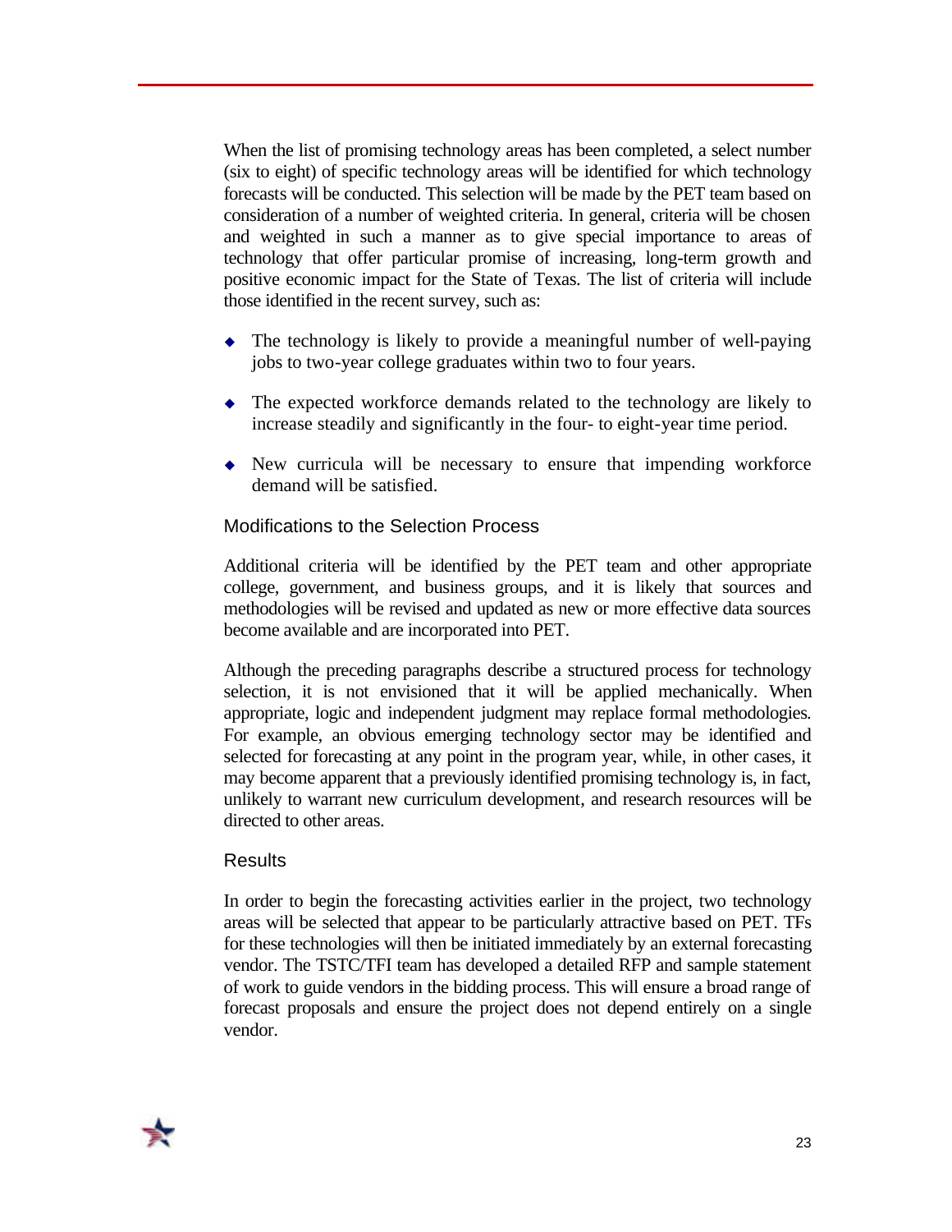When the list of promising technology areas has been completed, a select number (six to eight) of specific technology areas will be identified for which technology forecasts will be conducted. This selection will be made by the PET team based on consideration of a number of weighted criteria. In general, criteria will be chosen and weighted in such a manner as to give special importance to areas of technology that offer particular promise of increasing, long-term growth and positive economic impact for the State of Texas. The list of criteria will include those identified in the recent survey, such as:

- The technology is likely to provide a meaningful number of well-paying jobs to two-year college graduates within two to four years.
- The expected workforce demands related to the technology are likely to increase steadily and significantly in the four- to eight-year time period.
- New curricula will be necessary to ensure that impending workforce demand will be satisfied.

### Modifications to the Selection Process

Additional criteria will be identified by the PET team and other appropriate college, government, and business groups, and it is likely that sources and methodologies will be revised and updated as new or more effective data sources become available and are incorporated into PET.

Although the preceding paragraphs describe a structured process for technology selection, it is not envisioned that it will be applied mechanically. When appropriate, logic and independent judgment may replace formal methodologies. For example, an obvious emerging technology sector may be identified and selected for forecasting at any point in the program year, while, in other cases, it may become apparent that a previously identified promising technology is, in fact, unlikely to warrant new curriculum development, and research resources will be directed to other areas.

### Results

In order to begin the forecasting activities earlier in the project, two technology areas will be selected that appear to be particularly attractive based on PET. TFs for these technologies will then be initiated immediately by an external forecasting vendor. The TSTC/TFI team has developed a detailed RFP and sample statement of work to guide vendors in the bidding process. This will ensure a broad range of forecast proposals and ensure the project does not depend entirely on a single vendor.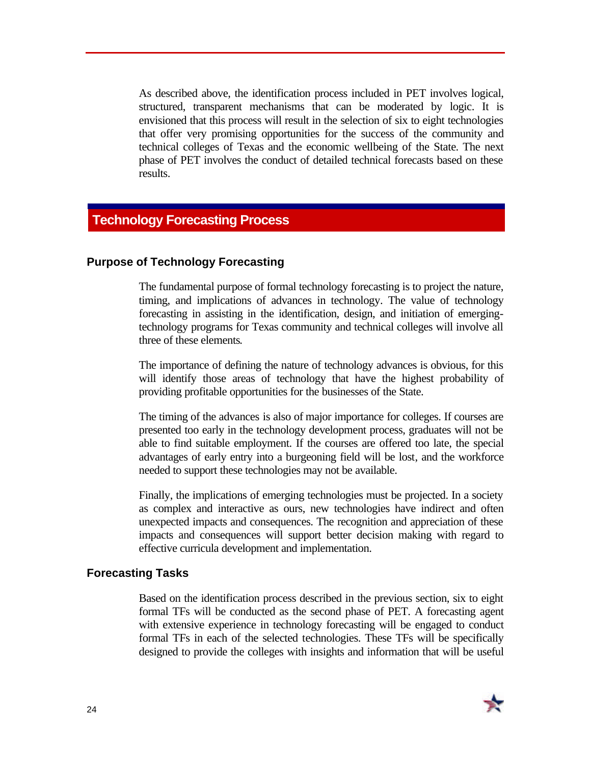As described above, the identification process included in PET involves logical, structured, transparent mechanisms that can be moderated by logic. It is envisioned that this process will result in the selection of six to eight technologies that offer very promising opportunities for the success of the community and technical colleges of Texas and the economic wellbeing of the State. The next phase of PET involves the conduct of detailed technical forecasts based on these results.

## Technology Forecasting Process

### Purpose of Technology Forecasting

The fundamental purpose of formal technology forecasting is to project the nature, timing, and implications of advances in technology. The value of technology forecasting in assisting in the identification, design, and initiation of emerging-technology programs for Texas community and technical colleges will involve all three of these elements.

The importance of defining the nature of technology advances is obvious, for this will identify those areas of technology that have the highest probability of providing profitable opportunities for the businesses of the State.

The timing of the advances is also of major importance for colleges. If courses are presented too early in the technology development process, graduates will not be able to find suitable employment. If the courses are offered too late, the special advantages of early entry into a burgeoning field will be lost, and the workforce needed to support these technologies may not be available.

Finally, the implications of emerging technologies must be projected. In a society as complex and interactive as ours, new technologies have indirect and often unexpected impacts and consequences. The recognition and appreciation of these impacts and consequences will support better decision making with regard to effective curricula development and implementation.

### Forecasting Tasks

Based on the identification process described in the previous section, six to eight formal TFs will be conducted as the second phase of PET. A forecasting agent with extensive experience in technology forecasting will be engaged to conduct formal TFs in each of the selected technologies. These TFs will be specifically designed to provide the colleges with insights and information that will be useful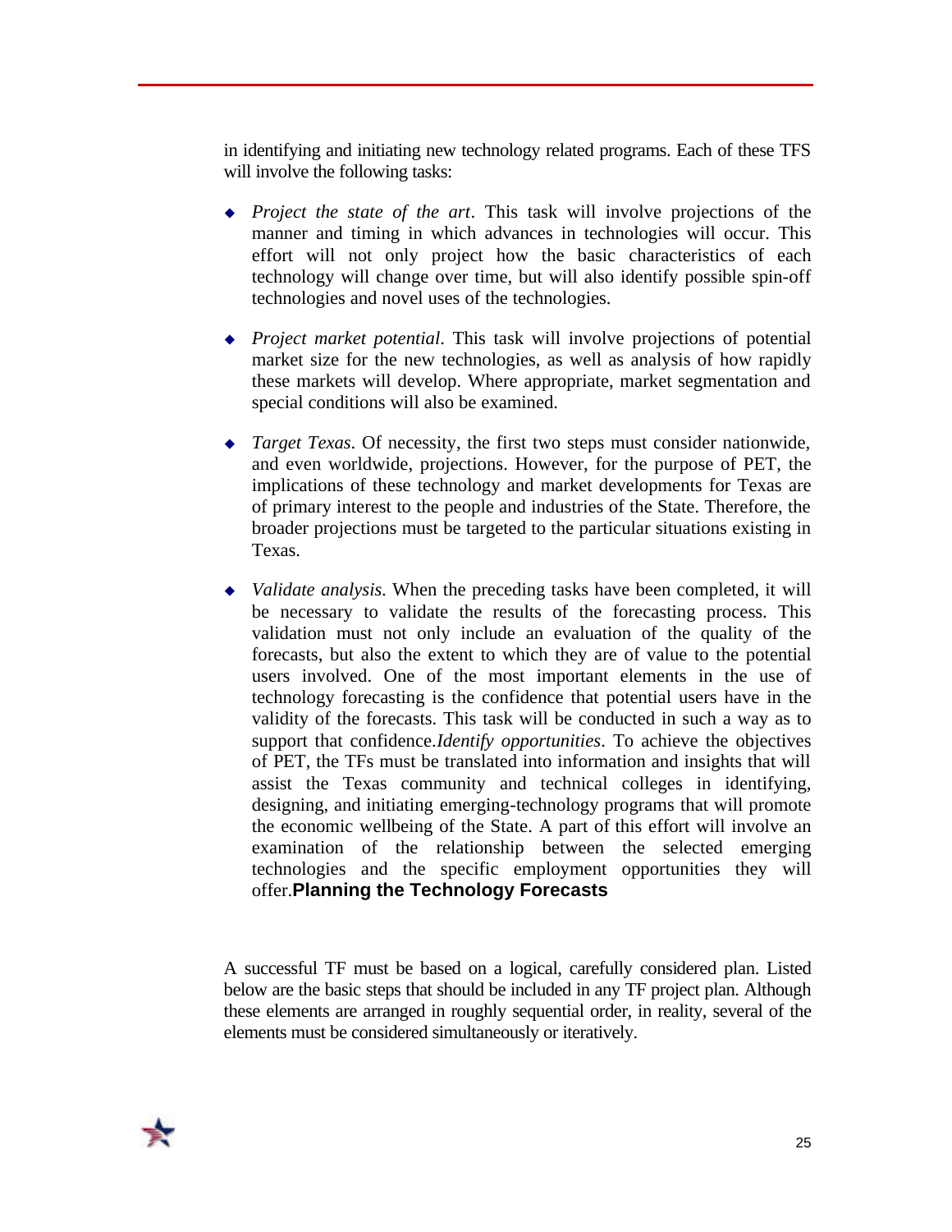in identifying and initiating new technology related programs. Each of these TFS will involve the following tasks:

- *Project the state of the art*. This task will involve projections of the manner and timing in which advances in technologies will occur. This effort will not only project how the basic characteristics of each technology will change over time, but will also identify possible spin-off technologies and novel uses of the technologies.

- *Project market potential*. This task will involve projections of potential market size for the new technologies, as well as analysis of how rapidly these markets will develop. Where appropriate, market segmentation and special conditions will also be examined.

- *Target Texas*. Of necessity, the first two steps must consider nationwide, and even worldwide, projections. However, for the purpose of PET, the implications of these technology and market developments for Texas are of primary interest to the people and industries of the State. Therefore, the broader projections must be targeted to the particular situations existing in Texas.

- *Validate analysis*. When the preceding tasks have been completed, it will be necessary to validate the results of the forecasting process. This validation must not only include an evaluation of the quality of the forecasts, but also the extent to which they are of value to the potential users involved. One of the most important elements in the use of technology forecasting is the confidence that potential users have in the validity of the forecasts. This task will be conducted in such a way as to support that confidence.

- *Identify opportunities*. To achieve the objectives of PET, the TFs must be translated into information and insights that will assist the Texas community and technical colleges in identifying, designing, and initiating emerging-technology programs that will promote the economic wellbeing of the State. A part of this effort will involve an examination of the relationship between the selected emerging technologies and the specific employment opportunities they will offer.

## Planning the Technology Forecasts

A successful TF must be based on a logical, carefully considered plan. Listed below are the basic steps that should be included in any TF project plan. Although these elements are arranged in roughly sequential order, in reality, several of the elements must be considered simultaneously or iteratively.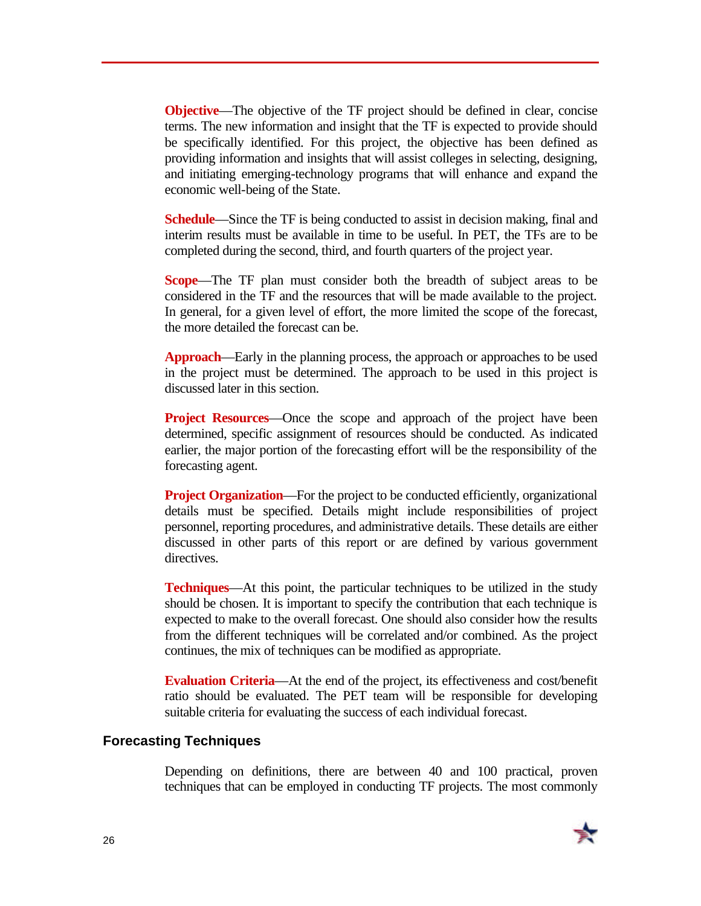**Objective**—The objective of the TF project should be defined in clear, concise terms. The new information and insight that the TF is expected to provide should be specifically identified. For this project, the objective has been defined as providing information and insights that will assist colleges in selecting, designing, and initiating emerging-technology programs that will enhance and expand the economic well-being of the State.

**Schedule**—Since the TF is being conducted to assist in decision making, final and interim results must be available in time to be useful. In PET, the TFs are to be completed during the second, third, and fourth quarters of the project year.

**Scope**—The TF plan must consider both the breadth of subject areas to be considered in the TF and the resources that will be made available to the project. In general, for a given level of effort, the more limited the scope of the forecast, the more detailed the forecast can be.

**Approach**—Early in the planning process, the approach or approaches to be used in the project must be determined. The approach to be used in this project is discussed later in this section.

**Project Resources**—Once the scope and approach of the project have been determined, specific assignment of resources should be conducted. As indicated earlier, the major portion of the forecasting effort will be the responsibility of the forecasting agent.

**Project Organization**—For the project to be conducted efficiently, organizational details must be specified. Details might include responsibilities of project personnel, reporting procedures, and administrative details. These details are either discussed in other parts of this report or are defined by various government directives.

**Techniques**—At this point, the particular techniques to be utilized in the study should be chosen. It is important to specify the contribution that each technique is expected to make to the overall forecast. One should also consider how the results from the different techniques will be correlated and/or combined. As the project continues, the mix of techniques can be modified as appropriate.

**Evaluation Criteria**—At the end of the project, its effectiveness and cost/benefit ratio should be evaluated. The PET team will be responsible for developing suitable criteria for evaluating the success of each individual forecast.

## Forecasting Techniques

Depending on definitions, there are between 40 and 100 practical, proven techniques that can be employed in conducting TF projects. The most commonly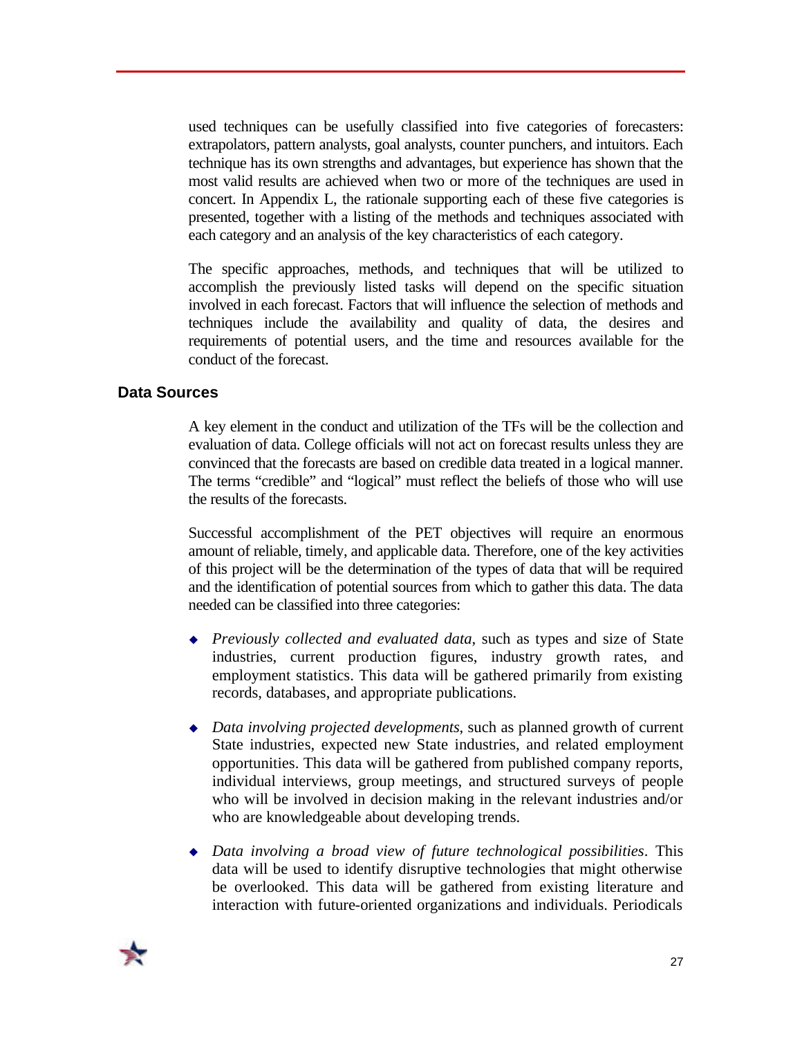used techniques can be usefully classified into five categories of forecasters: extrapolators, pattern analysts, goal analysts, counter punchers, and intuitors. Each technique has its own strengths and advantages, but experience has shown that the most valid results are achieved when two or more of the techniques are used in concert. In Appendix L, the rationale supporting each of these five categories is presented, together with a listing of the methods and techniques associated with each category and an analysis of the key characteristics of each category.

The specific approaches, methods, and techniques that will be utilized to accomplish the previously listed tasks will depend on the specific situation involved in each forecast. Factors that will influence the selection of methods and techniques include the availability and quality of data, the desires and requirements of potential users, and the time and resources available for the conduct of the forecast.

## Data Sources

A key element in the conduct and utilization of the TFs will be the collection and evaluation of data. College officials will not act on forecast results unless they are convinced that the forecasts are based on credible data treated in a logical manner. The terms "credible" and "logical" must reflect the beliefs of those who will use the results of the forecasts.

Successful accomplishment of the PET objectives will require an enormous amount of reliable, timely, and applicable data. Therefore, one of the key activities of this project will be the determination of the types of data that will be required and the identification of potential sources from which to gather this data. The data needed can be classified into three categories:

- *Previously collected and evaluated data*, such as types and size of State industries, current production figures, industry growth rates, and employment statistics. This data will be gathered primarily from existing records, databases, and appropriate publications.
- *Data involving projected developments*, such as planned growth of current State industries, expected new State industries, and related employment opportunities. This data will be gathered from published company reports, individual interviews, group meetings, and structured surveys of people who will be involved in decision making in the relevant industries and/or who are knowledgeable about developing trends.
- *Data involving a broad view of future technological possibilities*. This data will be used to identify disruptive technologies that might otherwise be overlooked. This data will be gathered from existing literature and interaction with future-oriented organizations and individuals. Periodicals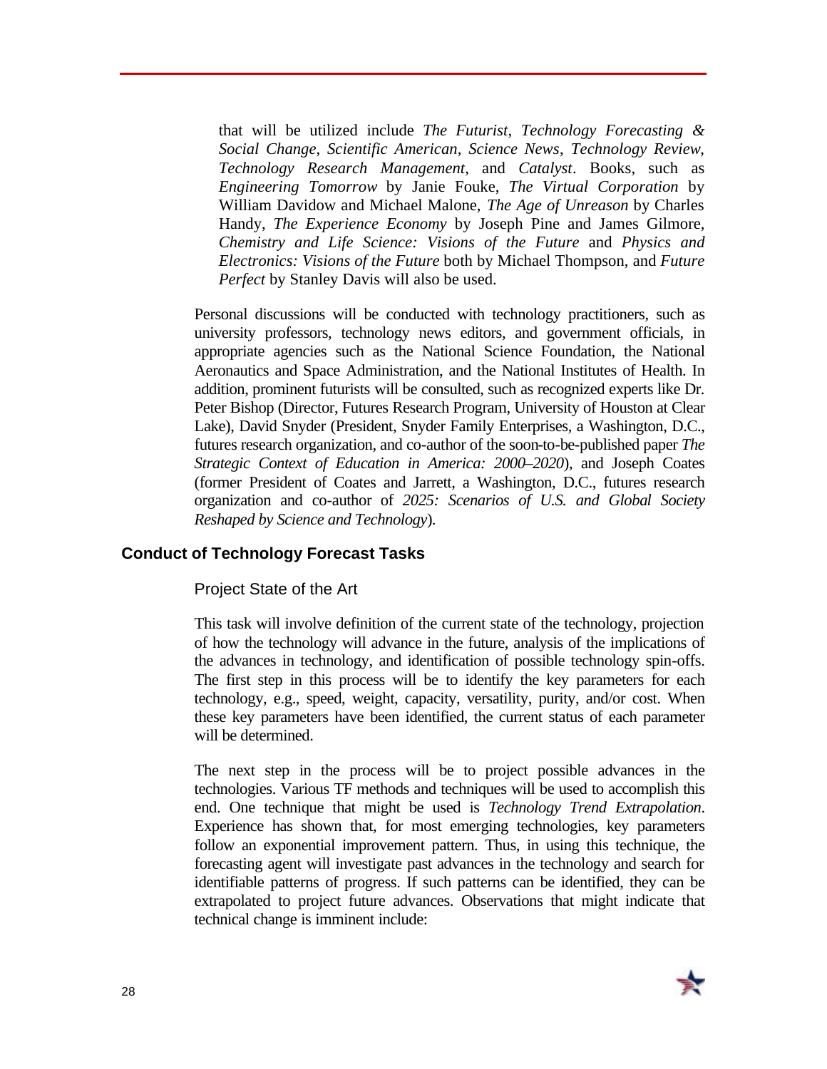that will be utilized include *The Futurist*, *Technology Forecasting & Social Change*, *Scientific American*, *Science News*, *Technology Review*, *Technology Research Management*, and *Catalyst*. Books, such as *Engineering Tomorrow* by Janie Fouke, *The Virtual Corporation* by William Davidow and Michael Malone, *The Age of Unreason* by Charles Handy, *The Experience Economy* by Joseph Pine and James Gilmore, *Chemistry and Life Science: Visions of the Future* and *Physics and Electronics: Visions of the Future* both by Michael Thompson, and *Future Perfect* by Stanley Davis will also be used.

Personal discussions will be conducted with technology practitioners, such as university professors, technology news editors, and government officials, in appropriate agencies such as the National Science Foundation, the National Aeronautics and Space Administration, and the National Institutes of Health. In addition, prominent futurists will be consulted, such as recognized experts like Dr. Peter Bishop (Director, Futures Research Program, University of Houston at Clear Lake), David Snyder (President, Snyder Family Enterprises, a Washington, D.C., futures research organization, and co-author of the soon-to-be-published paper *The Strategic Context of Education in America: 2000–2020*), and Joseph Coates (former President of Coates and Jarrett, a Washington, D.C., futures research organization and co-author of *2025: Scenarios of U.S. and Global Society Reshaped by Science and Technology*).

## Conduct of Technology Forecast Tasks

### Project State of the Art

This task will involve definition of the current state of the technology, projection of how the technology will advance in the future, analysis of the implications of the advances in technology, and identification of possible technology spin-offs. The first step in this process will be to identify the key parameters for each technology, e.g., speed, weight, capacity, versatility, purity, and/or cost. When these key parameters have been identified, the current status of each parameter will be determined.

The next step in the process will be to project possible advances in the technologies. Various TF methods and techniques will be used to accomplish this end. One technique that might be used is *Technology Trend Extrapolation*. Experience has shown that, for most emerging technologies, key parameters follow an exponential improvement pattern. Thus, in using this technique, the forecasting agent will investigate past advances in the technology and search for identifiable patterns of progress. If such patterns can be identified, they can be extrapolated to project future advances. Observations that might indicate that technical change is imminent include: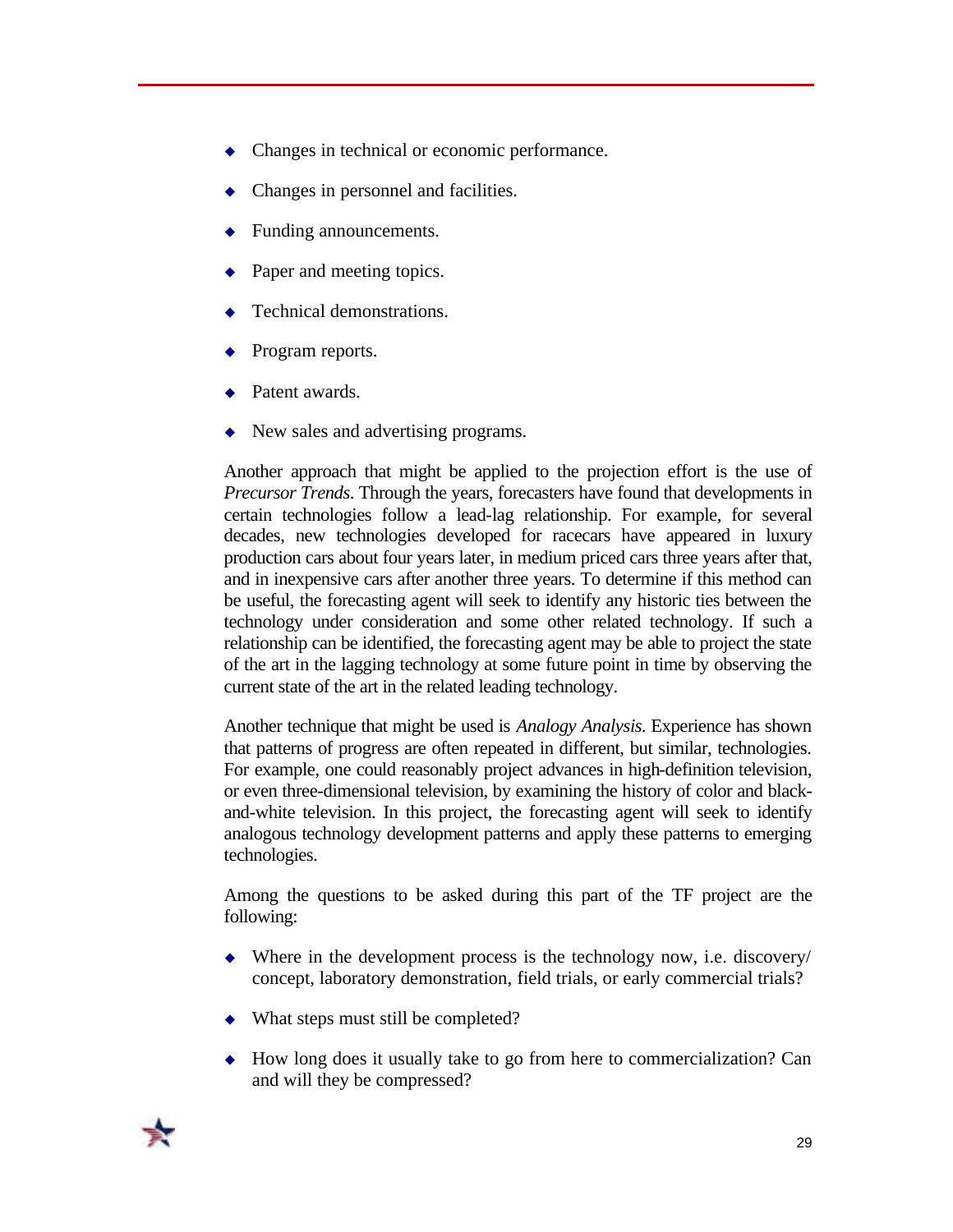- Changes in technical or economic performance.
- Changes in personnel and facilities.
- Funding announcements.
- Paper and meeting topics.
- Technical demonstrations.
- Program reports.
- Patent awards.
- New sales and advertising programs.

Another approach that might be applied to the projection effort is the use of *Precursor Trends*. Through the years, forecasters have found that developments in certain technologies follow a lead-lag relationship. For example, for several decades, new technologies developed for racecars have appeared in luxury production cars about four years later, in medium priced cars three years after that, and in inexpensive cars after another three years. To determine if this method can be useful, the forecasting agent will seek to identify any historic ties between the technology under consideration and some other related technology. If such a relationship can be identified, the forecasting agent may be able to project the state of the art in the lagging technology at some future point in time by observing the current state of the art in the related leading technology.

Another technique that might be used is *Analogy Analysis*. Experience has shown that patterns of progress are often repeated in different, but similar, technologies. For example, one could reasonably project advances in high-definition television, or even three-dimensional television, by examining the history of color and black-and-white television. In this project, the forecasting agent will seek to identify analogous technology development patterns and apply these patterns to emerging technologies.

Among the questions to be asked during this part of the TF project are the following:

- Where in the development process is the technology now, i.e. discovery/ concept, laboratory demonstration, field trials, or early commercial trials?
- What steps must still be completed?
- How long does it usually take to go from here to commercialization? Can and will they be compressed?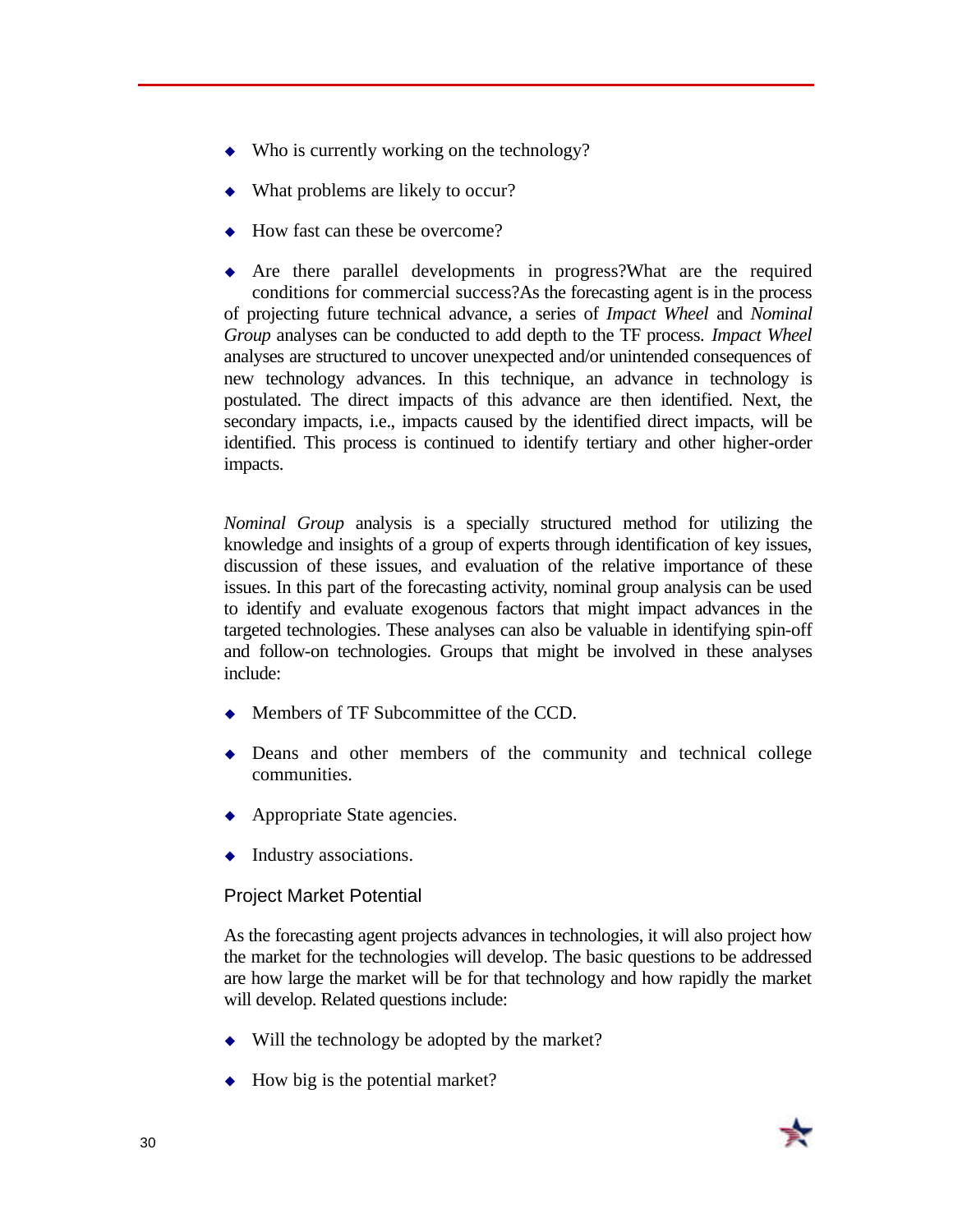- Who is currently working on the technology?
- What problems are likely to occur?
- How fast can these be overcome?
- Are there parallel developments in progress?What are the required conditions for commercial success?As the forecasting agent is in the process of projecting future technical advance, a series of *Impact Wheel* and *Nominal Group* analyses can be conducted to add depth to the TF process. *Impact Wheel* analyses are structured to uncover unexpected and/or unintended consequences of new technology advances. In this technique, an advance in technology is postulated. The direct impacts of this advance are then identified. Next, the secondary impacts, i.e., impacts caused by the identified direct impacts, will be identified. This process is continued to identify tertiary and other higher-order impacts.

*Nominal Group* analysis is a specially structured method for utilizing the knowledge and insights of a group of experts through identification of key issues, discussion of these issues, and evaluation of the relative importance of these issues. In this part of the forecasting activity, nominal group analysis can be used to identify and evaluate exogenous factors that might impact advances in the targeted technologies. These analyses can also be valuable in identifying spin-off and follow-on technologies. Groups that might be involved in these analyses include:

- Members of TF Subcommittee of the CCD.
- Deans and other members of the community and technical college communities.
- Appropriate State agencies.
- Industry associations.

### Project Market Potential

As the forecasting agent projects advances in technologies, it will also project how the market for the technologies will develop. The basic questions to be addressed are how large the market will be for that technology and how rapidly the market will develop. Related questions include:

- Will the technology be adopted by the market?
- How big is the potential market?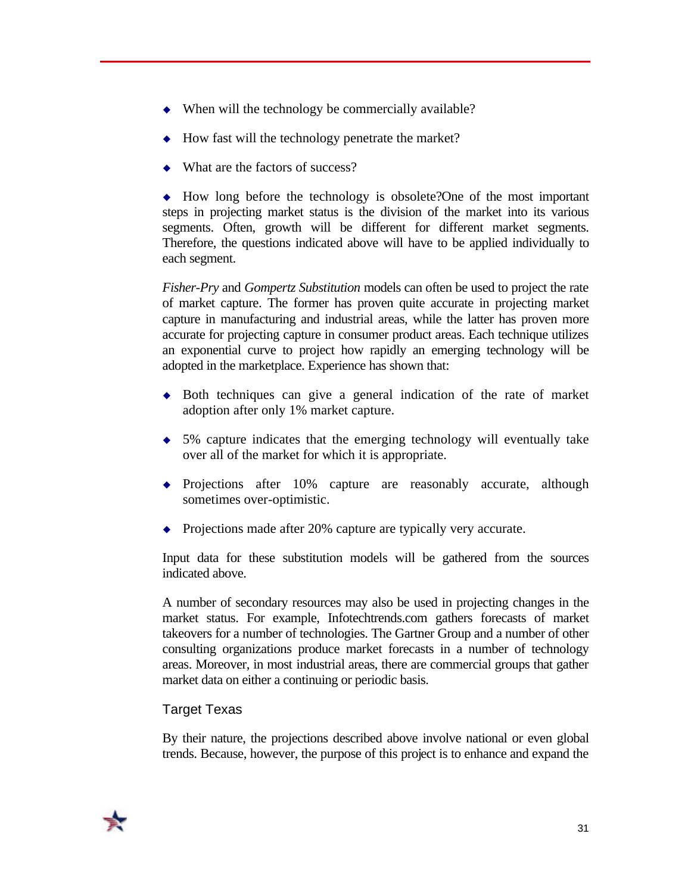- When will the technology be commercially available?
- How fast will the technology penetrate the market?
- What are the factors of success?
- How long before the technology is obsolete?One of the most important steps in projecting market status is the division of the market into its various segments. Often, growth will be different for different market segments. Therefore, the questions indicated above will have to be applied individually to each segment.

*Fisher-Pry* and *Gompertz Substitution* models can often be used to project the rate of market capture. The former has proven quite accurate in projecting market capture in manufacturing and industrial areas, while the latter has proven more accurate for projecting capture in consumer product areas. Each technique utilizes an exponential curve to project how rapidly an emerging technology will be adopted in the marketplace. Experience has shown that:

- Both techniques can give a general indication of the rate of market adoption after only 1% market capture.
- 5% capture indicates that the emerging technology will eventually take over all of the market for which it is appropriate.
- Projections after 10% capture are reasonably accurate, although sometimes over-optimistic.
- Projections made after 20% capture are typically very accurate.

Input data for these substitution models will be gathered from the sources indicated above.

A number of secondary resources may also be used in projecting changes in the market status. For example, Infotechtrends.com gathers forecasts of market takeovers for a number of technologies. The Gartner Group and a number of other consulting organizations produce market forecasts in a number of technology areas. Moreover, in most industrial areas, there are commercial groups that gather market data on either a continuing or periodic basis.

### Target Texas

By their nature, the projections described above involve national or even global trends. Because, however, the purpose of this project is to enhance and expand the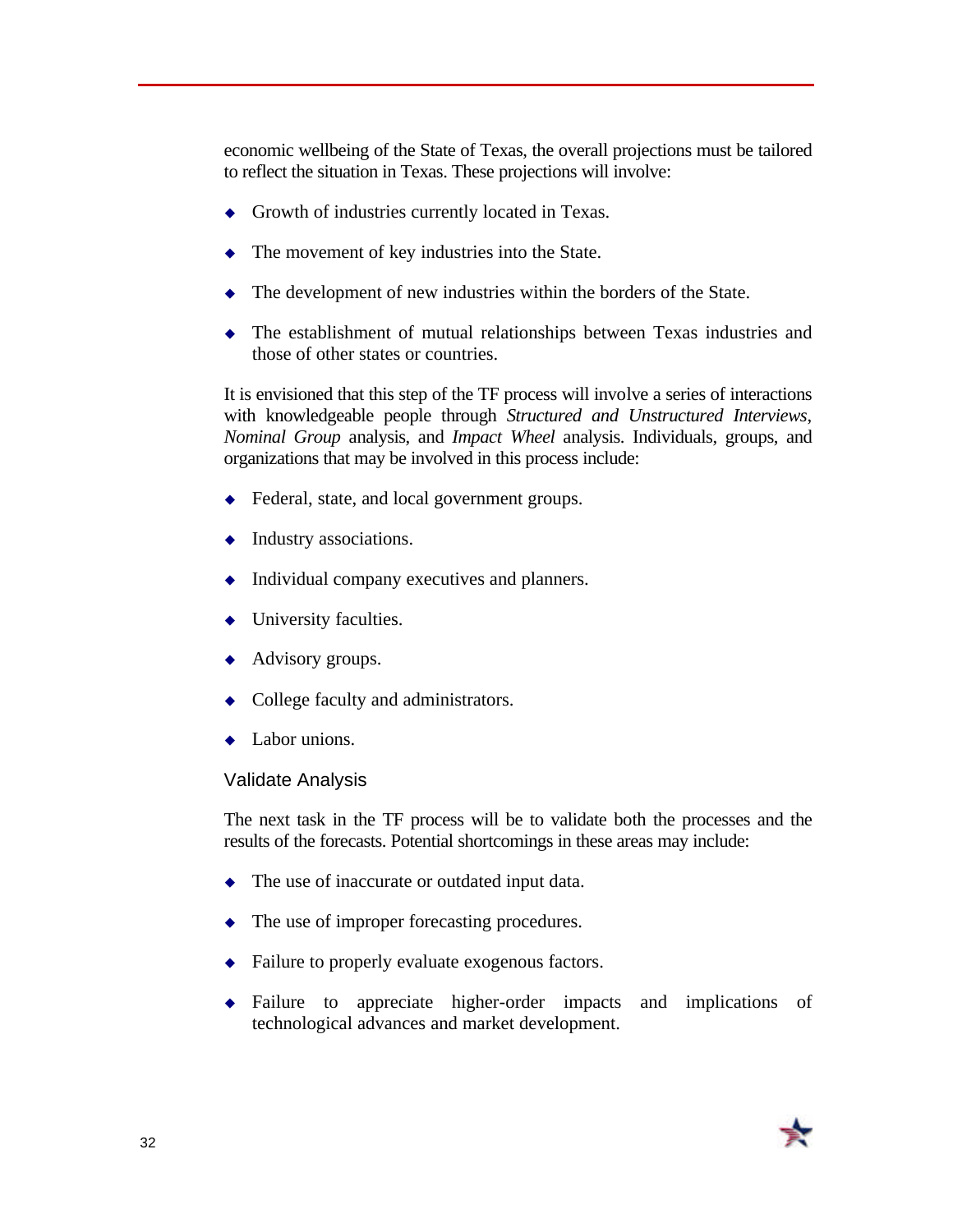economic wellbeing of the State of Texas, the overall projections must be tailored to reflect the situation in Texas. These projections will involve:

- Growth of industries currently located in Texas.
- The movement of key industries into the State.
- The development of new industries within the borders of the State.
- The establishment of mutual relationships between Texas industries and those of other states or countries.

It is envisioned that this step of the TF process will involve a series of interactions with knowledgeable people through *Structured and Unstructured Interviews*, *Nominal Group* analysis, and *Impact Wheel* analysis. Individuals, groups, and organizations that may be involved in this process include:

- Federal, state, and local government groups.
- Industry associations.
- Individual company executives and planners.
- University faculties.
- Advisory groups.
- College faculty and administrators.
- Labor unions.

### Validate Analysis

The next task in the TF process will be to validate both the processes and the results of the forecasts. Potential shortcomings in these areas may include:

- The use of inaccurate or outdated input data.
- The use of improper forecasting procedures.
- Failure to properly evaluate exogenous factors.
- Failure to appreciate higher-order impacts and implications of technological advances and market development.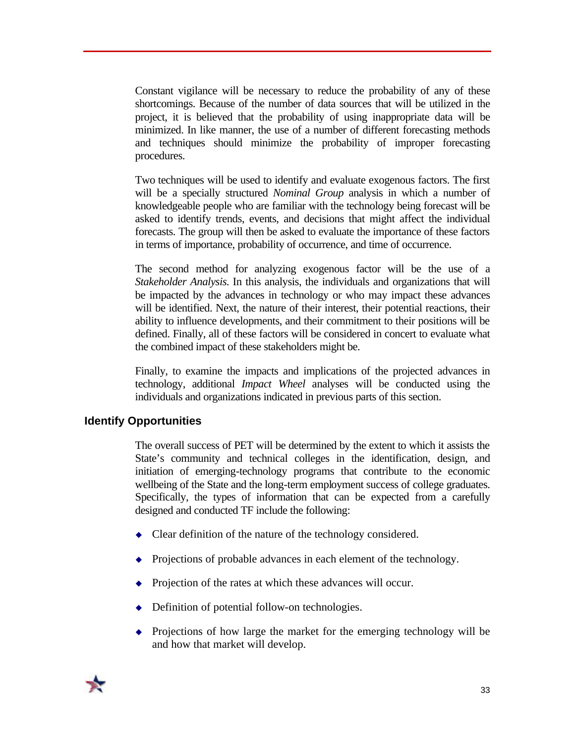Constant vigilance will be necessary to reduce the probability of any of these shortcomings. Because of the number of data sources that will be utilized in the project, it is believed that the probability of using inappropriate data will be minimized. In like manner, the use of a number of different forecasting methods and techniques should minimize the probability of improper forecasting procedures.

Two techniques will be used to identify and evaluate exogenous factors. The first will be a specially structured *Nominal Group* analysis in which a number of knowledgeable people who are familiar with the technology being forecast will be asked to identify trends, events, and decisions that might affect the individual forecasts. The group will then be asked to evaluate the importance of these factors in terms of importance, probability of occurrence, and time of occurrence.

The second method for analyzing exogenous factor will be the use of a *Stakeholder Analysis.* In this analysis, the individuals and organizations that will be impacted by the advances in technology or who may impact these advances will be identified. Next, the nature of their interest, their potential reactions, their ability to influence developments, and their commitment to their positions will be defined. Finally, all of these factors will be considered in concert to evaluate what the combined impact of these stakeholders might be.

Finally, to examine the impacts and implications of the projected advances in technology, additional *Impact Wheel* analyses will be conducted using the individuals and organizations indicated in previous parts of this section.

## Identify Opportunities

The overall success of PET will be determined by the extent to which it assists the State's community and technical colleges in the identification, design, and initiation of emerging-technology programs that contribute to the economic wellbeing of the State and the long-term employment success of college graduates. Specifically, the types of information that can be expected from a carefully designed and conducted TF include the following:

- Clear definition of the nature of the technology considered.
- Projections of probable advances in each element of the technology.
- Projection of the rates at which these advances will occur.
- Definition of potential follow-on technologies.
- Projections of how large the market for the emerging technology will be and how that market will develop.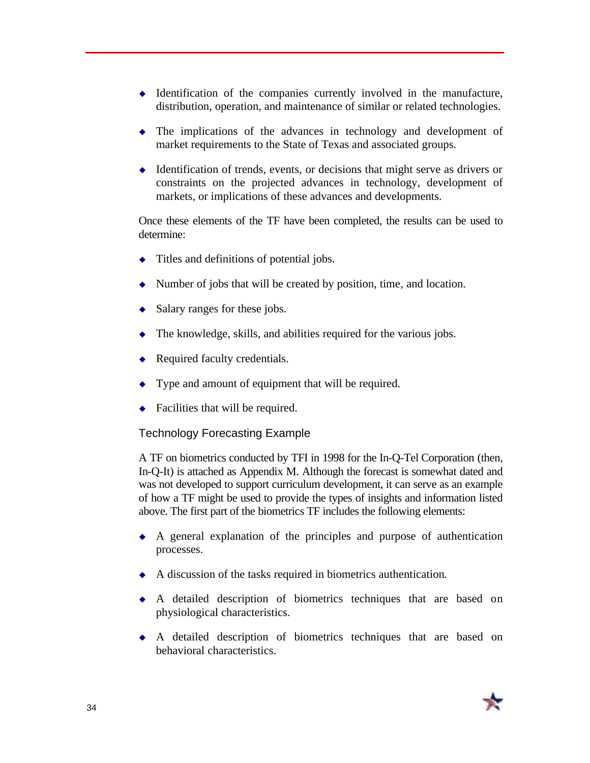- Identification of the companies currently involved in the manufacture, distribution, operation, and maintenance of similar or related technologies.
- The implications of the advances in technology and development of market requirements to the State of Texas and associated groups.
- Identification of trends, events, or decisions that might serve as drivers or constraints on the projected advances in technology, development of markets, or implications of these advances and developments.

Once these elements of the TF have been completed, the results can be used to determine:

- Titles and definitions of potential jobs.
- Number of jobs that will be created by position, time, and location.
- Salary ranges for these jobs.
- The knowledge, skills, and abilities required for the various jobs.
- Required faculty credentials.
- Type and amount of equipment that will be required.
- Facilities that will be required.

### Technology Forecasting Example

A TF on biometrics conducted by TFI in 1998 for the In-Q-Tel Corporation (then, In-Q-It) is attached as Appendix M. Although the forecast is somewhat dated and was not developed to support curriculum development, it can serve as an example of how a TF might be used to provide the types of insights and information listed above. The first part of the biometrics TF includes the following elements:

- A general explanation of the principles and purpose of authentication processes.
- A discussion of the tasks required in biometrics authentication.
- A detailed description of biometrics techniques that are based on physiological characteristics.
- A detailed description of biometrics techniques that are based on behavioral characteristics.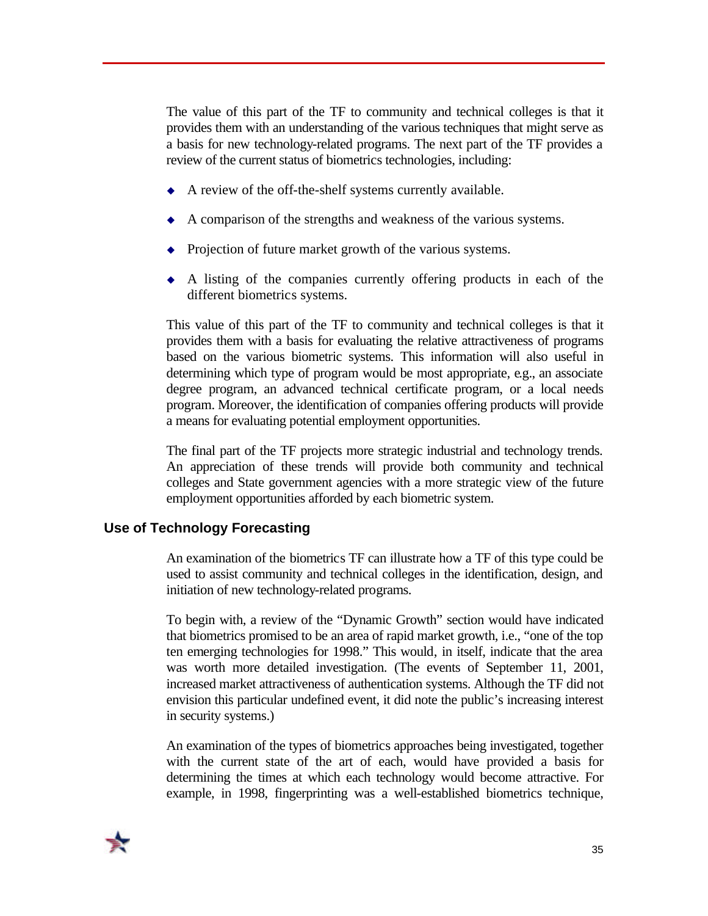The value of this part of the TF to community and technical colleges is that it provides them with an understanding of the various techniques that might serve as a basis for new technology-related programs. The next part of the TF provides a review of the current status of biometrics technologies, including:

- A review of the off-the-shelf systems currently available.
- A comparison of the strengths and weakness of the various systems.
- Projection of future market growth of the various systems.
- A listing of the companies currently offering products in each of the different biometrics systems.

This value of this part of the TF to community and technical colleges is that it provides them with a basis for evaluating the relative attractiveness of programs based on the various biometric systems. This information will also useful in determining which type of program would be most appropriate, e.g., an associate degree program, an advanced technical certificate program, or a local needs program. Moreover, the identification of companies offering products will provide a means for evaluating potential employment opportunities.

The final part of the TF projects more strategic industrial and technology trends. An appreciation of these trends will provide both community and technical colleges and State government agencies with a more strategic view of the future employment opportunities afforded by each biometric system.

## Use of Technology Forecasting

An examination of the biometrics TF can illustrate how a TF of this type could be used to assist community and technical colleges in the identification, design, and initiation of new technology-related programs.

To begin with, a review of the "Dynamic Growth" section would have indicated that biometrics promised to be an area of rapid market growth, i.e., "one of the top ten emerging technologies for 1998." This would, in itself, indicate that the area was worth more detailed investigation. (The events of September 11, 2001, increased market attractiveness of authentication systems. Although the TF did not envision this particular undefined event, it did note the public's increasing interest in security systems.)

An examination of the types of biometrics approaches being investigated, together with the current state of the art of each, would have provided a basis for determining the times at which each technology would become attractive. For example, in 1998, fingerprinting was a well-established biometrics technique,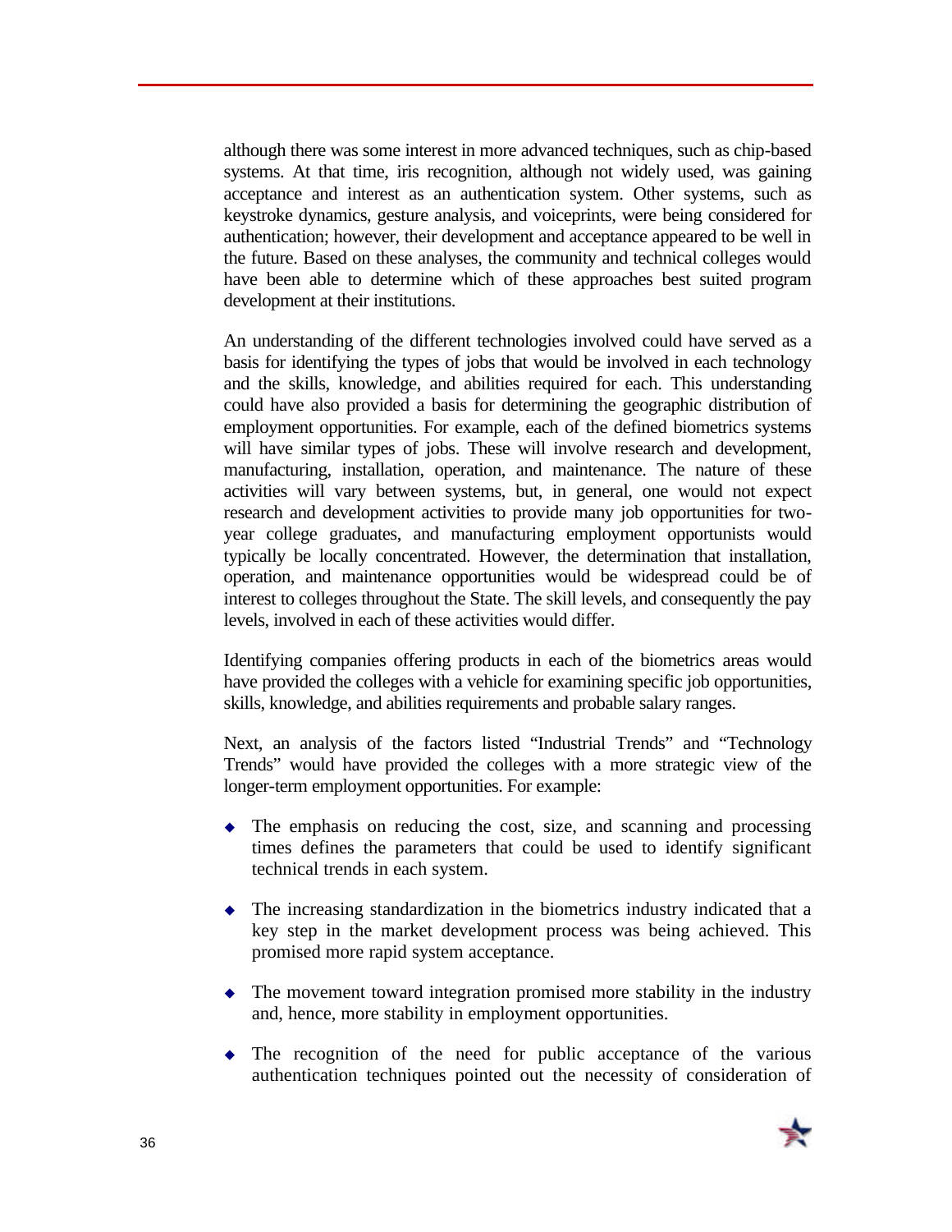although there was some interest in more advanced techniques, such as chip-based systems. At that time, iris recognition, although not widely used, was gaining acceptance and interest as an authentication system. Other systems, such as keystroke dynamics, gesture analysis, and voiceprints, were being considered for authentication; however, their development and acceptance appeared to be well in the future. Based on these analyses, the community and technical colleges would have been able to determine which of these approaches best suited program development at their institutions.

An understanding of the different technologies involved could have served as a basis for identifying the types of jobs that would be involved in each technology and the skills, knowledge, and abilities required for each. This understanding could have also provided a basis for determining the geographic distribution of employment opportunities. For example, each of the defined biometrics systems will have similar types of jobs. These will involve research and development, manufacturing, installation, operation, and maintenance. The nature of these activities will vary between systems, but, in general, one would not expect research and development activities to provide many job opportunities for two-year college graduates, and manufacturing employment opportunists would typically be locally concentrated. However, the determination that installation, operation, and maintenance opportunities would be widespread could be of interest to colleges throughout the State. The skill levels, and consequently the pay levels, involved in each of these activities would differ.

Identifying companies offering products in each of the biometrics areas would have provided the colleges with a vehicle for examining specific job opportunities, skills, knowledge, and abilities requirements and probable salary ranges.

Next, an analysis of the factors listed "Industrial Trends" and "Technology Trends" would have provided the colleges with a more strategic view of the longer-term employment opportunities. For example:

- The emphasis on reducing the cost, size, and scanning and processing times defines the parameters that could be used to identify significant technical trends in each system.
- The increasing standardization in the biometrics industry indicated that a key step in the market development process was being achieved. This promised more rapid system acceptance.
- The movement toward integration promised more stability in the industry and, hence, more stability in employment opportunities.
- The recognition of the need for public acceptance of the various authentication techniques pointed out the necessity of consideration of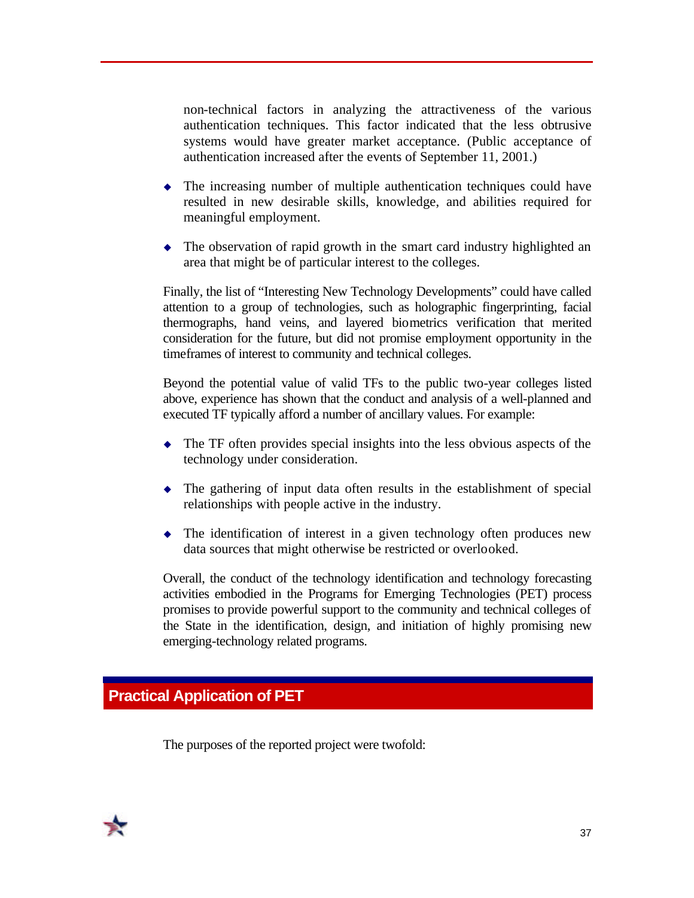non-technical factors in analyzing the attractiveness of the various authentication techniques. This factor indicated that the less obtrusive systems would have greater market acceptance. (Public acceptance of authentication increased after the events of September 11, 2001.)

- The increasing number of multiple authentication techniques could have resulted in new desirable skills, knowledge, and abilities required for meaningful employment.
- The observation of rapid growth in the smart card industry highlighted an area that might be of particular interest to the colleges.

Finally, the list of "Interesting New Technology Developments" could have called attention to a group of technologies, such as holographic fingerprinting, facial thermographs, hand veins, and layered biometrics verification that merited consideration for the future, but did not promise employment opportunity in the timeframes of interest to community and technical colleges.

Beyond the potential value of valid TFs to the public two-year colleges listed above, experience has shown that the conduct and analysis of a well-planned and executed TF typically afford a number of ancillary values. For example:

- The TF often provides special insights into the less obvious aspects of the technology under consideration.
- The gathering of input data often results in the establishment of special relationships with people active in the industry.
- The identification of interest in a given technology often produces new data sources that might otherwise be restricted or overlooked.

Overall, the conduct of the technology identification and technology forecasting activities embodied in the Programs for Emerging Technologies (PET) process promises to provide powerful support to the community and technical colleges of the State in the identification, design, and initiation of highly promising new emerging-technology related programs.

## Practical Application of PET

The purposes of the reported project were twofold: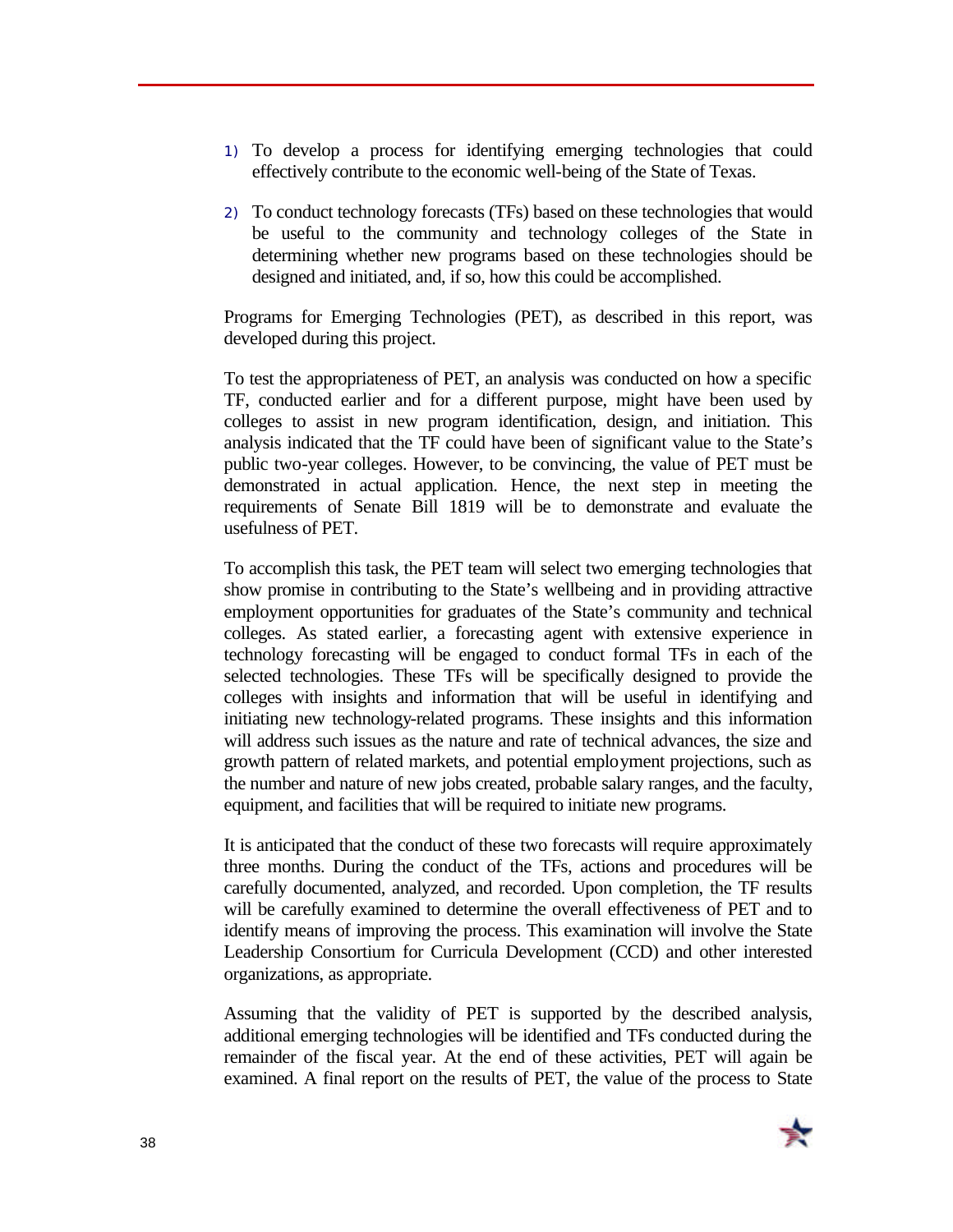1) To develop a process for identifying emerging technologies that could effectively contribute to the economic well-being of the State of Texas.

2) To conduct technology forecasts (TFs) based on these technologies that would be useful to the community and technology colleges of the State in determining whether new programs based on these technologies should be designed and initiated, and, if so, how this could be accomplished.

Programs for Emerging Technologies (PET), as described in this report, was developed during this project.

To test the appropriateness of PET, an analysis was conducted on how a specific TF, conducted earlier and for a different purpose, might have been used by colleges to assist in new program identification, design, and initiation. This analysis indicated that the TF could have been of significant value to the State's public two-year colleges. However, to be convincing, the value of PET must be demonstrated in actual application. Hence, the next step in meeting the requirements of Senate Bill 1819 will be to demonstrate and evaluate the usefulness of PET.

To accomplish this task, the PET team will select two emerging technologies that show promise in contributing to the State's wellbeing and in providing attractive employment opportunities for graduates of the State's community and technical colleges. As stated earlier, a forecasting agent with extensive experience in technology forecasting will be engaged to conduct formal TFs in each of the selected technologies. These TFs will be specifically designed to provide the colleges with insights and information that will be useful in identifying and initiating new technology-related programs. These insights and this information will address such issues as the nature and rate of technical advances, the size and growth pattern of related markets, and potential employment projections, such as the number and nature of new jobs created, probable salary ranges, and the faculty, equipment, and facilities that will be required to initiate new programs.

It is anticipated that the conduct of these two forecasts will require approximately three months. During the conduct of the TFs, actions and procedures will be carefully documented, analyzed, and recorded. Upon completion, the TF results will be carefully examined to determine the overall effectiveness of PET and to identify means of improving the process. This examination will involve the State Leadership Consortium for Curricula Development (CCD) and other interested organizations, as appropriate.

Assuming that the validity of PET is supported by the described analysis, additional emerging technologies will be identified and TFs conducted during the remainder of the fiscal year. At the end of these activities, PET will again be examined. A final report on the results of PET, the value of the process to State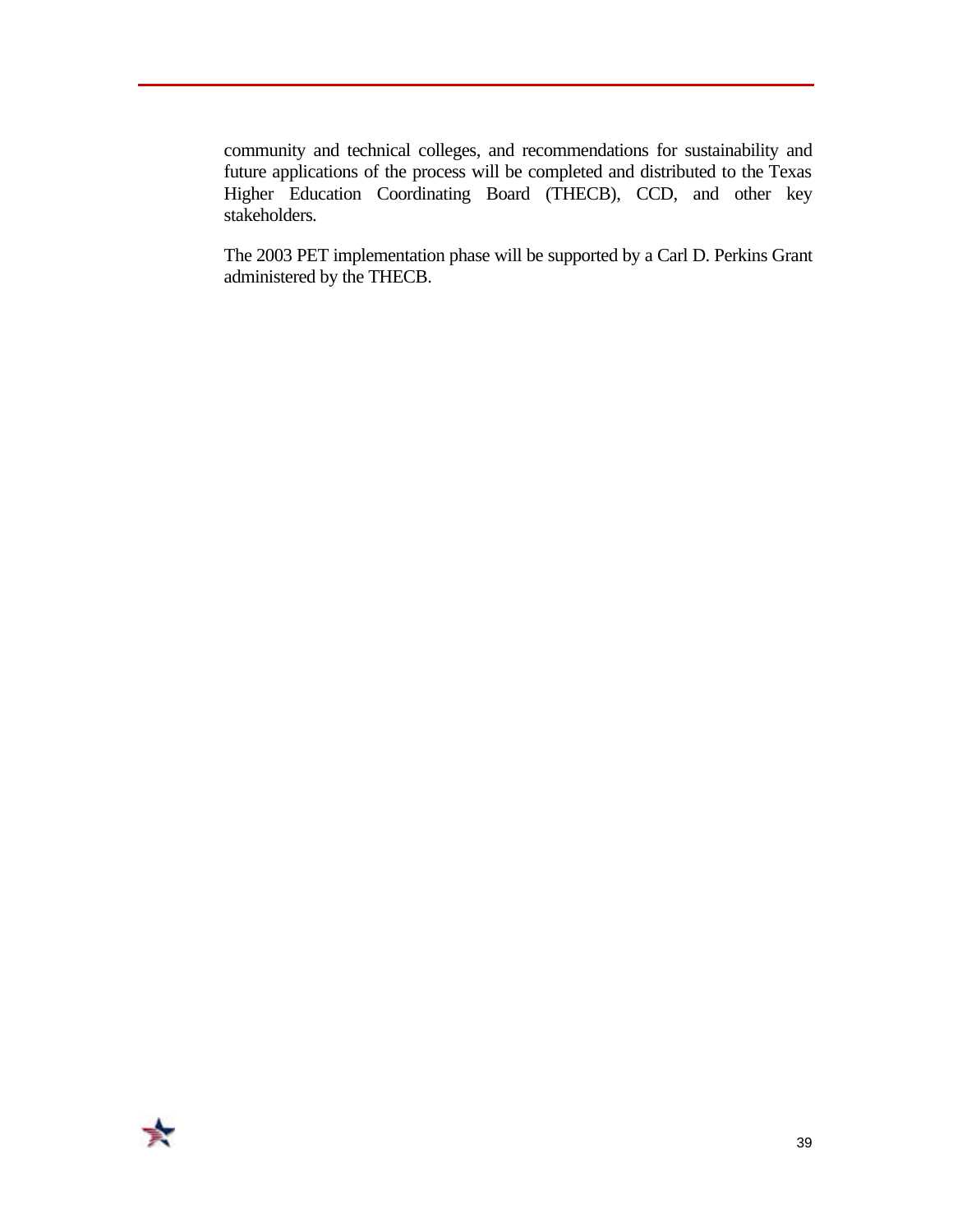community and technical colleges, and recommendations for sustainability and future applications of the process will be completed and distributed to the Texas Higher Education Coordinating Board (THECB), CCD, and other key stakeholders.

The 2003 PET implementation phase will be supported by a Carl D. Perkins Grant administered by the THECB.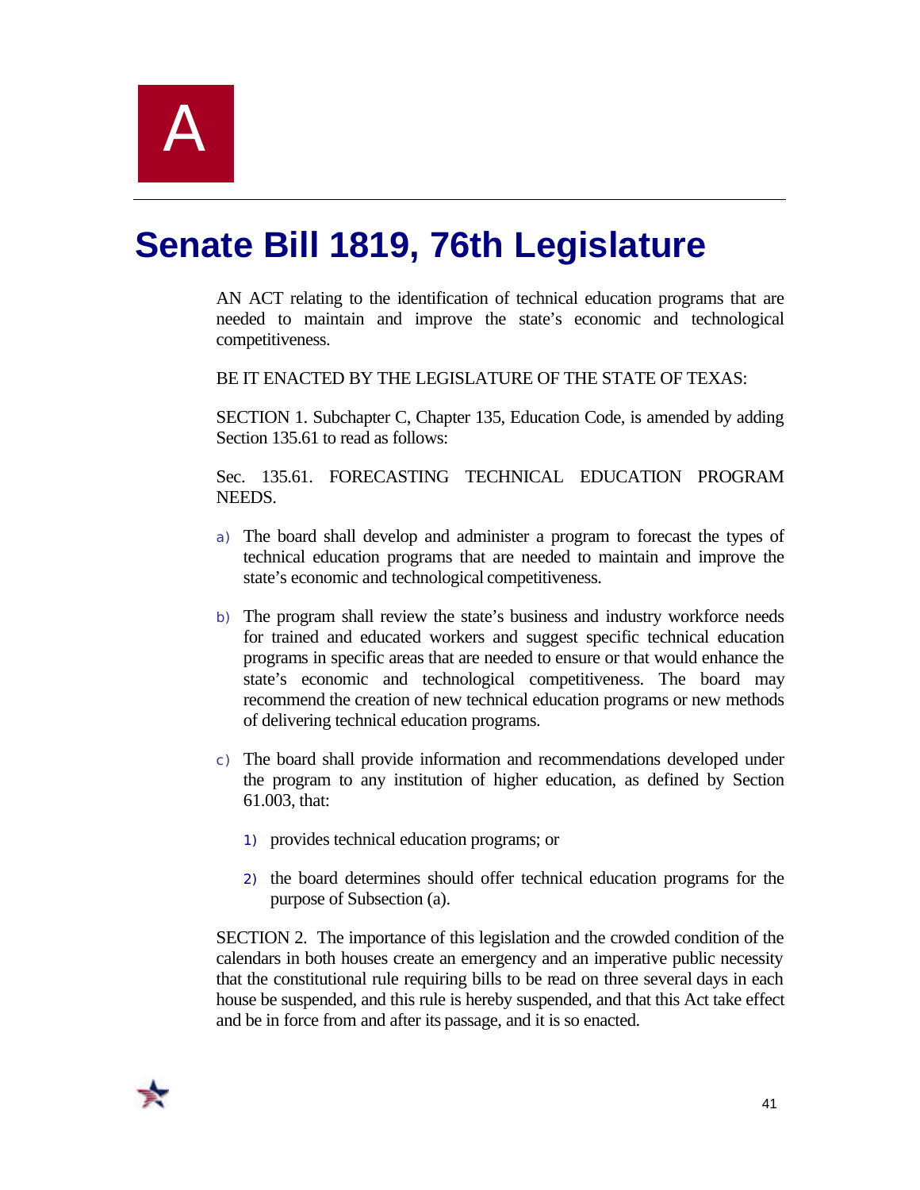A

# Senate Bill 1819, 76th Legislature

AN ACT relating to the identification of technical education programs that are needed to maintain and improve the state's economic and technological competitiveness.

BE IT ENACTED BY THE LEGISLATURE OF THE STATE OF TEXAS:

SECTION 1. Subchapter C, Chapter 135, Education Code, is amended by adding Section 135.61 to read as follows:

Sec. 135.61. FORECASTING TECHNICAL EDUCATION PROGRAM NEEDS.

a) The board shall develop and administer a program to forecast the types of technical education programs that are needed to maintain and improve the state's economic and technological competitiveness.

b) The program shall review the state's business and industry workforce needs for trained and educated workers and suggest specific technical education programs in specific areas that are needed to ensure or that would enhance the state's economic and technological competitiveness. The board may recommend the creation of new technical education programs or new methods of delivering technical education programs.

c) The board shall provide information and recommendations developed under the program to any institution of higher education, as defined by Section 61.003, that:

   1) provides technical education programs; or

   2) the board determines should offer technical education programs for the purpose of Subsection (a).

SECTION 2. The importance of this legislation and the crowded condition of the calendars in both houses create an emergency and an imperative public necessity that the constitutional rule requiring bills to be read on three several days in each house be suspended, and this rule is hereby suspended, and that this Act take effect and be in force from and after its passage, and it is so enacted.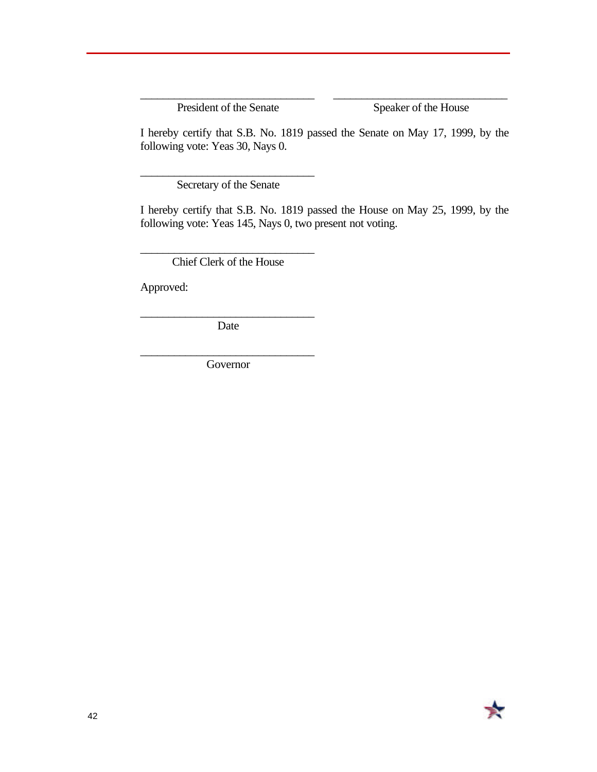\_\_\_\_\_\_\_\_\_\_\_\_\_\_\_\_\_\_\_\_\_\_\_\_\_\_\_\_\_\_\_\_ \_\_\_\_\_\_\_\_\_\_\_\_\_\_\_\_\_\_\_\_\_\_\_\_\_\_\_\_\_\_\_\_

President of the Senate Speaker of the House

I hereby certify that S.B. No. 1819 passed the Senate on May 17, 1999, by the following vote: Yeas 30, Nays 0.

\_\_\_\_\_\_\_\_\_\_\_\_\_\_\_\_\_\_\_\_\_\_\_\_\_\_\_\_\_\_\_\_

Secretary of the Senate

I hereby certify that S.B. No. 1819 passed the House on May 25, 1999, by the following vote: Yeas 145, Nays 0, two present not voting.

\_\_\_\_\_\_\_\_\_\_\_\_\_\_\_\_\_\_\_\_\_\_\_\_\_\_\_\_\_\_\_\_

Chief Clerk of the House

Approved:

\_\_\_\_\_\_\_\_\_\_\_\_\_\_\_\_\_\_\_\_\_\_\_\_\_\_\_\_\_\_\_\_

Date

\_\_\_\_\_\_\_\_\_\_\_\_\_\_\_\_\_\_\_\_\_\_\_\_\_\_\_\_\_\_\_\_

Governor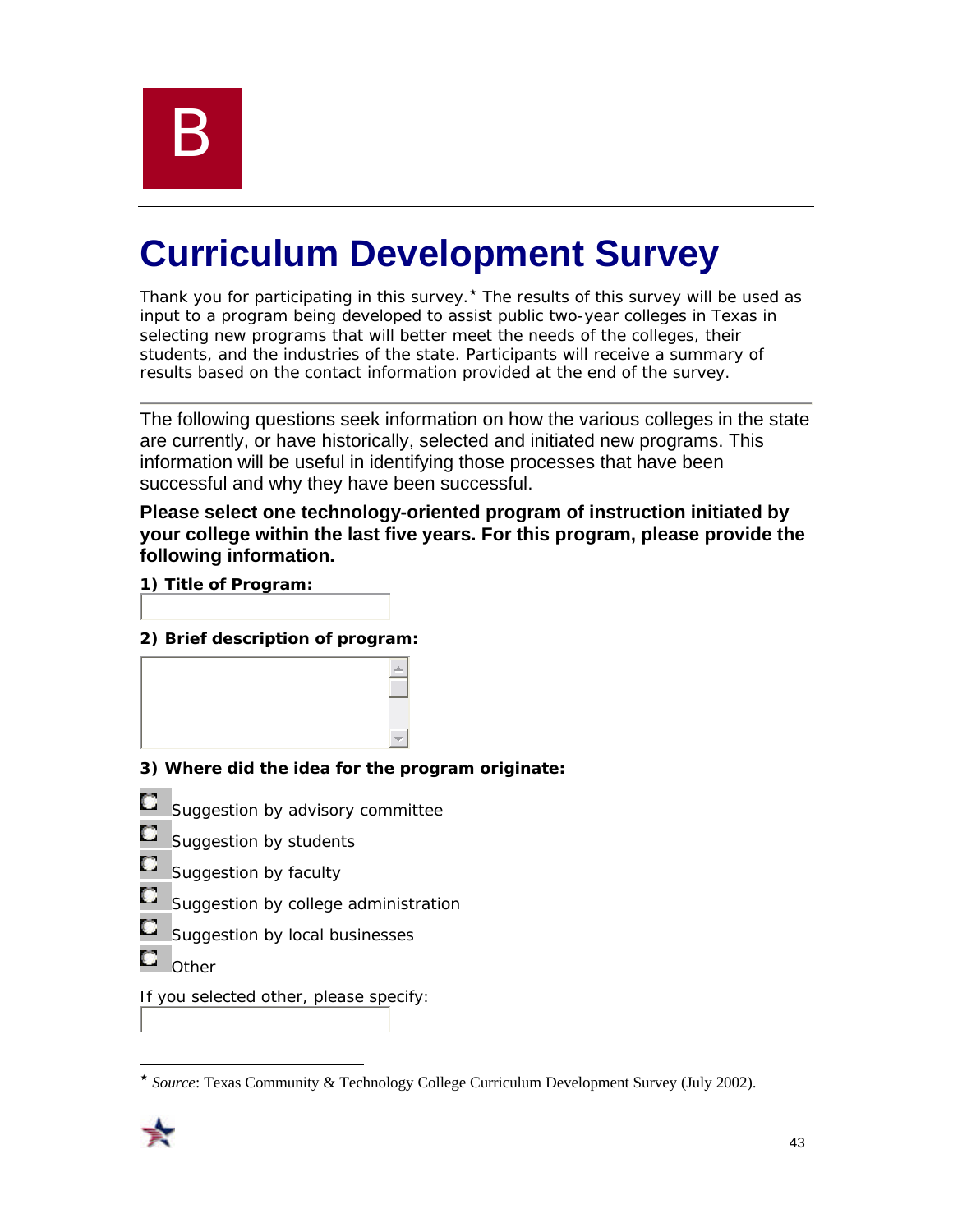B

# Curriculum Development Survey

Thank you for participating in this survey.* The results of this survey will be used as input to a program being developed to assist public two-year colleges in Texas in selecting new programs that will better meet the needs of the colleges, their students, and the industries of the state. Participants will receive a summary of results based on the contact information provided at the end of the survey.

---

The following questions seek information on how the various colleges in the state are currently, or have historically, selected and initiated new programs. This information will be useful in identifying those processes that have been successful and why they have been successful.

**Please select one technology-oriented program of instruction initiated by your college within the last five years. For this program, please provide the following information.**

**1) Title of Program:**

**2) Brief description of program:**

**3) Where did the idea for the program originate:**

- Suggestion by advisory committee
- Suggestion by students
- Suggestion by faculty
- Suggestion by college administration
- Suggestion by local businesses
- Other

If you selected other, please specify:

---

* *Source*: Texas Community & Technology College Curriculum Development Survey (July 2002).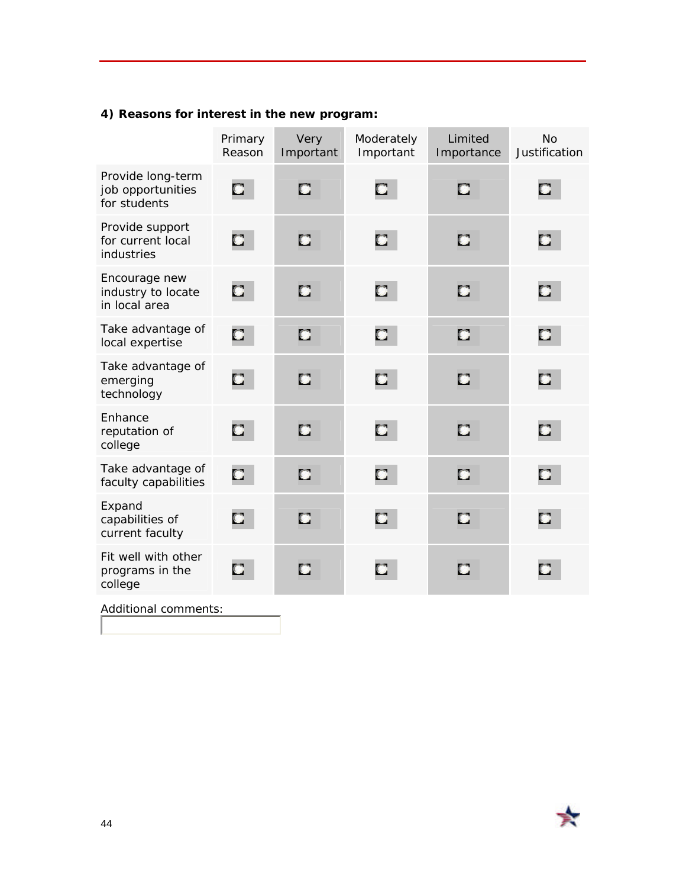**4) Reasons for interest in the new program:**

| | Primary Reason | Very Important | Moderately Important | Limited Importance | No Justification |
|---|---|---|---|---|---|
| Provide long-term job opportunities for students | ○ | ○ | ○ | ○ | ○ |
| Provide support for current local industries | ○ | ○ | ○ | ○ | ○ |
| Encourage new industry to locate in local area | ○ | ○ | ○ | ○ | ○ |
| Take advantage of local expertise | ○ | ○ | ○ | ○ | ○ |
| Take advantage of emerging technology | ○ | ○ | ○ | ○ | ○ |
| Enhance reputation of college | ○ | ○ | ○ | ○ | ○ |
| Take advantage of faculty capabilities | ○ | ○ | ○ | ○ | ○ |
| Expand capabilities of current faculty | ○ | ○ | ○ | ○ | ○ |
| Fit well with other programs in the college | ○ | ○ | ○ | ○ | ○ |

Additional comments: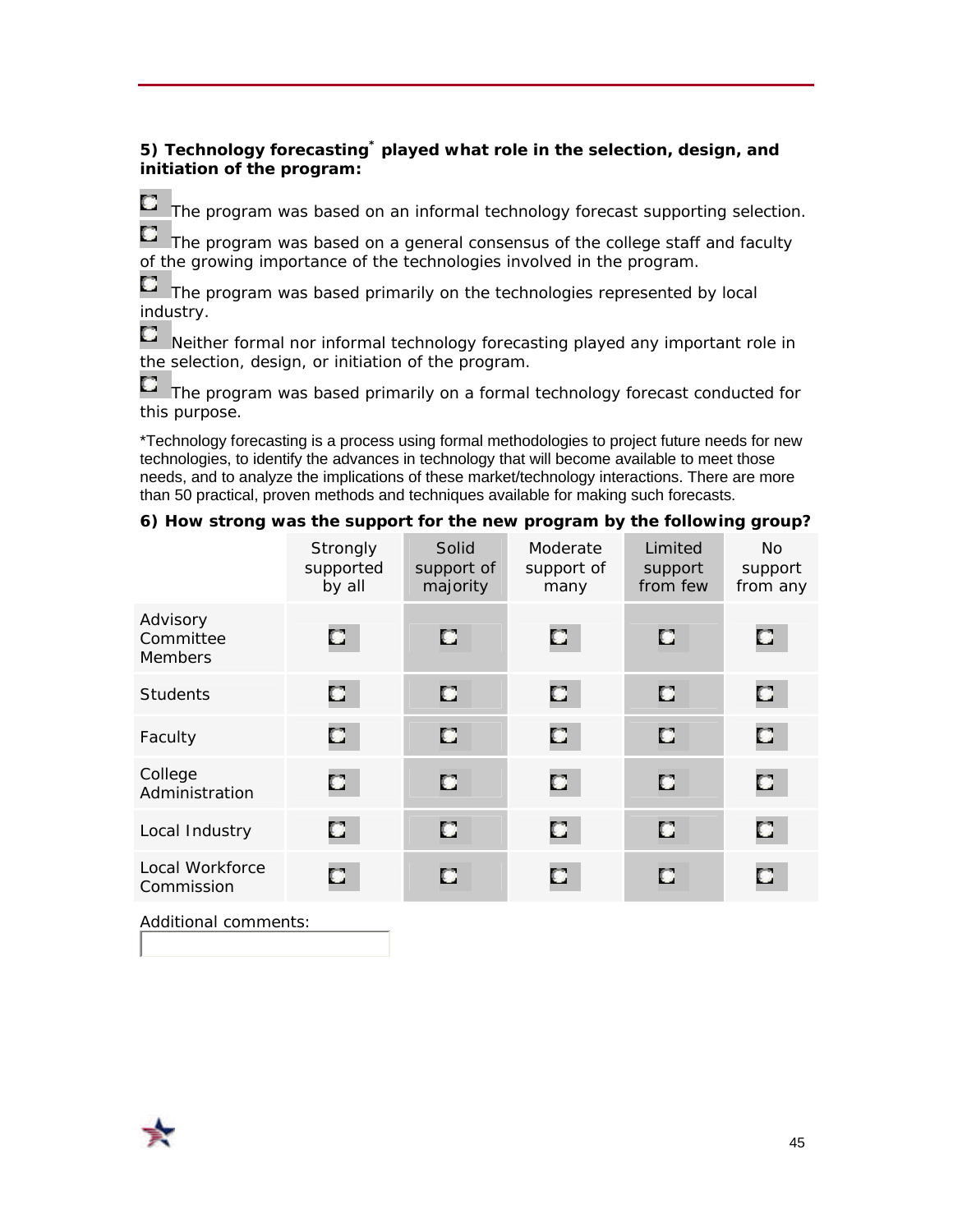**5) Technology forecasting* played what role in the selection, design, and initiation of the program:**

- The program was based on an informal technology forecast supporting selection.
- The program was based on a general consensus of the college staff and faculty of the growing importance of the technologies involved in the program.
- The program was based primarily on the technologies represented by local industry.
- Neither formal nor informal technology forecasting played any important role in the selection, design, or initiation of the program.
- The program was based primarily on a formal technology forecast conducted for this purpose.

*Technology forecasting is a process using formal methodologies to project future needs for new technologies, to identify the advances in technology that will become available to meet those needs, and to analyze the implications of these market/technology interactions. There are more than 50 practical, proven methods and techniques available for making such forecasts.

**6) How strong was the support for the new program by the following group?**

| | Strongly supported by all | Solid support of majority | Moderate support of many | Limited support from few | No support from any |
|---|---|---|---|---|---|
| Advisory Committee Members | | | | | |
| Students | | | | | |
| Faculty | | | | | |
| College Administration | | | | | |
| Local Industry | | | | | |
| Local Workforce Commission | | | | | |

Additional comments: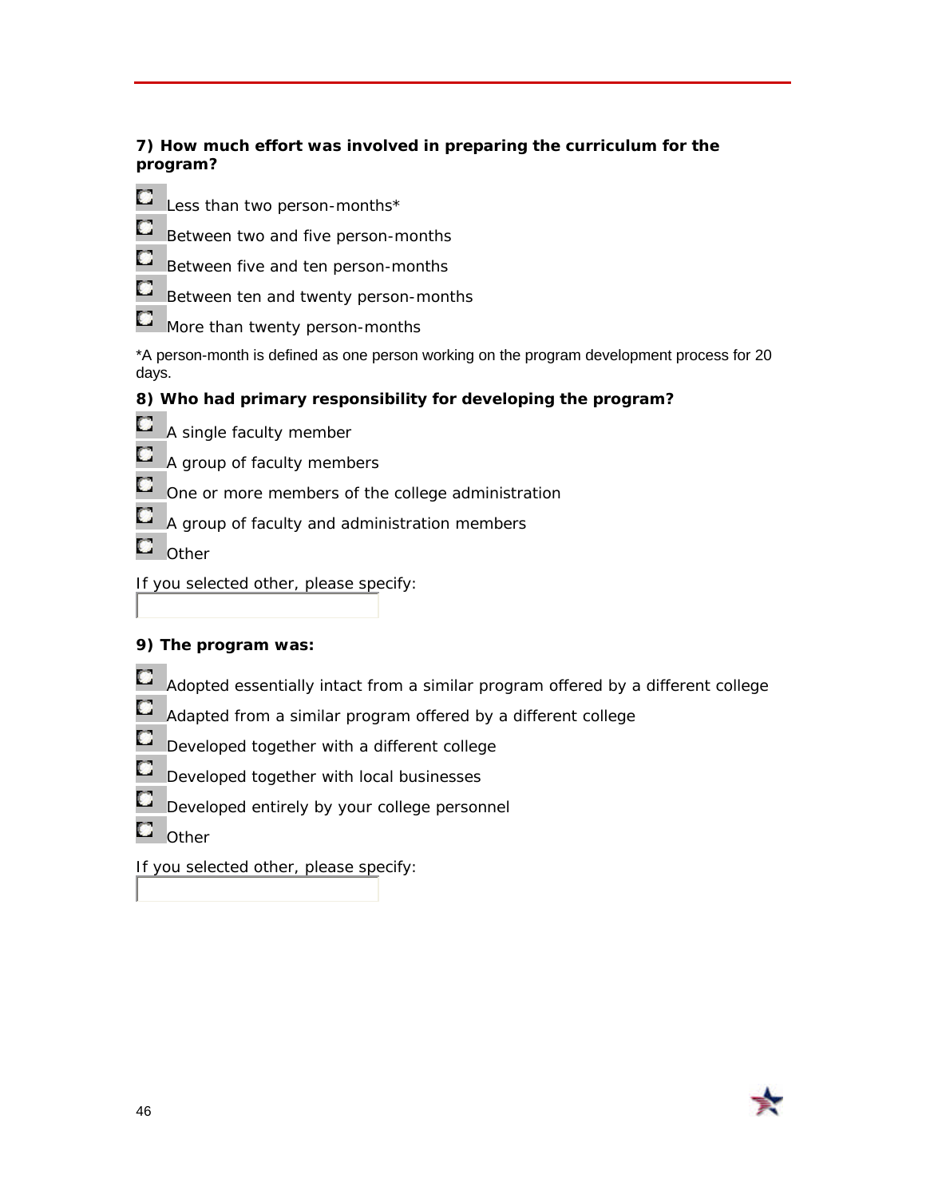**7) How much effort was involved in preparing the curriculum for the program?**

- Less than two person-months*
- Between two and five person-months
- Between five and ten person-months
- Between ten and twenty person-months
- More than twenty person-months

*A person-month is defined as one person working on the program development process for 20 days.

**8) Who had primary responsibility for developing the program?**

- A single faculty member
- A group of faculty members
- One or more members of the college administration
- A group of faculty and administration members
- Other

If you selected other, please specify:

**9) The program was:**

- Adopted essentially intact from a similar program offered by a different college
- Adapted from a similar program offered by a different college
- Developed together with a different college
- Developed together with local businesses
- Developed entirely by your college personnel
- Other

If you selected other, please specify: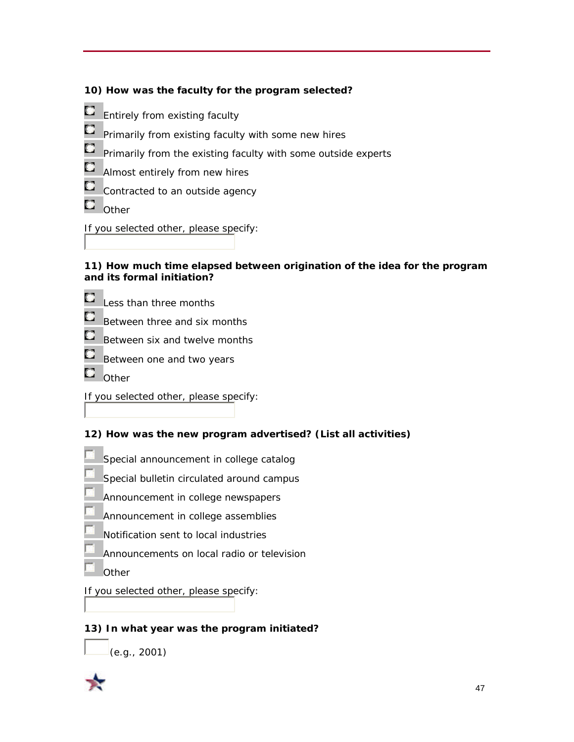**10) How was the faculty for the program selected?**

- ○ Entirely from existing faculty
- ○ Primarily from existing faculty with some new hires
- ○ Primarily from the existing faculty with some outside experts
- ○ Almost entirely from new hires
- ○ Contracted to an outside agency
- ○ Other

If you selected other, please specify:

\_\_\_\_\_\_\_\_\_\_\_\_\_\_\_\_\_\_\_\_

**11) How much time elapsed between origination of the idea for the program and its formal initiation?**

- ○ Less than three months
- ○ Between three and six months
- ○ Between six and twelve months
- ○ Between one and two years
- ○ Other

If you selected other, please specify:

\_\_\_\_\_\_\_\_\_\_\_\_\_\_\_\_\_\_\_\_

**12) How was the new program advertised? (List all activities)**

- ☐ Special announcement in college catalog
- ☐ Special bulletin circulated around campus
- ☐ Announcement in college newspapers
- ☐ Announcement in college assemblies
- ☐ Notification sent to local industries
- ☐ Announcements on local radio or television
- ☐ Other

If you selected other, please specify:

\_\_\_\_\_\_\_\_\_\_\_\_\_\_\_\_\_\_\_\_

**13) In what year was the program initiated?**

\_\_\_\_\_\_ (e.g., 2001)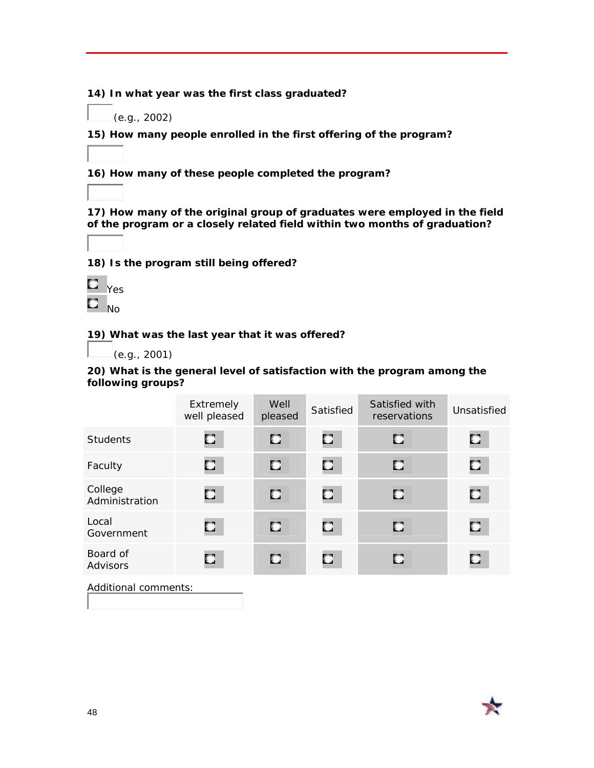**14) In what year was the first class graduated?**

(e.g., 2002)

**15) How many people enrolled in the first offering of the program?**

**16) How many of these people completed the program?**

**17) How many of the original group of graduates were employed in the field of the program or a closely related field within two months of graduation?**

**18) Is the program still being offered?**

- Yes
- No

**19) What was the last year that it was offered?**

(e.g., 2001)

**20) What is the general level of satisfaction with the program among the following groups?**

| | Extremely well pleased | Well pleased | Satisfied | Satisfied with reservations | Unsatisfied |
|---|---|---|---|---|---|
| Students | | | | | |
| Faculty | | | | | |
| College Administration | | | | | |
| Local Government | | | | | |
| Board of Advisors | | | | | |

Additional comments: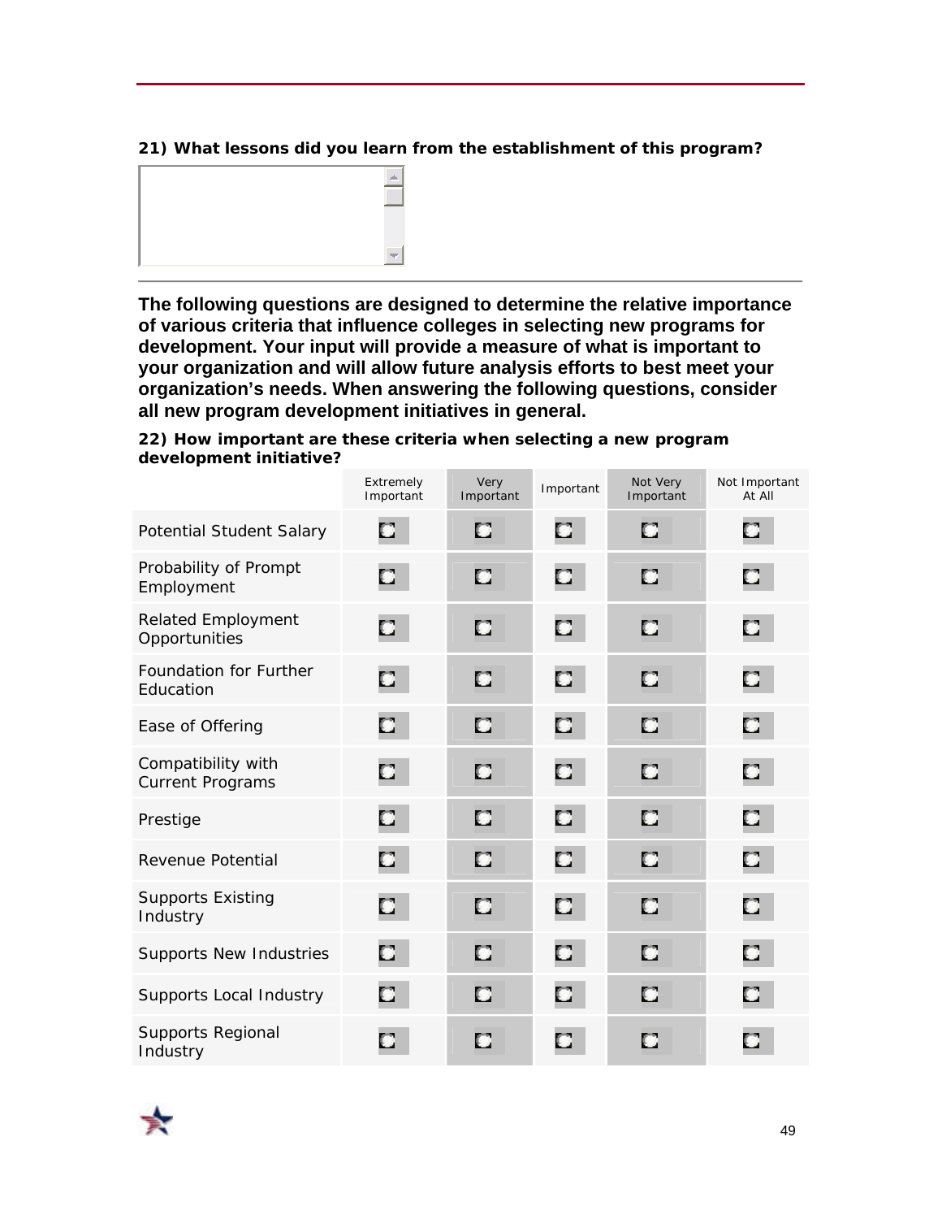**21) What lessons did you learn from the establishment of this program?**

---

**The following questions are designed to determine the relative importance of various criteria that influence colleges in selecting new programs for development. Your input will provide a measure of what is important to your organization and will allow future analysis efforts to best meet your organization's needs. When answering the following questions, consider all new program development initiatives in general.**

**22) How important are these criteria when selecting a new program development initiative?**

| | Extremely Important | Very Important | Important | Not Very Important | Not Important At All |
|---|---|---|---|---|---|
| Potential Student Salary | | | | | |
| Probability of Prompt Employment | | | | | |
| Related Employment Opportunities | | | | | |
| Foundation for Further Education | | | | | |
| Ease of Offering | | | | | |
| Compatibility with Current Programs | | | | | |
| Prestige | | | | | |
| Revenue Potential | | | | | |
| Supports Existing Industry | | | | | |
| Supports New Industries | | | | | |
| Supports Local Industry | | | | | |
| Supports Regional Industry | | | | | |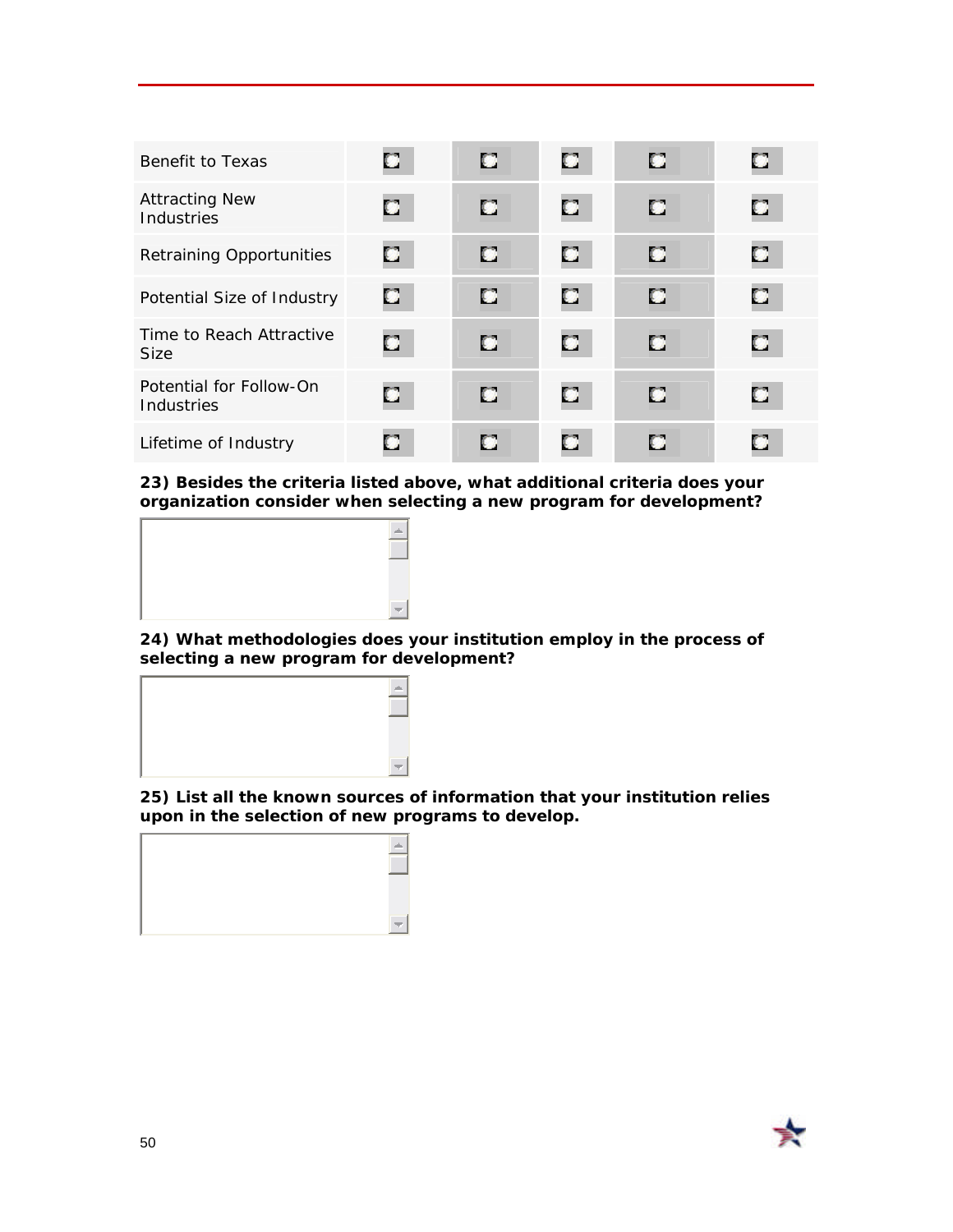| | | | | | |
|---|---|---|---|---|---|
| Benefit to Texas | ☐ | ☐ | ☐ | ☐ | ☐ |
| Attracting New Industries | ☐ | ☐ | ☐ | ☐ | ☐ |
| Retraining Opportunities | ☐ | ☐ | ☐ | ☐ | ☐ |
| Potential Size of Industry | ☐ | ☐ | ☐ | ☐ | ☐ |
| Time to Reach Attractive Size | ☐ | ☐ | ☐ | ☐ | ☐ |
| Potential for Follow-On Industries | ☐ | ☐ | ☐ | ☐ | ☐ |
| Lifetime of Industry | ☐ | ☐ | ☐ | ☐ | ☐ |

**23) Besides the criteria listed above, what additional criteria does your organization consider when selecting a new program for development?**

**24) What methodologies does your institution employ in the process of selecting a new program for development?**

**25) List all the known sources of information that your institution relies upon in the selection of new programs to develop.**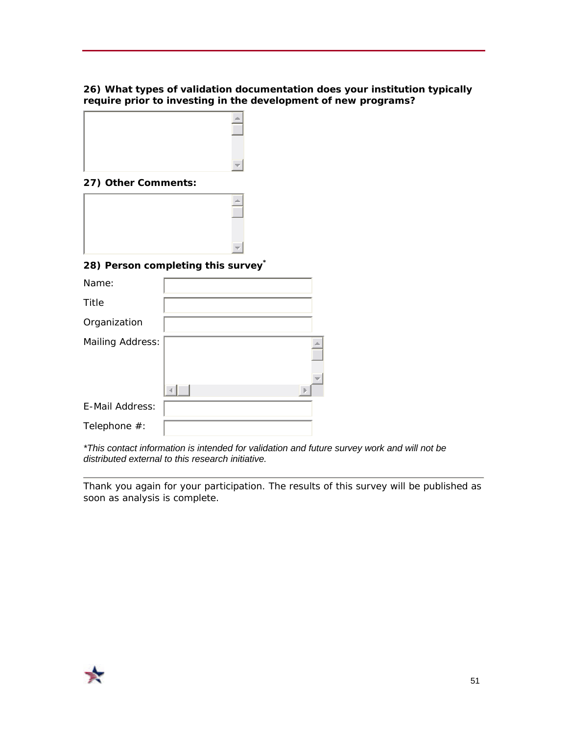**26) What types of validation documentation does your institution typically require prior to investing in the development of new programs?**

**27) Other Comments:**

**28) Person completing this survey***

| | |
|---|---|
| Name: | |
| Title | |
| Organization | |
| Mailing Address: | |
| E-Mail Address: | |
| Telephone #: | |

*\*This contact information is intended for validation and future survey work and will not be distributed external to this research initiative.*

---

Thank you again for your participation. The results of this survey will be published as soon as analysis is complete.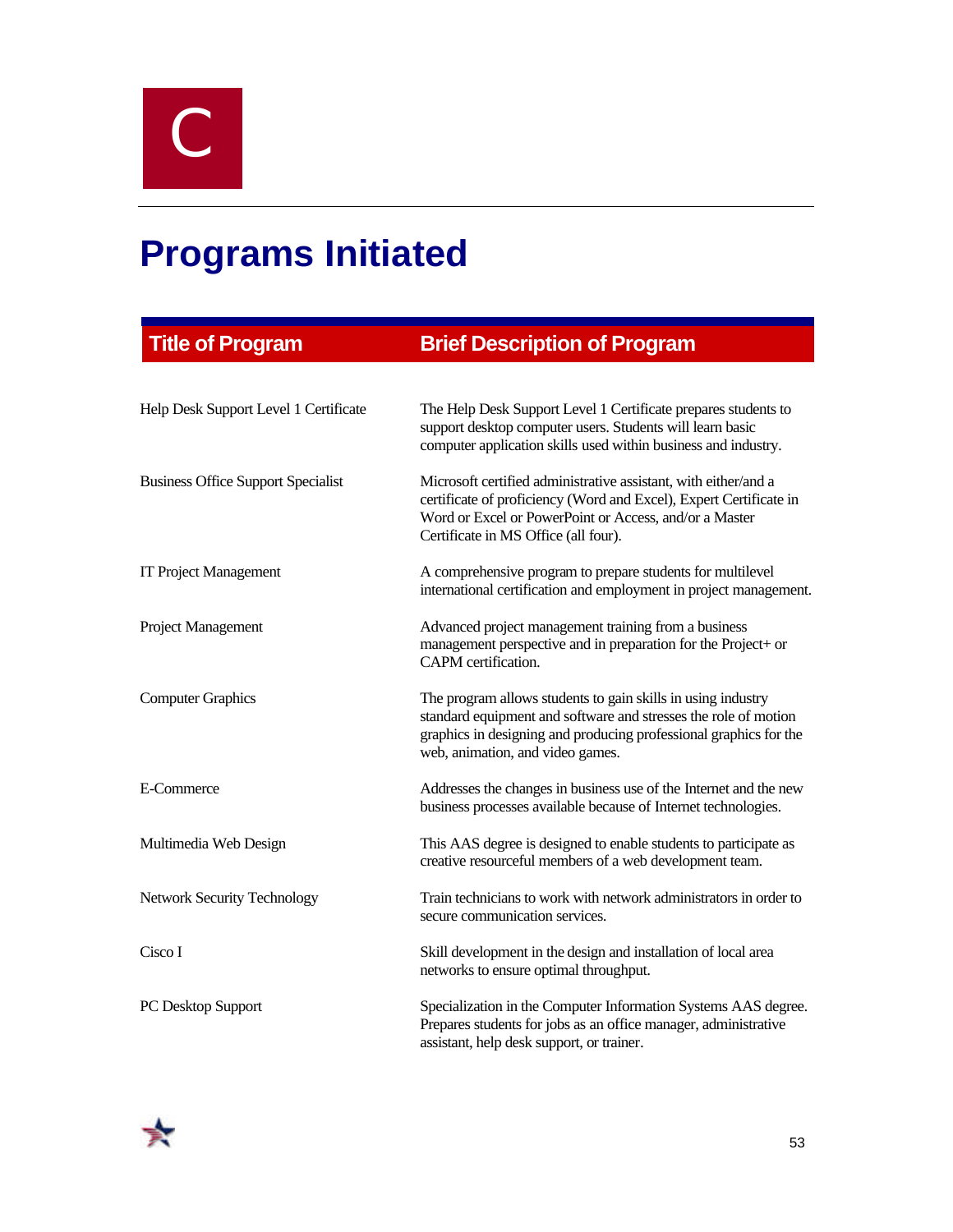C

# Programs Initiated

| Title of Program | Brief Description of Program |
|---|---|
| Help Desk Support Level 1 Certificate | The Help Desk Support Level 1 Certificate prepares students to support desktop computer users. Students will learn basic computer application skills used within business and industry. |
| Business Office Support Specialist | Microsoft certified administrative assistant, with either/and a certificate of proficiency (Word and Excel), Expert Certificate in Word or Excel or PowerPoint or Access, and/or a Master Certificate in MS Office (all four). |
| IT Project Management | A comprehensive program to prepare students for multilevel international certification and employment in project management. |
| Project Management | Advanced project management training from a business management perspective and in preparation for the Project+ or CAPM certification. |
| Computer Graphics | The program allows students to gain skills in using industry standard equipment and software and stresses the role of motion graphics in designing and producing professional graphics for the web, animation, and video games. |
| E-Commerce | Addresses the changes in business use of the Internet and the new business processes available because of Internet technologies. |
| Multimedia Web Design | This AAS degree is designed to enable students to participate as creative resourceful members of a web development team. |
| Network Security Technology | Train technicians to work with network administrators in order to secure communication services. |
| Cisco I | Skill development in the design and installation of local area networks to ensure optimal throughput. |
| PC Desktop Support | Specialization in the Computer Information Systems AAS degree. Prepares students for jobs as an office manager, administrative assistant, help desk support, or trainer. |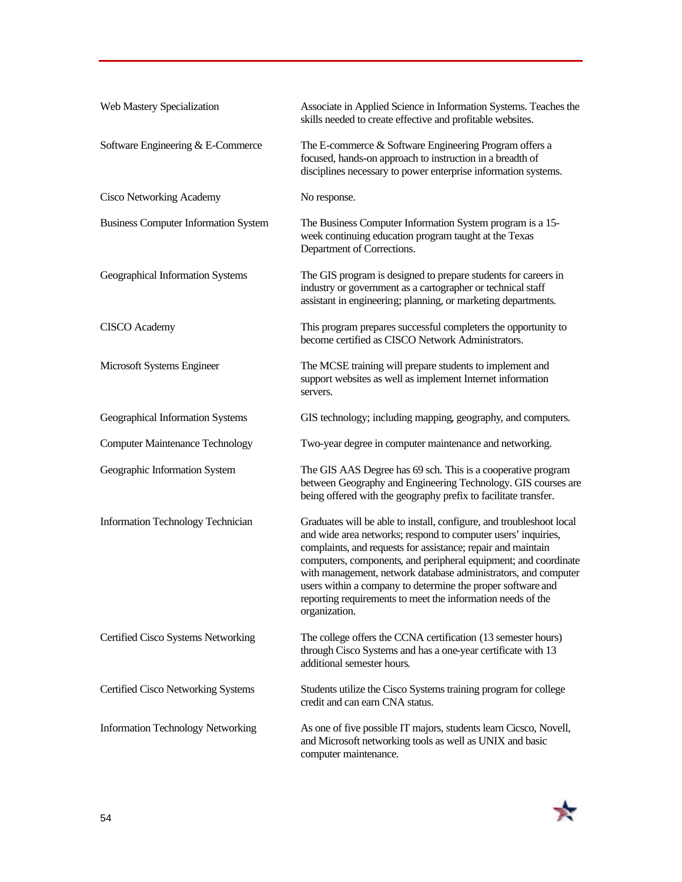| | |
|---|---|
| Web Mastery Specialization | Associate in Applied Science in Information Systems. Teaches the skills needed to create effective and profitable websites. |
| Software Engineering & E-Commerce | The E-commerce & Software Engineering Program offers a focused, hands-on approach to instruction in a breadth of disciplines necessary to power enterprise information systems. |
| Cisco Networking Academy | No response. |
| Business Computer Information System | The Business Computer Information System program is a 15-week continuing education program taught at the Texas Department of Corrections. |
| Geographical Information Systems | The GIS program is designed to prepare students for careers in industry or government as a cartographer or technical staff assistant in engineering; planning, or marketing departments. |
| CISCO Academy | This program prepares successful completers the opportunity to become certified as CISCO Network Administrators. |
| Microsoft Systems Engineer | The MCSE training will prepare students to implement and support websites as well as implement Internet information servers. |
| Geographical Information Systems | GIS technology; including mapping, geography, and computers. |
| Computer Maintenance Technology | Two-year degree in computer maintenance and networking. |
| Geographic Information System | The GIS AAS Degree has 69 sch. This is a cooperative program between Geography and Engineering Technology. GIS courses are being offered with the geography prefix to facilitate transfer. |
| Information Technology Technician | Graduates will be able to install, configure, and troubleshoot local and wide area networks; respond to computer users' inquiries, complaints, and requests for assistance; repair and maintain computers, components, and peripheral equipment; and coordinate with management, network database administrators, and computer users within a company to determine the proper software and reporting requirements to meet the information needs of the organization. |
| Certified Cisco Systems Networking | The college offers the CCNA certification (13 semester hours) through Cisco Systems and has a one-year certificate with 13 additional semester hours. |
| Certified Cisco Networking Systems | Students utilize the Cisco Systems training program for college credit and can earn CNA status. |
| Information Technology Networking | As one of five possible IT majors, students learn Cicsco, Novell, and Microsoft networking tools as well as UNIX and basic computer maintenance. |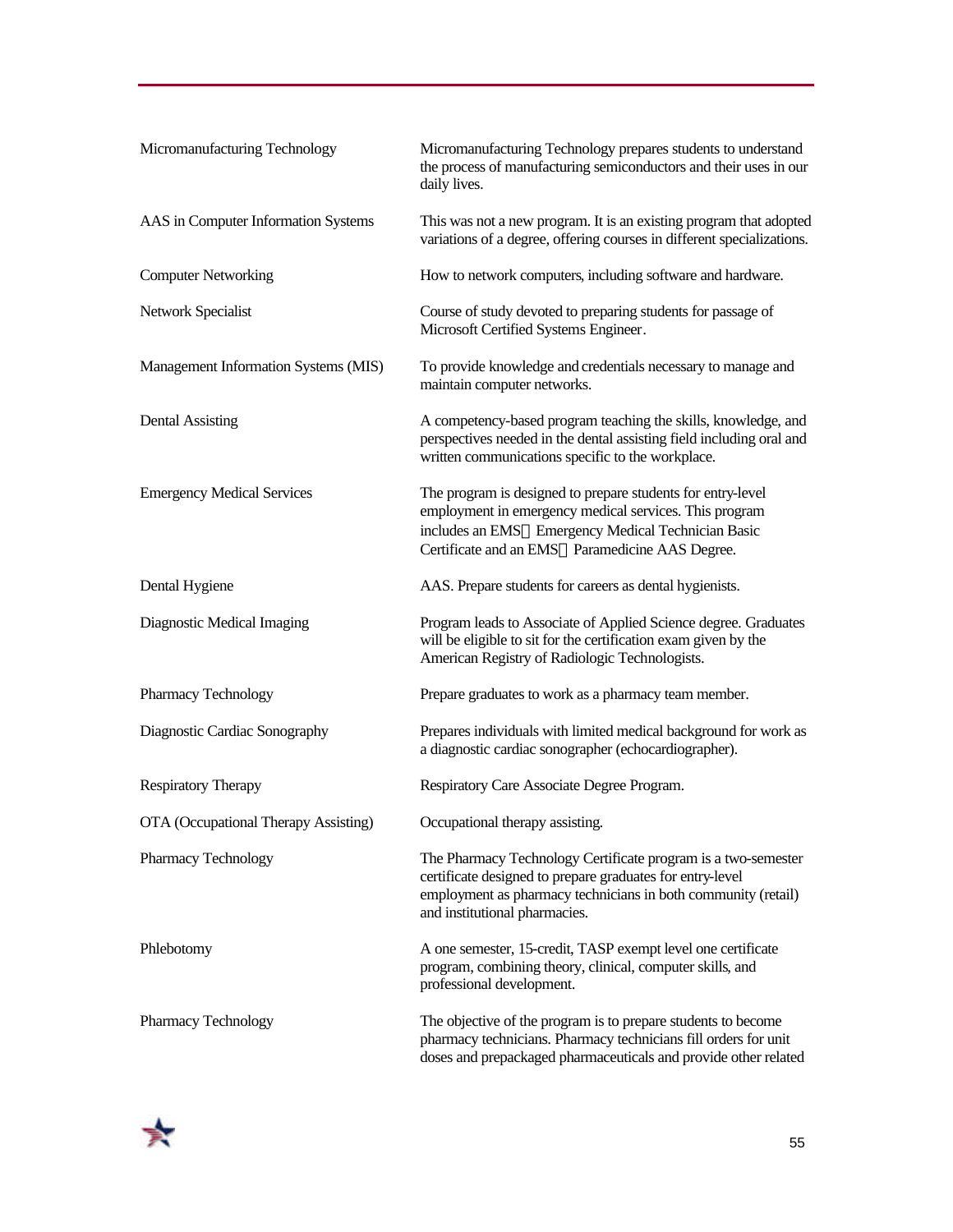| | |
|---|---|
| Micromanufacturing Technology | Micromanufacturing Technology prepares students to understand the process of manufacturing semiconductors and their uses in our daily lives. |
| AAS in Computer Information Systems | This was not a new program. It is an existing program that adopted variations of a degree, offering courses in different specializations. |
| Computer Networking | How to network computers, including software and hardware. |
| Network Specialist | Course of study devoted to preparing students for passage of Microsoft Certified Systems Engineer. |
| Management Information Systems (MIS) | To provide knowledge and credentials necessary to manage and maintain computer networks. |
| Dental Assisting | A competency-based program teaching the skills, knowledge, and perspectives needed in the dental assisting field including oral and written communications specific to the workplace. |
| Emergency Medical Services | The program is designed to prepare students for entry-level employment in emergency medical services. This program includes an EMS Emergency Medical Technician Basic Certificate and an EMS Paramedicine AAS Degree. |
| Dental Hygiene | AAS. Prepare students for careers as dental hygienists. |
| Diagnostic Medical Imaging | Program leads to Associate of Applied Science degree. Graduates will be eligible to sit for the certification exam given by the American Registry of Radiologic Technologists. |
| Pharmacy Technology | Prepare graduates to work as a pharmacy team member. |
| Diagnostic Cardiac Sonography | Prepares individuals with limited medical background for work as a diagnostic cardiac sonographer (echocardiographer). |
| Respiratory Therapy | Respiratory Care Associate Degree Program. |
| OTA (Occupational Therapy Assisting) | Occupational therapy assisting. |
| Pharmacy Technology | The Pharmacy Technology Certificate program is a two-semester certificate designed to prepare graduates for entry-level employment as pharmacy technicians in both community (retail) and institutional pharmacies. |
| Phlebotomy | A one semester, 15-credit, TASP exempt level one certificate program, combining theory, clinical, computer skills, and professional development. |
| Pharmacy Technology | The objective of the program is to prepare students to become pharmacy technicians. Pharmacy technicians fill orders for unit doses and prepackaged pharmaceuticals and provide other related |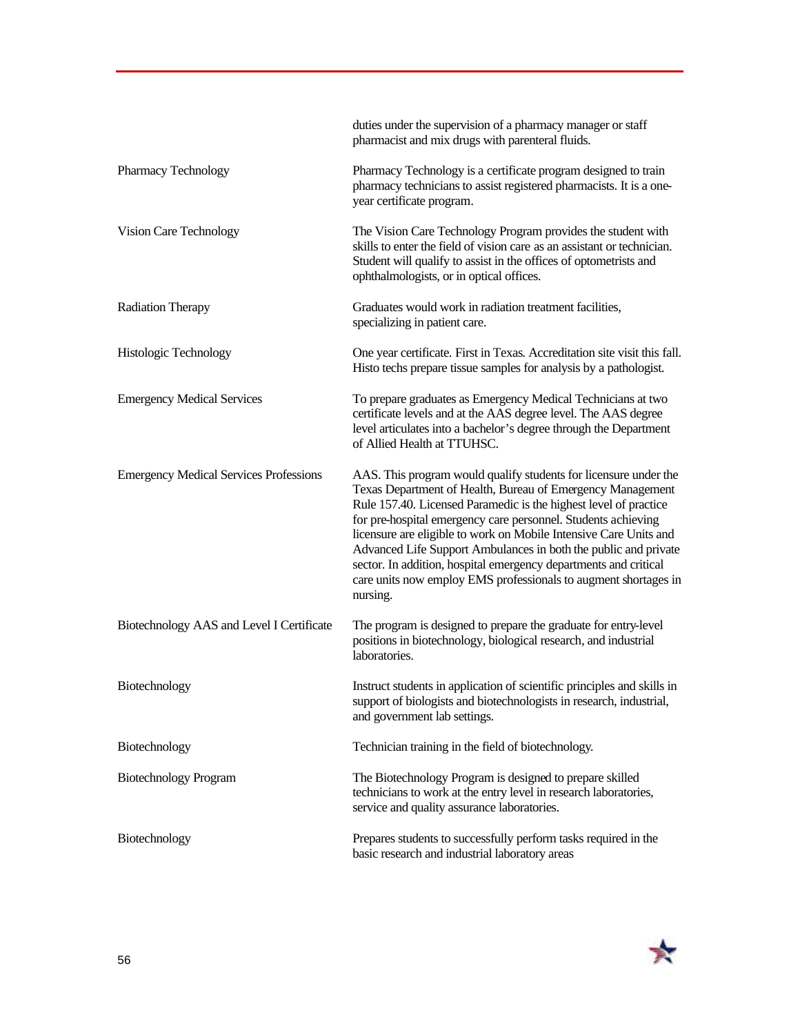| | |
|---|---|
| | duties under the supervision of a pharmacy manager or staff pharmacist and mix drugs with parenteral fluids. |
| Pharmacy Technology | Pharmacy Technology is a certificate program designed to train pharmacy technicians to assist registered pharmacists. It is a one-year certificate program. |
| Vision Care Technology | The Vision Care Technology Program provides the student with skills to enter the field of vision care as an assistant or technician. Student will qualify to assist in the offices of optometrists and ophthalmologists, or in optical offices. |
| Radiation Therapy | Graduates would work in radiation treatment facilities, specializing in patient care. |
| Histologic Technology | One year certificate. First in Texas. Accreditation site visit this fall. Histo techs prepare tissue samples for analysis by a pathologist. |
| Emergency Medical Services | To prepare graduates as Emergency Medical Technicians at two certificate levels and at the AAS degree level. The AAS degree level articulates into a bachelor's degree through the Department of Allied Health at TTUHSC. |
| Emergency Medical Services Professions | AAS. This program would qualify students for licensure under the Texas Department of Health, Bureau of Emergency Management Rule 157.40. Licensed Paramedic is the highest level of practice for pre-hospital emergency care personnel. Students achieving licensure are eligible to work on Mobile Intensive Care Units and Advanced Life Support Ambulances in both the public and private sector. In addition, hospital emergency departments and critical care units now employ EMS professionals to augment shortages in nursing. |
| Biotechnology AAS and Level I Certificate | The program is designed to prepare the graduate for entry-level positions in biotechnology, biological research, and industrial laboratories. |
| Biotechnology | Instruct students in application of scientific principles and skills in support of biologists and biotechnologists in research, industrial, and government lab settings. |
| Biotechnology | Technician training in the field of biotechnology. |
| Biotechnology Program | The Biotechnology Program is designed to prepare skilled technicians to work at the entry level in research laboratories, service and quality assurance laboratories. |
| Biotechnology | Prepares students to successfully perform tasks required in the basic research and industrial laboratory areas |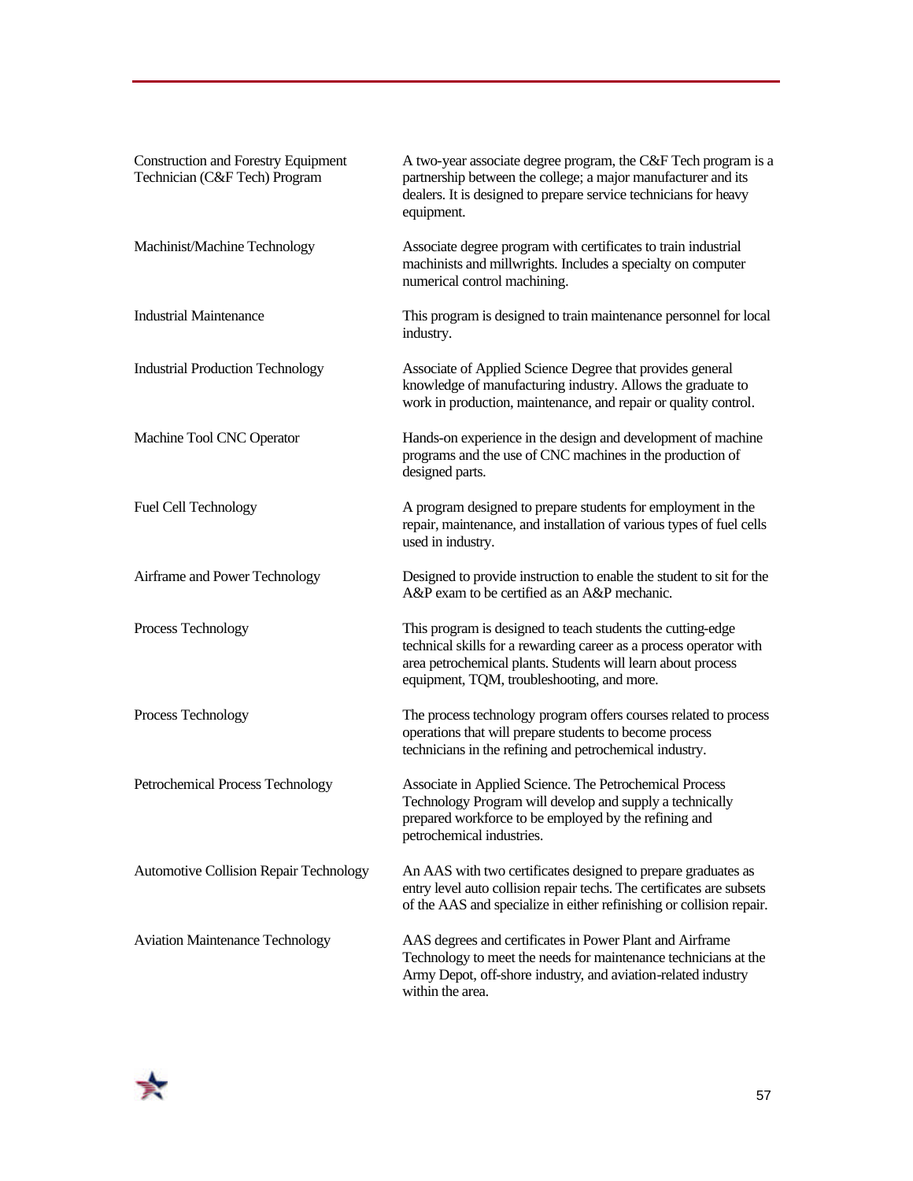| | |
|---|---|
| Construction and Forestry Equipment Technician (C&F Tech) Program | A two-year associate degree program, the C&F Tech program is a partnership between the college; a major manufacturer and its dealers. It is designed to prepare service technicians for heavy equipment. |
| Machinist/Machine Technology | Associate degree program with certificates to train industrial machinists and millwrights. Includes a specialty on computer numerical control machining. |
| Industrial Maintenance | This program is designed to train maintenance personnel for local industry. |
| Industrial Production Technology | Associate of Applied Science Degree that provides general knowledge of manufacturing industry. Allows the graduate to work in production, maintenance, and repair or quality control. |
| Machine Tool CNC Operator | Hands-on experience in the design and development of machine programs and the use of CNC machines in the production of designed parts. |
| Fuel Cell Technology | A program designed to prepare students for employment in the repair, maintenance, and installation of various types of fuel cells used in industry. |
| Airframe and Power Technology | Designed to provide instruction to enable the student to sit for the A&P exam to be certified as an A&P mechanic. |
| Process Technology | This program is designed to teach students the cutting-edge technical skills for a rewarding career as a process operator with area petrochemical plants. Students will learn about process equipment, TQM, troubleshooting, and more. |
| Process Technology | The process technology program offers courses related to process operations that will prepare students to become process technicians in the refining and petrochemical industry. |
| Petrochemical Process Technology | Associate in Applied Science. The Petrochemical Process Technology Program will develop and supply a technically prepared workforce to be employed by the refining and petrochemical industries. |
| Automotive Collision Repair Technology | An AAS with two certificates designed to prepare graduates as entry level auto collision repair techs. The certificates are subsets of the AAS and specialize in either refinishing or collision repair. |
| Aviation Maintenance Technology | AAS degrees and certificates in Power Plant and Airframe Technology to meet the needs for maintenance technicians at the Army Depot, off-shore industry, and aviation-related industry within the area. |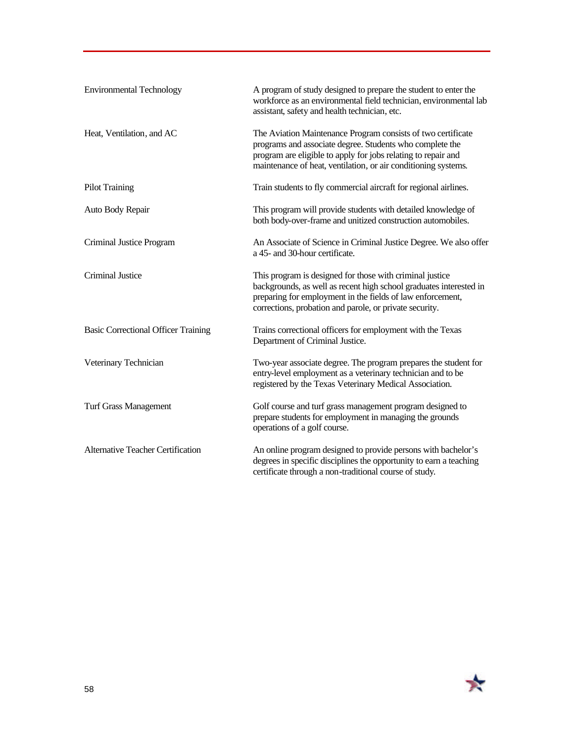| | |
|---|---|
| Environmental Technology | A program of study designed to prepare the student to enter the workforce as an environmental field technician, environmental lab assistant, safety and health technician, etc. |
| Heat, Ventilation, and AC | The Aviation Maintenance Program consists of two certificate programs and associate degree. Students who complete the program are eligible to apply for jobs relating to repair and maintenance of heat, ventilation, or air conditioning systems. |
| Pilot Training | Train students to fly commercial aircraft for regional airlines. |
| Auto Body Repair | This program will provide students with detailed knowledge of both body-over-frame and unitized construction automobiles. |
| Criminal Justice Program | An Associate of Science in Criminal Justice Degree. We also offer a 45- and 30-hour certificate. |
| Criminal Justice | This program is designed for those with criminal justice backgrounds, as well as recent high school graduates interested in preparing for employment in the fields of law enforcement, corrections, probation and parole, or private security. |
| Basic Correctional Officer Training | Trains correctional officers for employment with the Texas Department of Criminal Justice. |
| Veterinary Technician | Two-year associate degree. The program prepares the student for entry-level employment as a veterinary technician and to be registered by the Texas Veterinary Medical Association. |
| Turf Grass Management | Golf course and turf grass management program designed to prepare students for employment in managing the grounds operations of a golf course. |
| Alternative Teacher Certification | An online program designed to provide persons with bachelor's degrees in specific disciplines the opportunity to earn a teaching certificate through a non-traditional course of study. |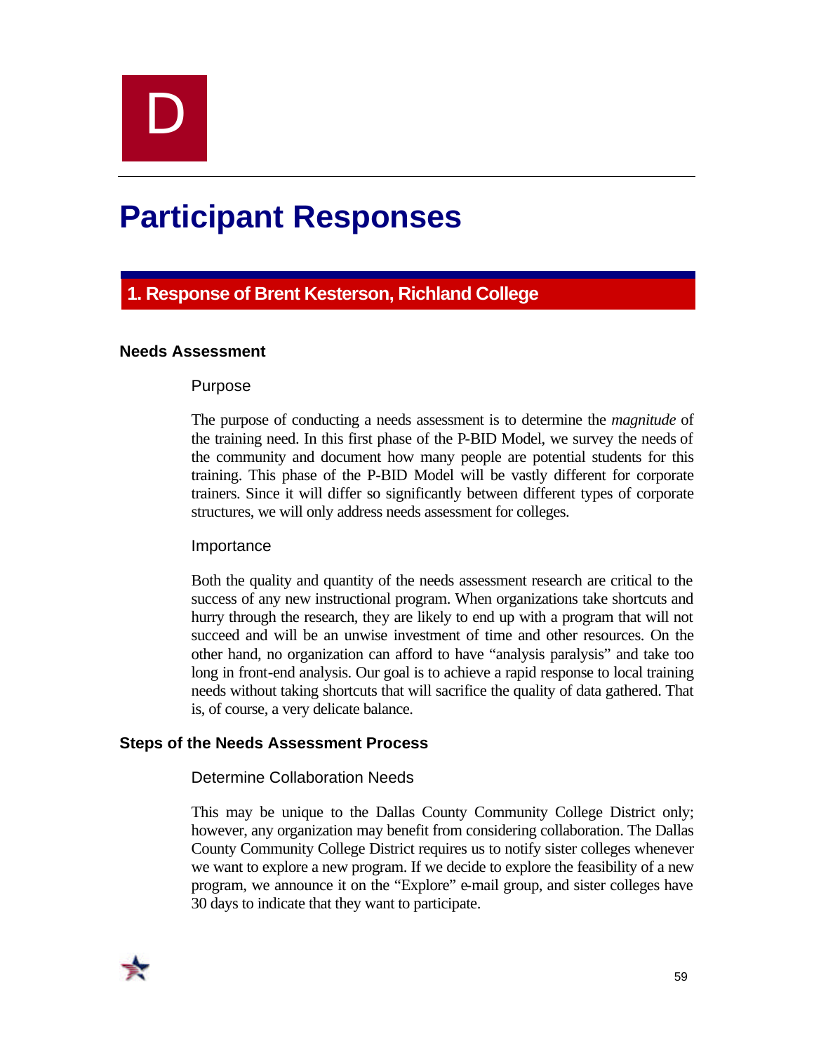# D

# Participant Responses

## 1. Response of Brent Kesterson, Richland College

### Needs Assessment

#### Purpose

The purpose of conducting a needs assessment is to determine the *magnitude* of the training need. In this first phase of the P-BID Model, we survey the needs of the community and document how many people are potential students for this training. This phase of the P-BID Model will be vastly different for corporate trainers. Since it will differ so significantly between different types of corporate structures, we will only address needs assessment for colleges.

#### Importance

Both the quality and quantity of the needs assessment research are critical to the success of any new instructional program. When organizations take shortcuts and hurry through the research, they are likely to end up with a program that will not succeed and will be an unwise investment of time and other resources. On the other hand, no organization can afford to have "analysis paralysis" and take too long in front-end analysis. Our goal is to achieve a rapid response to local training needs without taking shortcuts that will sacrifice the quality of data gathered. That is, of course, a very delicate balance.

### Steps of the Needs Assessment Process

#### Determine Collaboration Needs

This may be unique to the Dallas County Community College District only; however, any organization may benefit from considering collaboration. The Dallas County Community College District requires us to notify sister colleges whenever we want to explore a new program. If we decide to explore the feasibility of a new program, we announce it on the "Explore" e-mail group, and sister colleges have 30 days to indicate that they want to participate.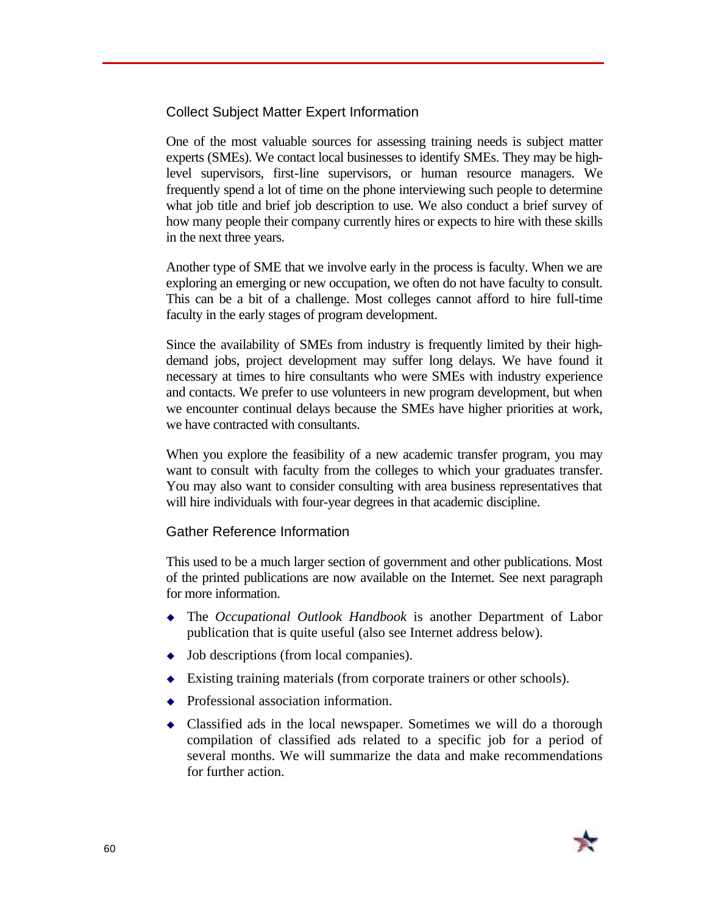### Collect Subject Matter Expert Information

One of the most valuable sources for assessing training needs is subject matter experts (SMEs). We contact local businesses to identify SMEs. They may be high-level supervisors, first-line supervisors, or human resource managers. We frequently spend a lot of time on the phone interviewing such people to determine what job title and brief job description to use. We also conduct a brief survey of how many people their company currently hires or expects to hire with these skills in the next three years.

Another type of SME that we involve early in the process is faculty. When we are exploring an emerging or new occupation, we often do not have faculty to consult. This can be a bit of a challenge. Most colleges cannot afford to hire full-time faculty in the early stages of program development.

Since the availability of SMEs from industry is frequently limited by their high-demand jobs, project development may suffer long delays. We have found it necessary at times to hire consultants who were SMEs with industry experience and contacts. We prefer to use volunteers in new program development, but when we encounter continual delays because the SMEs have higher priorities at work, we have contracted with consultants.

When you explore the feasibility of a new academic transfer program, you may want to consult with faculty from the colleges to which your graduates transfer. You may also want to consider consulting with area business representatives that will hire individuals with four-year degrees in that academic discipline.

### Gather Reference Information

This used to be a much larger section of government and other publications. Most of the printed publications are now available on the Internet. See next paragraph for more information.

- The *Occupational Outlook Handbook* is another Department of Labor publication that is quite useful (also see Internet address below).
- Job descriptions (from local companies).
- Existing training materials (from corporate trainers or other schools).
- Professional association information.
- Classified ads in the local newspaper. Sometimes we will do a thorough compilation of classified ads related to a specific job for a period of several months. We will summarize the data and make recommendations for further action.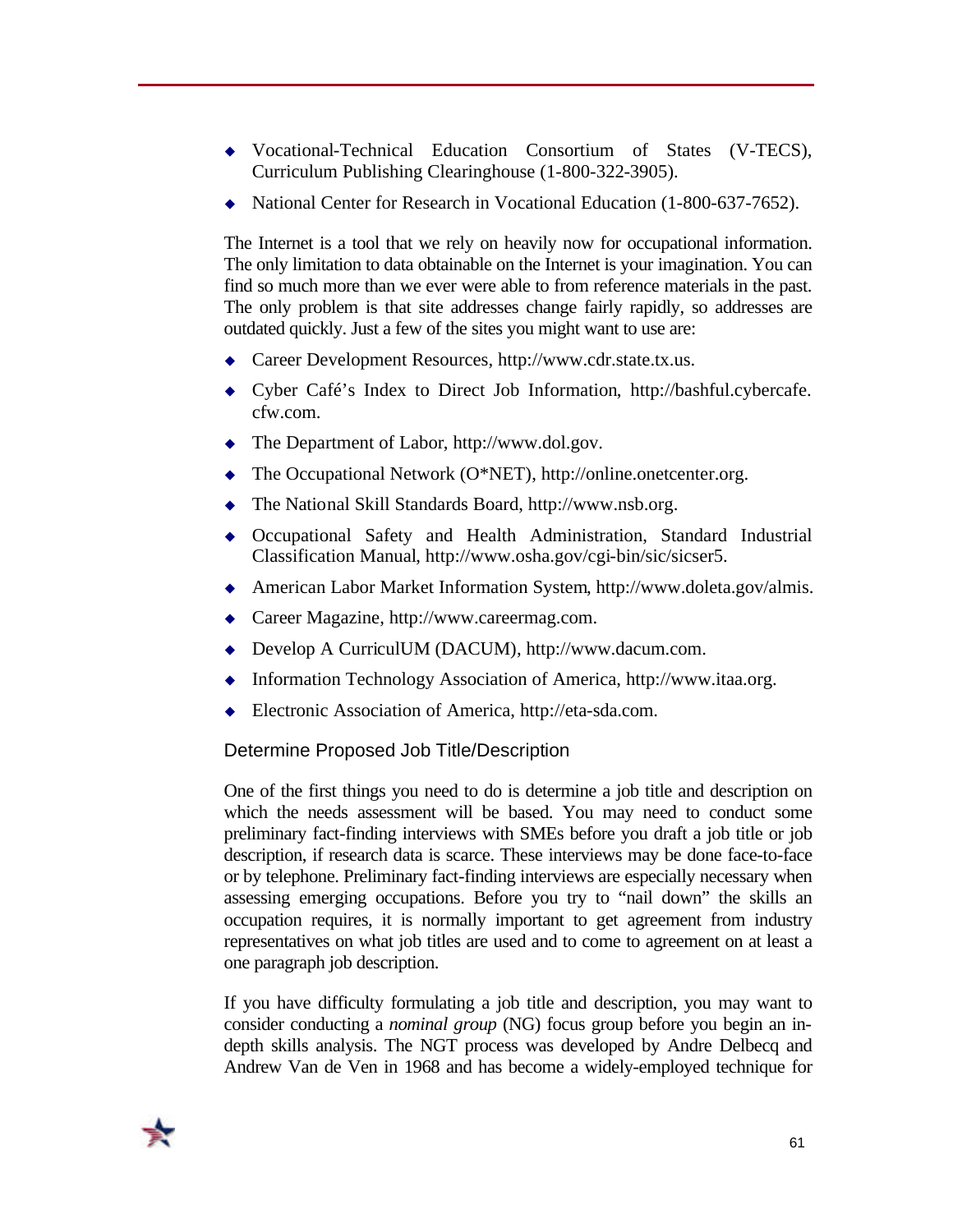- Vocational-Technical Education Consortium of States (V-TECS), Curriculum Publishing Clearinghouse (1-800-322-3905).
- National Center for Research in Vocational Education (1-800-637-7652).

The Internet is a tool that we rely on heavily now for occupational information. The only limitation to data obtainable on the Internet is your imagination. You can find so much more than we ever were able to from reference materials in the past. The only problem is that site addresses change fairly rapidly, so addresses are outdated quickly. Just a few of the sites you might want to use are:

- Career Development Resources, http://www.cdr.state.tx.us.
- Cyber Café's Index to Direct Job Information, http://bashful.cybercafe.cfw.com.
- The Department of Labor, http://www.dol.gov.
- The Occupational Network (O*NET), http://online.onetcenter.org.
- The National Skill Standards Board, http://www.nsb.org.
- Occupational Safety and Health Administration, Standard Industrial Classification Manual, http://www.osha.gov/cgi-bin/sic/sicser5.
- American Labor Market Information System, http://www.doleta.gov/almis.
- Career Magazine, http://www.careermag.com.
- Develop A CurriculUM (DACUM), http://www.dacum.com.
- Information Technology Association of America, http://www.itaa.org.
- Electronic Association of America, http://eta-sda.com.

### Determine Proposed Job Title/Description

One of the first things you need to do is determine a job title and description on which the needs assessment will be based. You may need to conduct some preliminary fact-finding interviews with SMEs before you draft a job title or job description, if research data is scarce. These interviews may be done face-to-face or by telephone. Preliminary fact-finding interviews are especially necessary when assessing emerging occupations. Before you try to "nail down" the skills an occupation requires, it is normally important to get agreement from industry representatives on what job titles are used and to come to agreement on at least a one paragraph job description.

If you have difficulty formulating a job title and description, you may want to consider conducting a *nominal group* (NG) focus group before you begin an in-depth skills analysis. The NGT process was developed by Andre Delbecq and Andrew Van de Ven in 1968 and has become a widely-employed technique for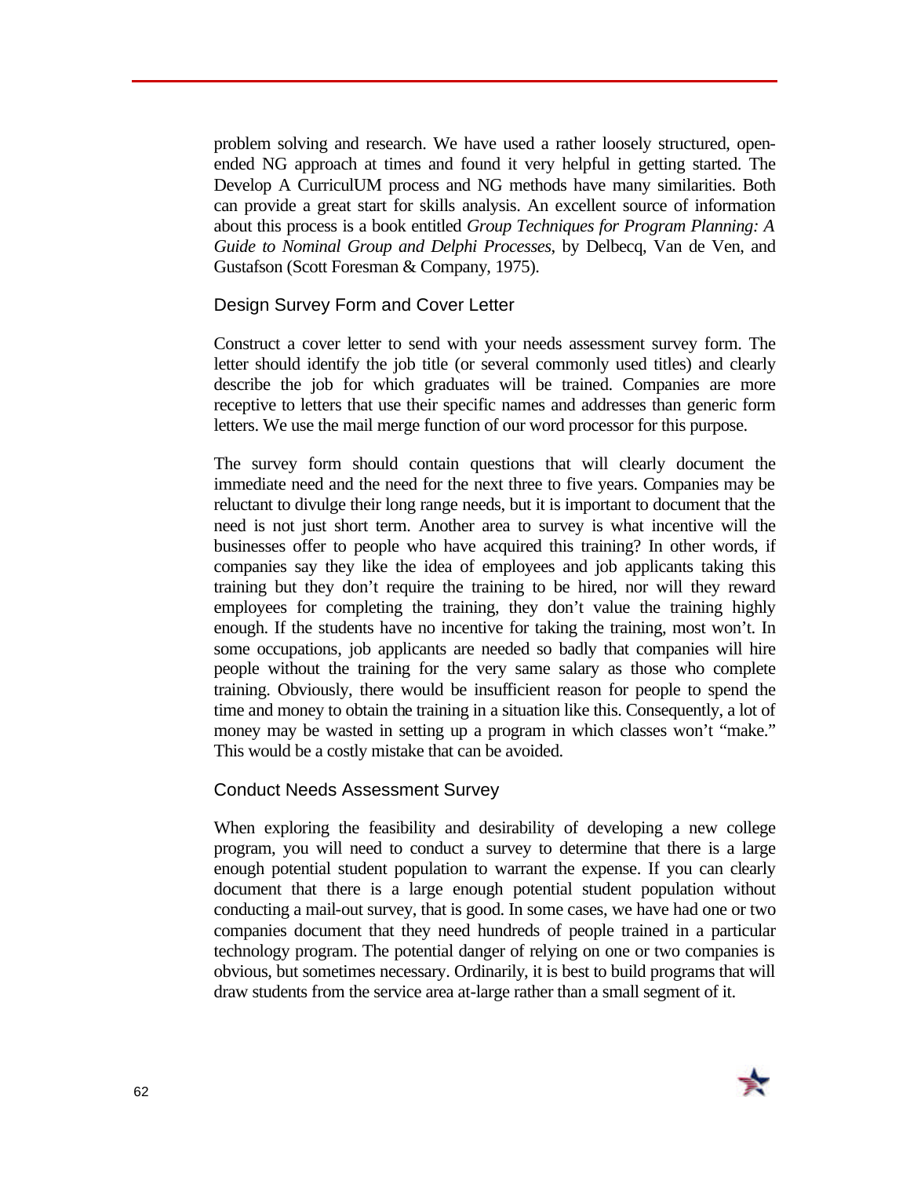problem solving and research. We have used a rather loosely structured, open-ended NG approach at times and found it very helpful in getting started. The Develop A CurriculUM process and NG methods have many similarities. Both can provide a great start for skills analysis. An excellent source of information about this process is a book entitled *Group Techniques for Program Planning: A Guide to Nominal Group and Delphi Processes*, by Delbecq, Van de Ven, and Gustafson (Scott Foresman & Company, 1975).

### Design Survey Form and Cover Letter

Construct a cover letter to send with your needs assessment survey form. The letter should identify the job title (or several commonly used titles) and clearly describe the job for which graduates will be trained. Companies are more receptive to letters that use their specific names and addresses than generic form letters. We use the mail merge function of our word processor for this purpose.

The survey form should contain questions that will clearly document the immediate need and the need for the next three to five years. Companies may be reluctant to divulge their long range needs, but it is important to document that the need is not just short term. Another area to survey is what incentive will the businesses offer to people who have acquired this training? In other words, if companies say they like the idea of employees and job applicants taking this training but they don't require the training to be hired, nor will they reward employees for completing the training, they don't value the training highly enough. If the students have no incentive for taking the training, most won't. In some occupations, job applicants are needed so badly that companies will hire people without the training for the very same salary as those who complete training. Obviously, there would be insufficient reason for people to spend the time and money to obtain the training in a situation like this. Consequently, a lot of money may be wasted in setting up a program in which classes won't "make." This would be a costly mistake that can be avoided.

### Conduct Needs Assessment Survey

When exploring the feasibility and desirability of developing a new college program, you will need to conduct a survey to determine that there is a large enough potential student population to warrant the expense. If you can clearly document that there is a large enough potential student population without conducting a mail-out survey, that is good. In some cases, we have had one or two companies document that they need hundreds of people trained in a particular technology program. The potential danger of relying on one or two companies is obvious, but sometimes necessary. Ordinarily, it is best to build programs that will draw students from the service area at-large rather than a small segment of it.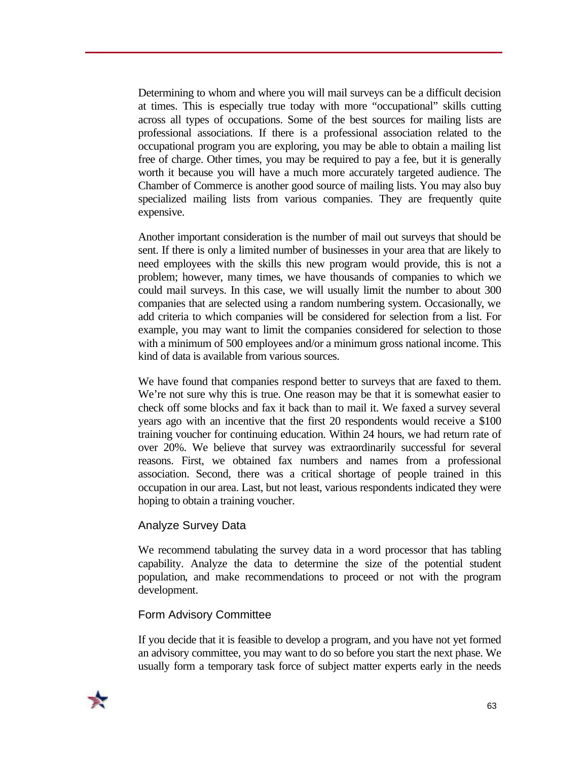Determining to whom and where you will mail surveys can be a difficult decision at times. This is especially true today with more "occupational" skills cutting across all types of occupations. Some of the best sources for mailing lists are professional associations. If there is a professional association related to the occupational program you are exploring, you may be able to obtain a mailing list free of charge. Other times, you may be required to pay a fee, but it is generally worth it because you will have a much more accurately targeted audience. The Chamber of Commerce is another good source of mailing lists. You may also buy specialized mailing lists from various companies. They are frequently quite expensive.

Another important consideration is the number of mail out surveys that should be sent. If there is only a limited number of businesses in your area that are likely to need employees with the skills this new program would provide, this is not a problem; however, many times, we have thousands of companies to which we could mail surveys. In this case, we will usually limit the number to about 300 companies that are selected using a random numbering system. Occasionally, we add criteria to which companies will be considered for selection from a list. For example, you may want to limit the companies considered for selection to those with a minimum of 500 employees and/or a minimum gross national income. This kind of data is available from various sources.

We have found that companies respond better to surveys that are faxed to them. We're not sure why this is true. One reason may be that it is somewhat easier to check off some blocks and fax it back than to mail it. We faxed a survey several years ago with an incentive that the first 20 respondents would receive a $100 training voucher for continuing education. Within 24 hours, we had return rate of over 20%. We believe that survey was extraordinarily successful for several reasons. First, we obtained fax numbers and names from a professional association. Second, there was a critical shortage of people trained in this occupation in our area. Last, but not least, various respondents indicated they were hoping to obtain a training voucher.

### Analyze Survey Data

We recommend tabulating the survey data in a word processor that has tabling capability. Analyze the data to determine the size of the potential student population, and make recommendations to proceed or not with the program development.

### Form Advisory Committee

If you decide that it is feasible to develop a program, and you have not yet formed an advisory committee, you may want to do so before you start the next phase. We usually form a temporary task force of subject matter experts early in the needs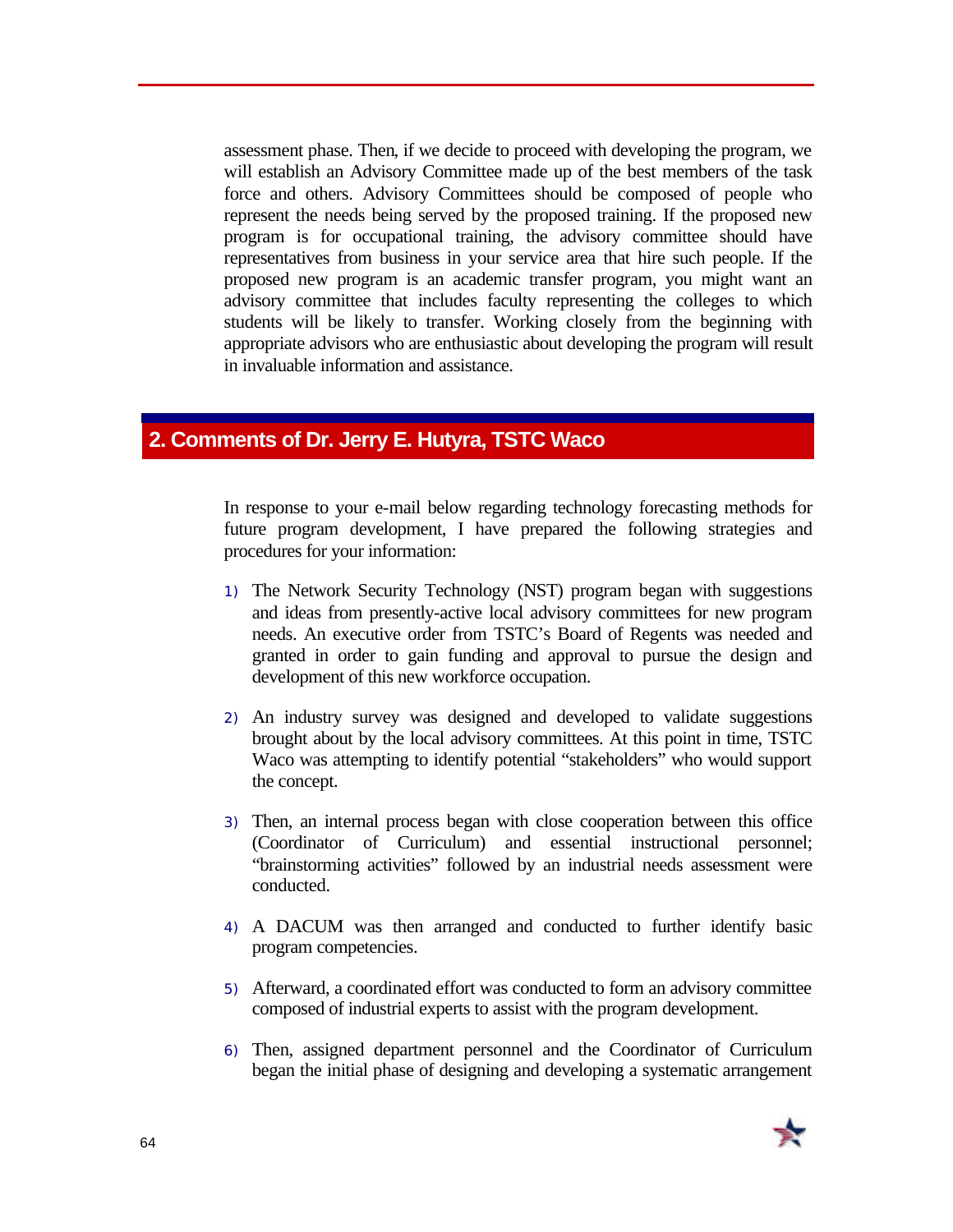assessment phase. Then, if we decide to proceed with developing the program, we will establish an Advisory Committee made up of the best members of the task force and others. Advisory Committees should be composed of people who represent the needs being served by the proposed training. If the proposed new program is for occupational training, the advisory committee should have representatives from business in your service area that hire such people. If the proposed new program is an academic transfer program, you might want an advisory committee that includes faculty representing the colleges to which students will be likely to transfer. Working closely from the beginning with appropriate advisors who are enthusiastic about developing the program will result in invaluable information and assistance.

## 2. Comments of Dr. Jerry E. Hutyra, TSTC Waco

In response to your e-mail below regarding technology forecasting methods for future program development, I have prepared the following strategies and procedures for your information:

1) The Network Security Technology (NST) program began with suggestions and ideas from presently-active local advisory committees for new program needs. An executive order from TSTC's Board of Regents was needed and granted in order to gain funding and approval to pursue the design and development of this new workforce occupation.

2) An industry survey was designed and developed to validate suggestions brought about by the local advisory committees. At this point in time, TSTC Waco was attempting to identify potential "stakeholders" who would support the concept.

3) Then, an internal process began with close cooperation between this office (Coordinator of Curriculum) and essential instructional personnel; "brainstorming activities" followed by an industrial needs assessment were conducted.

4) A DACUM was then arranged and conducted to further identify basic program competencies.

5) Afterward, a coordinated effort was conducted to form an advisory committee composed of industrial experts to assist with the program development.

6) Then, assigned department personnel and the Coordinator of Curriculum began the initial phase of designing and developing a systematic arrangement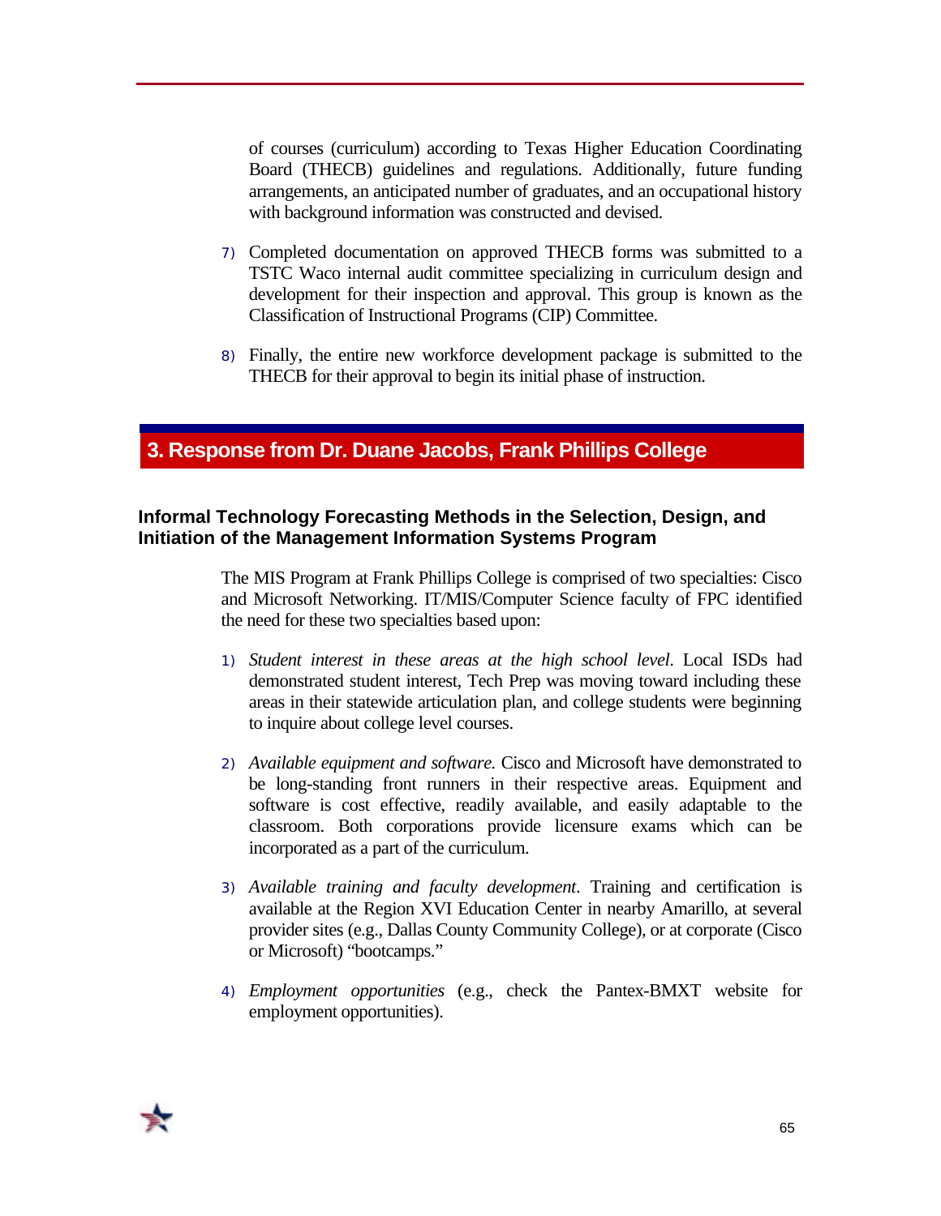of courses (curriculum) according to Texas Higher Education Coordinating Board (THECB) guidelines and regulations. Additionally, future funding arrangements, an anticipated number of graduates, and an occupational history with background information was constructed and devised.

7) Completed documentation on approved THECB forms was submitted to a TSTC Waco internal audit committee specializing in curriculum design and development for their inspection and approval. This group is known as the Classification of Instructional Programs (CIP) Committee.

8) Finally, the entire new workforce development package is submitted to the THECB for their approval to begin its initial phase of instruction.

## 3. Response from Dr. Duane Jacobs, Frank Phillips College

### Informal Technology Forecasting Methods in the Selection, Design, and Initiation of the Management Information Systems Program

The MIS Program at Frank Phillips College is comprised of two specialties: Cisco and Microsoft Networking. IT/MIS/Computer Science faculty of FPC identified the need for these two specialties based upon:

1) *Student interest in these areas at the high school level*. Local ISDs had demonstrated student interest, Tech Prep was moving toward including these areas in their statewide articulation plan, and college students were beginning to inquire about college level courses.

2) *Available equipment and software.* Cisco and Microsoft have demonstrated to be long-standing front runners in their respective areas. Equipment and software is cost effective, readily available, and easily adaptable to the classroom. Both corporations provide licensure exams which can be incorporated as a part of the curriculum.

3) *Available training and faculty development*. Training and certification is available at the Region XVI Education Center in nearby Amarillo, at several provider sites (e.g., Dallas County Community College), or at corporate (Cisco or Microsoft) “bootcamps.”

4) *Employment opportunities* (e.g., check the Pantex-BMXT website for employment opportunities).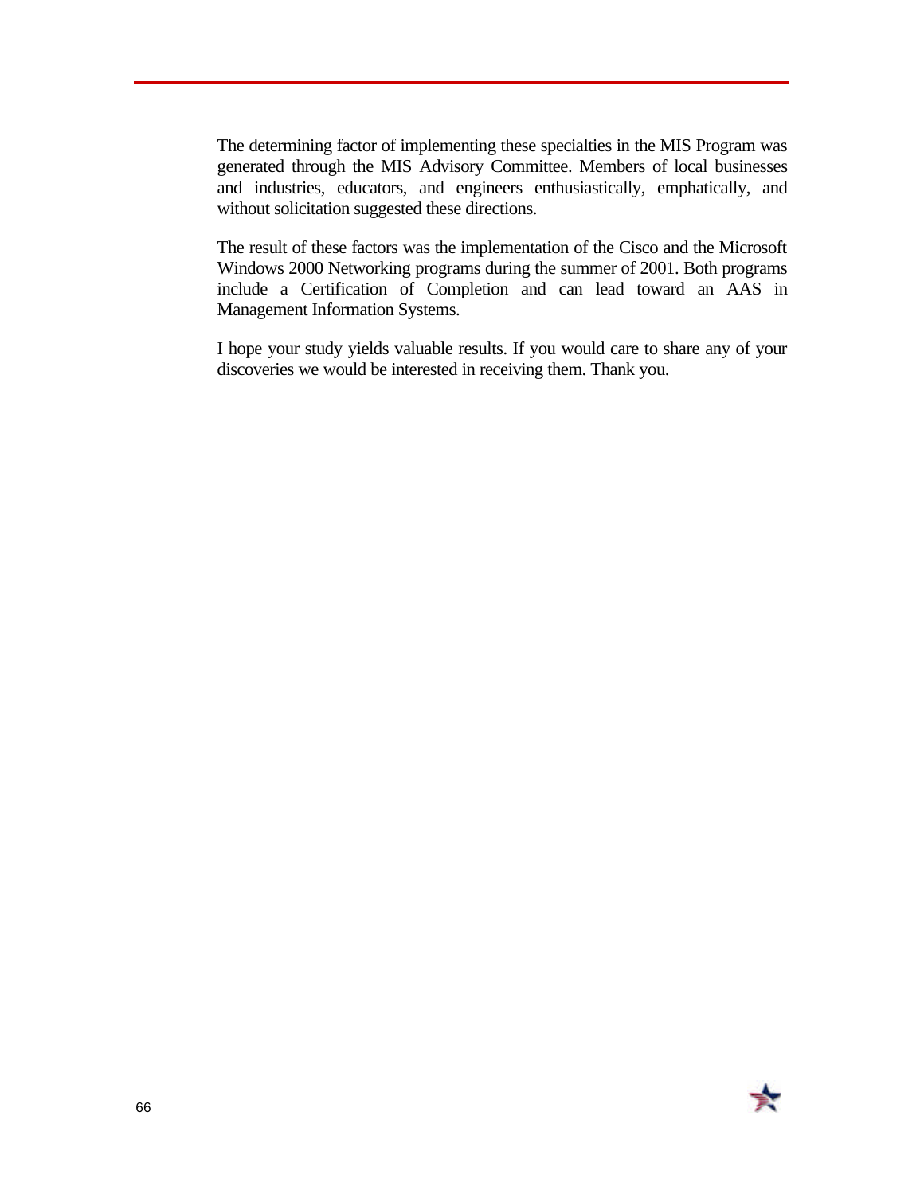The determining factor of implementing these specialties in the MIS Program was generated through the MIS Advisory Committee. Members of local businesses and industries, educators, and engineers enthusiastically, emphatically, and without solicitation suggested these directions.

The result of these factors was the implementation of the Cisco and the Microsoft Windows 2000 Networking programs during the summer of 2001. Both programs include a Certification of Completion and can lead toward an AAS in Management Information Systems.

I hope your study yields valuable results. If you would care to share any of your discoveries we would be interested in receiving them. Thank you.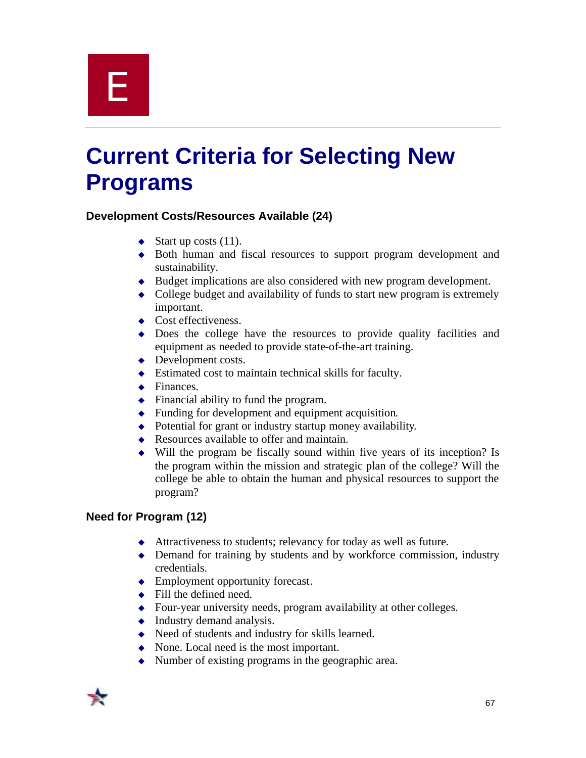# E

# Current Criteria for Selecting New Programs

### Development Costs/Resources Available (24)

- Start up costs (11).
- Both human and fiscal resources to support program development and sustainability.
- Budget implications are also considered with new program development.
- College budget and availability of funds to start new program is extremely important.
- Cost effectiveness.
- Does the college have the resources to provide quality facilities and equipment as needed to provide state-of-the-art training.
- Development costs.
- Estimated cost to maintain technical skills for faculty.
- Finances.
- Financial ability to fund the program.
- Funding for development and equipment acquisition.
- Potential for grant or industry startup money availability.
- Resources available to offer and maintain.
- Will the program be fiscally sound within five years of its inception? Is the program within the mission and strategic plan of the college? Will the college be able to obtain the human and physical resources to support the program?

### Need for Program (12)

- Attractiveness to students; relevancy for today as well as future.
- Demand for training by students and by workforce commission, industry credentials.
- Employment opportunity forecast.
- Fill the defined need.
- Four-year university needs, program availability at other colleges.
- Industry demand analysis.
- Need of students and industry for skills learned.
- None. Local need is the most important.
- Number of existing programs in the geographic area.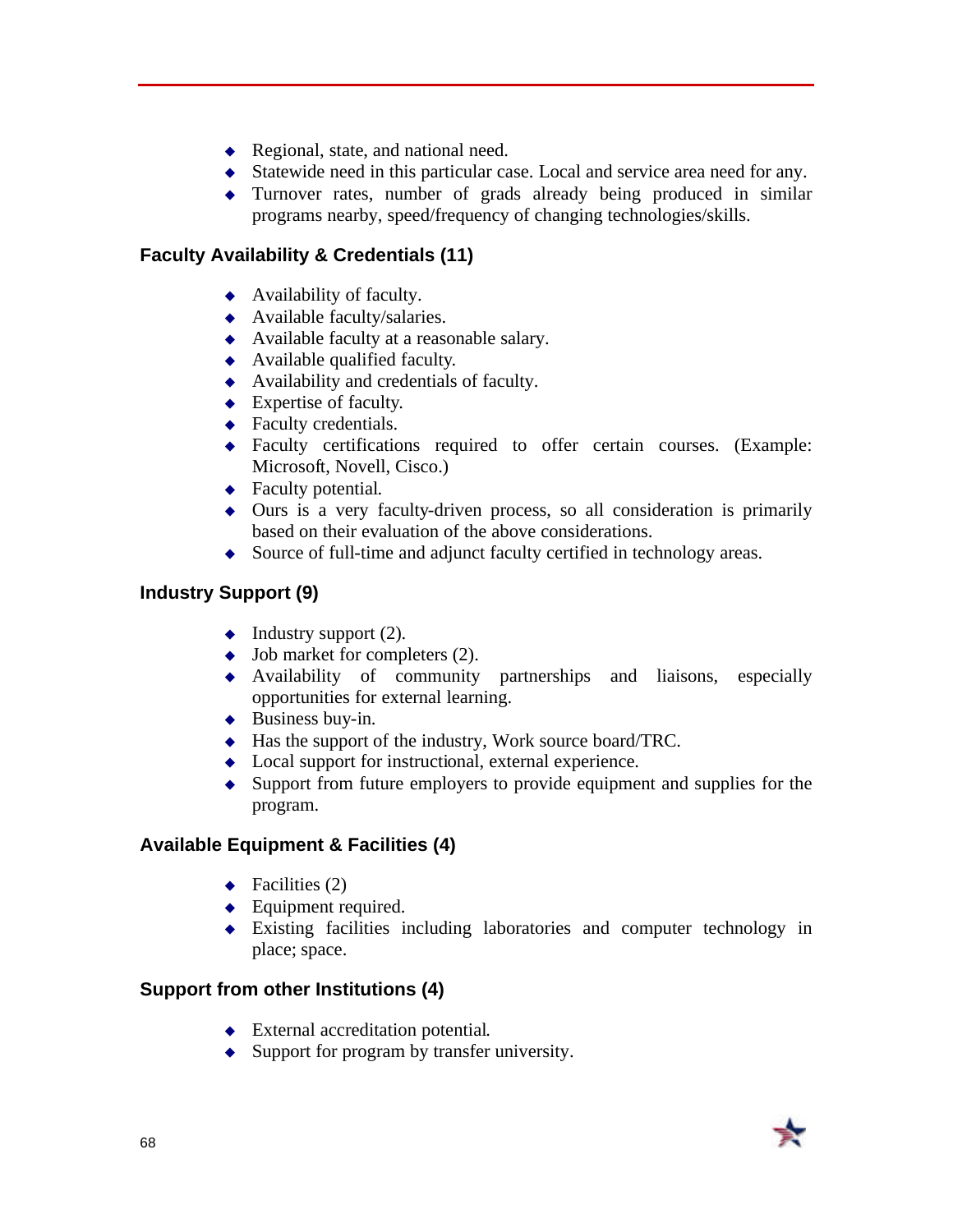- Regional, state, and national need.
- Statewide need in this particular case. Local and service area need for any.
- Turnover rates, number of grads already being produced in similar programs nearby, speed/frequency of changing technologies/skills.

### Faculty Availability & Credentials (11)

- Availability of faculty.
- Available faculty/salaries.
- Available faculty at a reasonable salary.
- Available qualified faculty.
- Availability and credentials of faculty.
- Expertise of faculty.
- Faculty credentials.
- Faculty certifications required to offer certain courses. (Example: Microsoft, Novell, Cisco.)
- Faculty potential.
- Ours is a very faculty-driven process, so all consideration is primarily based on their evaluation of the above considerations.
- Source of full-time and adjunct faculty certified in technology areas.

### Industry Support (9)

- Industry support (2).
- Job market for completers (2).
- Availability of community partnerships and liaisons, especially opportunities for external learning.
- Business buy-in.
- Has the support of the industry, Work source board/TRC.
- Local support for instructional, external experience.
- Support from future employers to provide equipment and supplies for the program.

### Available Equipment & Facilities (4)

- Facilities (2)
- Equipment required.
- Existing facilities including laboratories and computer technology in place; space.

### Support from other Institutions (4)

- External accreditation potential.
- Support for program by transfer university.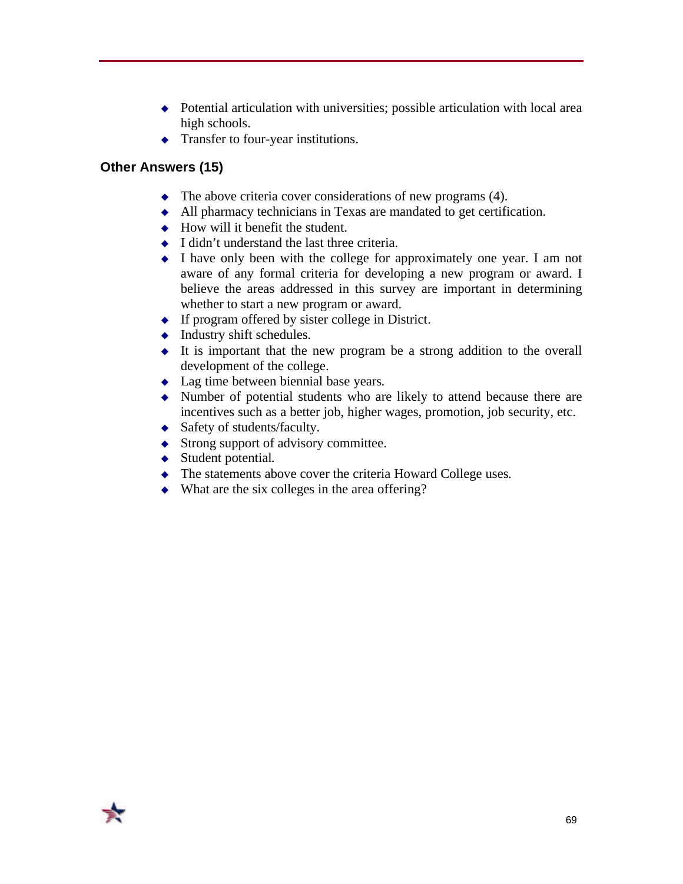- Potential articulation with universities; possible articulation with local area high schools.
- Transfer to four-year institutions.

### Other Answers (15)

- The above criteria cover considerations of new programs (4).
- All pharmacy technicians in Texas are mandated to get certification.
- How will it benefit the student.
- I didn't understand the last three criteria.
- I have only been with the college for approximately one year. I am not aware of any formal criteria for developing a new program or award. I believe the areas addressed in this survey are important in determining whether to start a new program or award.
- If program offered by sister college in District.
- Industry shift schedules.
- It is important that the new program be a strong addition to the overall development of the college.
- Lag time between biennial base years.
- Number of potential students who are likely to attend because there are incentives such as a better job, higher wages, promotion, job security, etc.
- Safety of students/faculty.
- Strong support of advisory committee.
- Student potential.
- The statements above cover the criteria Howard College uses.
- What are the six colleges in the area offering?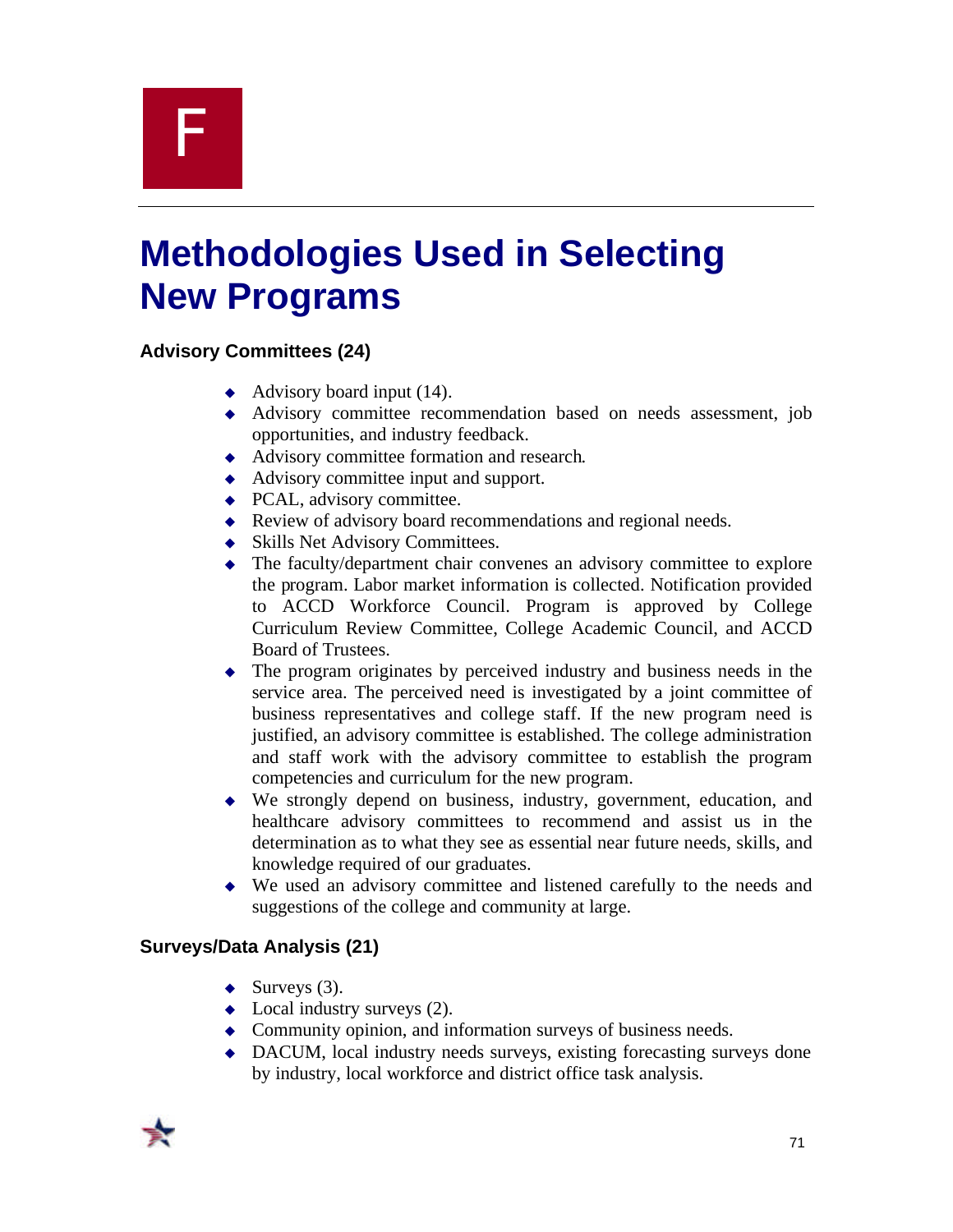F

# Methodologies Used in Selecting New Programs

### Advisory Committees (24)

- Advisory board input (14).
- Advisory committee recommendation based on needs assessment, job opportunities, and industry feedback.
- Advisory committee formation and research.
- Advisory committee input and support.
- PCAL, advisory committee.
- Review of advisory board recommendations and regional needs.
- Skills Net Advisory Committees.
- The faculty/department chair convenes an advisory committee to explore the program. Labor market information is collected. Notification provided to ACCD Workforce Council. Program is approved by College Curriculum Review Committee, College Academic Council, and ACCD Board of Trustees.
- The program originates by perceived industry and business needs in the service area. The perceived need is investigated by a joint committee of business representatives and college staff. If the new program need is justified, an advisory committee is established. The college administration and staff work with the advisory committee to establish the program competencies and curriculum for the new program.
- We strongly depend on business, industry, government, education, and healthcare advisory committees to recommend and assist us in the determination as to what they see as essential near future needs, skills, and knowledge required of our graduates.
- We used an advisory committee and listened carefully to the needs and suggestions of the college and community at large.

### Surveys/Data Analysis (21)

- Surveys (3).
- Local industry surveys (2).
- Community opinion, and information surveys of business needs.
- DACUM, local industry needs surveys, existing forecasting surveys done by industry, local workforce and district office task analysis.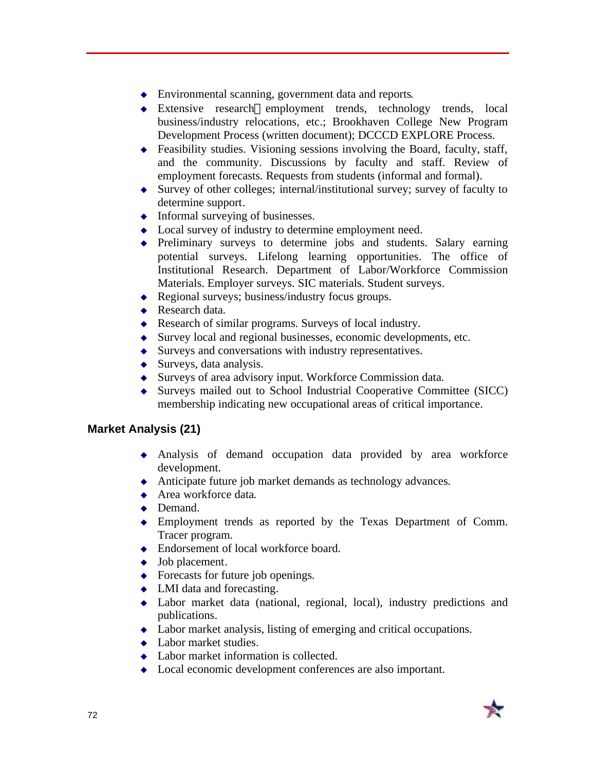- Environmental scanning, government data and reports.
- Extensive research employment trends, technology trends, local business/industry relocations, etc.; Brookhaven College New Program Development Process (written document); DCCCD EXPLORE Process.
- Feasibility studies. Visioning sessions involving the Board, faculty, staff, and the community. Discussions by faculty and staff. Review of employment forecasts. Requests from students (informal and formal).
- Survey of other colleges; internal/institutional survey; survey of faculty to determine support.
- Informal surveying of businesses.
- Local survey of industry to determine employment need.
- Preliminary surveys to determine jobs and students. Salary earning potential surveys. Lifelong learning opportunities. The office of Institutional Research. Department of Labor/Workforce Commission Materials. Employer surveys. SIC materials. Student surveys.
- Regional surveys; business/industry focus groups.
- Research data.
- Research of similar programs. Surveys of local industry.
- Survey local and regional businesses, economic developments, etc.
- Surveys and conversations with industry representatives.
- Surveys, data analysis.
- Surveys of area advisory input. Workforce Commission data.
- Surveys mailed out to School Industrial Cooperative Committee (SICC) membership indicating new occupational areas of critical importance.

### Market Analysis (21)

- Analysis of demand occupation data provided by area workforce development.
- Anticipate future job market demands as technology advances.
- Area workforce data.
- Demand.
- Employment trends as reported by the Texas Department of Comm. Tracer program.
- Endorsement of local workforce board.
- Job placement.
- Forecasts for future job openings.
- LMI data and forecasting.
- Labor market data (national, regional, local), industry predictions and publications.
- Labor market analysis, listing of emerging and critical occupations.
- Labor market studies.
- Labor market information is collected.
- Local economic development conferences are also important.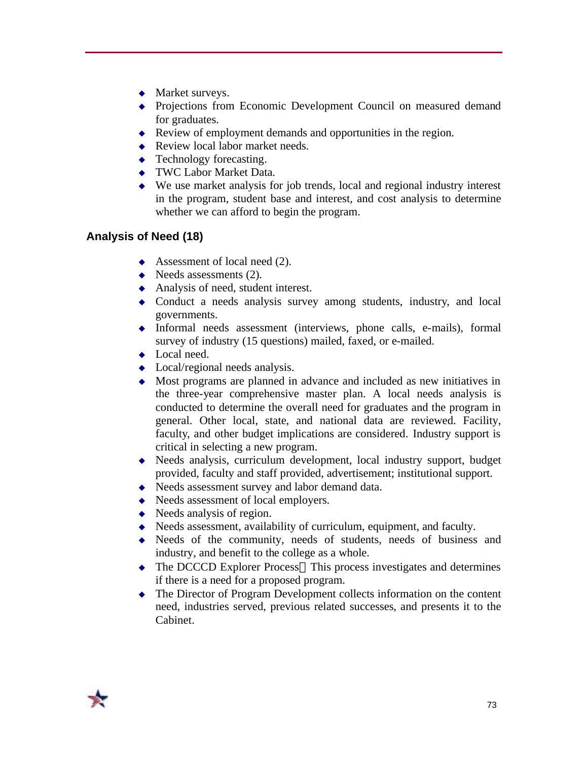- Market surveys.
- Projections from Economic Development Council on measured demand for graduates.
- Review of employment demands and opportunities in the region.
- Review local labor market needs.
- Technology forecasting.
- TWC Labor Market Data.
- We use market analysis for job trends, local and regional industry interest in the program, student base and interest, and cost analysis to determine whether we can afford to begin the program.

### Analysis of Need (18)

- Assessment of local need (2).
- Needs assessments (2).
- Analysis of need, student interest.
- Conduct a needs analysis survey among students, industry, and local governments.
- Informal needs assessment (interviews, phone calls, e-mails), formal survey of industry (15 questions) mailed, faxed, or e-mailed.
- Local need.
- Local/regional needs analysis.
- Most programs are planned in advance and included as new initiatives in the three-year comprehensive master plan. A local needs analysis is conducted to determine the overall need for graduates and the program in general. Other local, state, and national data are reviewed. Facility, faculty, and other budget implications are considered. Industry support is critical in selecting a new program.
- Needs analysis, curriculum development, local industry support, budget provided, faculty and staff provided, advertisement; institutional support.
- Needs assessment survey and labor demand data.
- Needs assessment of local employers.
- Needs analysis of region.
- Needs assessment, availability of curriculum, equipment, and faculty.
- Needs of the community, needs of students, needs of business and industry, and benefit to the college as a whole.
- The DCCCD Explorer Process This process investigates and determines if there is a need for a proposed program.
- The Director of Program Development collects information on the content need, industries served, previous related successes, and presents it to the Cabinet.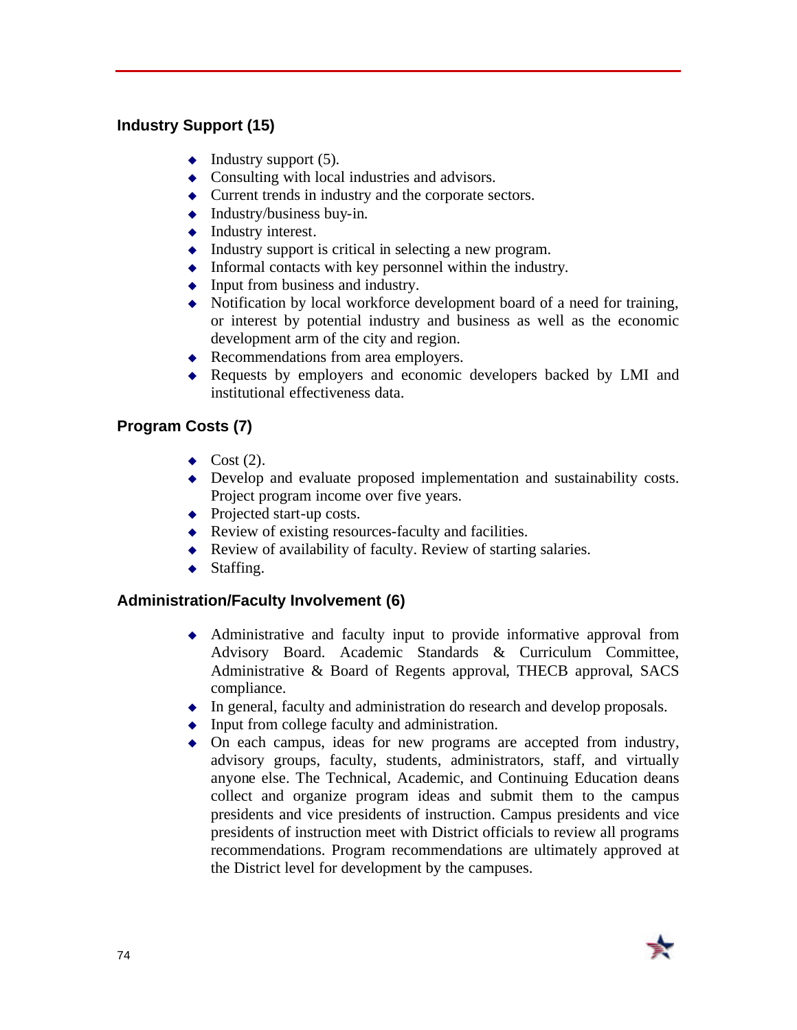### Industry Support (15)

- Industry support (5).
- Consulting with local industries and advisors.
- Current trends in industry and the corporate sectors.
- Industry/business buy-in.
- Industry interest.
- Industry support is critical in selecting a new program.
- Informal contacts with key personnel within the industry.
- Input from business and industry.
- Notification by local workforce development board of a need for training, or interest by potential industry and business as well as the economic development arm of the city and region.
- Recommendations from area employers.
- Requests by employers and economic developers backed by LMI and institutional effectiveness data.

### Program Costs (7)

- Cost (2).
- Develop and evaluate proposed implementation and sustainability costs. Project program income over five years.
- Projected start-up costs.
- Review of existing resources-faculty and facilities.
- Review of availability of faculty. Review of starting salaries.
- Staffing.

### Administration/Faculty Involvement (6)

- Administrative and faculty input to provide informative approval from Advisory Board. Academic Standards & Curriculum Committee, Administrative & Board of Regents approval, THECB approval, SACS compliance.
- In general, faculty and administration do research and develop proposals.
- Input from college faculty and administration.
- On each campus, ideas for new programs are accepted from industry, advisory groups, faculty, students, administrators, staff, and virtually anyone else. The Technical, Academic, and Continuing Education deans collect and organize program ideas and submit them to the campus presidents and vice presidents of instruction. Campus presidents and vice presidents of instruction meet with District officials to review all programs recommendations. Program recommendations are ultimately approved at the District level for development by the campuses.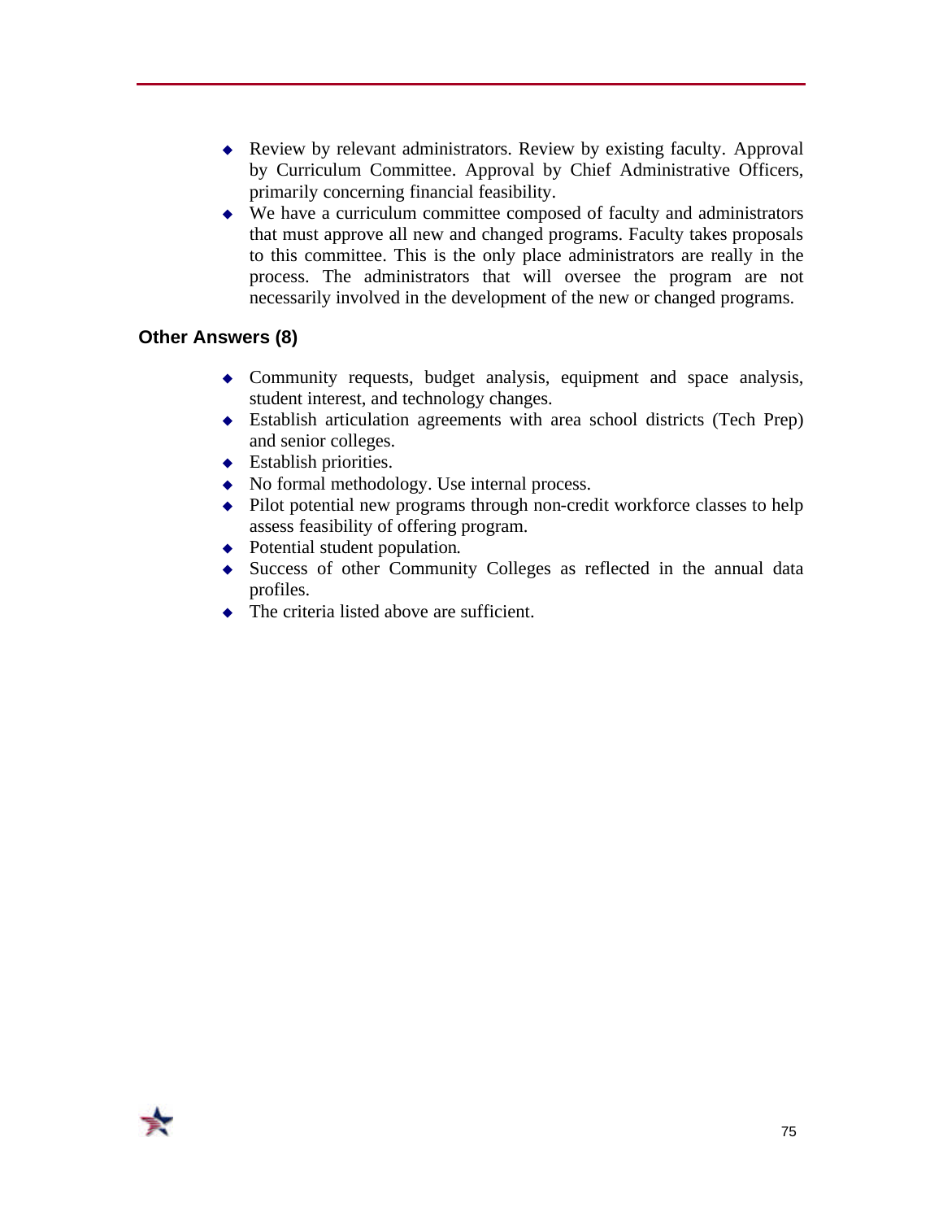- Review by relevant administrators. Review by existing faculty. Approval by Curriculum Committee. Approval by Chief Administrative Officers, primarily concerning financial feasibility.
- We have a curriculum committee composed of faculty and administrators that must approve all new and changed programs. Faculty takes proposals to this committee. This is the only place administrators are really in the process. The administrators that will oversee the program are not necessarily involved in the development of the new or changed programs.

### Other Answers (8)

- Community requests, budget analysis, equipment and space analysis, student interest, and technology changes.
- Establish articulation agreements with area school districts (Tech Prep) and senior colleges.
- Establish priorities.
- No formal methodology. Use internal process.
- Pilot potential new programs through non-credit workforce classes to help assess feasibility of offering program.
- Potential student population.
- Success of other Community Colleges as reflected in the annual data profiles.
- The criteria listed above are sufficient.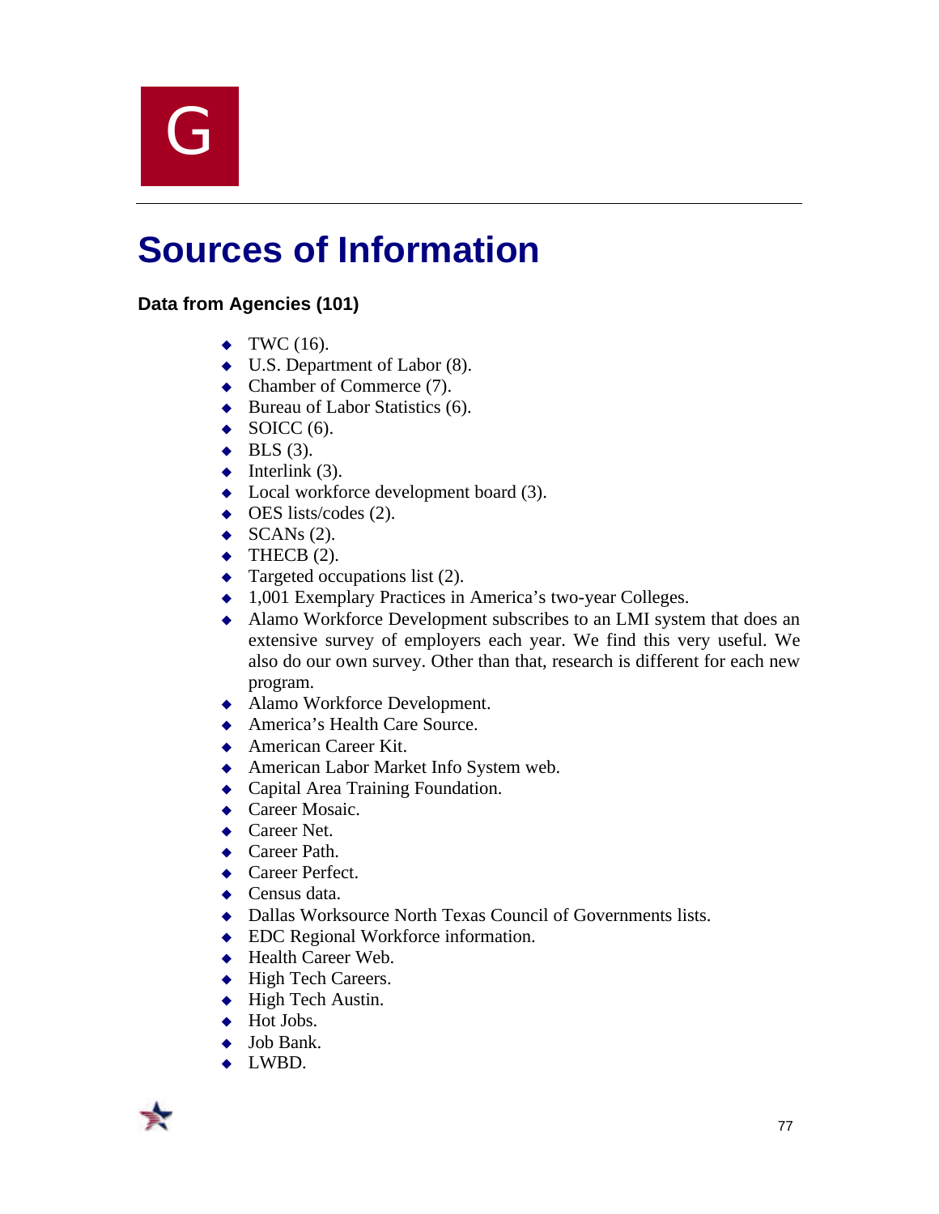G

# Sources of Information

### Data from Agencies (101)

- TWC (16).
- U.S. Department of Labor (8).
- Chamber of Commerce (7).
- Bureau of Labor Statistics (6).
- SOICC (6).
- BLS (3).
- Interlink (3).
- Local workforce development board (3).
- OES lists/codes (2).
- SCANs (2).
- THECB (2).
- Targeted occupations list (2).
- 1,001 Exemplary Practices in America's two-year Colleges.
- Alamo Workforce Development subscribes to an LMI system that does an extensive survey of employers each year. We find this very useful. We also do our own survey. Other than that, research is different for each new program.
- Alamo Workforce Development.
- America's Health Care Source.
- American Career Kit.
- American Labor Market Info System web.
- Capital Area Training Foundation.
- Career Mosaic.
- Career Net.
- Career Path.
- Career Perfect.
- Census data.
- Dallas Worksource North Texas Council of Governments lists.
- EDC Regional Workforce information.
- Health Career Web.
- High Tech Careers.
- High Tech Austin.
- Hot Jobs.
- Job Bank.
- LWBD.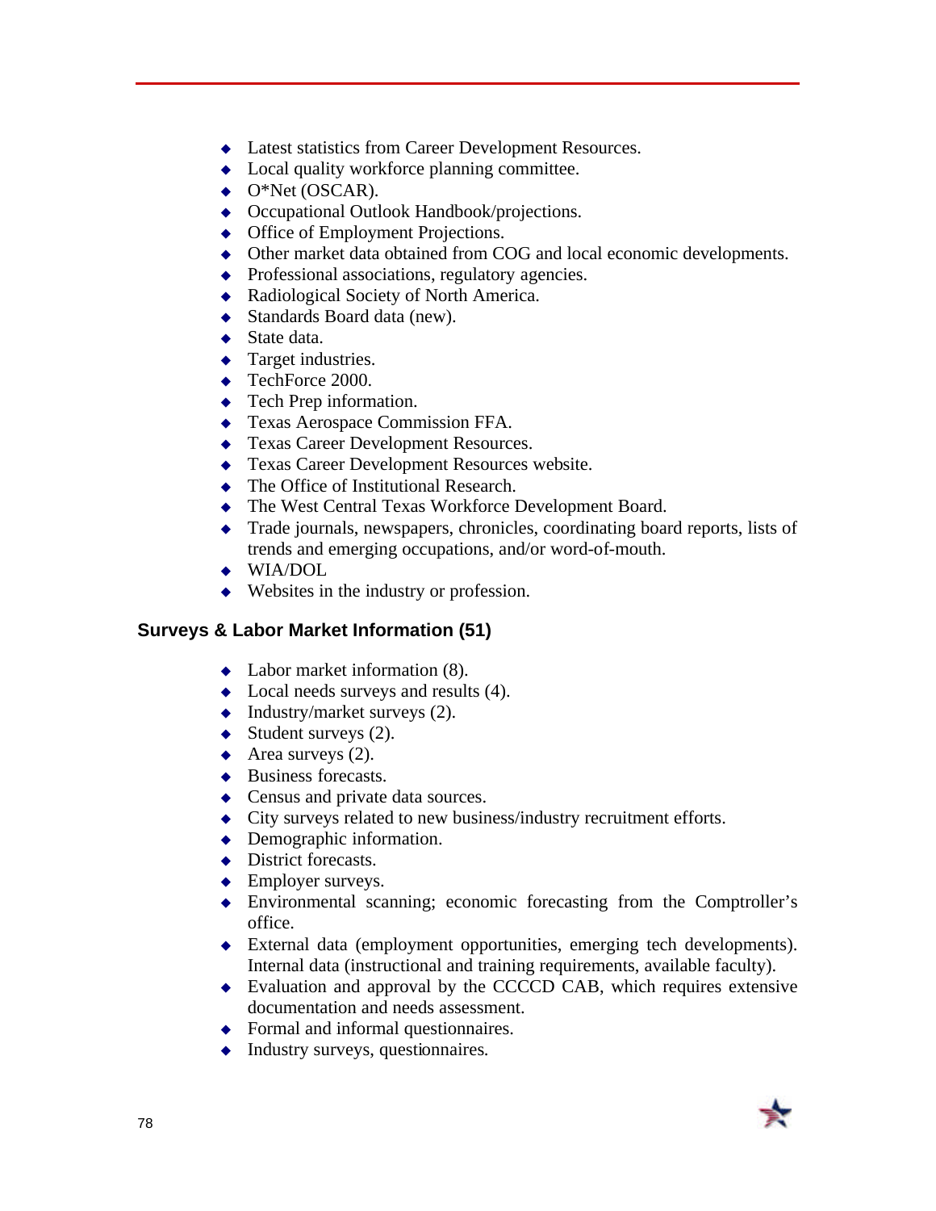- Latest statistics from Career Development Resources.
- Local quality workforce planning committee.
- O*Net (OSCAR).
- Occupational Outlook Handbook/projections.
- Office of Employment Projections.
- Other market data obtained from COG and local economic developments.
- Professional associations, regulatory agencies.
- Radiological Society of North America.
- Standards Board data (new).
- State data.
- Target industries.
- TechForce 2000.
- Tech Prep information.
- Texas Aerospace Commission FFA.
- Texas Career Development Resources.
- Texas Career Development Resources website.
- The Office of Institutional Research.
- The West Central Texas Workforce Development Board.
- Trade journals, newspapers, chronicles, coordinating board reports, lists of trends and emerging occupations, and/or word-of-mouth.
- WIA/DOL
- Websites in the industry or profession.

### Surveys & Labor Market Information (51)

- Labor market information (8).
- Local needs surveys and results (4).
- Industry/market surveys (2).
- Student surveys (2).
- Area surveys (2).
- Business forecasts.
- Census and private data sources.
- City surveys related to new business/industry recruitment efforts.
- Demographic information.
- District forecasts.
- Employer surveys.
- Environmental scanning; economic forecasting from the Comptroller's office.
- External data (employment opportunities, emerging tech developments). Internal data (instructional and training requirements, available faculty).
- Evaluation and approval by the CCCCD CAB, which requires extensive documentation and needs assessment.
- Formal and informal questionnaires.
- Industry surveys, questionnaires.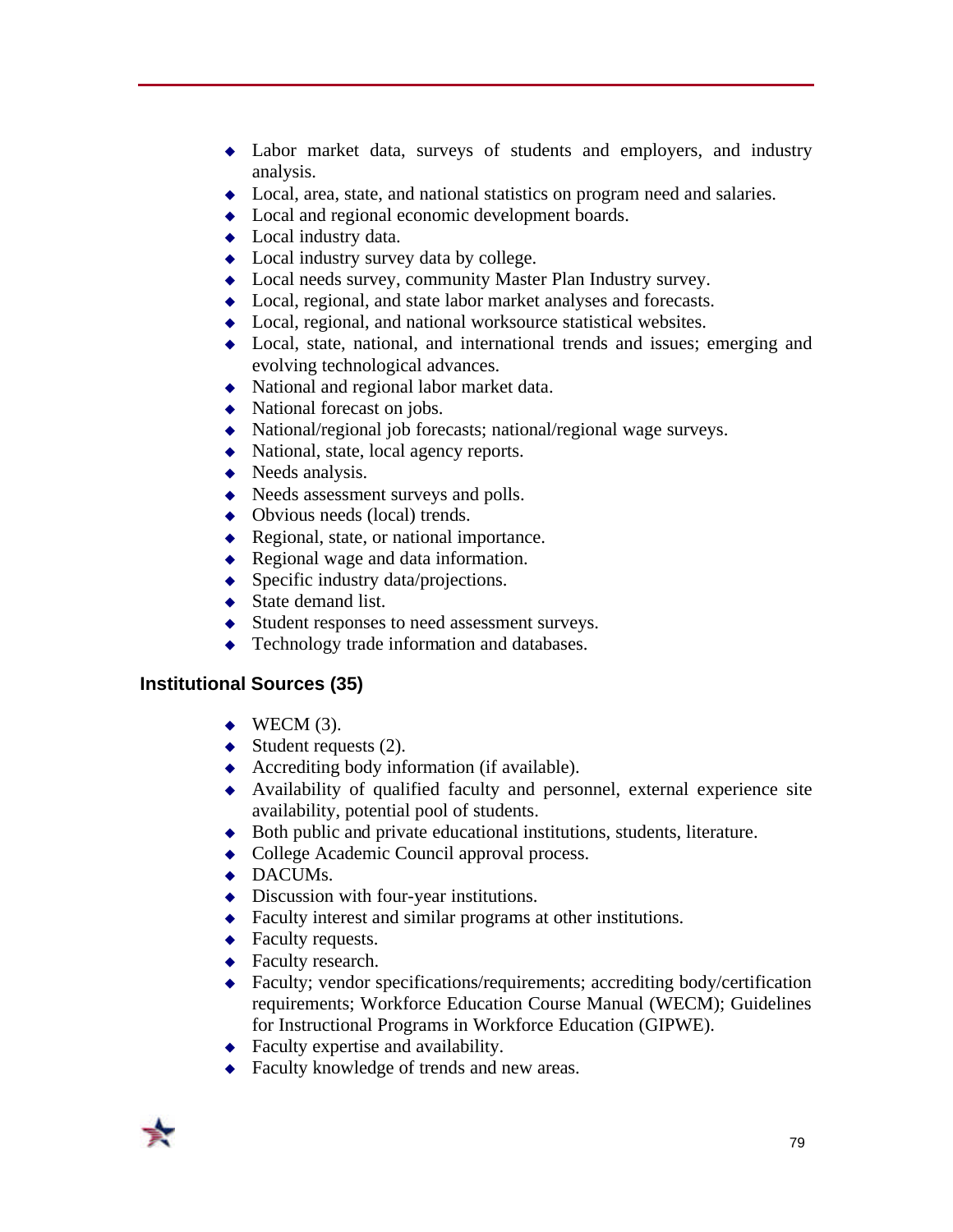- Labor market data, surveys of students and employers, and industry analysis.
- Local, area, state, and national statistics on program need and salaries.
- Local and regional economic development boards.
- Local industry data.
- Local industry survey data by college.
- Local needs survey, community Master Plan Industry survey.
- Local, regional, and state labor market analyses and forecasts.
- Local, regional, and national worksource statistical websites.
- Local, state, national, and international trends and issues; emerging and evolving technological advances.
- National and regional labor market data.
- National forecast on jobs.
- National/regional job forecasts; national/regional wage surveys.
- National, state, local agency reports.
- Needs analysis.
- Needs assessment surveys and polls.
- Obvious needs (local) trends.
- Regional, state, or national importance.
- Regional wage and data information.
- Specific industry data/projections.
- State demand list.
- Student responses to need assessment surveys.
- Technology trade information and databases.

### Institutional Sources (35)

- WECM (3).
- Student requests (2).
- Accrediting body information (if available).
- Availability of qualified faculty and personnel, external experience site availability, potential pool of students.
- Both public and private educational institutions, students, literature.
- College Academic Council approval process.
- DACUMs.
- Discussion with four-year institutions.
- Faculty interest and similar programs at other institutions.
- Faculty requests.
- Faculty research.
- Faculty; vendor specifications/requirements; accrediting body/certification requirements; Workforce Education Course Manual (WECM); Guidelines for Instructional Programs in Workforce Education (GIPWE).
- Faculty expertise and availability.
- Faculty knowledge of trends and new areas.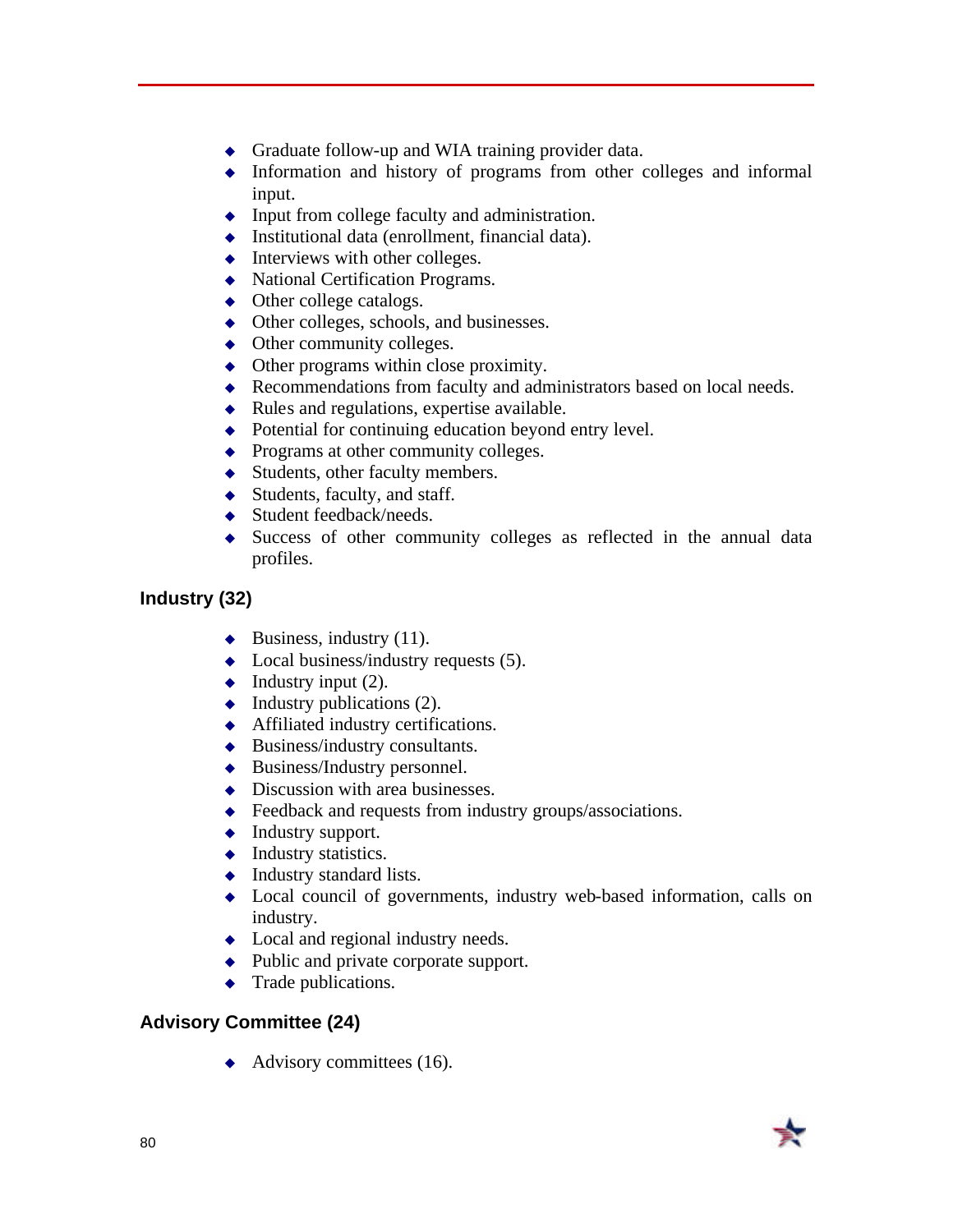- Graduate follow-up and WIA training provider data.
- Information and history of programs from other colleges and informal input.
- Input from college faculty and administration.
- Institutional data (enrollment, financial data).
- Interviews with other colleges.
- National Certification Programs.
- Other college catalogs.
- Other colleges, schools, and businesses.
- Other community colleges.
- Other programs within close proximity.
- Recommendations from faculty and administrators based on local needs.
- Rules and regulations, expertise available.
- Potential for continuing education beyond entry level.
- Programs at other community colleges.
- Students, other faculty members.
- Students, faculty, and staff.
- Student feedback/needs.
- Success of other community colleges as reflected in the annual data profiles.

### Industry (32)

- Business, industry (11).
- Local business/industry requests (5).
- Industry input (2).
- Industry publications (2).
- Affiliated industry certifications.
- Business/industry consultants.
- Business/Industry personnel.
- Discussion with area businesses.
- Feedback and requests from industry groups/associations.
- Industry support.
- Industry statistics.
- Industry standard lists.
- Local council of governments, industry web-based information, calls on industry.
- Local and regional industry needs.
- Public and private corporate support.
- Trade publications.

### Advisory Committee (24)

- Advisory committees (16).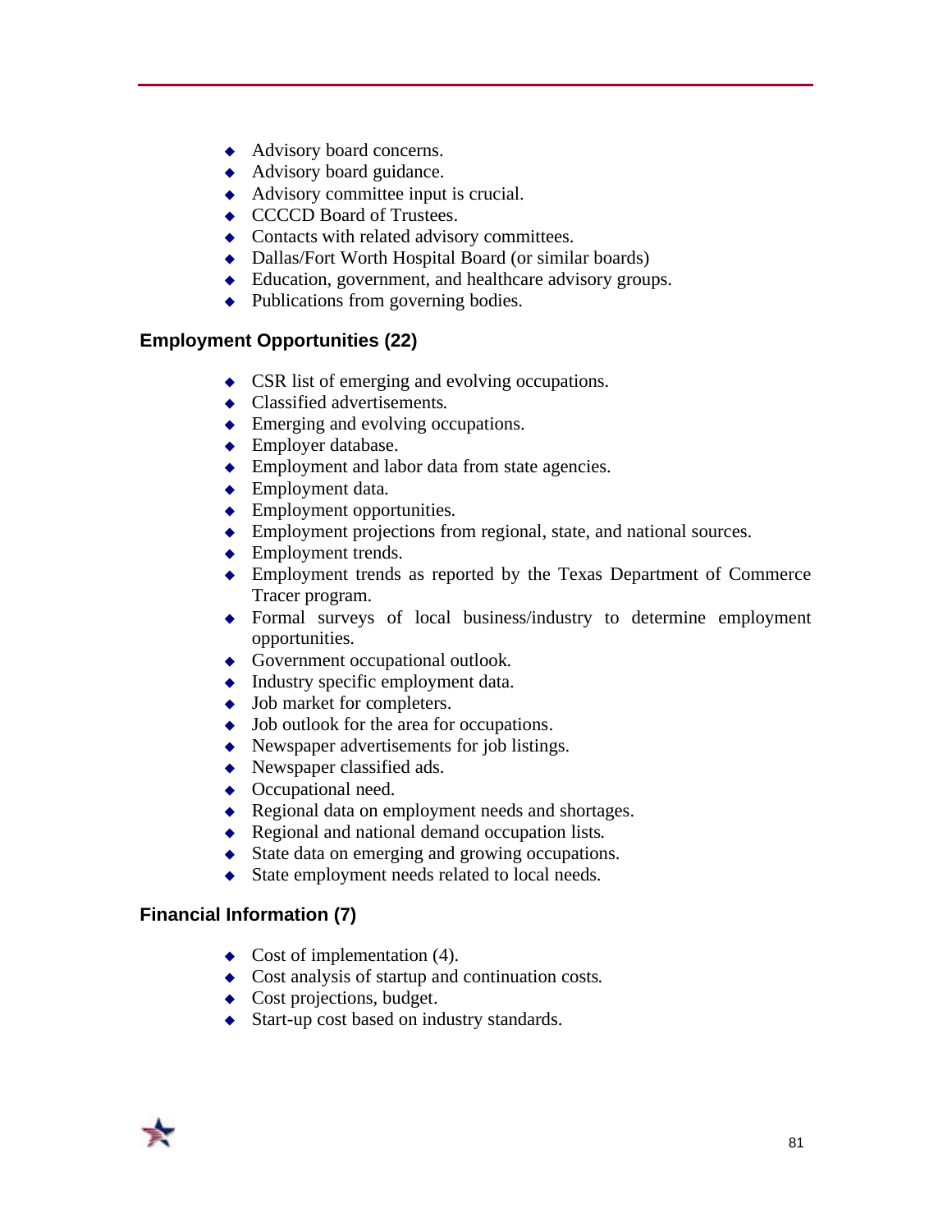- Advisory board concerns.
- Advisory board guidance.
- Advisory committee input is crucial.
- CCCCD Board of Trustees.
- Contacts with related advisory committees.
- Dallas/Fort Worth Hospital Board (or similar boards)
- Education, government, and healthcare advisory groups.
- Publications from governing bodies.

### Employment Opportunities (22)

- CSR list of emerging and evolving occupations.
- Classified advertisements.
- Emerging and evolving occupations.
- Employer database.
- Employment and labor data from state agencies.
- Employment data.
- Employment opportunities.
- Employment projections from regional, state, and national sources.
- Employment trends.
- Employment trends as reported by the Texas Department of Commerce Tracer program.
- Formal surveys of local business/industry to determine employment opportunities.
- Government occupational outlook.
- Industry specific employment data.
- Job market for completers.
- Job outlook for the area for occupations.
- Newspaper advertisements for job listings.
- Newspaper classified ads.
- Occupational need.
- Regional data on employment needs and shortages.
- Regional and national demand occupation lists.
- State data on emerging and growing occupations.
- State employment needs related to local needs.

### Financial Information (7)

- Cost of implementation (4).
- Cost analysis of startup and continuation costs.
- Cost projections, budget.
- Start-up cost based on industry standards.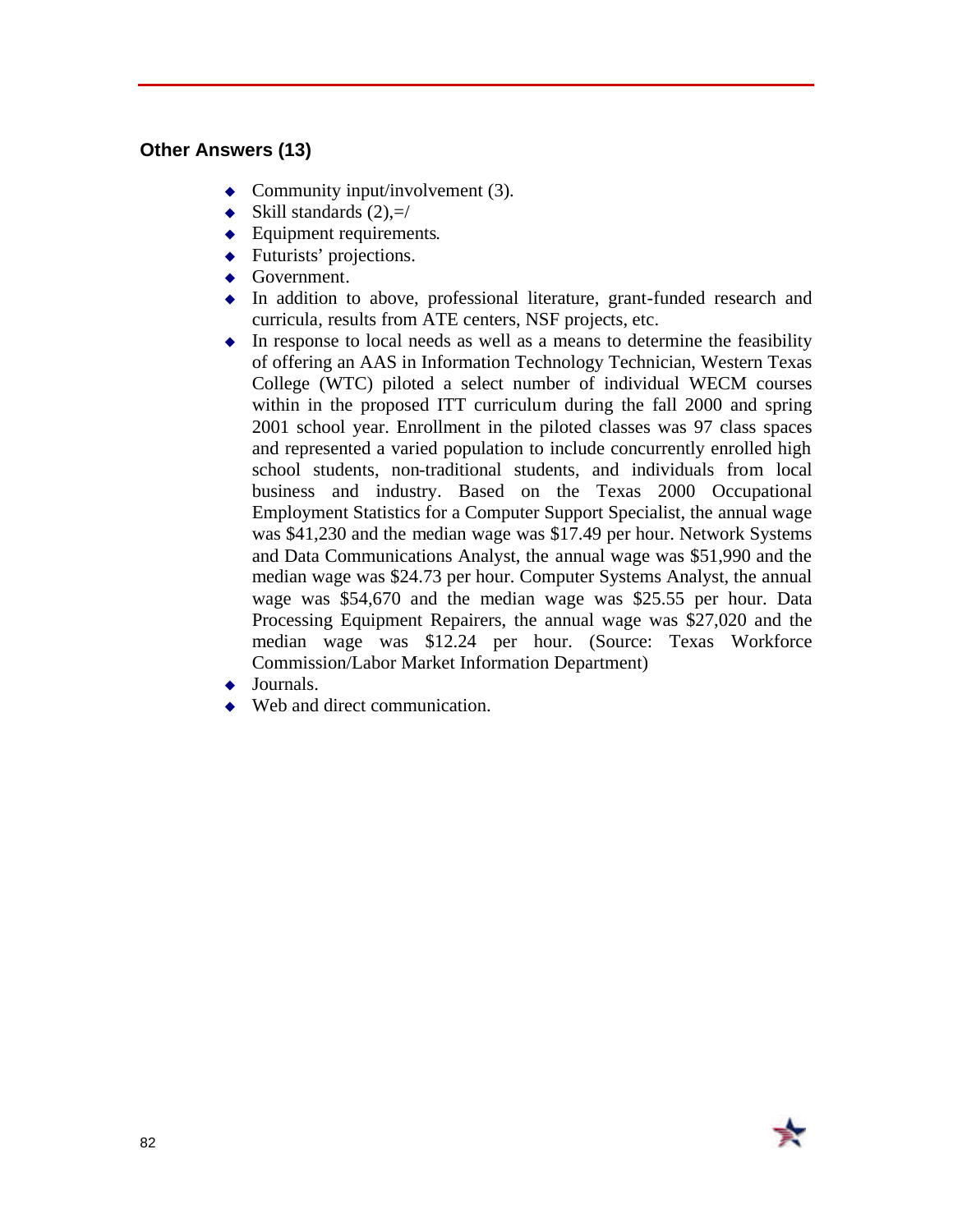### Other Answers (13)

- Community input/involvement (3).
- Skill standards (2),=/
- Equipment requirements.
- Futurists' projections.
- Government.
- In addition to above, professional literature, grant-funded research and curricula, results from ATE centers, NSF projects, etc.
- In response to local needs as well as a means to determine the feasibility of offering an AAS in Information Technology Technician, Western Texas College (WTC) piloted a select number of individual WECM courses within in the proposed ITT curriculum during the fall 2000 and spring 2001 school year. Enrollment in the piloted classes was 97 class spaces and represented a varied population to include concurrently enrolled high school students, non-traditional students, and individuals from local business and industry. Based on the Texas 2000 Occupational Employment Statistics for a Computer Support Specialist, the annual wage was $41,230 and the median wage was $17.49 per hour. Network Systems and Data Communications Analyst, the annual wage was $51,990 and the median wage was $24.73 per hour. Computer Systems Analyst, the annual wage was $54,670 and the median wage was $25.55 per hour. Data Processing Equipment Repairers, the annual wage was $27,020 and the median wage was $12.24 per hour. (Source: Texas Workforce Commission/Labor Market Information Department)
- Journals.
- Web and direct communication.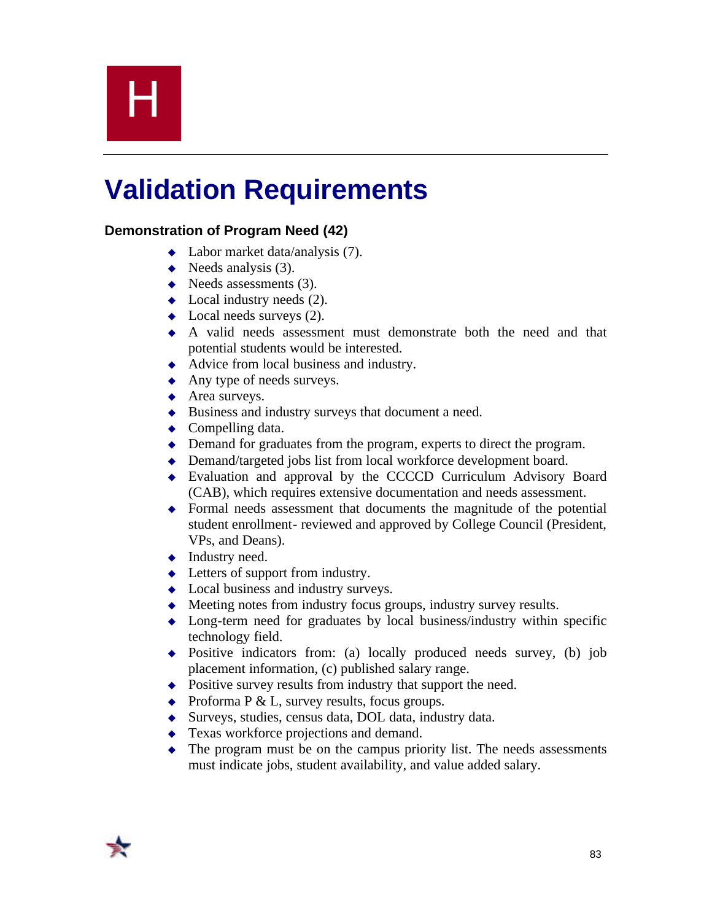# H

## Validation Requirements

### Demonstration of Program Need (42)

- Labor market data/analysis (7).
- Needs analysis (3).
- Needs assessments (3).
- Local industry needs (2).
- Local needs surveys (2).
- A valid needs assessment must demonstrate both the need and that potential students would be interested.
- Advice from local business and industry.
- Any type of needs surveys.
- Area surveys.
- Business and industry surveys that document a need.
- Compelling data.
- Demand for graduates from the program, experts to direct the program.
- Demand/targeted jobs list from local workforce development board.
- Evaluation and approval by the CCCCD Curriculum Advisory Board (CAB), which requires extensive documentation and needs assessment.
- Formal needs assessment that documents the magnitude of the potential student enrollment- reviewed and approved by College Council (President, VPs, and Deans).
- Industry need.
- Letters of support from industry.
- Local business and industry surveys.
- Meeting notes from industry focus groups, industry survey results.
- Long-term need for graduates by local business/industry within specific technology field.
- Positive indicators from: (a) locally produced needs survey, (b) job placement information, (c) published salary range.
- Positive survey results from industry that support the need.
- Proforma P & L, survey results, focus groups.
- Surveys, studies, census data, DOL data, industry data.
- Texas workforce projections and demand.
- The program must be on the campus priority list. The needs assessments must indicate jobs, student availability, and value added salary.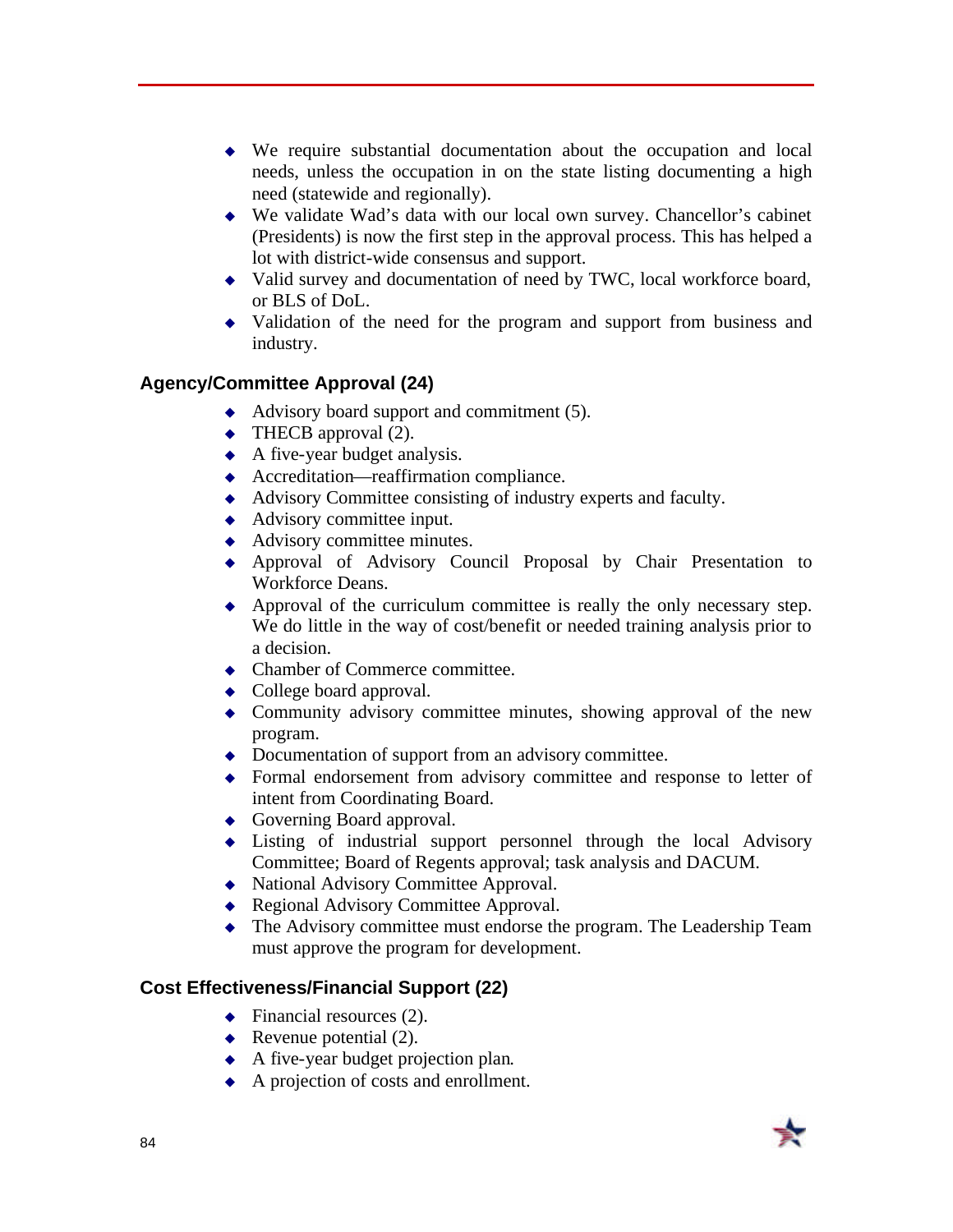- We require substantial documentation about the occupation and local needs, unless the occupation in on the state listing documenting a high need (statewide and regionally).
- We validate Wad's data with our local own survey. Chancellor's cabinet (Presidents) is now the first step in the approval process. This has helped a lot with district-wide consensus and support.
- Valid survey and documentation of need by TWC, local workforce board, or BLS of DoL.
- Validation of the need for the program and support from business and industry.

### Agency/Committee Approval (24)

- Advisory board support and commitment (5).
- THECB approval (2).
- A five-year budget analysis.
- Accreditation—reaffirmation compliance.
- Advisory Committee consisting of industry experts and faculty.
- Advisory committee input.
- Advisory committee minutes.
- Approval of Advisory Council Proposal by Chair Presentation to Workforce Deans.
- Approval of the curriculum committee is really the only necessary step. We do little in the way of cost/benefit or needed training analysis prior to a decision.
- Chamber of Commerce committee.
- College board approval.
- Community advisory committee minutes, showing approval of the new program.
- Documentation of support from an advisory committee.
- Formal endorsement from advisory committee and response to letter of intent from Coordinating Board.
- Governing Board approval.
- Listing of industrial support personnel through the local Advisory Committee; Board of Regents approval; task analysis and DACUM.
- National Advisory Committee Approval.
- Regional Advisory Committee Approval.
- The Advisory committee must endorse the program. The Leadership Team must approve the program for development.

### Cost Effectiveness/Financial Support (22)

- Financial resources (2).
- Revenue potential (2).
- A five-year budget projection plan.
- A projection of costs and enrollment.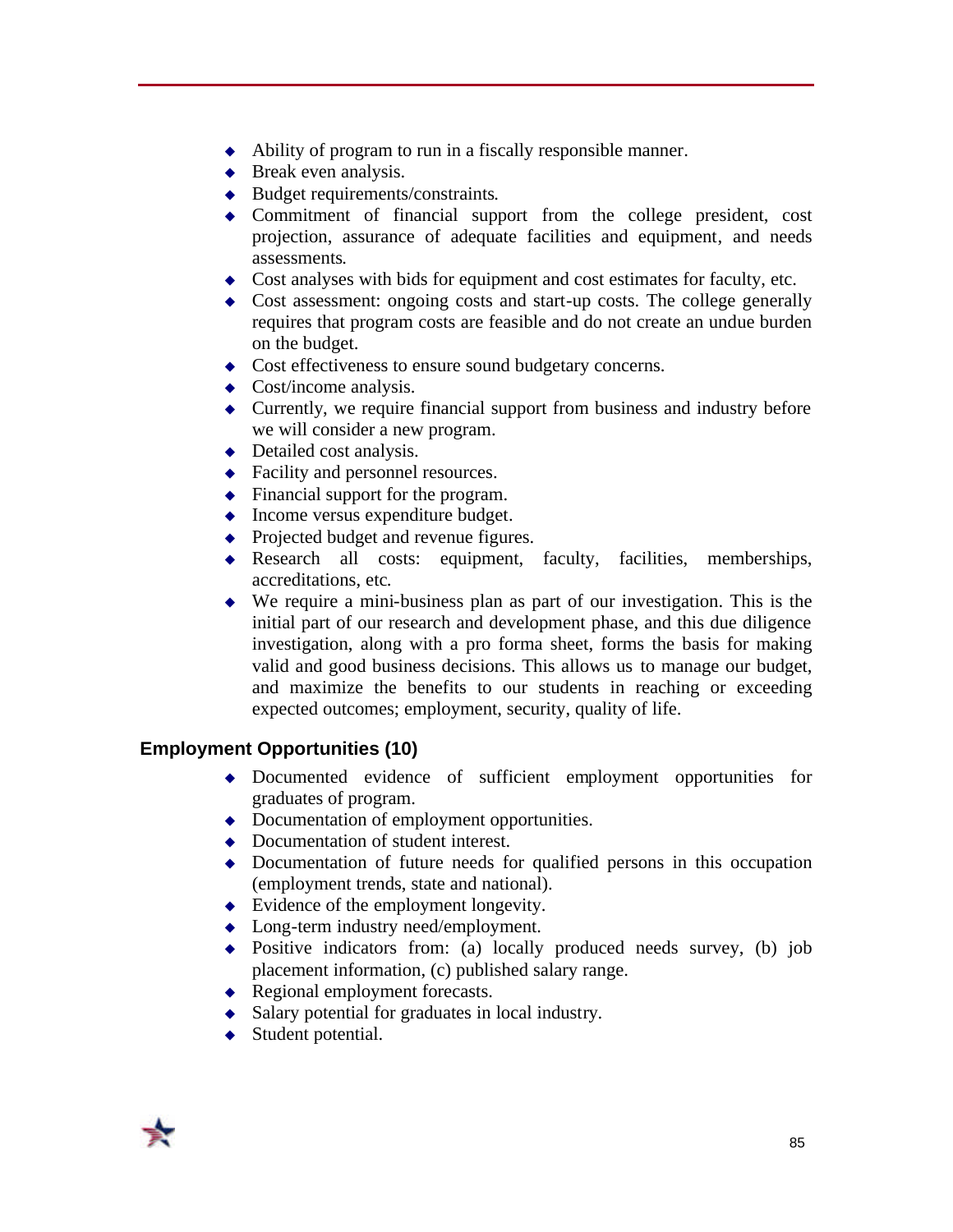- Ability of program to run in a fiscally responsible manner.
- Break even analysis.
- Budget requirements/constraints.
- Commitment of financial support from the college president, cost projection, assurance of adequate facilities and equipment, and needs assessments.
- Cost analyses with bids for equipment and cost estimates for faculty, etc.
- Cost assessment: ongoing costs and start-up costs. The college generally requires that program costs are feasible and do not create an undue burden on the budget.
- Cost effectiveness to ensure sound budgetary concerns.
- Cost/income analysis.
- Currently, we require financial support from business and industry before we will consider a new program.
- Detailed cost analysis.
- Facility and personnel resources.
- Financial support for the program.
- Income versus expenditure budget.
- Projected budget and revenue figures.
- Research all costs: equipment, faculty, facilities, memberships, accreditations, etc.
- We require a mini-business plan as part of our investigation. This is the initial part of our research and development phase, and this due diligence investigation, along with a pro forma sheet, forms the basis for making valid and good business decisions. This allows us to manage our budget, and maximize the benefits to our students in reaching or exceeding expected outcomes; employment, security, quality of life.

## Employment Opportunities (10)

- Documented evidence of sufficient employment opportunities for graduates of program.
- Documentation of employment opportunities.
- Documentation of student interest.
- Documentation of future needs for qualified persons in this occupation (employment trends, state and national).
- Evidence of the employment longevity.
- Long-term industry need/employment.
- Positive indicators from: (a) locally produced needs survey, (b) job placement information, (c) published salary range.
- Regional employment forecasts.
- Salary potential for graduates in local industry.
- Student potential.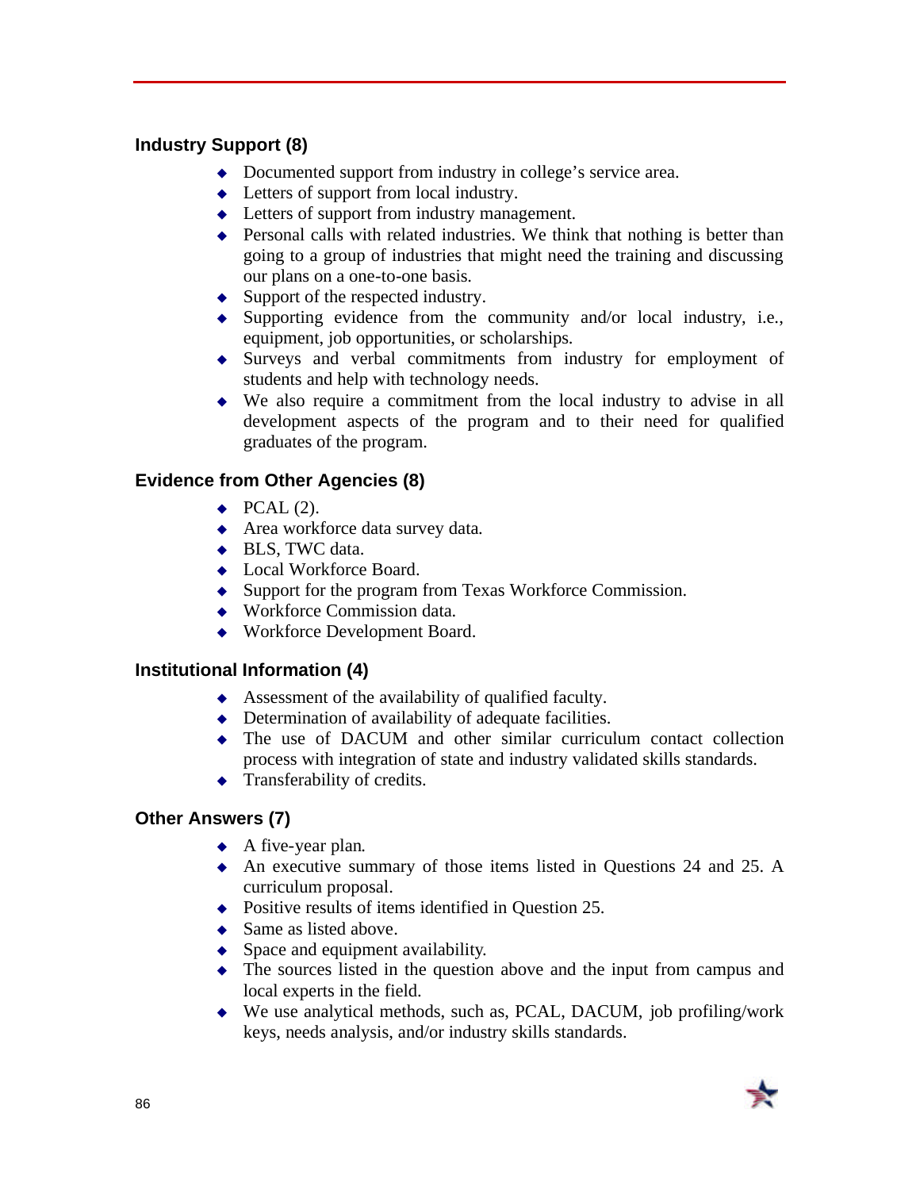## Industry Support (8)

- Documented support from industry in college's service area.
- Letters of support from local industry.
- Letters of support from industry management.
- Personal calls with related industries. We think that nothing is better than going to a group of industries that might need the training and discussing our plans on a one-to-one basis.
- Support of the respected industry.
- Supporting evidence from the community and/or local industry, i.e., equipment, job opportunities, or scholarships.
- Surveys and verbal commitments from industry for employment of students and help with technology needs.
- We also require a commitment from the local industry to advise in all development aspects of the program and to their need for qualified graduates of the program.

## Evidence from Other Agencies (8)

- PCAL (2).
- Area workforce data survey data.
- BLS, TWC data.
- Local Workforce Board.
- Support for the program from Texas Workforce Commission.
- Workforce Commission data.
- Workforce Development Board.

## Institutional Information (4)

- Assessment of the availability of qualified faculty.
- Determination of availability of adequate facilities.
- The use of DACUM and other similar curriculum contact collection process with integration of state and industry validated skills standards.
- Transferability of credits.

## Other Answers (7)

- A five-year plan.
- An executive summary of those items listed in Questions 24 and 25. A curriculum proposal.
- Positive results of items identified in Question 25.
- Same as listed above.
- Space and equipment availability.
- The sources listed in the question above and the input from campus and local experts in the field.
- We use analytical methods, such as, PCAL, DACUM, job profiling/work keys, needs analysis, and/or industry skills standards.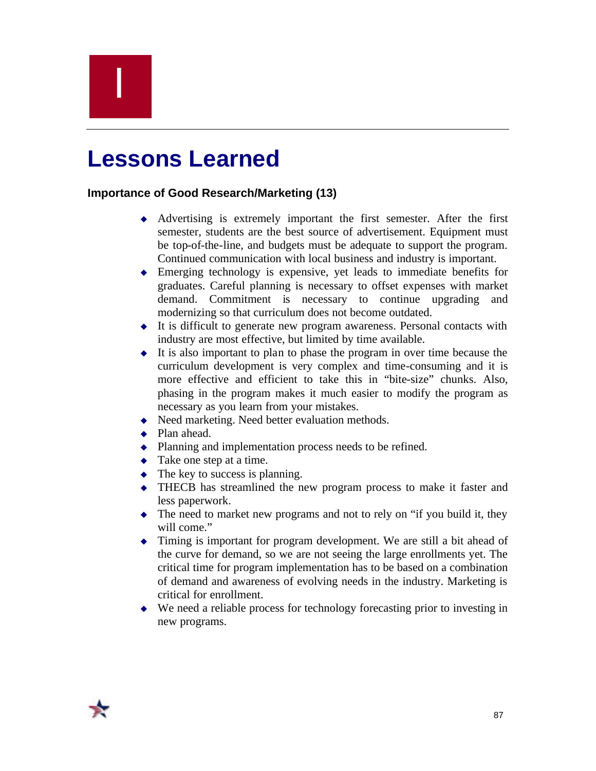I

# Lessons Learned

### Importance of Good Research/Marketing (13)

- Advertising is extremely important the first semester. After the first semester, students are the best source of advertisement. Equipment must be top-of-the-line, and budgets must be adequate to support the program. Continued communication with local business and industry is important.
- Emerging technology is expensive, yet leads to immediate benefits for graduates. Careful planning is necessary to offset expenses with market demand. Commitment is necessary to continue upgrading and modernizing so that curriculum does not become outdated.
- It is difficult to generate new program awareness. Personal contacts with industry are most effective, but limited by time available.
- It is also important to plan to phase the program in over time because the curriculum development is very complex and time-consuming and it is more effective and efficient to take this in "bite-size" chunks. Also, phasing in the program makes it much easier to modify the program as necessary as you learn from your mistakes.
- Need marketing. Need better evaluation methods.
- Plan ahead.
- Planning and implementation process needs to be refined.
- Take one step at a time.
- The key to success is planning.
- THECB has streamlined the new program process to make it faster and less paperwork.
- The need to market new programs and not to rely on "if you build it, they will come."
- Timing is important for program development. We are still a bit ahead of the curve for demand, so we are not seeing the large enrollments yet. The critical time for program implementation has to be based on a combination of demand and awareness of evolving needs in the industry. Marketing is critical for enrollment.
- We need a reliable process for technology forecasting prior to investing in new programs.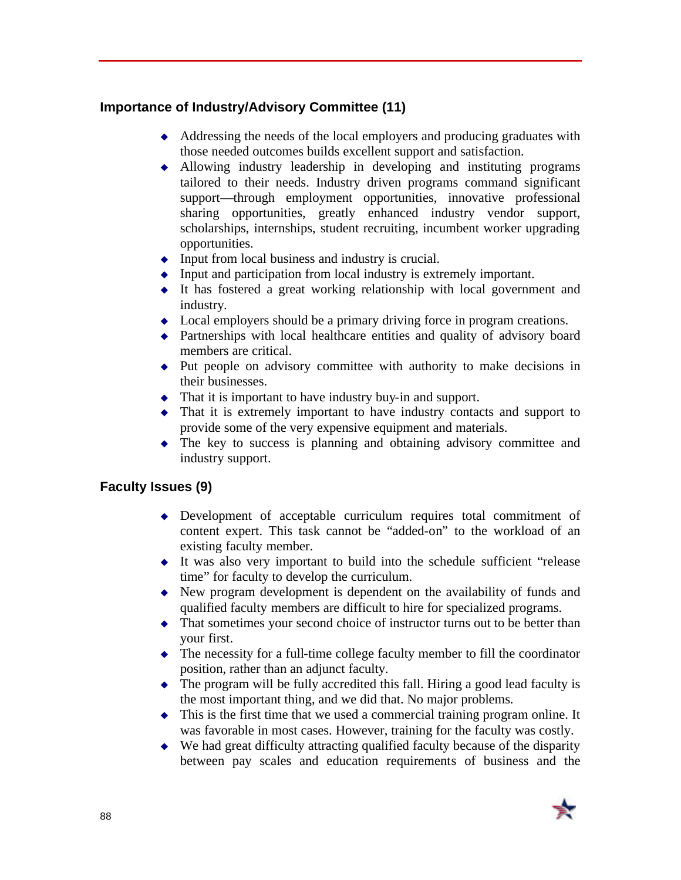### Importance of Industry/Advisory Committee (11)

- Addressing the needs of the local employers and producing graduates with those needed outcomes builds excellent support and satisfaction.
- Allowing industry leadership in developing and instituting programs tailored to their needs. Industry driven programs command significant support—through employment opportunities, innovative professional sharing opportunities, greatly enhanced industry vendor support, scholarships, internships, student recruiting, incumbent worker upgrading opportunities.
- Input from local business and industry is crucial.
- Input and participation from local industry is extremely important.
- It has fostered a great working relationship with local government and industry.
- Local employers should be a primary driving force in program creations.
- Partnerships with local healthcare entities and quality of advisory board members are critical.
- Put people on advisory committee with authority to make decisions in their businesses.
- That it is important to have industry buy-in and support.
- That it is extremely important to have industry contacts and support to provide some of the very expensive equipment and materials.
- The key to success is planning and obtaining advisory committee and industry support.

### Faculty Issues (9)

- Development of acceptable curriculum requires total commitment of content expert. This task cannot be "added-on" to the workload of an existing faculty member.
- It was also very important to build into the schedule sufficient "release time" for faculty to develop the curriculum.
- New program development is dependent on the availability of funds and qualified faculty members are difficult to hire for specialized programs.
- That sometimes your second choice of instructor turns out to be better than your first.
- The necessity for a full-time college faculty member to fill the coordinator position, rather than an adjunct faculty.
- The program will be fully accredited this fall. Hiring a good lead faculty is the most important thing, and we did that. No major problems.
- This is the first time that we used a commercial training program online. It was favorable in most cases. However, training for the faculty was costly.
- We had great difficulty attracting qualified faculty because of the disparity between pay scales and education requirements of business and the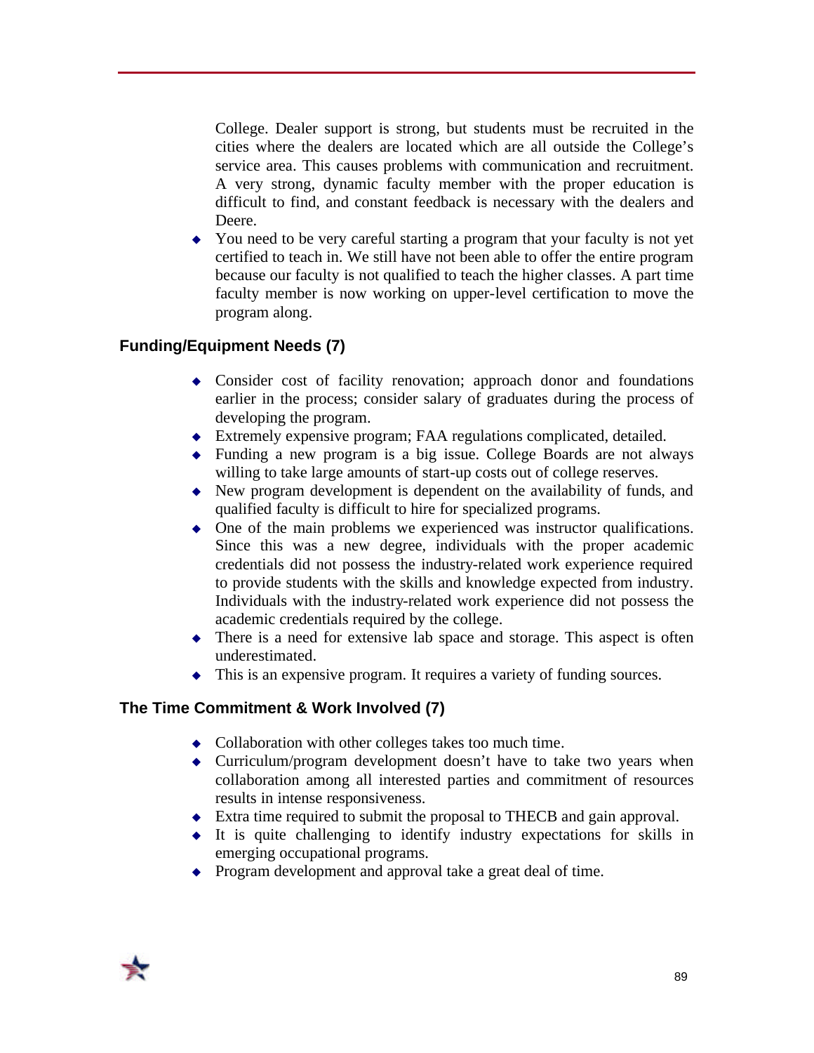College. Dealer support is strong, but students must be recruited in the cities where the dealers are located which are all outside the College's service area. This causes problems with communication and recruitment. A very strong, dynamic faculty member with the proper education is difficult to find, and constant feedback is necessary with the dealers and Deere.

- You need to be very careful starting a program that your faculty is not yet certified to teach in. We still have not been able to offer the entire program because our faculty is not qualified to teach the higher classes. A part time faculty member is now working on upper-level certification to move the program along.

### Funding/Equipment Needs (7)

- Consider cost of facility renovation; approach donor and foundations earlier in the process; consider salary of graduates during the process of developing the program.
- Extremely expensive program; FAA regulations complicated, detailed.
- Funding a new program is a big issue. College Boards are not always willing to take large amounts of start-up costs out of college reserves.
- New program development is dependent on the availability of funds, and qualified faculty is difficult to hire for specialized programs.
- One of the main problems we experienced was instructor qualifications. Since this was a new degree, individuals with the proper academic credentials did not possess the industry-related work experience required to provide students with the skills and knowledge expected from industry. Individuals with the industry-related work experience did not possess the academic credentials required by the college.
- There is a need for extensive lab space and storage. This aspect is often underestimated.
- This is an expensive program. It requires a variety of funding sources.

### The Time Commitment & Work Involved (7)

- Collaboration with other colleges takes too much time.
- Curriculum/program development doesn't have to take two years when collaboration among all interested parties and commitment of resources results in intense responsiveness.
- Extra time required to submit the proposal to THECB and gain approval.
- It is quite challenging to identify industry expectations for skills in emerging occupational programs.
- Program development and approval take a great deal of time.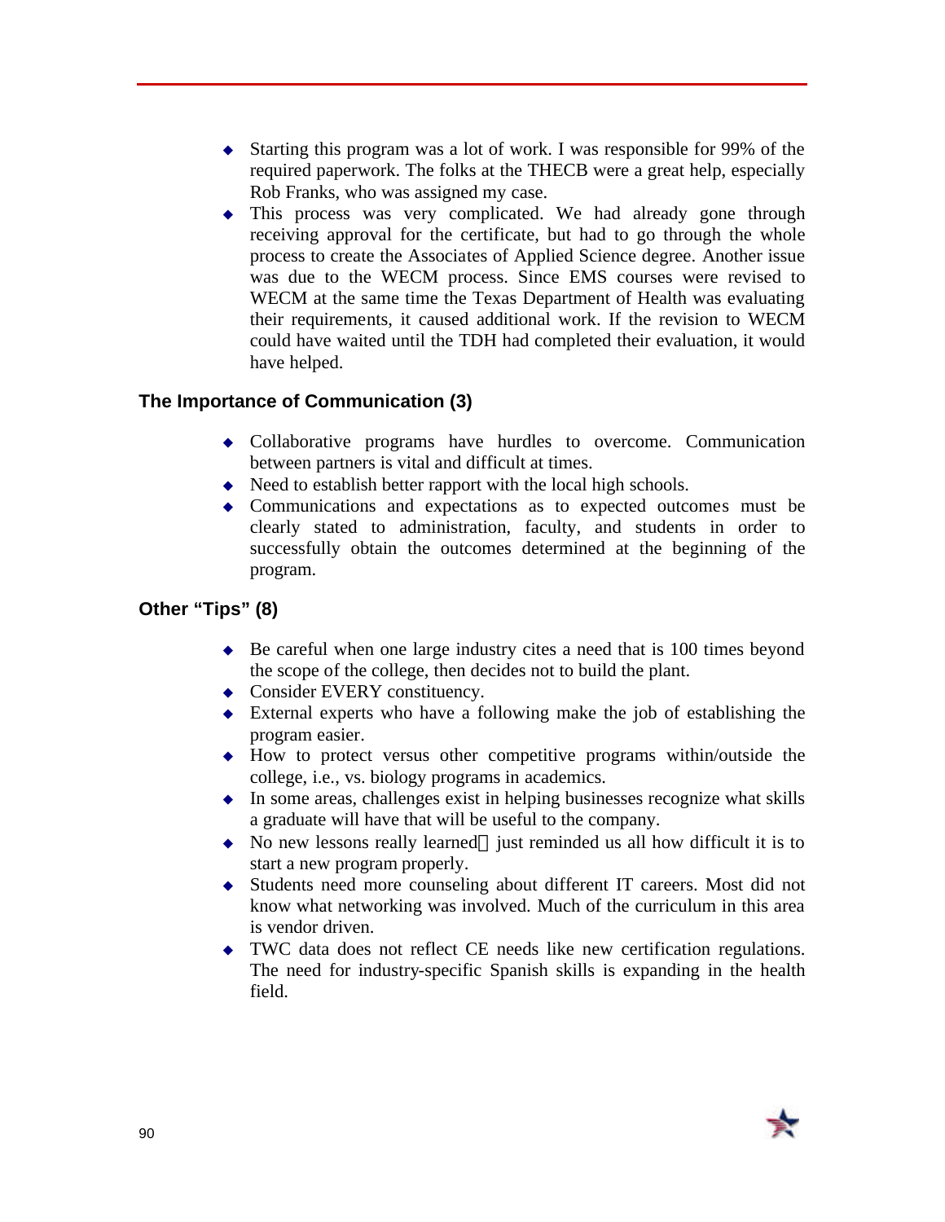- Starting this program was a lot of work. I was responsible for 99% of the required paperwork. The folks at the THECB were a great help, especially Rob Franks, who was assigned my case.
- This process was very complicated. We had already gone through receiving approval for the certificate, but had to go through the whole process to create the Associates of Applied Science degree. Another issue was due to the WECM process. Since EMS courses were revised to WECM at the same time the Texas Department of Health was evaluating their requirements, it caused additional work. If the revision to WECM could have waited until the TDH had completed their evaluation, it would have helped.

### The Importance of Communication (3)

- Collaborative programs have hurdles to overcome. Communication between partners is vital and difficult at times.
- Need to establish better rapport with the local high schools.
- Communications and expectations as to expected outcomes must be clearly stated to administration, faculty, and students in order to successfully obtain the outcomes determined at the beginning of the program.

### Other "Tips" (8)

- Be careful when one large industry cites a need that is 100 times beyond the scope of the college, then decides not to build the plant.
- Consider EVERY constituency.
- External experts who have a following make the job of establishing the program easier.
- How to protect versus other competitive programs within/outside the college, i.e., vs. biology programs in academics.
- In some areas, challenges exist in helping businesses recognize what skills a graduate will have that will be useful to the company.
- No new lessons really learned—just reminded us all how difficult it is to start a new program properly.
- Students need more counseling about different IT careers. Most did not know what networking was involved. Much of the curriculum in this area is vendor driven.
- TWC data does not reflect CE needs like new certification regulations. The need for industry-specific Spanish skills is expanding in the health field.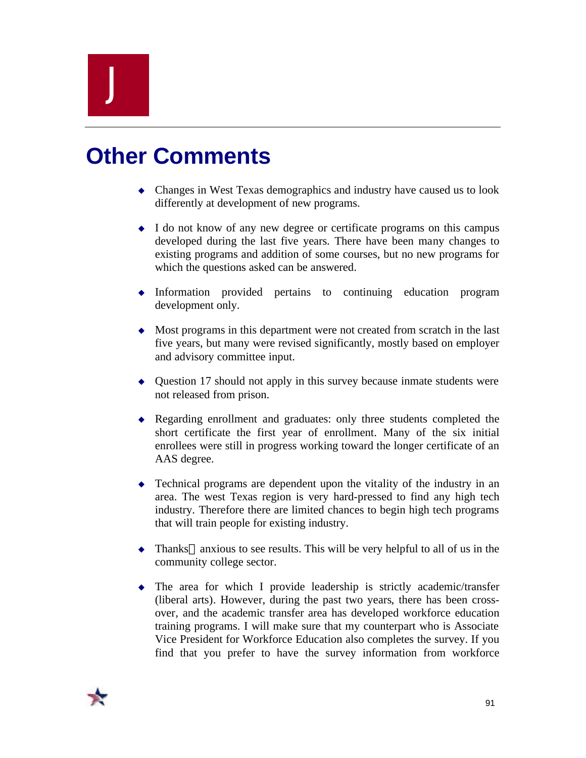J

# Other Comments

- Changes in West Texas demographics and industry have caused us to look differently at development of new programs.

- I do not know of any new degree or certificate programs on this campus developed during the last five years. There have been many changes to existing programs and addition of some courses, but no new programs for which the questions asked can be answered.

- Information provided pertains to continuing education program development only.

- Most programs in this department were not created from scratch in the last five years, but many were revised significantly, mostly based on employer and advisory committee input.

- Question 17 should not apply in this survey because inmate students were not released from prison.

- Regarding enrollment and graduates: only three students completed the short certificate the first year of enrollment. Many of the six initial enrollees were still in progress working toward the longer certificate of an AAS degree.

- Technical programs are dependent upon the vitality of the industry in an area. The west Texas region is very hard-pressed to find any high tech industry. Therefore there are limited chances to begin high tech programs that will train people for existing industry.

- Thanks anxious to see results. This will be very helpful to all of us in the community college sector.

- The area for which I provide leadership is strictly academic/transfer (liberal arts). However, during the past two years, there has been cross-over, and the academic transfer area has developed workforce education training programs. I will make sure that my counterpart who is Associate Vice President for Workforce Education also completes the survey. If you find that you prefer to have the survey information from workforce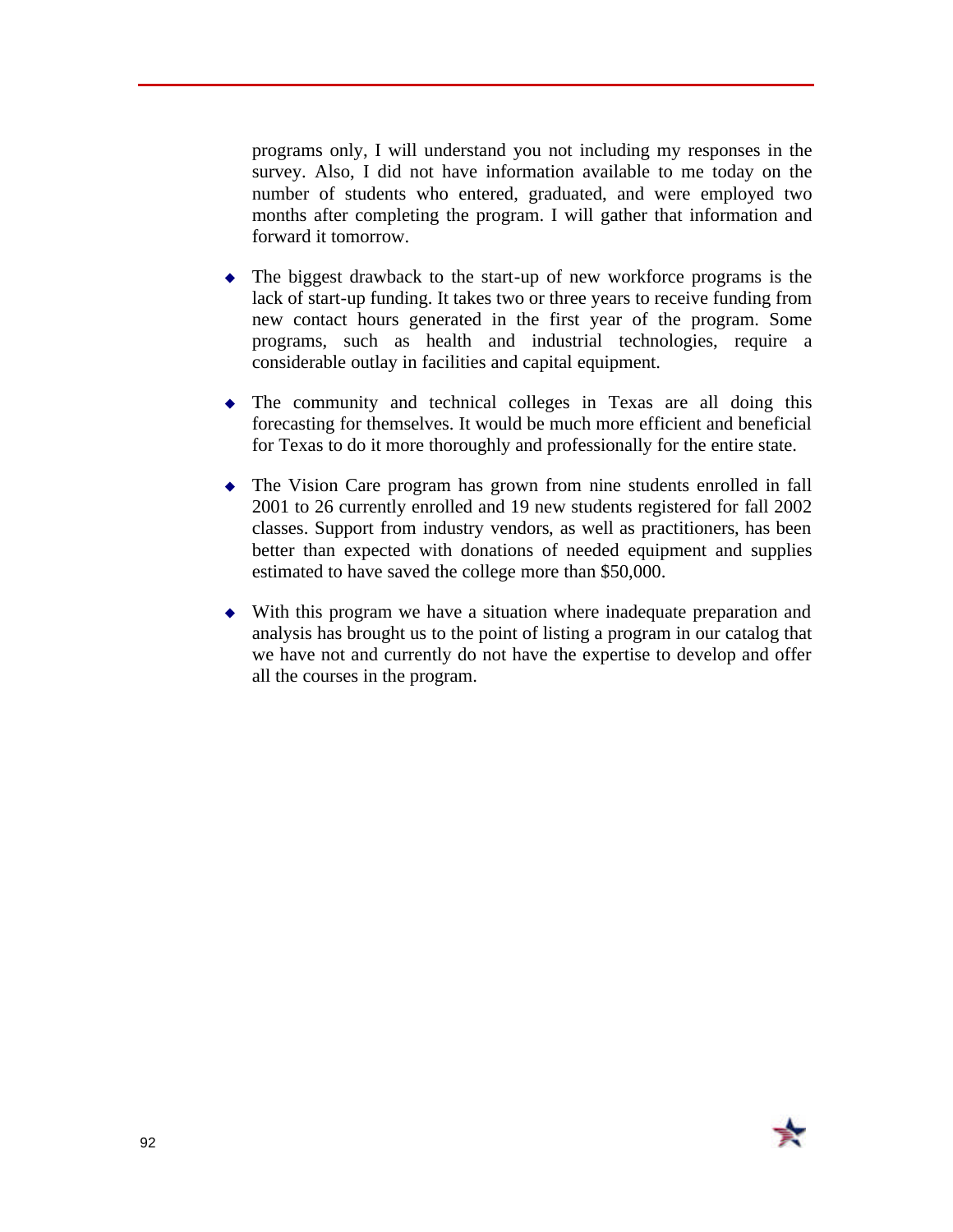programs only, I will understand you not including my responses in the survey. Also, I did not have information available to me today on the number of students who entered, graduated, and were employed two months after completing the program. I will gather that information and forward it tomorrow.

- The biggest drawback to the start-up of new workforce programs is the lack of start-up funding. It takes two or three years to receive funding from new contact hours generated in the first year of the program. Some programs, such as health and industrial technologies, require a considerable outlay in facilities and capital equipment.

- The community and technical colleges in Texas are all doing this forecasting for themselves. It would be much more efficient and beneficial for Texas to do it more thoroughly and professionally for the entire state.

- The Vision Care program has grown from nine students enrolled in fall 2001 to 26 currently enrolled and 19 new students registered for fall 2002 classes. Support from industry vendors, as well as practitioners, has been better than expected with donations of needed equipment and supplies estimated to have saved the college more than $50,000.

- With this program we have a situation where inadequate preparation and analysis has brought us to the point of listing a program in our catalog that we have not and currently do not have the expertise to develop and offer all the courses in the program.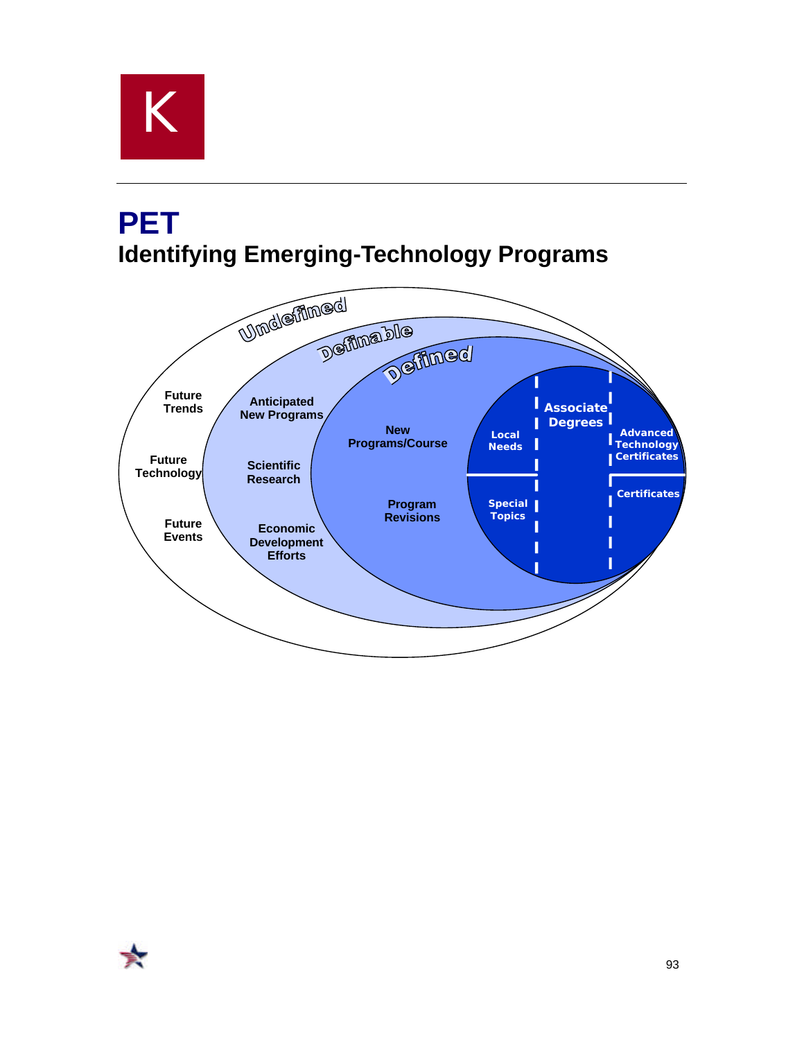K

# PET

## Identifying Emerging-Technology Programs

Undefined

Future Trends

Future Technology

Future Events

Definable

Anticipated New Programs

Scientific Research

Economic Development Efforts

Defined

New Programs/Course

Program Revisions

Local Needs

Special Topics

Associate Degrees

Advanced Technology Certificates

Certificates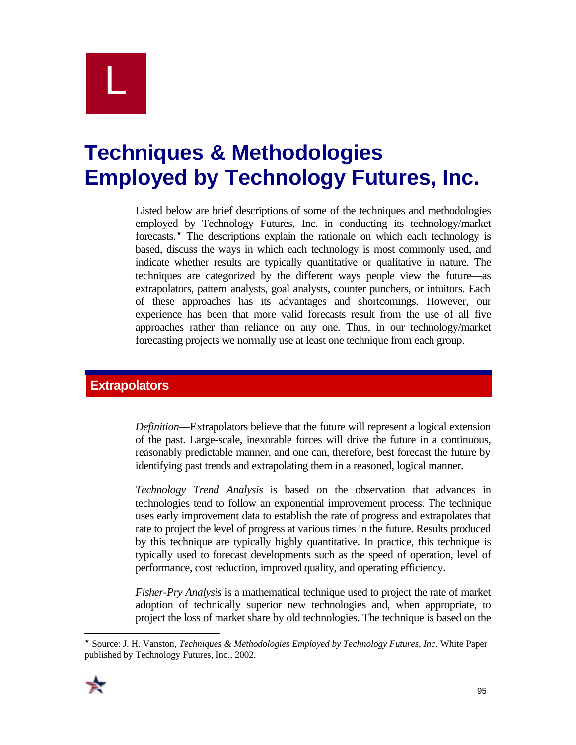L

# Techniques & Methodologies Employed by Technology Futures, Inc.

Listed below are brief descriptions of some of the techniques and methodologies employed by Technology Futures, Inc. in conducting its technology/market forecasts.* The descriptions explain the rationale on which each technology is based, discuss the ways in which each technology is most commonly used, and indicate whether results are typically quantitative or qualitative in nature. The techniques are categorized by the different ways people view the future—as extrapolators, pattern analysts, goal analysts, counter punchers, or intuitors. Each of these approaches has its advantages and shortcomings. However, our experience has been that more valid forecasts result from the use of all five approaches rather than reliance on any one. Thus, in our technology/market forecasting projects we normally use at least one technique from each group.

## Extrapolators

*Definition*—Extrapolators believe that the future will represent a logical extension of the past. Large-scale, inexorable forces will drive the future in a continuous, reasonably predictable manner, and one can, therefore, best forecast the future by identifying past trends and extrapolating them in a reasoned, logical manner.

*Technology Trend Analysis* is based on the observation that advances in technologies tend to follow an exponential improvement process. The technique uses early improvement data to establish the rate of progress and extrapolates that rate to project the level of progress at various times in the future. Results produced by this technique are typically highly quantitative. In practice, this technique is typically used to forecast developments such as the speed of operation, level of performance, cost reduction, improved quality, and operating efficiency.

*Fisher-Pry Analysis* is a mathematical technique used to project the rate of market adoption of technically superior new technologies and, when appropriate, to project the loss of market share by old technologies. The technique is based on the

---

* Source: J. H. Vanston, *Techniques & Methodologies Employed by Technology Futures, Inc*. White Paper published by Technology Futures, Inc., 2002.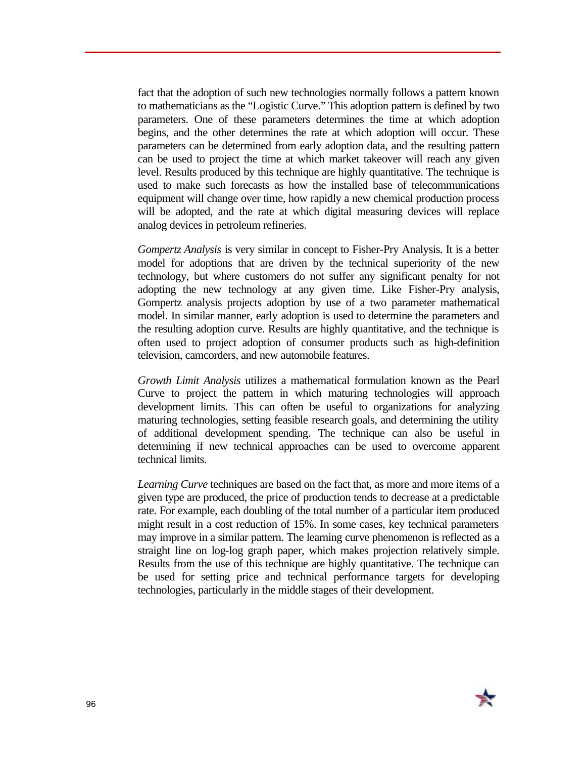fact that the adoption of such new technologies normally follows a pattern known to mathematicians as the "Logistic Curve." This adoption pattern is defined by two parameters. One of these parameters determines the time at which adoption begins, and the other determines the rate at which adoption will occur. These parameters can be determined from early adoption data, and the resulting pattern can be used to project the time at which market takeover will reach any given level. Results produced by this technique are highly quantitative. The technique is used to make such forecasts as how the installed base of telecommunications equipment will change over time, how rapidly a new chemical production process will be adopted, and the rate at which digital measuring devices will replace analog devices in petroleum refineries.

*Gompertz Analysis* is very similar in concept to Fisher-Pry Analysis. It is a better model for adoptions that are driven by the technical superiority of the new technology, but where customers do not suffer any significant penalty for not adopting the new technology at any given time. Like Fisher-Pry analysis, Gompertz analysis projects adoption by use of a two parameter mathematical model. In similar manner, early adoption is used to determine the parameters and the resulting adoption curve. Results are highly quantitative, and the technique is often used to project adoption of consumer products such as high-definition television, camcorders, and new automobile features.

*Growth Limit Analysis* utilizes a mathematical formulation known as the Pearl Curve to project the pattern in which maturing technologies will approach development limits. This can often be useful to organizations for analyzing maturing technologies, setting feasible research goals, and determining the utility of additional development spending. The technique can also be useful in determining if new technical approaches can be used to overcome apparent technical limits.

*Learning Curve* techniques are based on the fact that, as more and more items of a given type are produced, the price of production tends to decrease at a predictable rate. For example, each doubling of the total number of a particular item produced might result in a cost reduction of 15%. In some cases, key technical parameters may improve in a similar pattern. The learning curve phenomenon is reflected as a straight line on log-log graph paper, which makes projection relatively simple. Results from the use of this technique are highly quantitative. The technique can be used for setting price and technical performance targets for developing technologies, particularly in the middle stages of their development.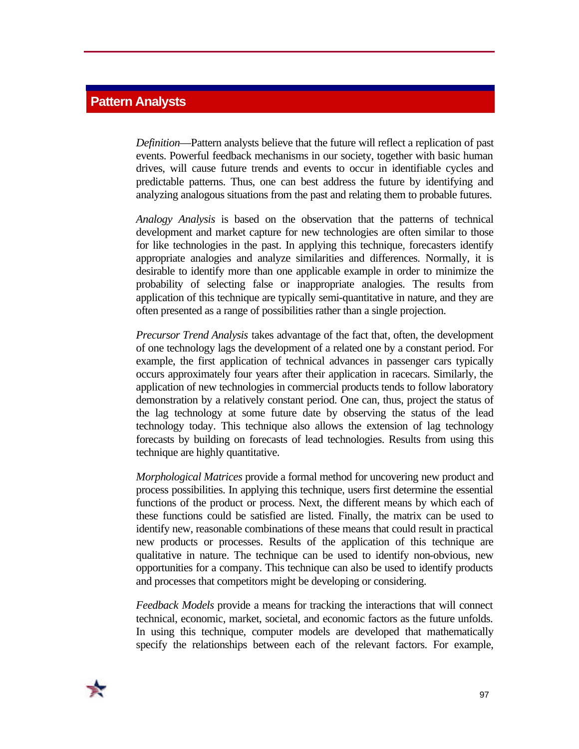## Pattern Analysts

*Definition*—Pattern analysts believe that the future will reflect a replication of past events. Powerful feedback mechanisms in our society, together with basic human drives, will cause future trends and events to occur in identifiable cycles and predictable patterns. Thus, one can best address the future by identifying and analyzing analogous situations from the past and relating them to probable futures.

*Analogy Analysis* is based on the observation that the patterns of technical development and market capture for new technologies are often similar to those for like technologies in the past. In applying this technique, forecasters identify appropriate analogies and analyze similarities and differences. Normally, it is desirable to identify more than one applicable example in order to minimize the probability of selecting false or inappropriate analogies. The results from application of this technique are typically semi-quantitative in nature, and they are often presented as a range of possibilities rather than a single projection.

*Precursor Trend Analysis* takes advantage of the fact that, often, the development of one technology lags the development of a related one by a constant period. For example, the first application of technical advances in passenger cars typically occurs approximately four years after their application in racecars. Similarly, the application of new technologies in commercial products tends to follow laboratory demonstration by a relatively constant period. One can, thus, project the status of the lag technology at some future date by observing the status of the lead technology today. This technique also allows the extension of lag technology forecasts by building on forecasts of lead technologies. Results from using this technique are highly quantitative.

*Morphological Matrices* provide a formal method for uncovering new product and process possibilities. In applying this technique, users first determine the essential functions of the product or process. Next, the different means by which each of these functions could be satisfied are listed. Finally, the matrix can be used to identify new, reasonable combinations of these means that could result in practical new products or processes. Results of the application of this technique are qualitative in nature. The technique can be used to identify non-obvious, new opportunities for a company. This technique can also be used to identify products and processes that competitors might be developing or considering.

*Feedback Models* provide a means for tracking the interactions that will connect technical, economic, market, societal, and economic factors as the future unfolds. In using this technique, computer models are developed that mathematically specify the relationships between each of the relevant factors. For example,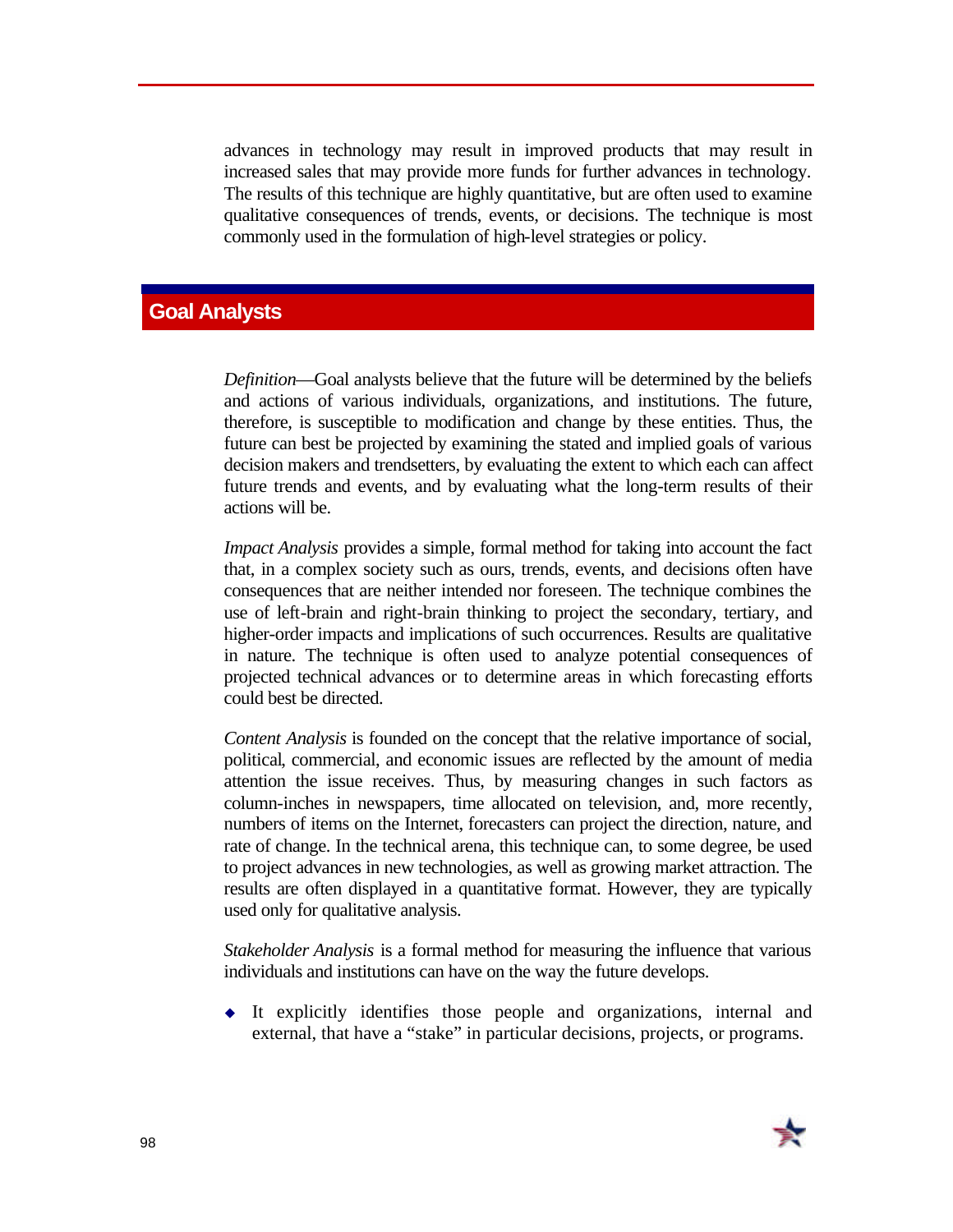advances in technology may result in improved products that may result in increased sales that may provide more funds for further advances in technology. The results of this technique are highly quantitative, but are often used to examine qualitative consequences of trends, events, or decisions. The technique is most commonly used in the formulation of high-level strategies or policy.

## Goal Analysts

*Definition*—Goal analysts believe that the future will be determined by the beliefs and actions of various individuals, organizations, and institutions. The future, therefore, is susceptible to modification and change by these entities. Thus, the future can best be projected by examining the stated and implied goals of various decision makers and trendsetters, by evaluating the extent to which each can affect future trends and events, and by evaluating what the long-term results of their actions will be.

*Impact Analysis* provides a simple, formal method for taking into account the fact that, in a complex society such as ours, trends, events, and decisions often have consequences that are neither intended nor foreseen. The technique combines the use of left-brain and right-brain thinking to project the secondary, tertiary, and higher-order impacts and implications of such occurrences. Results are qualitative in nature. The technique is often used to analyze potential consequences of projected technical advances or to determine areas in which forecasting efforts could best be directed.

*Content Analysis* is founded on the concept that the relative importance of social, political, commercial, and economic issues are reflected by the amount of media attention the issue receives. Thus, by measuring changes in such factors as column-inches in newspapers, time allocated on television, and, more recently, numbers of items on the Internet, forecasters can project the direction, nature, and rate of change. In the technical arena, this technique can, to some degree, be used to project advances in new technologies, as well as growing market attraction. The results are often displayed in a quantitative format. However, they are typically used only for qualitative analysis.

*Stakeholder Analysis* is a formal method for measuring the influence that various individuals and institutions can have on the way the future develops.

- It explicitly identifies those people and organizations, internal and external, that have a "stake" in particular decisions, projects, or programs.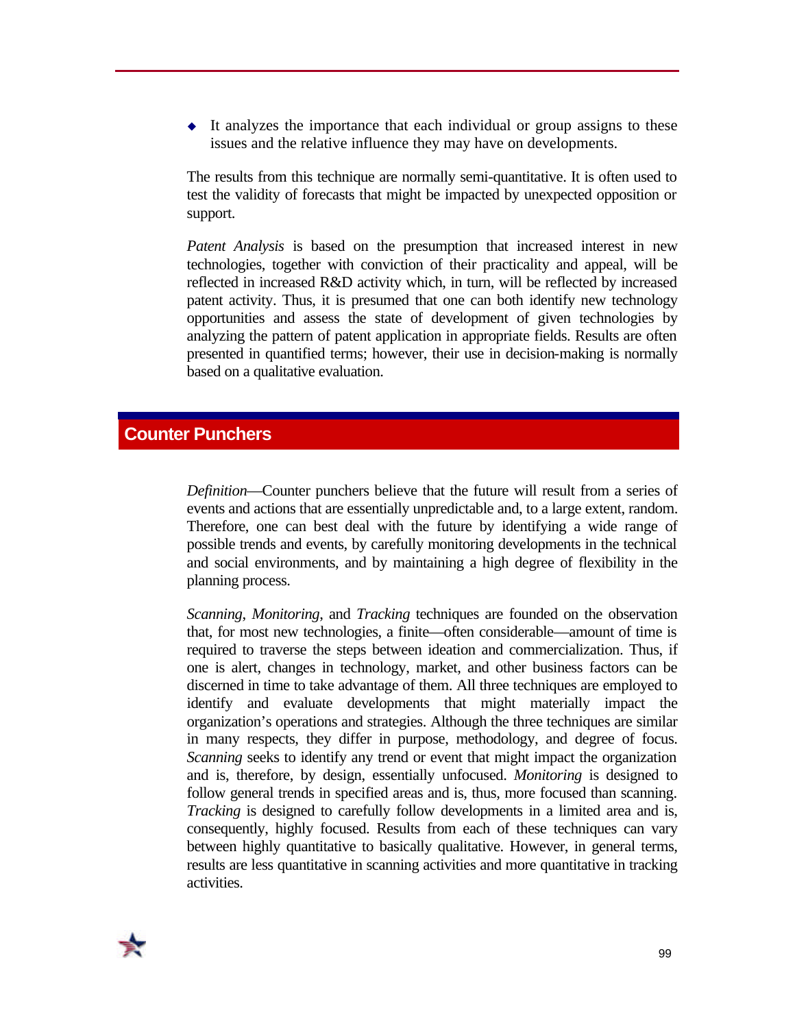- It analyzes the importance that each individual or group assigns to these issues and the relative influence they may have on developments.

The results from this technique are normally semi-quantitative. It is often used to test the validity of forecasts that might be impacted by unexpected opposition or support.

*Patent Analysis* is based on the presumption that increased interest in new technologies, together with conviction of their practicality and appeal, will be reflected in increased R&D activity which, in turn, will be reflected by increased patent activity. Thus, it is presumed that one can both identify new technology opportunities and assess the state of development of given technologies by analyzing the pattern of patent application in appropriate fields. Results are often presented in quantified terms; however, their use in decision-making is normally based on a qualitative evaluation.

## Counter Punchers

*Definition*—Counter punchers believe that the future will result from a series of events and actions that are essentially unpredictable and, to a large extent, random. Therefore, one can best deal with the future by identifying a wide range of possible trends and events, by carefully monitoring developments in the technical and social environments, and by maintaining a high degree of flexibility in the planning process.

*Scanning*, *Monitoring*, and *Tracking* techniques are founded on the observation that, for most new technologies, a finite—often considerable—amount of time is required to traverse the steps between ideation and commercialization. Thus, if one is alert, changes in technology, market, and other business factors can be discerned in time to take advantage of them. All three techniques are employed to identify and evaluate developments that might materially impact the organization's operations and strategies. Although the three techniques are similar in many respects, they differ in purpose, methodology, and degree of focus. *Scanning* seeks to identify any trend or event that might impact the organization and is, therefore, by design, essentially unfocused. *Monitoring* is designed to follow general trends in specified areas and is, thus, more focused than scanning. *Tracking* is designed to carefully follow developments in a limited area and is, consequently, highly focused. Results from each of these techniques can vary between highly quantitative to basically qualitative. However, in general terms, results are less quantitative in scanning activities and more quantitative in tracking activities.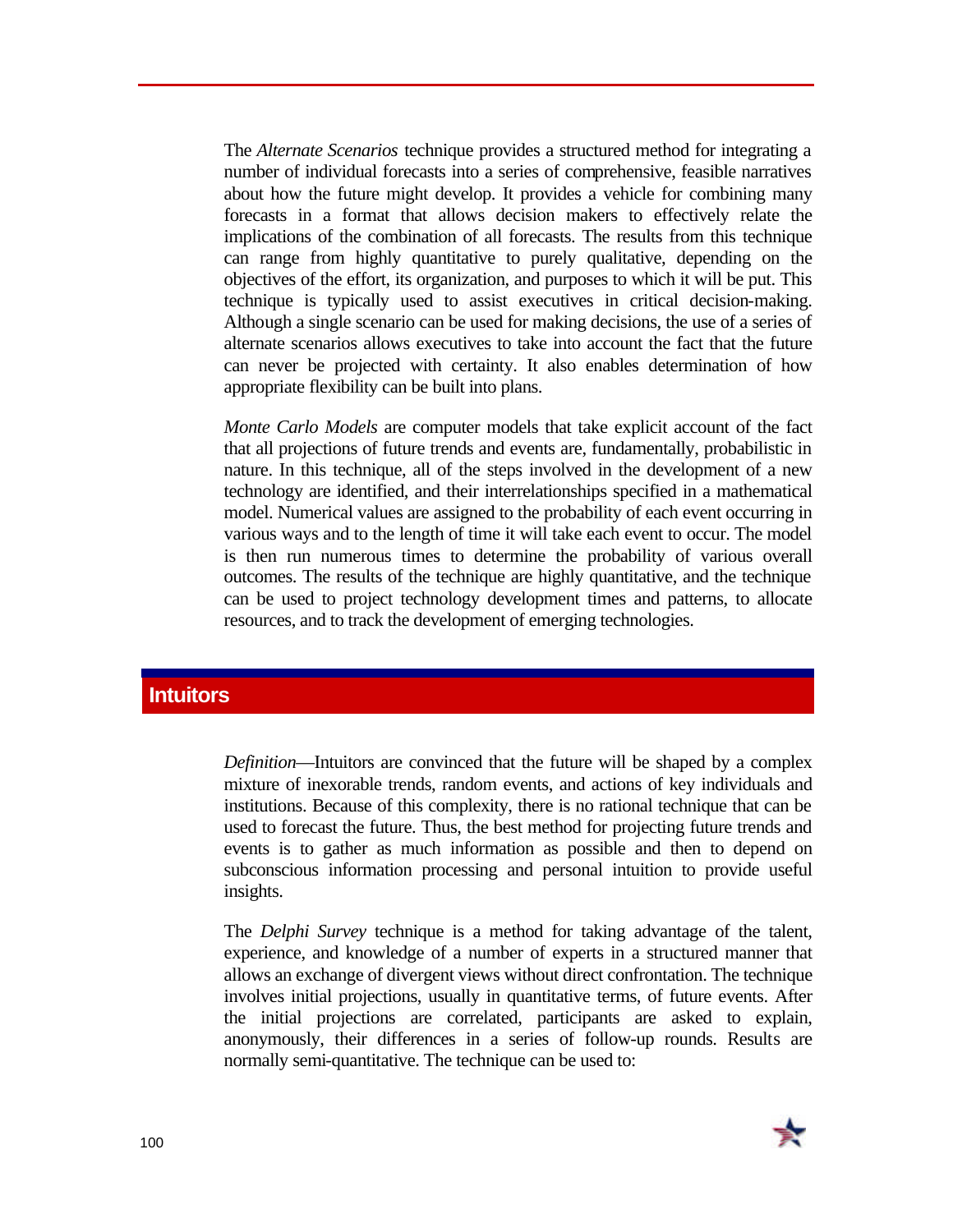The *Alternate Scenarios* technique provides a structured method for integrating a number of individual forecasts into a series of comprehensive, feasible narratives about how the future might develop. It provides a vehicle for combining many forecasts in a format that allows decision makers to effectively relate the implications of the combination of all forecasts. The results from this technique can range from highly quantitative to purely qualitative, depending on the objectives of the effort, its organization, and purposes to which it will be put. This technique is typically used to assist executives in critical decision-making. Although a single scenario can be used for making decisions, the use of a series of alternate scenarios allows executives to take into account the fact that the future can never be projected with certainty. It also enables determination of how appropriate flexibility can be built into plans.

*Monte Carlo Models* are computer models that take explicit account of the fact that all projections of future trends and events are, fundamentally, probabilistic in nature. In this technique, all of the steps involved in the development of a new technology are identified, and their interrelationships specified in a mathematical model. Numerical values are assigned to the probability of each event occurring in various ways and to the length of time it will take each event to occur. The model is then run numerous times to determine the probability of various overall outcomes. The results of the technique are highly quantitative, and the technique can be used to project technology development times and patterns, to allocate resources, and to track the development of emerging technologies.

## Intuitors

*Definition*—Intuitors are convinced that the future will be shaped by a complex mixture of inexorable trends, random events, and actions of key individuals and institutions. Because of this complexity, there is no rational technique that can be used to forecast the future. Thus, the best method for projecting future trends and events is to gather as much information as possible and then to depend on subconscious information processing and personal intuition to provide useful insights.

The *Delphi Survey* technique is a method for taking advantage of the talent, experience, and knowledge of a number of experts in a structured manner that allows an exchange of divergent views without direct confrontation. The technique involves initial projections, usually in quantitative terms, of future events. After the initial projections are correlated, participants are asked to explain, anonymously, their differences in a series of follow-up rounds. Results are normally semi-quantitative. The technique can be used to: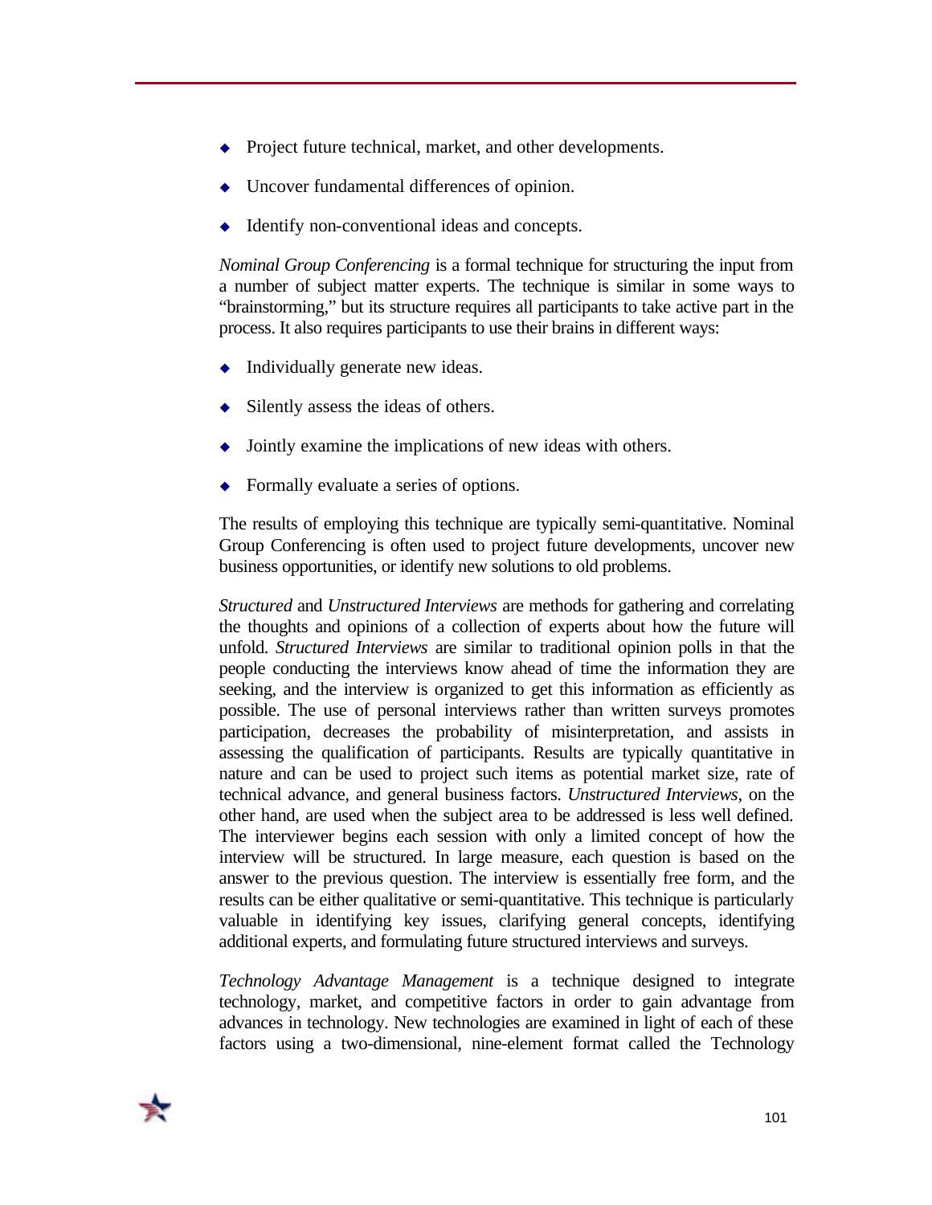- Project future technical, market, and other developments.
- Uncover fundamental differences of opinion.
- Identify non-conventional ideas and concepts.

*Nominal Group Conferencing* is a formal technique for structuring the input from a number of subject matter experts. The technique is similar in some ways to "brainstorming," but its structure requires all participants to take active part in the process. It also requires participants to use their brains in different ways:

- Individually generate new ideas.
- Silently assess the ideas of others.
- Jointly examine the implications of new ideas with others.
- Formally evaluate a series of options.

The results of employing this technique are typically semi-quantitative. Nominal Group Conferencing is often used to project future developments, uncover new business opportunities, or identify new solutions to old problems.

*Structured* and *Unstructured Interviews* are methods for gathering and correlating the thoughts and opinions of a collection of experts about how the future will unfold. *Structured Interviews* are similar to traditional opinion polls in that the people conducting the interviews know ahead of time the information they are seeking, and the interview is organized to get this information as efficiently as possible. The use of personal interviews rather than written surveys promotes participation, decreases the probability of misinterpretation, and assists in assessing the qualification of participants. Results are typically quantitative in nature and can be used to project such items as potential market size, rate of technical advance, and general business factors. *Unstructured Interviews*, on the other hand, are used when the subject area to be addressed is less well defined. The interviewer begins each session with only a limited concept of how the interview will be structured. In large measure, each question is based on the answer to the previous question. The interview is essentially free form, and the results can be either qualitative or semi-quantitative. This technique is particularly valuable in identifying key issues, clarifying general concepts, identifying additional experts, and formulating future structured interviews and surveys.

*Technology Advantage Management* is a technique designed to integrate technology, market, and competitive factors in order to gain advantage from advances in technology. New technologies are examined in light of each of these factors using a two-dimensional, nine-element format called the Technology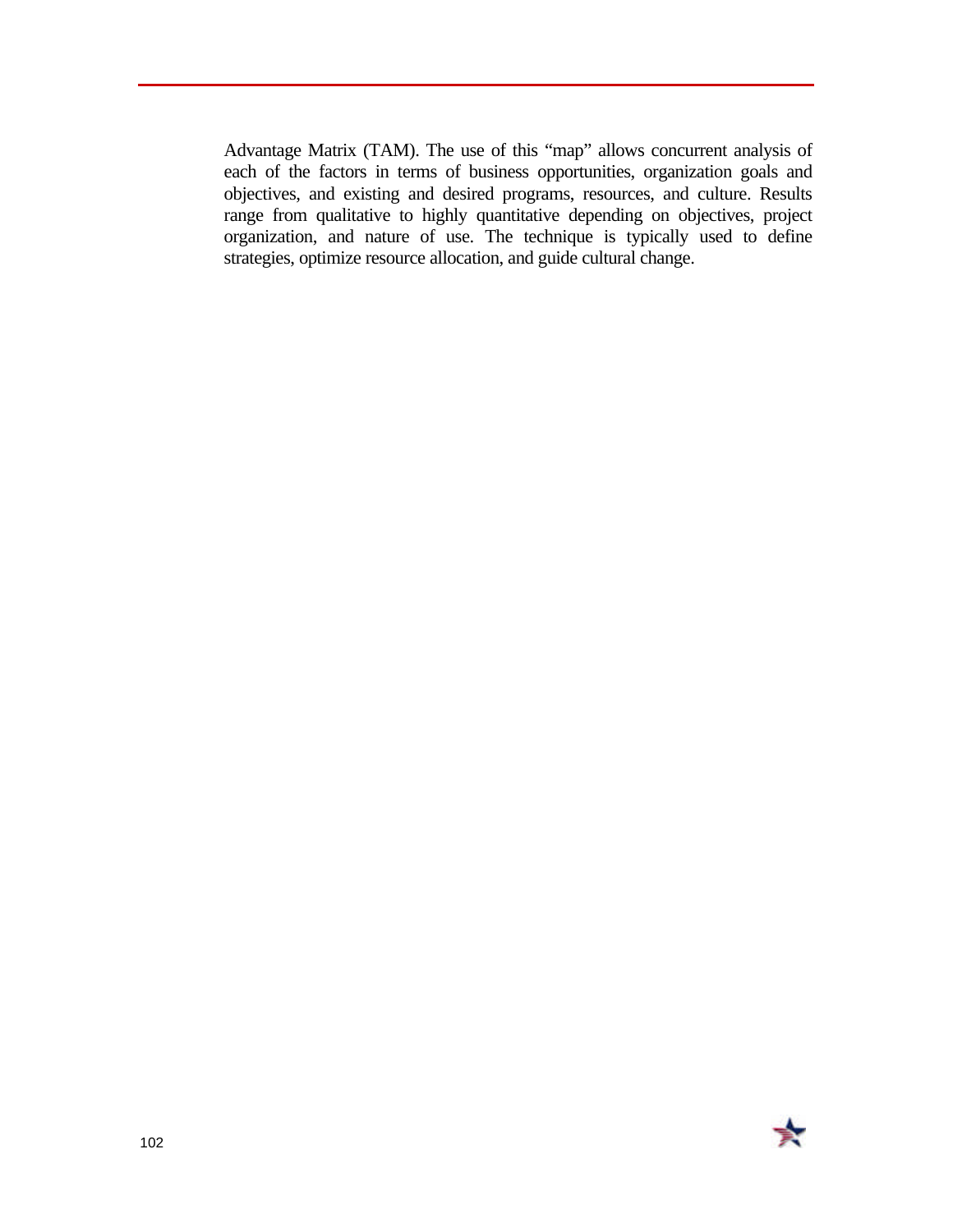Advantage Matrix (TAM). The use of this “map” allows concurrent analysis of each of the factors in terms of business opportunities, organization goals and objectives, and existing and desired programs, resources, and culture. Results range from qualitative to highly quantitative depending on objectives, project organization, and nature of use. The technique is typically used to define strategies, optimize resource allocation, and guide cultural change.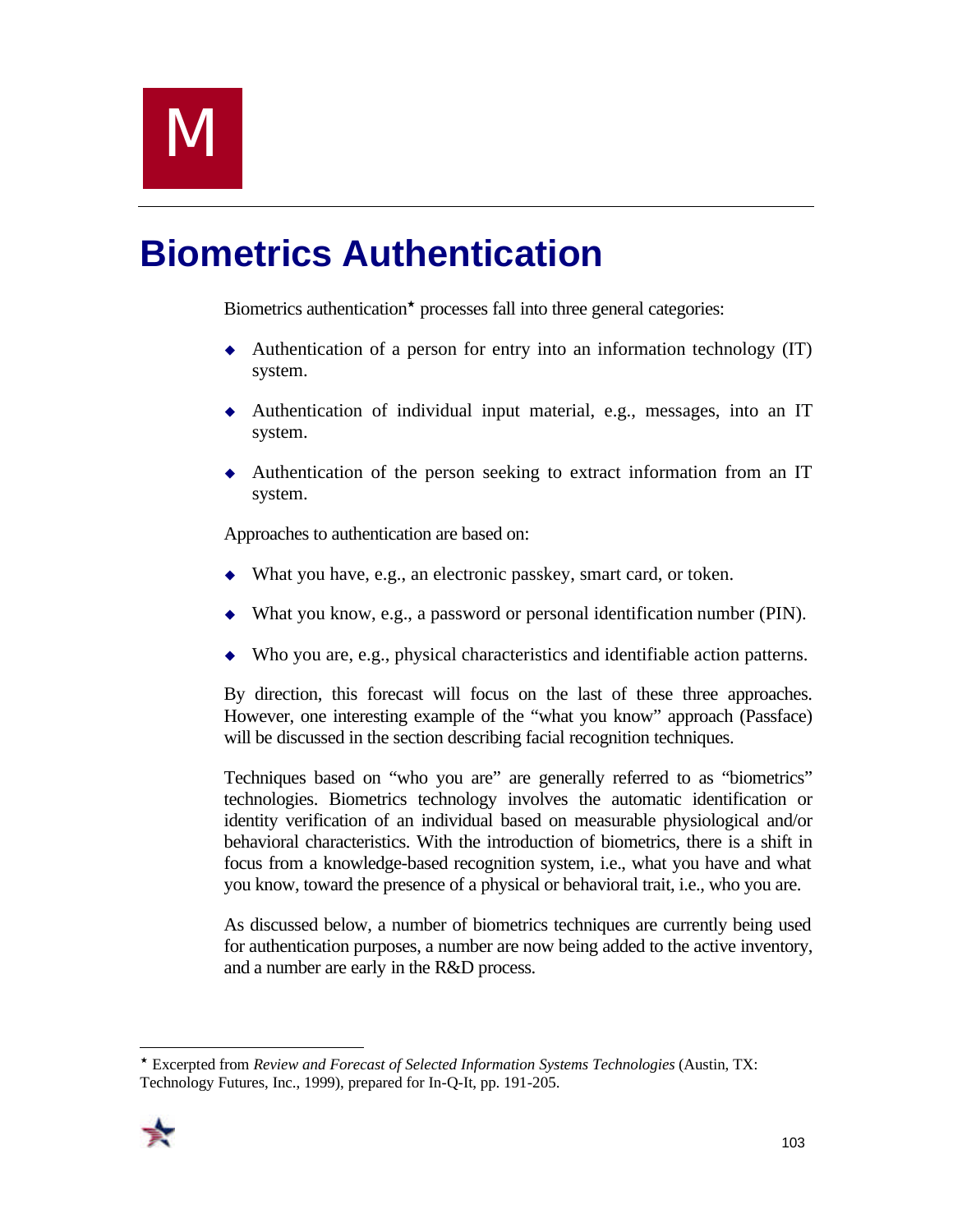# M

# Biometrics Authentication

Biometrics authentication* processes fall into three general categories:

- Authentication of a person for entry into an information technology (IT) system.
- Authentication of individual input material, e.g., messages, into an IT system.
- Authentication of the person seeking to extract information from an IT system.

Approaches to authentication are based on:

- What you have, e.g., an electronic passkey, smart card, or token.
- What you know, e.g., a password or personal identification number (PIN).
- Who you are, e.g., physical characteristics and identifiable action patterns.

By direction, this forecast will focus on the last of these three approaches. However, one interesting example of the "what you know" approach (Passface) will be discussed in the section describing facial recognition techniques.

Techniques based on "who you are" are generally referred to as "biometrics" technologies. Biometrics technology involves the automatic identification or identity verification of an individual based on measurable physiological and/or behavioral characteristics. With the introduction of biometrics, there is a shift in focus from a knowledge-based recognition system, i.e., what you have and what you know, toward the presence of a physical or behavioral trait, i.e., who you are.

As discussed below, a number of biometrics techniques are currently being used for authentication purposes, a number are now being added to the active inventory, and a number are early in the R&D process.

---

* Excerpted from *Review and Forecast of Selected Information Systems Technologies* (Austin, TX: Technology Futures, Inc., 1999), prepared for In-Q-It, pp. 191-205.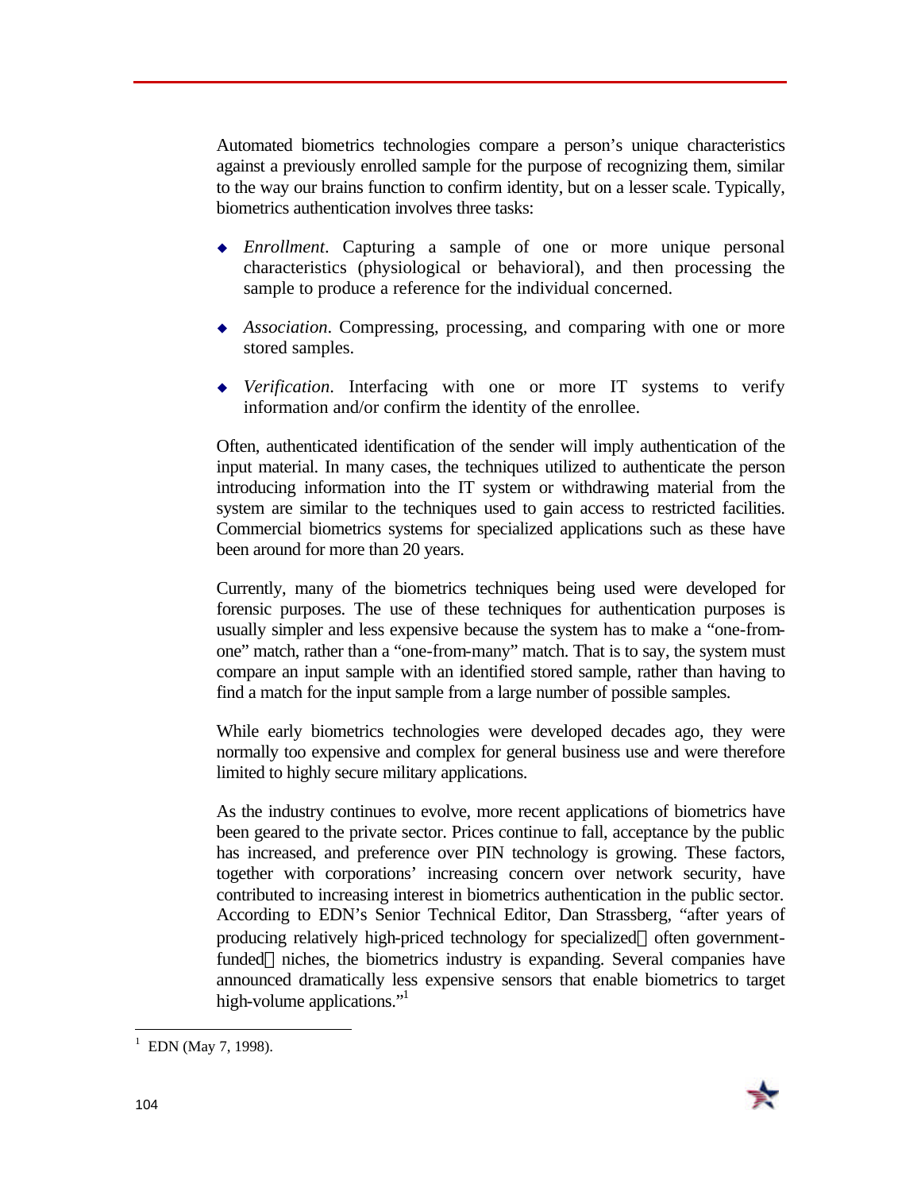Automated biometrics technologies compare a person's unique characteristics against a previously enrolled sample for the purpose of recognizing them, similar to the way our brains function to confirm identity, but on a lesser scale. Typically, biometrics authentication involves three tasks:

- *Enrollment*. Capturing a sample of one or more unique personal characteristics (physiological or behavioral), and then processing the sample to produce a reference for the individual concerned.
- *Association*. Compressing, processing, and comparing with one or more stored samples.
- *Verification*. Interfacing with one or more IT systems to verify information and/or confirm the identity of the enrollee.

Often, authenticated identification of the sender will imply authentication of the input material. In many cases, the techniques utilized to authenticate the person introducing information into the IT system or withdrawing material from the system are similar to the techniques used to gain access to restricted facilities. Commercial biometrics systems for specialized applications such as these have been around for more than 20 years.

Currently, many of the biometrics techniques being used were developed for forensic purposes. The use of these techniques for authentication purposes is usually simpler and less expensive because the system has to make a "one-from-one" match, rather than a "one-from-many" match. That is to say, the system must compare an input sample with an identified stored sample, rather than having to find a match for the input sample from a large number of possible samples.

While early biometrics technologies were developed decades ago, they were normally too expensive and complex for general business use and were therefore limited to highly secure military applications.

As the industry continues to evolve, more recent applications of biometrics have been geared to the private sector. Prices continue to fall, acceptance by the public has increased, and preference over PIN technology is growing. These factors, together with corporations' increasing concern over network security, have contributed to increasing interest in biometrics authentication in the public sector. According to EDN's Senior Technical Editor, Dan Strassberg, "after years of producing relatively high-priced technology for specialized—often government-funded—niches, the biometrics industry is expanding. Several companies have announced dramatically less expensive sensors that enable biometrics to target high-volume applications."[1]

[1] EDN (May 7, 1998).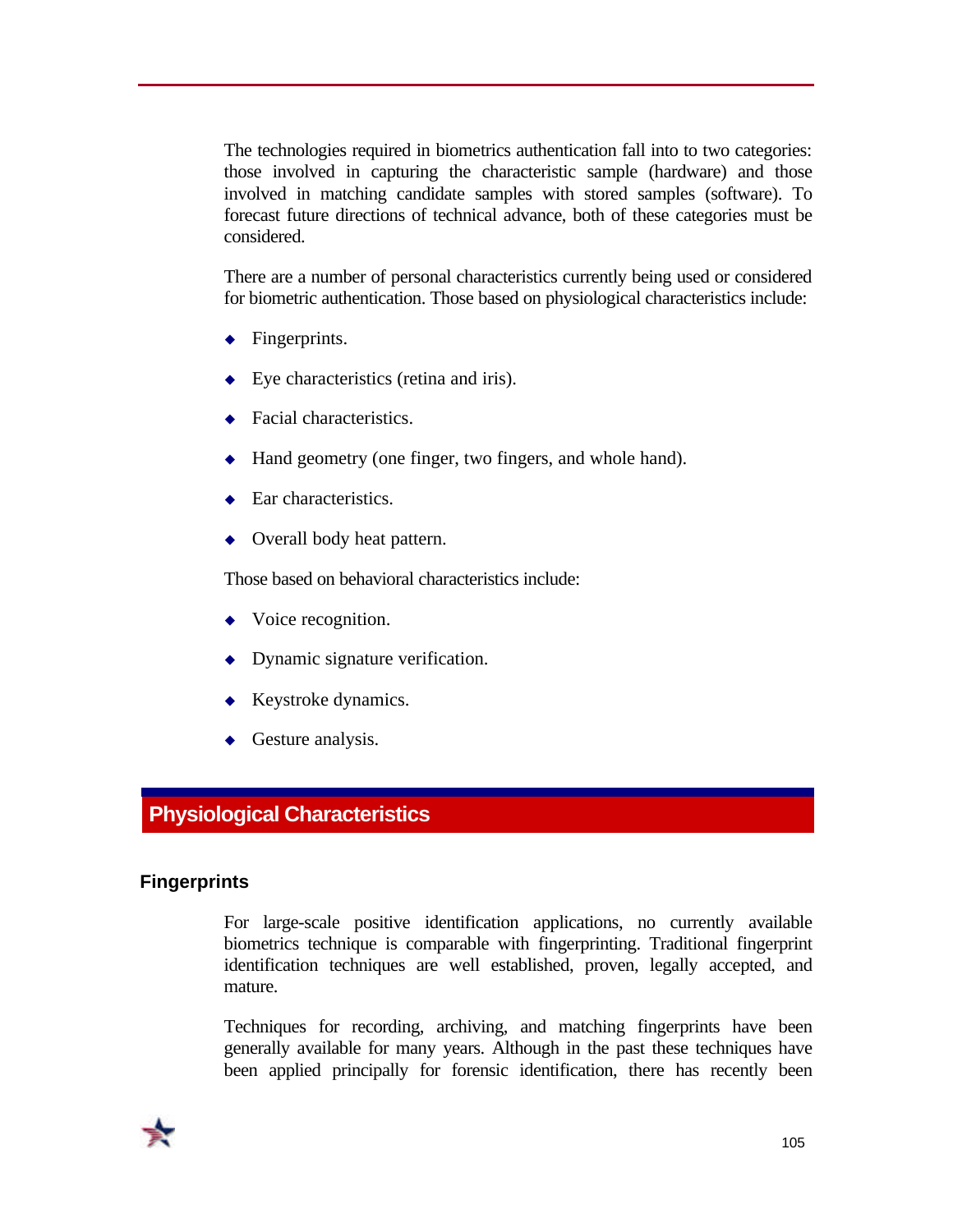The technologies required in biometrics authentication fall into to two categories: those involved in capturing the characteristic sample (hardware) and those involved in matching candidate samples with stored samples (software). To forecast future directions of technical advance, both of these categories must be considered.

There are a number of personal characteristics currently being used or considered for biometric authentication. Those based on physiological characteristics include:

- Fingerprints.
- Eye characteristics (retina and iris).
- Facial characteristics.
- Hand geometry (one finger, two fingers, and whole hand).
- Ear characteristics.
- Overall body heat pattern.

Those based on behavioral characteristics include:

- Voice recognition.
- Dynamic signature verification.
- Keystroke dynamics.
- Gesture analysis.

## Physiological Characteristics

### Fingerprints

For large-scale positive identification applications, no currently available biometrics technique is comparable with fingerprinting. Traditional fingerprint identification techniques are well established, proven, legally accepted, and mature.

Techniques for recording, archiving, and matching fingerprints have been generally available for many years. Although in the past these techniques have been applied principally for forensic identification, there has recently been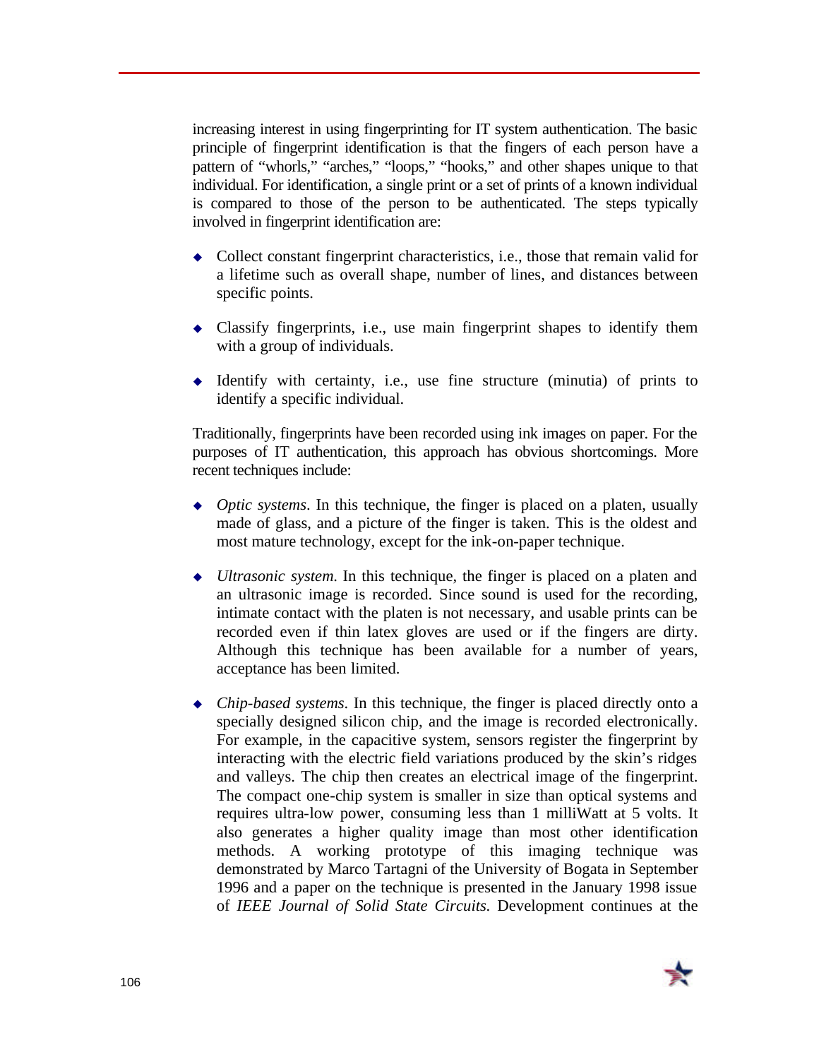increasing interest in using fingerprinting for IT system authentication. The basic principle of fingerprint identification is that the fingers of each person have a pattern of "whorls," "arches," "loops," "hooks," and other shapes unique to that individual. For identification, a single print or a set of prints of a known individual is compared to those of the person to be authenticated. The steps typically involved in fingerprint identification are:

- Collect constant fingerprint characteristics, i.e., those that remain valid for a lifetime such as overall shape, number of lines, and distances between specific points.
- Classify fingerprints, i.e., use main fingerprint shapes to identify them with a group of individuals.
- Identify with certainty, i.e., use fine structure (minutia) of prints to identify a specific individual.

Traditionally, fingerprints have been recorded using ink images on paper. For the purposes of IT authentication, this approach has obvious shortcomings. More recent techniques include:

- *Optic systems*. In this technique, the finger is placed on a platen, usually made of glass, and a picture of the finger is taken. This is the oldest and most mature technology, except for the ink-on-paper technique.
- *Ultrasonic system*. In this technique, the finger is placed on a platen and an ultrasonic image is recorded. Since sound is used for the recording, intimate contact with the platen is not necessary, and usable prints can be recorded even if thin latex gloves are used or if the fingers are dirty. Although this technique has been available for a number of years, acceptance has been limited.
- *Chip-based systems*. In this technique, the finger is placed directly onto a specially designed silicon chip, and the image is recorded electronically. For example, in the capacitive system, sensors register the fingerprint by interacting with the electric field variations produced by the skin's ridges and valleys. The chip then creates an electrical image of the fingerprint. The compact one-chip system is smaller in size than optical systems and requires ultra-low power, consuming less than 1 milliWatt at 5 volts. It also generates a higher quality image than most other identification methods. A working prototype of this imaging technique was demonstrated by Marco Tartagni of the University of Bogata in September 1996 and a paper on the technique is presented in the January 1998 issue of *IEEE Journal of Solid State Circuits.* Development continues at the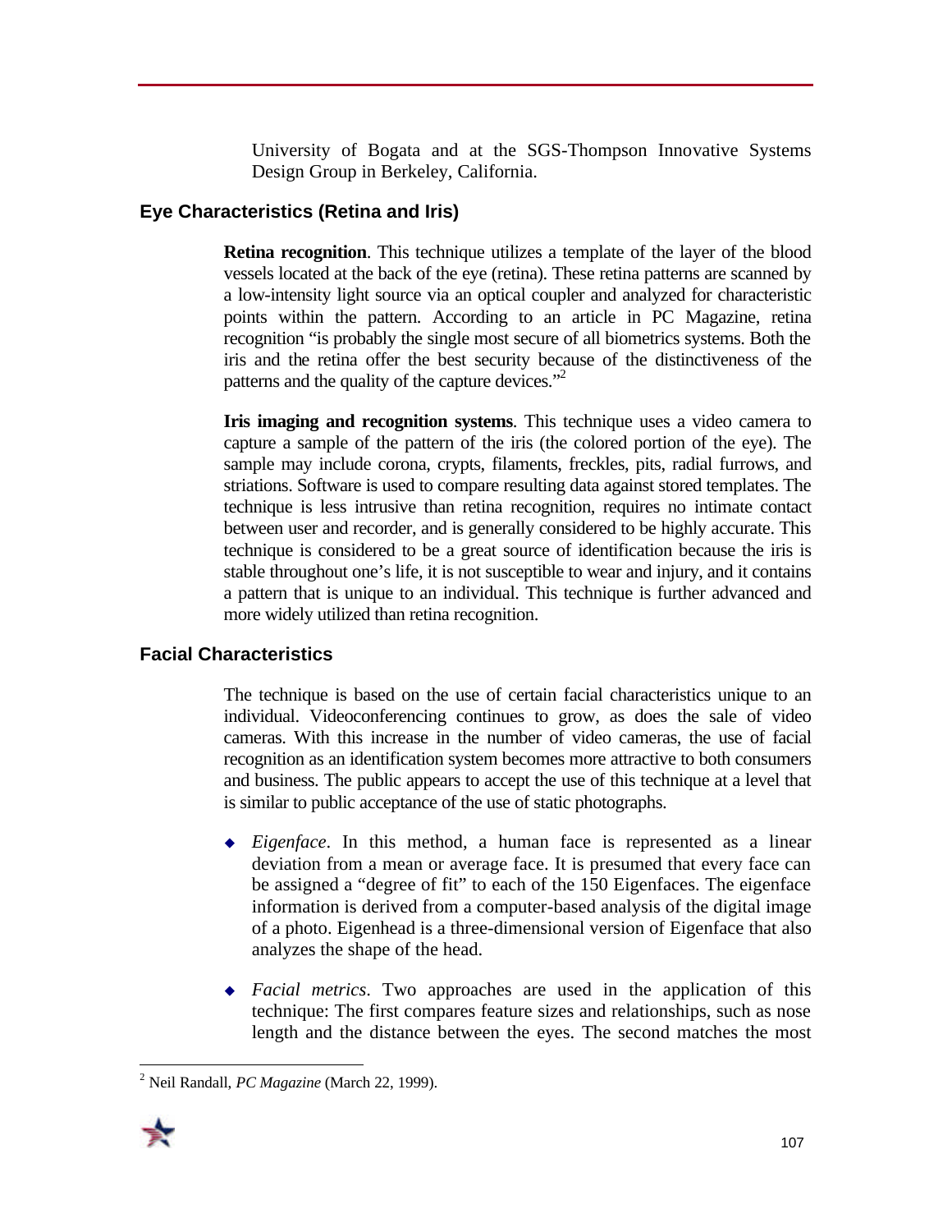University of Bogata and at the SGS-Thompson Innovative Systems Design Group in Berkeley, California.

### Eye Characteristics (Retina and Iris)

**Retina recognition**. This technique utilizes a template of the layer of the blood vessels located at the back of the eye (retina). These retina patterns are scanned by a low-intensity light source via an optical coupler and analyzed for characteristic points within the pattern. According to an article in PC Magazine, retina recognition "is probably the single most secure of all biometrics systems. Both the iris and the retina offer the best security because of the distinctiveness of the patterns and the quality of the capture devices."[2]

**Iris imaging and recognition systems**. This technique uses a video camera to capture a sample of the pattern of the iris (the colored portion of the eye). The sample may include corona, crypts, filaments, freckles, pits, radial furrows, and striations. Software is used to compare resulting data against stored templates. The technique is less intrusive than retina recognition, requires no intimate contact between user and recorder, and is generally considered to be highly accurate. This technique is considered to be a great source of identification because the iris is stable throughout one's life, it is not susceptible to wear and injury, and it contains a pattern that is unique to an individual. This technique is further advanced and more widely utilized than retina recognition.

### Facial Characteristics

The technique is based on the use of certain facial characteristics unique to an individual. Videoconferencing continues to grow, as does the sale of video cameras. With this increase in the number of video cameras, the use of facial recognition as an identification system becomes more attractive to both consumers and business. The public appears to accept the use of this technique at a level that is similar to public acceptance of the use of static photographs.

- *Eigenface*. In this method, a human face is represented as a linear deviation from a mean or average face. It is presumed that every face can be assigned a "degree of fit" to each of the 150 Eigenfaces. The eigenface information is derived from a computer-based analysis of the digital image of a photo. Eigenhead is a three-dimensional version of Eigenface that also analyzes the shape of the head.

- *Facial metrics*. Two approaches are used in the application of this technique: The first compares feature sizes and relationships, such as nose length and the distance between the eyes. The second matches the most

[2] Neil Randall, *PC Magazine* (March 22, 1999).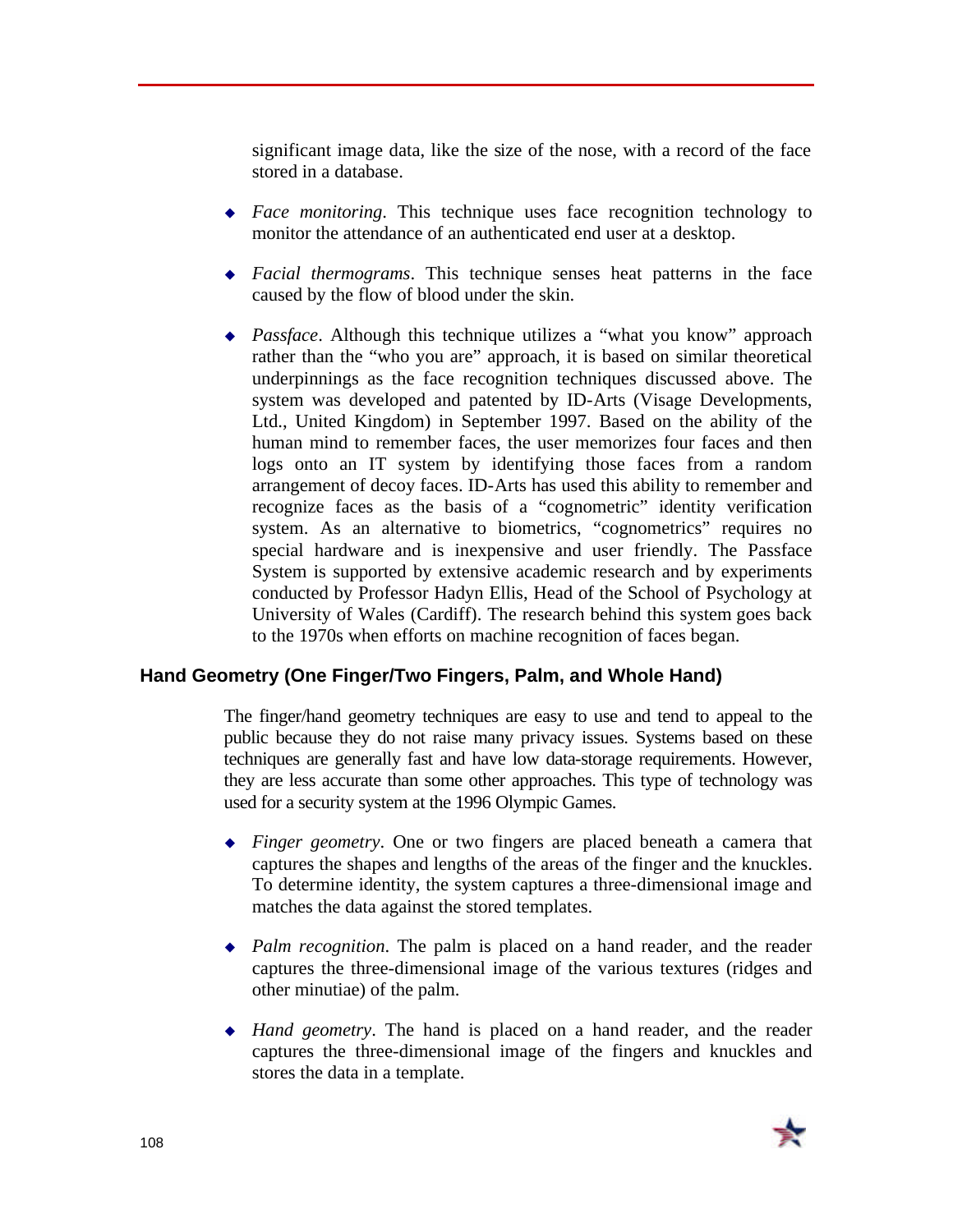significant image data, like the size of the nose, with a record of the face stored in a database.

- *Face monitoring*. This technique uses face recognition technology to monitor the attendance of an authenticated end user at a desktop.
- *Facial thermograms*. This technique senses heat patterns in the face caused by the flow of blood under the skin.
- *Passface*. Although this technique utilizes a "what you know" approach rather than the "who you are" approach, it is based on similar theoretical underpinnings as the face recognition techniques discussed above. The system was developed and patented by ID-Arts (Visage Developments, Ltd., United Kingdom) in September 1997. Based on the ability of the human mind to remember faces, the user memorizes four faces and then logs onto an IT system by identifying those faces from a random arrangement of decoy faces. ID-Arts has used this ability to remember and recognize faces as the basis of a "cognometric" identity verification system. As an alternative to biometrics, "cognometrics" requires no special hardware and is inexpensive and user friendly. The Passface System is supported by extensive academic research and by experiments conducted by Professor Hadyn Ellis, Head of the School of Psychology at University of Wales (Cardiff). The research behind this system goes back to the 1970s when efforts on machine recognition of faces began.

### Hand Geometry (One Finger/Two Fingers, Palm, and Whole Hand)

The finger/hand geometry techniques are easy to use and tend to appeal to the public because they do not raise many privacy issues. Systems based on these techniques are generally fast and have low data-storage requirements. However, they are less accurate than some other approaches. This type of technology was used for a security system at the 1996 Olympic Games.

- *Finger geometry*. One or two fingers are placed beneath a camera that captures the shapes and lengths of the areas of the finger and the knuckles. To determine identity, the system captures a three-dimensional image and matches the data against the stored templates.
- *Palm recognition*. The palm is placed on a hand reader, and the reader captures the three-dimensional image of the various textures (ridges and other minutiae) of the palm.
- *Hand geometry*. The hand is placed on a hand reader, and the reader captures the three-dimensional image of the fingers and knuckles and stores the data in a template.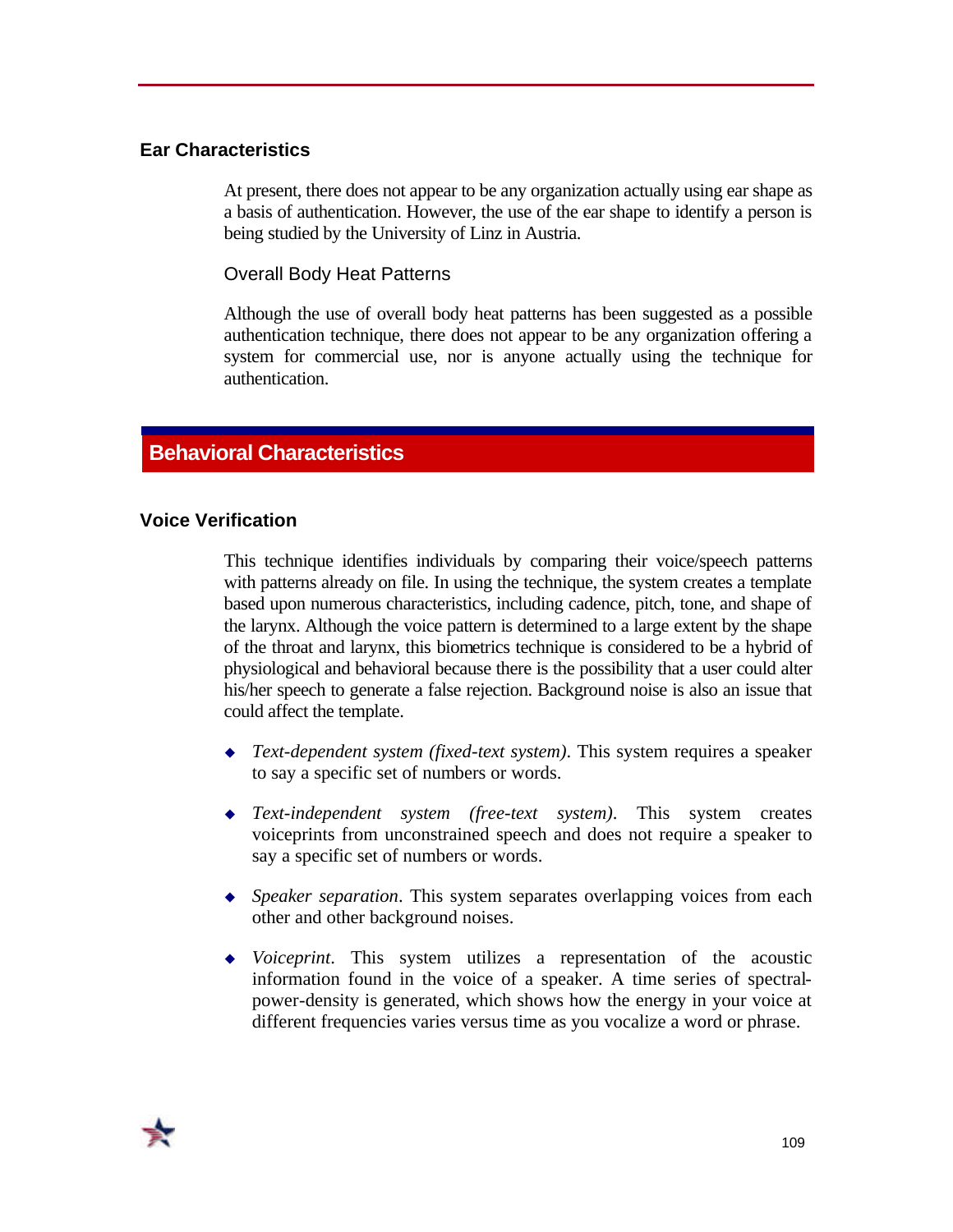### Ear Characteristics

At present, there does not appear to be any organization actually using ear shape as a basis of authentication. However, the use of the ear shape to identify a person is being studied by the University of Linz in Austria.

#### Overall Body Heat Patterns

Although the use of overall body heat patterns has been suggested as a possible authentication technique, there does not appear to be any organization offering a system for commercial use, nor is anyone actually using the technique for authentication.

## Behavioral Characteristics

### Voice Verification

This technique identifies individuals by comparing their voice/speech patterns with patterns already on file. In using the technique, the system creates a template based upon numerous characteristics, including cadence, pitch, tone, and shape of the larynx. Although the voice pattern is determined to a large extent by the shape of the throat and larynx, this biometrics technique is considered to be a hybrid of physiological and behavioral because there is the possibility that a user could alter his/her speech to generate a false rejection. Background noise is also an issue that could affect the template.

- *Text-dependent system (fixed-text system)*. This system requires a speaker to say a specific set of numbers or words.
- *Text-independent system (free-text system)*. This system creates voiceprints from unconstrained speech and does not require a speaker to say a specific set of numbers or words.
- *Speaker separation*. This system separates overlapping voices from each other and other background noises.
- *Voiceprint*. This system utilizes a representation of the acoustic information found in the voice of a speaker. A time series of spectral-power-density is generated, which shows how the energy in your voice at different frequencies varies versus time as you vocalize a word or phrase.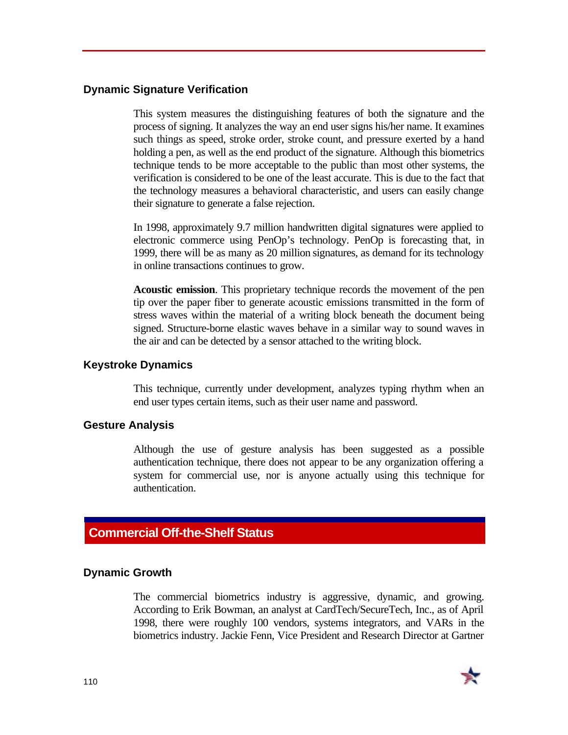### Dynamic Signature Verification

This system measures the distinguishing features of both the signature and the process of signing. It analyzes the way an end user signs his/her name. It examines such things as speed, stroke order, stroke count, and pressure exerted by a hand holding a pen, as well as the end product of the signature. Although this biometrics technique tends to be more acceptable to the public than most other systems, the verification is considered to be one of the least accurate. This is due to the fact that the technology measures a behavioral characteristic, and users can easily change their signature to generate a false rejection.

In 1998, approximately 9.7 million handwritten digital signatures were applied to electronic commerce using PenOp's technology. PenOp is forecasting that, in 1999, there will be as many as 20 million signatures, as demand for its technology in online transactions continues to grow.

**Acoustic emission**. This proprietary technique records the movement of the pen tip over the paper fiber to generate acoustic emissions transmitted in the form of stress waves within the material of a writing block beneath the document being signed. Structure-borne elastic waves behave in a similar way to sound waves in the air and can be detected by a sensor attached to the writing block.

### Keystroke Dynamics

This technique, currently under development, analyzes typing rhythm when an end user types certain items, such as their user name and password.

### Gesture Analysis

Although the use of gesture analysis has been suggested as a possible authentication technique, there does not appear to be any organization offering a system for commercial use, nor is anyone actually using this technique for authentication.

## Commercial Off-the-Shelf Status

### Dynamic Growth

The commercial biometrics industry is aggressive, dynamic, and growing. According to Erik Bowman, an analyst at CardTech/SecureTech, Inc., as of April 1998, there were roughly 100 vendors, systems integrators, and VARs in the biometrics industry. Jackie Fenn, Vice President and Research Director at Gartner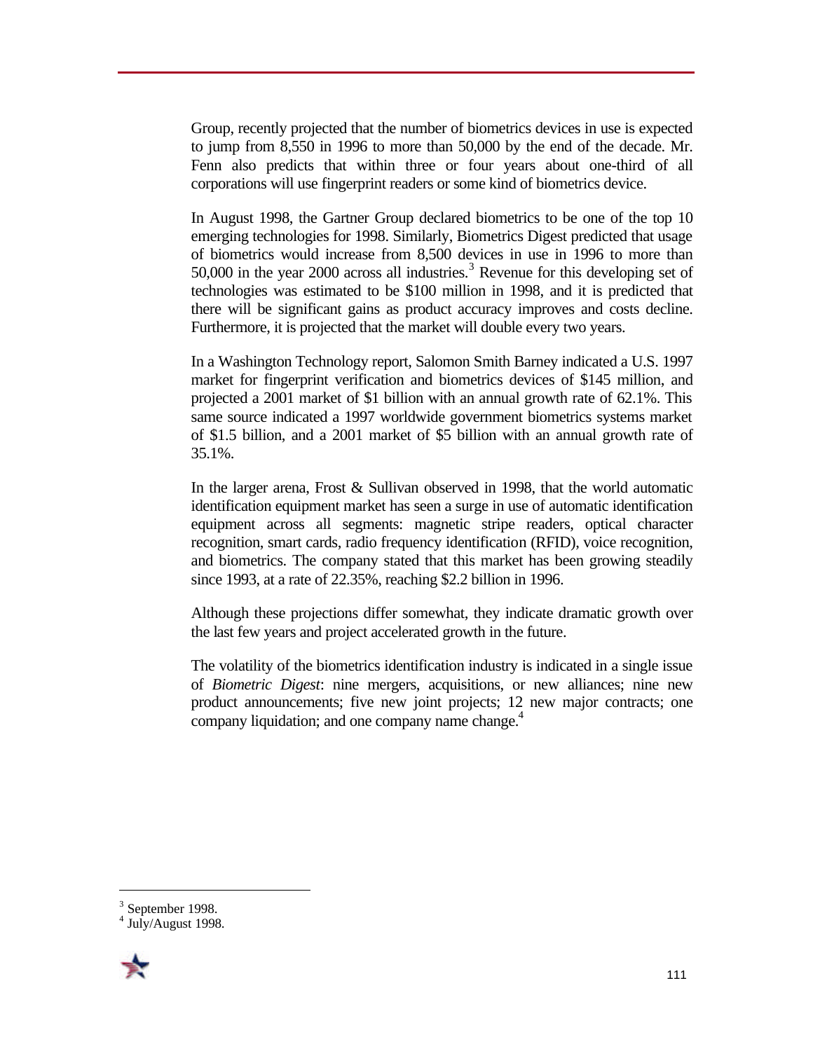Group, recently projected that the number of biometrics devices in use is expected to jump from 8,550 in 1996 to more than 50,000 by the end of the decade. Mr. Fenn also predicts that within three or four years about one-third of all corporations will use fingerprint readers or some kind of biometrics device.

In August 1998, the Gartner Group declared biometrics to be one of the top 10 emerging technologies for 1998. Similarly, Biometrics Digest predicted that usage of biometrics would increase from 8,500 devices in use in 1996 to more than 50,000 in the year 2000 across all industries.[3] Revenue for this developing set of technologies was estimated to be $100 million in 1998, and it is predicted that there will be significant gains as product accuracy improves and costs decline. Furthermore, it is projected that the market will double every two years.

In a Washington Technology report, Salomon Smith Barney indicated a U.S. 1997 market for fingerprint verification and biometrics devices of $145 million, and projected a 2001 market of $1 billion with an annual growth rate of 62.1%. This same source indicated a 1997 worldwide government biometrics systems market of $1.5 billion, and a 2001 market of $5 billion with an annual growth rate of 35.1%.

In the larger arena, Frost & Sullivan observed in 1998, that the world automatic identification equipment market has seen a surge in use of automatic identification equipment across all segments: magnetic stripe readers, optical character recognition, smart cards, radio frequency identification (RFID), voice recognition, and biometrics. The company stated that this market has been growing steadily since 1993, at a rate of 22.35%, reaching $2.2 billion in 1996.

Although these projections differ somewhat, they indicate dramatic growth over the last few years and project accelerated growth in the future.

The volatility of the biometrics identification industry is indicated in a single issue of *Biometric Digest*: nine mergers, acquisitions, or new alliances; nine new product announcements; five new joint projects; 12 new major contracts; one company liquidation; and one company name change.[4]

---

[3] September 1998.

[4] July/August 1998.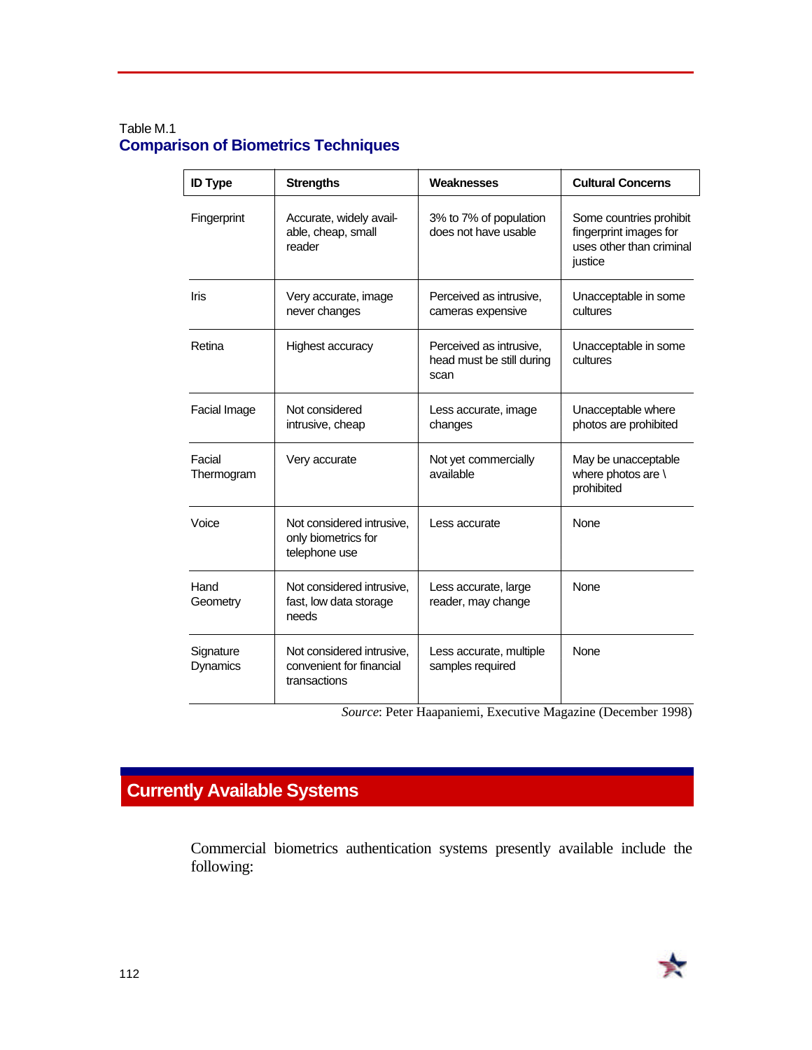Table M.1

## Comparison of Biometrics Techniques

| ID Type | Strengths | Weaknesses | Cultural Concerns |
| --- | --- | --- | --- |
| Fingerprint | Accurate, widely available, cheap, small reader | 3% to 7% of population does not have usable | Some countries prohibit fingerprint images for uses other than criminal justice |
| Iris | Very accurate, image never changes | Perceived as intrusive, cameras expensive | Unacceptable in some cultures |
| Retina | Highest accuracy | Perceived as intrusive, head must be still during scan | Unacceptable in some cultures |
| Facial Image | Not considered intrusive, cheap | Less accurate, image changes | Unacceptable where photos are prohibited |
| Facial Thermogram | Very accurate | Not yet commercially available | May be unacceptable where photos are \ prohibited |
| Voice | Not considered intrusive, only biometrics for telephone use | Less accurate | None |
| Hand Geometry | Not considered intrusive, fast, low data storage needs | Less accurate, large reader, may change | None |
| Signature Dynamics | Not considered intrusive, convenient for financial transactions | Less accurate, multiple samples required | None |

*Source*: Peter Haapaniemi, Executive Magazine (December 1998)

## Currently Available Systems

Commercial biometrics authentication systems presently available include the following: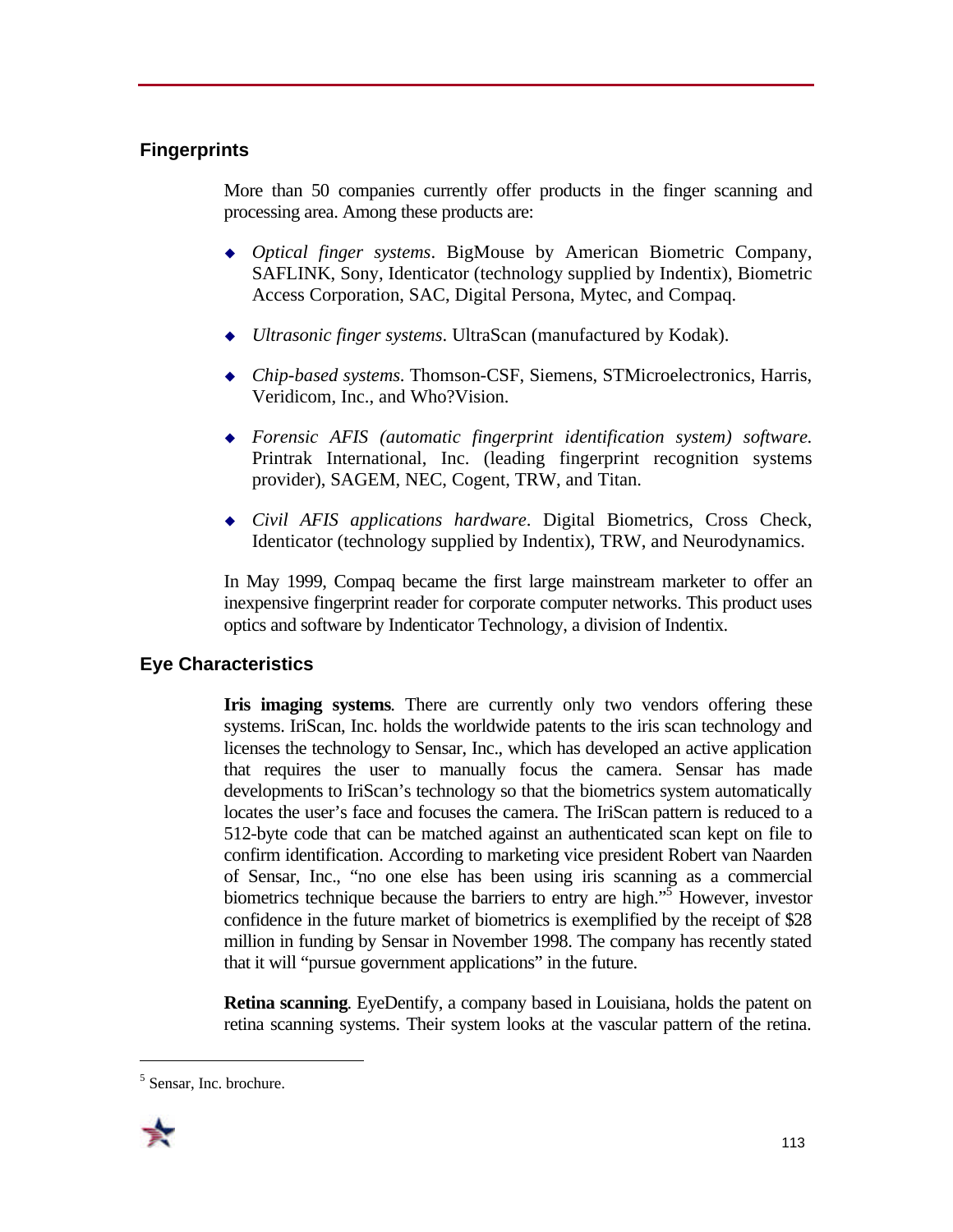## Fingerprints

More than 50 companies currently offer products in the finger scanning and processing area. Among these products are:

- *Optical finger systems*. BigMouse by American Biometric Company, SAFLINK, Sony, Identicator (technology supplied by Indentix), Biometric Access Corporation, SAC, Digital Persona, Mytec, and Compaq.
- *Ultrasonic finger systems*. UltraScan (manufactured by Kodak).
- *Chip-based systems.* Thomson-CSF, Siemens, STMicroelectronics, Harris, Veridicom, Inc., and Who?Vision.
- *Forensic AFIS (automatic fingerprint identification system) software.* Printrak International, Inc. (leading fingerprint recognition systems provider), SAGEM, NEC, Cogent, TRW, and Titan.
- *Civil AFIS applications hardware*. Digital Biometrics, Cross Check, Identicator (technology supplied by Indentix), TRW, and Neurodynamics.

In May 1999, Compaq became the first large mainstream marketer to offer an inexpensive fingerprint reader for corporate computer networks. This product uses optics and software by Indenticator Technology, a division of Indentix.

## Eye Characteristics

**Iris imaging systems**. There are currently only two vendors offering these systems. IriScan, Inc. holds the worldwide patents to the iris scan technology and licenses the technology to Sensar, Inc., which has developed an active application that requires the user to manually focus the camera. Sensar has made developments to IriScan's technology so that the biometrics system automatically locates the user's face and focuses the camera. The IriScan pattern is reduced to a 512-byte code that can be matched against an authenticated scan kept on file to confirm identification. According to marketing vice president Robert van Naarden of Sensar, Inc., "no one else has been using iris scanning as a commercial biometrics technique because the barriers to entry are high."[5] However, investor confidence in the future market of biometrics is exemplified by the receipt of $28 million in funding by Sensar in November 1998. The company has recently stated that it will "pursue government applications" in the future.

**Retina scanning**. EyeDentify, a company based in Louisiana, holds the patent on retina scanning systems. Their system looks at the vascular pattern of the retina.

[5] Sensar, Inc. brochure.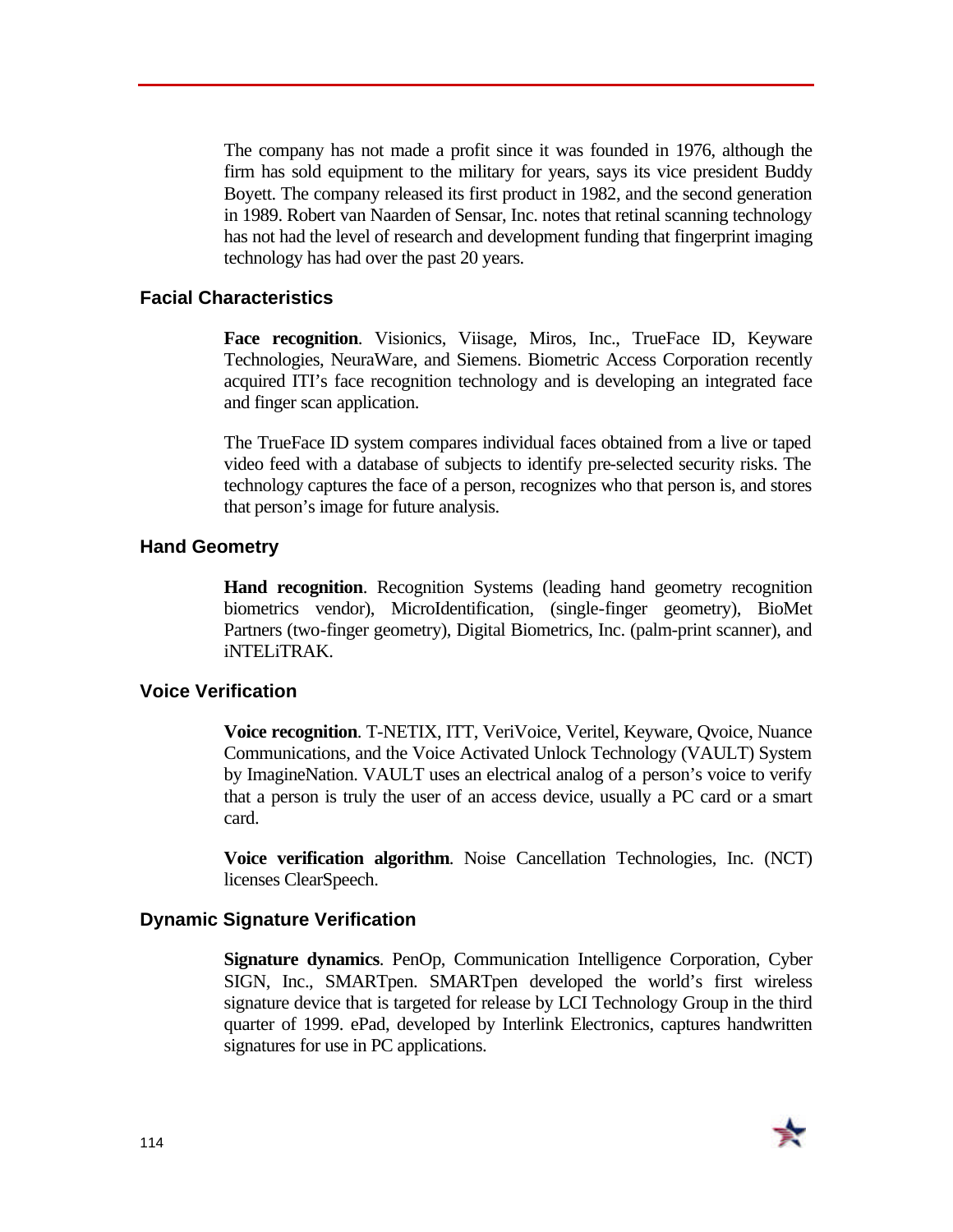The company has not made a profit since it was founded in 1976, although the firm has sold equipment to the military for years, says its vice president Buddy Boyett. The company released its first product in 1982, and the second generation in 1989. Robert van Naarden of Sensar, Inc. notes that retinal scanning technology has not had the level of research and development funding that fingerprint imaging technology has had over the past 20 years.

### Facial Characteristics

**Face recognition**. Visionics, Viisage, Miros, Inc., TrueFace ID, Keyware Technologies, NeuraWare, and Siemens. Biometric Access Corporation recently acquired ITI's face recognition technology and is developing an integrated face and finger scan application.

The TrueFace ID system compares individual faces obtained from a live or taped video feed with a database of subjects to identify pre-selected security risks. The technology captures the face of a person, recognizes who that person is, and stores that person's image for future analysis.

### Hand Geometry

**Hand recognition**. Recognition Systems (leading hand geometry recognition biometrics vendor), MicroIdentification, (single-finger geometry), BioMet Partners (two-finger geometry), Digital Biometrics, Inc. (palm-print scanner), and iNTELiTRAK.

### Voice Verification

**Voice recognition**. T-NETIX, ITT, VeriVoice, Veritel, Keyware, Qvoice, Nuance Communications, and the Voice Activated Unlock Technology (VAULT) System by ImagineNation. VAULT uses an electrical analog of a person's voice to verify that a person is truly the user of an access device, usually a PC card or a smart card.

**Voice verification algorithm**. Noise Cancellation Technologies, Inc. (NCT) licenses ClearSpeech.

### Dynamic Signature Verification

**Signature dynamics**. PenOp, Communication Intelligence Corporation, Cyber SIGN, Inc., SMARTpen. SMARTpen developed the world's first wireless signature device that is targeted for release by LCI Technology Group in the third quarter of 1999. ePad, developed by Interlink Electronics, captures handwritten signatures for use in PC applications.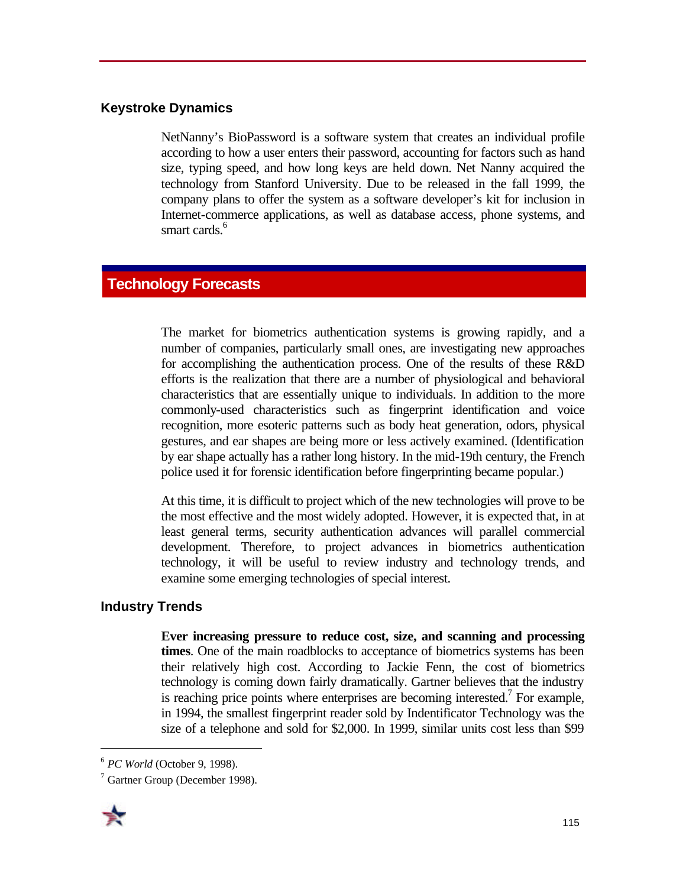### Keystroke Dynamics

NetNanny's BioPassword is a software system that creates an individual profile according to how a user enters their password, accounting for factors such as hand size, typing speed, and how long keys are held down. Net Nanny acquired the technology from Stanford University. Due to be released in the fall 1999, the company plans to offer the system as a software developer's kit for inclusion in Internet-commerce applications, as well as database access, phone systems, and smart cards.[6]

## Technology Forecasts

The market for biometrics authentication systems is growing rapidly, and a number of companies, particularly small ones, are investigating new approaches for accomplishing the authentication process. One of the results of these R&D efforts is the realization that there are a number of physiological and behavioral characteristics that are essentially unique to individuals. In addition to the more commonly-used characteristics such as fingerprint identification and voice recognition, more esoteric patterns such as body heat generation, odors, physical gestures, and ear shapes are being more or less actively examined. (Identification by ear shape actually has a rather long history. In the mid-19th century, the French police used it for forensic identification before fingerprinting became popular.)

At this time, it is difficult to project which of the new technologies will prove to be the most effective and the most widely adopted. However, it is expected that, in at least general terms, security authentication advances will parallel commercial development. Therefore, to project advances in biometrics authentication technology, it will be useful to review industry and technology trends, and examine some emerging technologies of special interest.

### Industry Trends

**Ever increasing pressure to reduce cost, size, and scanning and processing times**. One of the main roadblocks to acceptance of biometrics systems has been their relatively high cost. According to Jackie Fenn, the cost of biometrics technology is coming down fairly dramatically. Gartner believes that the industry is reaching price points where enterprises are becoming interested.[7] For example, in 1994, the smallest fingerprint reader sold by Indentificator Technology was the size of a telephone and sold for $2,000. In 1999, similar units cost less than $99

---

[6] *PC World* (October 9, 1998).

[7] Gartner Group (December 1998).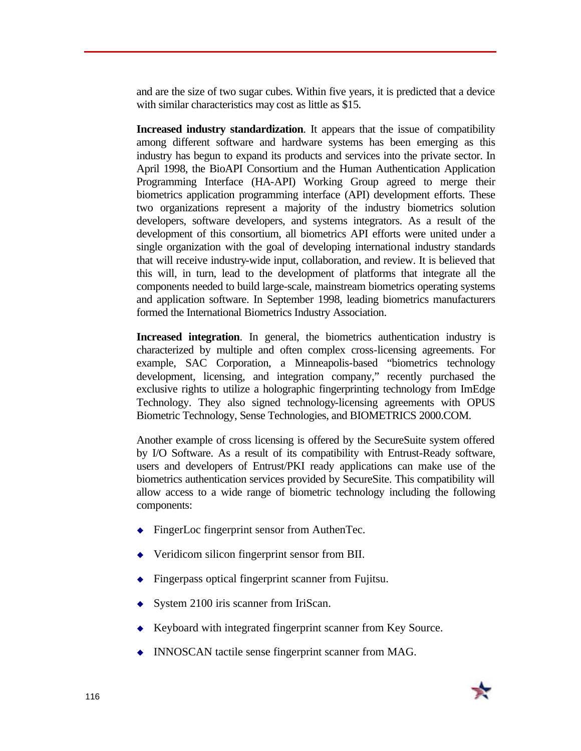and are the size of two sugar cubes. Within five years, it is predicted that a device with similar characteristics may cost as little as $15.

**Increased industry standardization**. It appears that the issue of compatibility among different software and hardware systems has been emerging as this industry has begun to expand its products and services into the private sector. In April 1998, the BioAPI Consortium and the Human Authentication Application Programming Interface (HA-API) Working Group agreed to merge their biometrics application programming interface (API) development efforts. These two organizations represent a majority of the industry biometrics solution developers, software developers, and systems integrators. As a result of the development of this consortium, all biometrics API efforts were united under a single organization with the goal of developing international industry standards that will receive industry-wide input, collaboration, and review. It is believed that this will, in turn, lead to the development of platforms that integrate all the components needed to build large-scale, mainstream biometrics operating systems and application software. In September 1998, leading biometrics manufacturers formed the International Biometrics Industry Association.

**Increased integration**. In general, the biometrics authentication industry is characterized by multiple and often complex cross-licensing agreements. For example, SAC Corporation, a Minneapolis-based "biometrics technology development, licensing, and integration company," recently purchased the exclusive rights to utilize a holographic fingerprinting technology from ImEdge Technology. They also signed technology-licensing agreements with OPUS Biometric Technology, Sense Technologies, and BIOMETRICS 2000.COM.

Another example of cross licensing is offered by the SecureSuite system offered by I/O Software. As a result of its compatibility with Entrust-Ready software, users and developers of Entrust/PKI ready applications can make use of the biometrics authentication services provided by SecureSite. This compatibility will allow access to a wide range of biometric technology including the following components:

- FingerLoc fingerprint sensor from AuthenTec.
- Veridicom silicon fingerprint sensor from BII.
- Fingerpass optical fingerprint scanner from Fujitsu.
- System 2100 iris scanner from IriScan.
- Keyboard with integrated fingerprint scanner from Key Source.
- INNOSCAN tactile sense fingerprint scanner from MAG.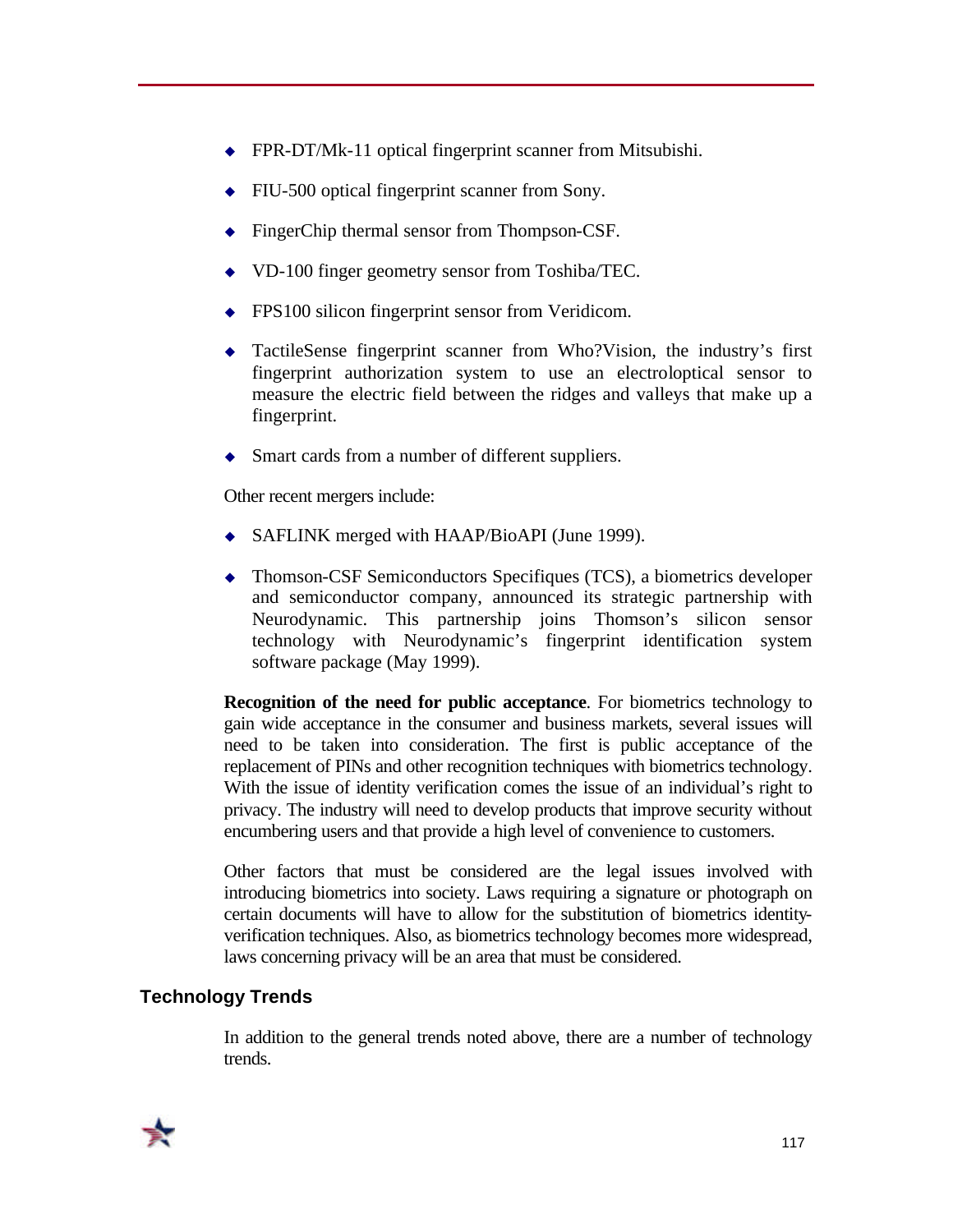- FPR-DT/Mk-11 optical fingerprint scanner from Mitsubishi.
- FIU-500 optical fingerprint scanner from Sony.
- FingerChip thermal sensor from Thompson-CSF.
- VD-100 finger geometry sensor from Toshiba/TEC.
- FPS100 silicon fingerprint sensor from Veridicom.
- TactileSense fingerprint scanner from Who?Vision, the industry's first fingerprint authorization system to use an electroloptical sensor to measure the electric field between the ridges and valleys that make up a fingerprint.
- Smart cards from a number of different suppliers.

Other recent mergers include:

- SAFLINK merged with HAAP/BioAPI (June 1999).
- Thomson-CSF Semiconductors Specifiques (TCS), a biometrics developer and semiconductor company, announced its strategic partnership with Neurodynamic. This partnership joins Thomson's silicon sensor technology with Neurodynamic's fingerprint identification system software package (May 1999).

**Recognition of the need for public acceptance**. For biometrics technology to gain wide acceptance in the consumer and business markets, several issues will need to be taken into consideration. The first is public acceptance of the replacement of PINs and other recognition techniques with biometrics technology. With the issue of identity verification comes the issue of an individual's right to privacy. The industry will need to develop products that improve security without encumbering users and that provide a high level of convenience to customers.

Other factors that must be considered are the legal issues involved with introducing biometrics into society. Laws requiring a signature or photograph on certain documents will have to allow for the substitution of biometrics identity-verification techniques. Also, as biometrics technology becomes more widespread, laws concerning privacy will be an area that must be considered.

## Technology Trends

In addition to the general trends noted above, there are a number of technology trends.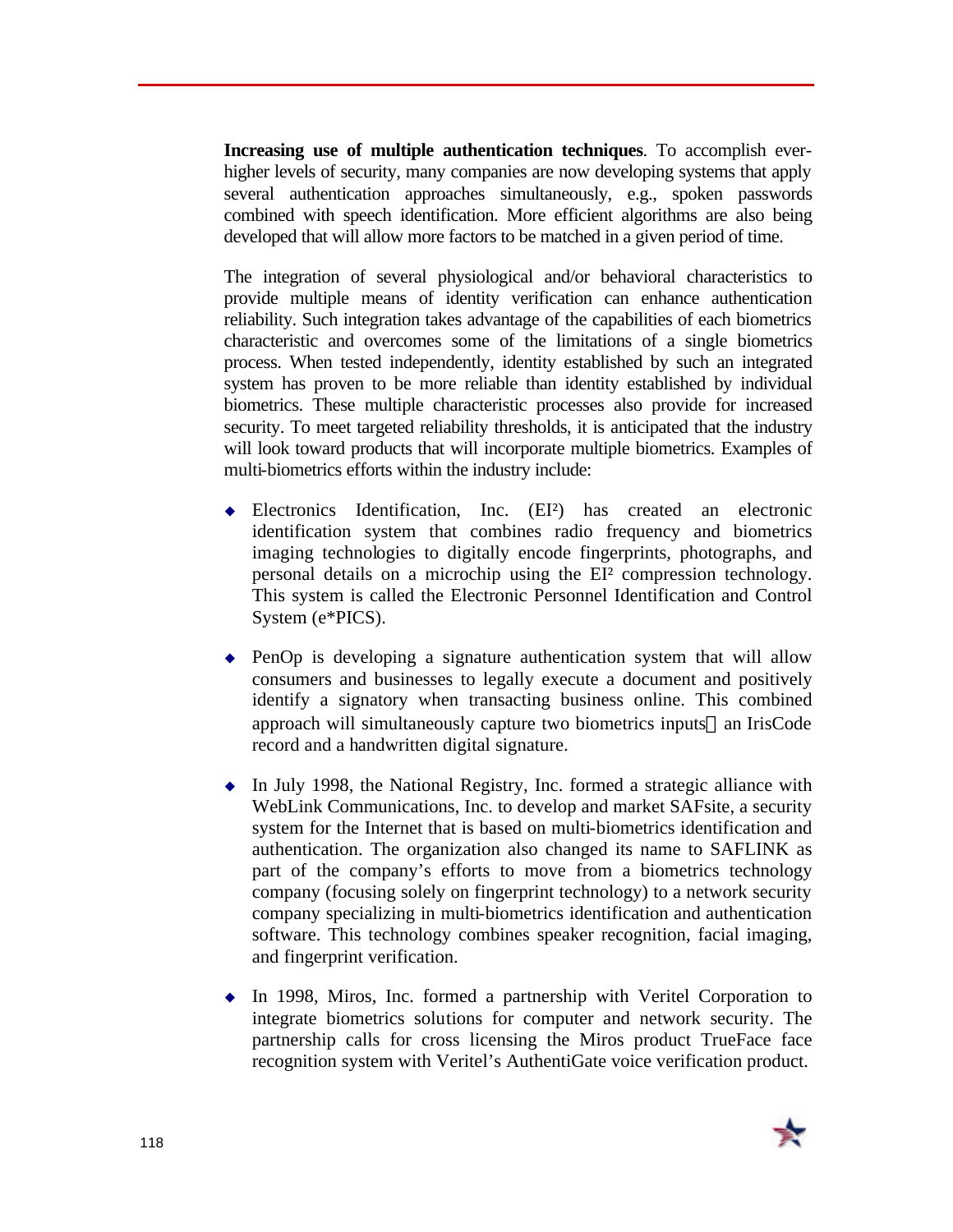**Increasing use of multiple authentication techniques**. To accomplish ever-higher levels of security, many companies are now developing systems that apply several authentication approaches simultaneously, e.g., spoken passwords combined with speech identification. More efficient algorithms are also being developed that will allow more factors to be matched in a given period of time.

The integration of several physiological and/or behavioral characteristics to provide multiple means of identity verification can enhance authentication reliability. Such integration takes advantage of the capabilities of each biometrics characteristic and overcomes some of the limitations of a single biometrics process. When tested independently, identity established by such an integrated system has proven to be more reliable than identity established by individual biometrics. These multiple characteristic processes also provide for increased security. To meet targeted reliability thresholds, it is anticipated that the industry will look toward products that will incorporate multiple biometrics. Examples of multi-biometrics efforts within the industry include:

- Electronics Identification, Inc. (EI²) has created an electronic identification system that combines radio frequency and biometrics imaging technologies to digitally encode fingerprints, photographs, and personal details on a microchip using the EI² compression technology. This system is called the Electronic Personnel Identification and Control System (e*PICS).

- PenOp is developing a signature authentication system that will allow consumers and businesses to legally execute a document and positively identify a signatory when transacting business online. This combined approach will simultaneously capture two biometrics inputs—an IrisCode record and a handwritten digital signature.

- In July 1998, the National Registry, Inc. formed a strategic alliance with WebLink Communications, Inc. to develop and market SAFsite, a security system for the Internet that is based on multi-biometrics identification and authentication. The organization also changed its name to SAFLINK as part of the company's efforts to move from a biometrics technology company (focusing solely on fingerprint technology) to a network security company specializing in multi-biometrics identification and authentication software. This technology combines speaker recognition, facial imaging, and fingerprint verification.

- In 1998, Miros, Inc. formed a partnership with Veritel Corporation to integrate biometrics solutions for computer and network security. The partnership calls for cross licensing the Miros product TrueFace face recognition system with Veritel's AuthentiGate voice verification product.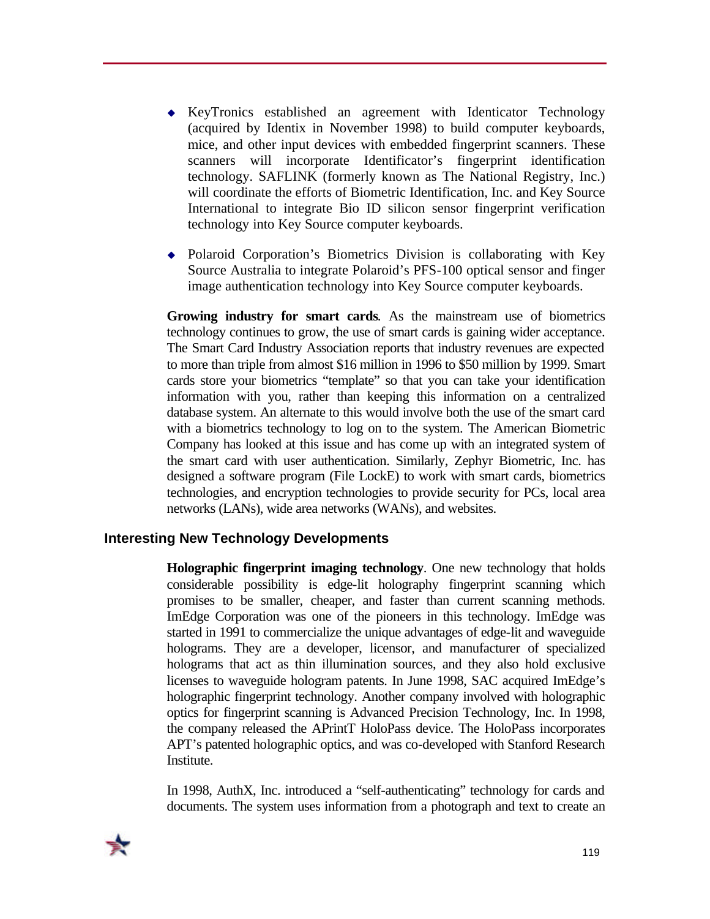- KeyTronics established an agreement with Identicator Technology (acquired by Identix in November 1998) to build computer keyboards, mice, and other input devices with embedded fingerprint scanners. These scanners will incorporate Identificator's fingerprint identification technology. SAFLINK (formerly known as The National Registry, Inc.) will coordinate the efforts of Biometric Identification, Inc. and Key Source International to integrate Bio ID silicon sensor fingerprint verification technology into Key Source computer keyboards.

- Polaroid Corporation's Biometrics Division is collaborating with Key Source Australia to integrate Polaroid's PFS-100 optical sensor and finger image authentication technology into Key Source computer keyboards.

**Growing industry for smart cards**. As the mainstream use of biometrics technology continues to grow, the use of smart cards is gaining wider acceptance. The Smart Card Industry Association reports that industry revenues are expected to more than triple from almost $16 million in 1996 to $50 million by 1999. Smart cards store your biometrics "template" so that you can take your identification information with you, rather than keeping this information on a centralized database system. An alternate to this would involve both the use of the smart card with a biometrics technology to log on to the system. The American Biometric Company has looked at this issue and has come up with an integrated system of the smart card with user authentication. Similarly, Zephyr Biometric, Inc. has designed a software program (File LockE) to work with smart cards, biometrics technologies, and encryption technologies to provide security for PCs, local area networks (LANs), wide area networks (WANs), and websites.

### Interesting New Technology Developments

**Holographic fingerprint imaging technology**. One new technology that holds considerable possibility is edge-lit holography fingerprint scanning which promises to be smaller, cheaper, and faster than current scanning methods. ImEdge Corporation was one of the pioneers in this technology. ImEdge was started in 1991 to commercialize the unique advantages of edge-lit and waveguide holograms. They are a developer, licensor, and manufacturer of specialized holograms that act as thin illumination sources, and they also hold exclusive licenses to waveguide hologram patents. In June 1998, SAC acquired ImEdge's holographic fingerprint technology. Another company involved with holographic optics for fingerprint scanning is Advanced Precision Technology, Inc. In 1998, the company released the APrintT HoloPass device. The HoloPass incorporates APT's patented holographic optics, and was co-developed with Stanford Research Institute.

In 1998, AuthX, Inc. introduced a "self-authenticating" technology for cards and documents. The system uses information from a photograph and text to create an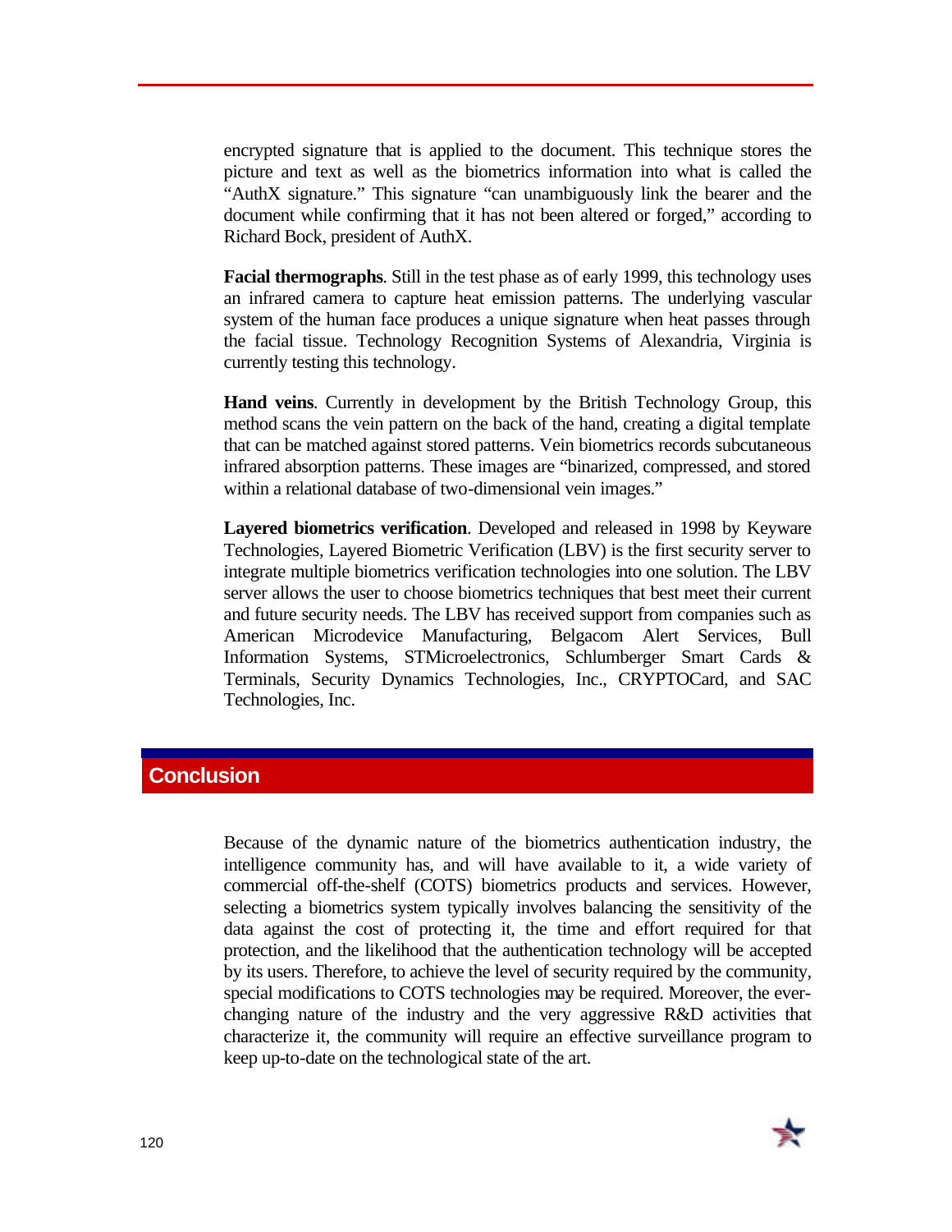encrypted signature that is applied to the document. This technique stores the picture and text as well as the biometrics information into what is called the "AuthX signature." This signature "can unambiguously link the bearer and the document while confirming that it has not been altered or forged," according to Richard Bock, president of AuthX.

**Facial thermographs**. Still in the test phase as of early 1999, this technology uses an infrared camera to capture heat emission patterns. The underlying vascular system of the human face produces a unique signature when heat passes through the facial tissue. Technology Recognition Systems of Alexandria, Virginia is currently testing this technology.

**Hand veins**. Currently in development by the British Technology Group, this method scans the vein pattern on the back of the hand, creating a digital template that can be matched against stored patterns. Vein biometrics records subcutaneous infrared absorption patterns. These images are "binarized, compressed, and stored within a relational database of two-dimensional vein images."

**Layered biometrics verification**. Developed and released in 1998 by Keyware Technologies, Layered Biometric Verification (LBV) is the first security server to integrate multiple biometrics verification technologies into one solution. The LBV server allows the user to choose biometrics techniques that best meet their current and future security needs. The LBV has received support from companies such as American Microdevice Manufacturing, Belgacom Alert Services, Bull Information Systems, STMicroelectronics, Schlumberger Smart Cards & Terminals, Security Dynamics Technologies, Inc., CRYPTOCard, and SAC Technologies, Inc.

## Conclusion

Because of the dynamic nature of the biometrics authentication industry, the intelligence community has, and will have available to it, a wide variety of commercial off-the-shelf (COTS) biometrics products and services. However, selecting a biometrics system typically involves balancing the sensitivity of the data against the cost of protecting it, the time and effort required for that protection, and the likelihood that the authentication technology will be accepted by its users. Therefore, to achieve the level of security required by the community, special modifications to COTS technologies may be required. Moreover, the ever-changing nature of the industry and the very aggressive R&D activities that characterize it, the community will require an effective surveillance program to keep up-to-date on the technological state of the art.